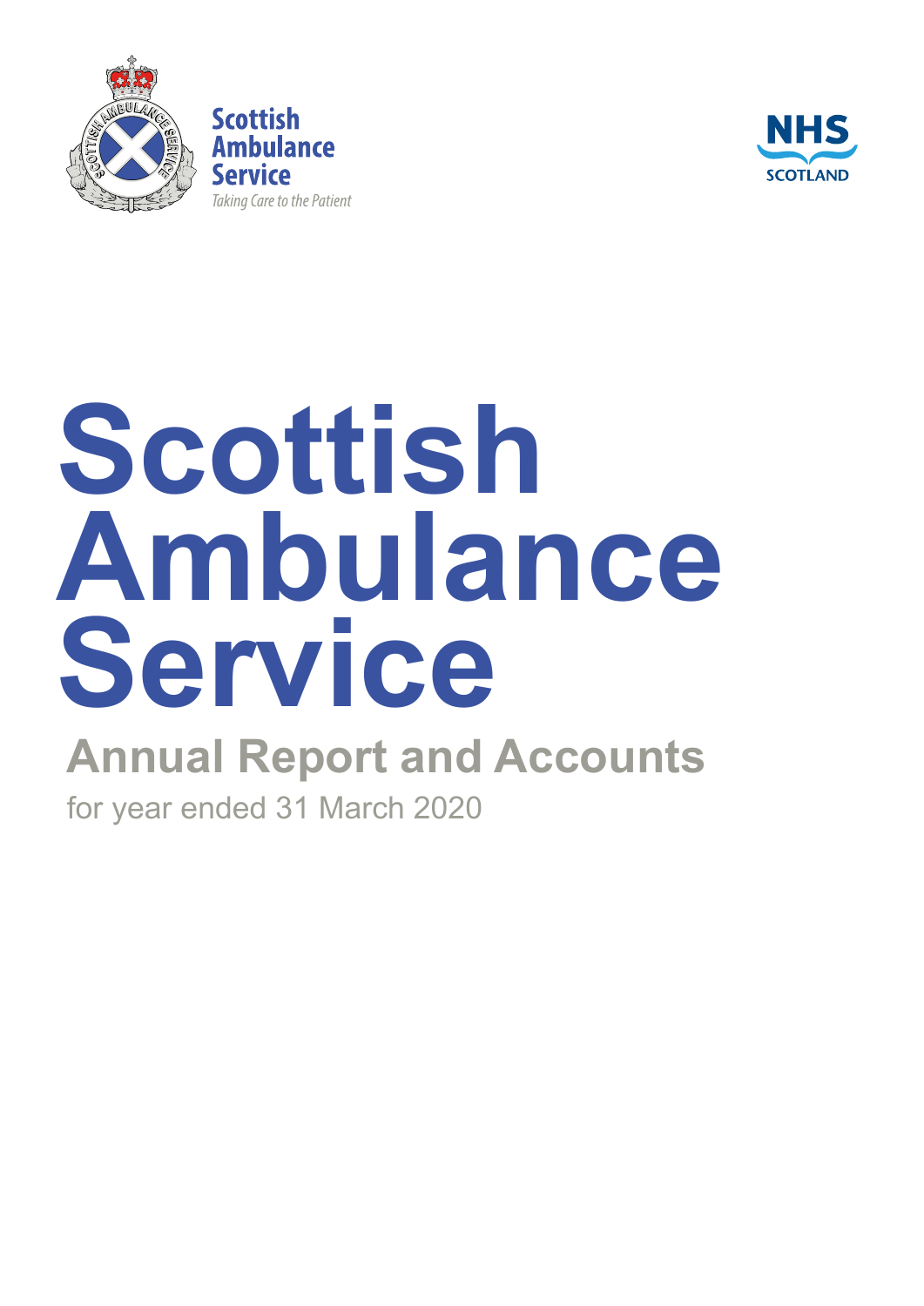Scottish Ambulance Service
Taking Care to the Patient

NHS SCOTLAND

# Scottish Ambulance Service

## Annual Report and Accounts

for year ended 31 March 2020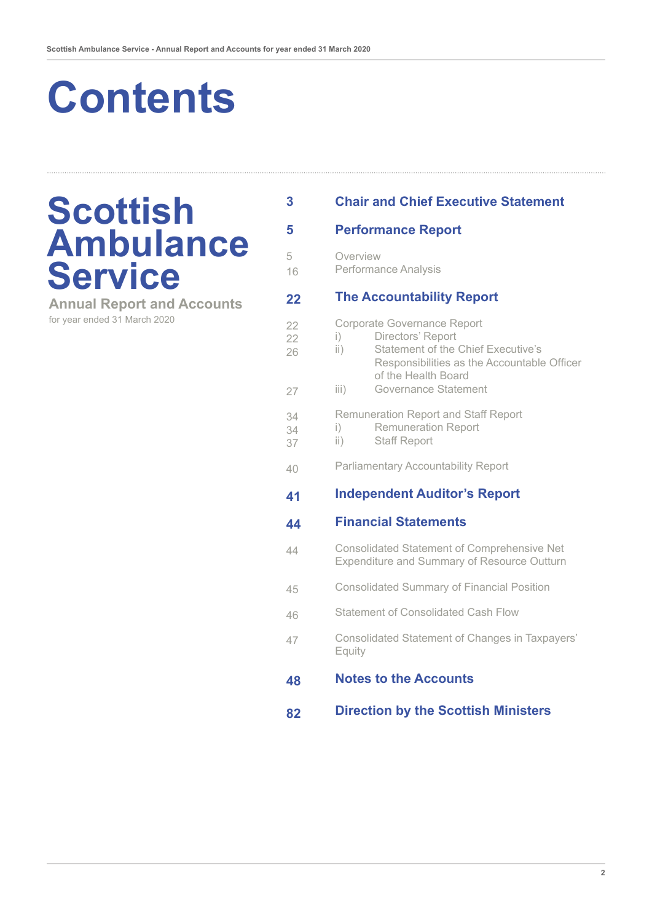# Contents

# Scottish Ambulance Service

**Annual Report and Accounts**

for year ended 31 March 2020

| Page | Section |
|---|---|
| **3** | **Chair and Chief Executive Statement** |
| **5** | **Performance Report** |
| 5 | Overview |
| 16 | Performance Analysis |
| **22** | **The Accountability Report** |
| 22 | Corporate Governance Report |
| 22 | i) Directors' Report |
| 26 | ii) Statement of the Chief Executive's Responsibilities as the Accountable Officer of the Health Board |
| 27 | iii) Governance Statement |
| 34 | Remuneration Report and Staff Report |
| 34 | i) Remuneration Report |
| 37 | ii) Staff Report |
| 40 | Parliamentary Accountability Report |
| **41** | **Independent Auditor's Report** |
| **44** | **Financial Statements** |
| 44 | Consolidated Statement of Comprehensive Net Expenditure and Summary of Resource Outturn |
| 45 | Consolidated Summary of Financial Position |
| 46 | Statement of Consolidated Cash Flow |
| 47 | Consolidated Statement of Changes in Taxpayers' Equity |
| **48** | **Notes to the Accounts** |
| **82** | **Direction by the Scottish Ministers** |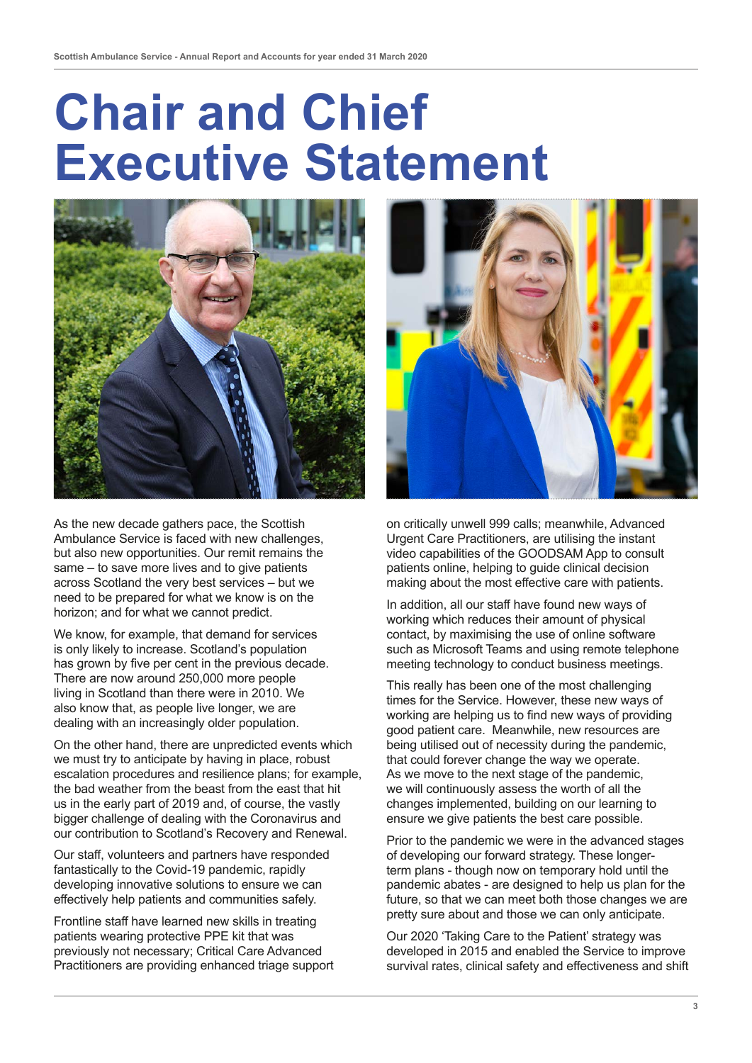# Chair and Chief Executive Statement

As the new decade gathers pace, the Scottish Ambulance Service is faced with new challenges, but also new opportunities. Our remit remains the same – to save more lives and to give patients across Scotland the very best services – but we need to be prepared for what we know is on the horizon; and for what we cannot predict.

We know, for example, that demand for services is only likely to increase. Scotland's population has grown by five per cent in the previous decade. There are now around 250,000 more people living in Scotland than there were in 2010. We also know that, as people live longer, we are dealing with an increasingly older population.

On the other hand, there are unpredicted events which we must try to anticipate by having in place, robust escalation procedures and resilience plans; for example, the bad weather from the beast from the east that hit us in the early part of 2019 and, of course, the vastly bigger challenge of dealing with the Coronavirus and our contribution to Scotland's Recovery and Renewal.

Our staff, volunteers and partners have responded fantastically to the Covid-19 pandemic, rapidly developing innovative solutions to ensure we can effectively help patients and communities safely.

Frontline staff have learned new skills in treating patients wearing protective PPE kit that was previously not necessary; Critical Care Advanced Practitioners are providing enhanced triage support on critically unwell 999 calls; meanwhile, Advanced Urgent Care Practitioners, are utilising the instant video capabilities of the GOODSAM App to consult patients online, helping to guide clinical decision making about the most effective care with patients.

In addition, all our staff have found new ways of working which reduces their amount of physical contact, by maximising the use of online software such as Microsoft Teams and using remote telephone meeting technology to conduct business meetings.

This really has been one of the most challenging times for the Service. However, these new ways of working are helping us to find new ways of providing good patient care. Meanwhile, new resources are being utilised out of necessity during the pandemic, that could forever change the way we operate. As we move to the next stage of the pandemic, we will continuously assess the worth of all the changes implemented, building on our learning to ensure we give patients the best care possible.

Prior to the pandemic we were in the advanced stages of developing our forward strategy. These longer-term plans - though now on temporary hold until the pandemic abates - are designed to help us plan for the future, so that we can meet both those changes we are pretty sure about and those we can only anticipate.

Our 2020 'Taking Care to the Patient' strategy was developed in 2015 and enabled the Service to improve survival rates, clinical safety and effectiveness and shift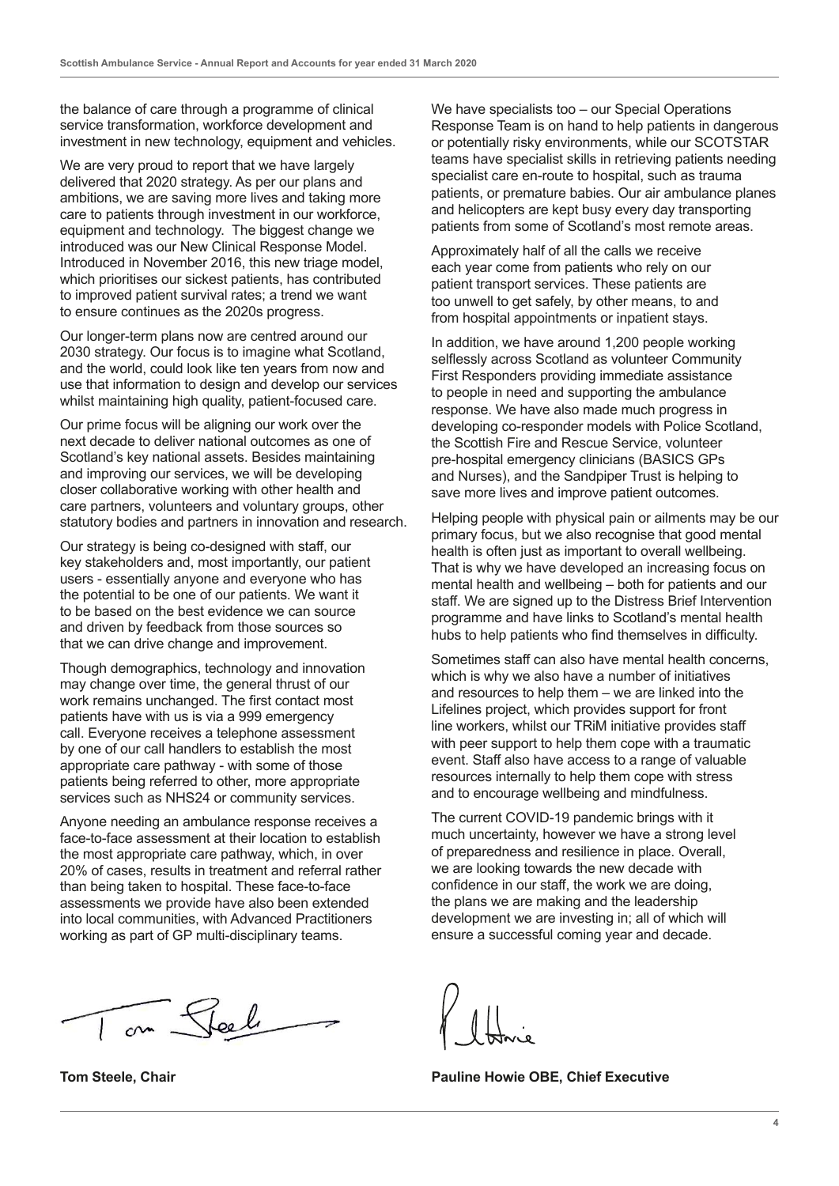the balance of care through a programme of clinical service transformation, workforce development and investment in new technology, equipment and vehicles.

We are very proud to report that we have largely delivered that 2020 strategy. As per our plans and ambitions, we are saving more lives and taking more care to patients through investment in our workforce, equipment and technology. The biggest change we introduced was our New Clinical Response Model. Introduced in November 2016, this new triage model, which prioritises our sickest patients, has contributed to improved patient survival rates; a trend we want to ensure continues as the 2020s progress.

Our longer-term plans now are centred around our 2030 strategy. Our focus is to imagine what Scotland, and the world, could look like ten years from now and use that information to design and develop our services whilst maintaining high quality, patient-focused care.

Our prime focus will be aligning our work over the next decade to deliver national outcomes as one of Scotland's key national assets. Besides maintaining and improving our services, we will be developing closer collaborative working with other health and care partners, volunteers and voluntary groups, other statutory bodies and partners in innovation and research.

Our strategy is being co-designed with staff, our key stakeholders and, most importantly, our patient users - essentially anyone and everyone who has the potential to be one of our patients. We want it to be based on the best evidence we can source and driven by feedback from those sources so that we can drive change and improvement.

Though demographics, technology and innovation may change over time, the general thrust of our work remains unchanged. The first contact most patients have with us is via a 999 emergency call. Everyone receives a telephone assessment by one of our call handlers to establish the most appropriate care pathway - with some of those patients being referred to other, more appropriate services such as NHS24 or community services.

Anyone needing an ambulance response receives a face-to-face assessment at their location to establish the most appropriate care pathway, which, in over 20% of cases, results in treatment and referral rather than being taken to hospital. These face-to-face assessments we provide have also been extended into local communities, with Advanced Practitioners working as part of GP multi-disciplinary teams.

We have specialists too – our Special Operations Response Team is on hand to help patients in dangerous or potentially risky environments, while our SCOTSTAR teams have specialist skills in retrieving patients needing specialist care en-route to hospital, such as trauma patients, or premature babies. Our air ambulance planes and helicopters are kept busy every day transporting patients from some of Scotland's most remote areas.

Approximately half of all the calls we receive each year come from patients who rely on our patient transport services. These patients are too unwell to get safely, by other means, to and from hospital appointments or inpatient stays.

In addition, we have around 1,200 people working selflessly across Scotland as volunteer Community First Responders providing immediate assistance to people in need and supporting the ambulance response. We have also made much progress in developing co-responder models with Police Scotland, the Scottish Fire and Rescue Service, volunteer pre-hospital emergency clinicians (BASICS GPs and Nurses), and the Sandpiper Trust is helping to save more lives and improve patient outcomes.

Helping people with physical pain or ailments may be our primary focus, but we also recognise that good mental health is often just as important to overall wellbeing. That is why we have developed an increasing focus on mental health and wellbeing – both for patients and our staff. We are signed up to the Distress Brief Intervention programme and have links to Scotland's mental health hubs to help patients who find themselves in difficulty.

Sometimes staff can also have mental health concerns, which is why we also have a number of initiatives and resources to help them – we are linked into the Lifelines project, which provides support for front line workers, whilst our TRiM initiative provides staff with peer support to help them cope with a traumatic event. Staff also have access to a range of valuable resources internally to help them cope with stress and to encourage wellbeing and mindfulness.

The current COVID-19 pandemic brings with it much uncertainty, however we have a strong level of preparedness and resilience in place. Overall, we are looking towards the new decade with confidence in our staff, the work we are doing, the plans we are making and the leadership development we are investing in; all of which will ensure a successful coming year and decade.

**Tom Steele, Chair**

**Pauline Howie OBE, Chief Executive**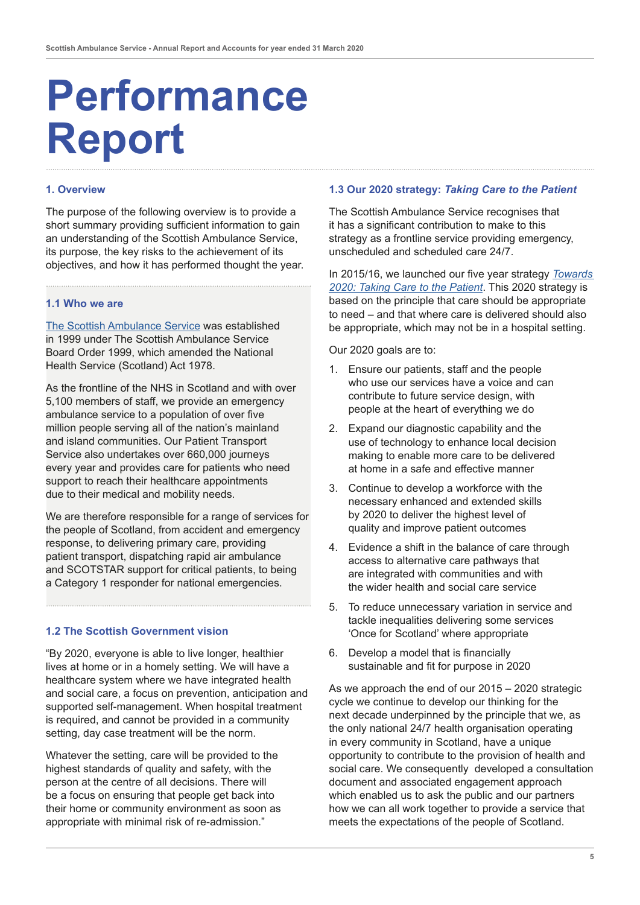# Performance Report

## 1. Overview

The purpose of the following overview is to provide a short summary providing sufficient information to gain an understanding of the Scottish Ambulance Service, its purpose, the key risks to the achievement of its objectives, and how it has performed thought the year.

### 1.1 Who we are

The Scottish Ambulance Service was established in 1999 under The Scottish Ambulance Service Board Order 1999, which amended the National Health Service (Scotland) Act 1978.

As the frontline of the NHS in Scotland and with over 5,100 members of staff, we provide an emergency ambulance service to a population of over five million people serving all of the nation's mainland and island communities. Our Patient Transport Service also undertakes over 660,000 journeys every year and provides care for patients who need support to reach their healthcare appointments due to their medical and mobility needs.

We are therefore responsible for a range of services for the people of Scotland, from accident and emergency response, to delivering primary care, providing patient transport, dispatching rapid air ambulance and SCOTSTAR support for critical patients, to being a Category 1 responder for national emergencies.

### 1.2 The Scottish Government vision

"By 2020, everyone is able to live longer, healthier lives at home or in a homely setting. We will have a healthcare system where we have integrated health and social care, a focus on prevention, anticipation and supported self-management. When hospital treatment is required, and cannot be provided in a community setting, day case treatment will be the norm.

Whatever the setting, care will be provided to the highest standards of quality and safety, with the person at the centre of all decisions. There will be a focus on ensuring that people get back into their home or community environment as soon as appropriate with minimal risk of re-admission."

### 1.3 Our 2020 strategy: *Taking Care to the Patient*

The Scottish Ambulance Service recognises that it has a significant contribution to make to this strategy as a frontline service providing emergency, unscheduled and scheduled care 24/7.

In 2015/16, we launched our five year strategy *Towards 2020: Taking Care to the Patient*. This 2020 strategy is based on the principle that care should be appropriate to need – and that where care is delivered should also be appropriate, which may not be in a hospital setting.

Our 2020 goals are to:

1. Ensure our patients, staff and the people who use our services have a voice and can contribute to future service design, with people at the heart of everything we do
2. Expand our diagnostic capability and the use of technology to enhance local decision making to enable more care to be delivered at home in a safe and effective manner
3. Continue to develop a workforce with the necessary enhanced and extended skills by 2020 to deliver the highest level of quality and improve patient outcomes
4. Evidence a shift in the balance of care through access to alternative care pathways that are integrated with communities and with the wider health and social care service
5. To reduce unnecessary variation in service and tackle inequalities delivering some services 'Once for Scotland' where appropriate
6. Develop a model that is financially sustainable and fit for purpose in 2020

As we approach the end of our 2015 – 2020 strategic cycle we continue to develop our thinking for the next decade underpinned by the principle that we, as the only national 24/7 health organisation operating in every community in Scotland, have a unique opportunity to contribute to the provision of health and social care. We consequently developed a consultation document and associated engagement approach which enabled us to ask the public and our partners how we can all work together to provide a service that meets the expectations of the people of Scotland.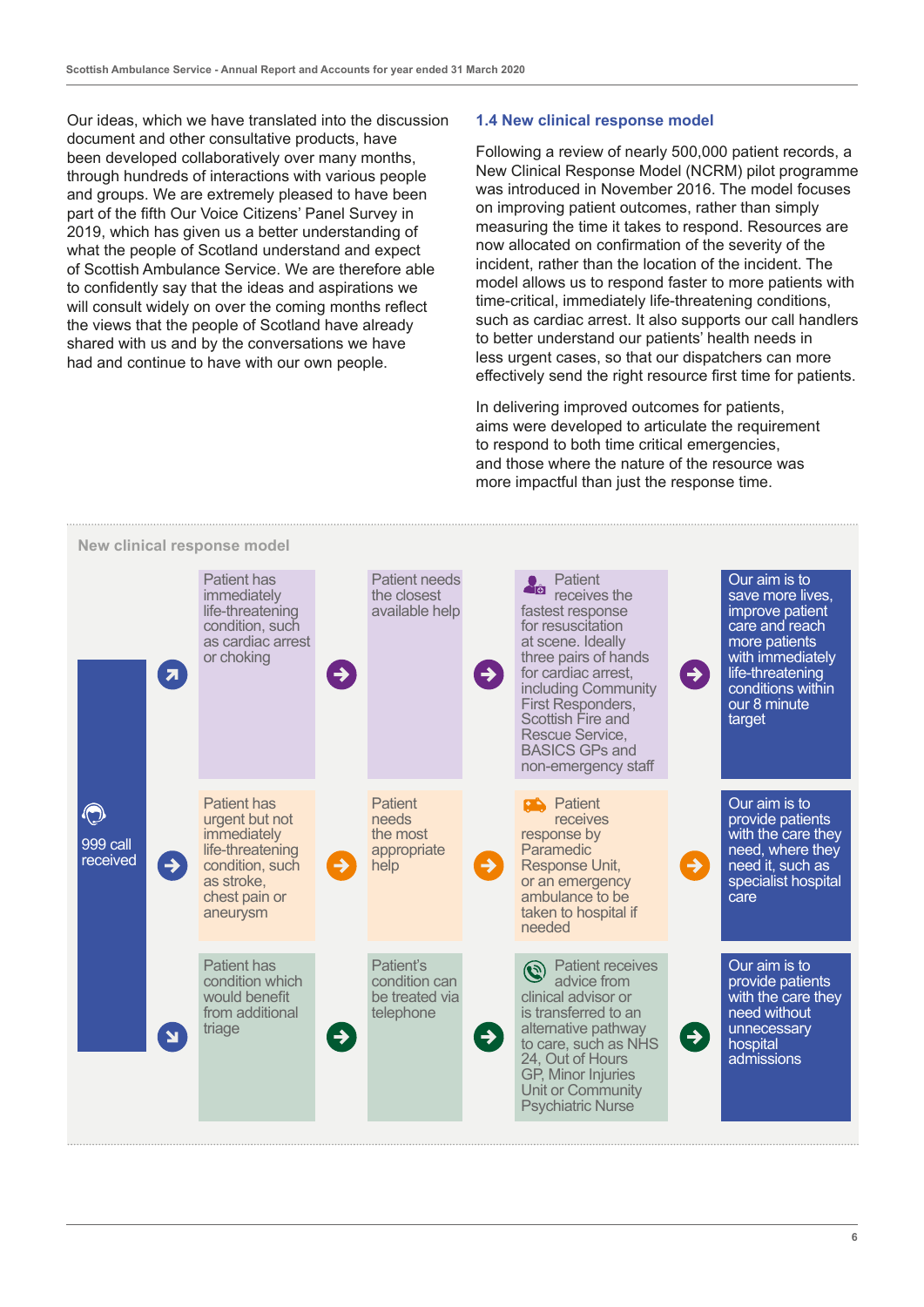Our ideas, which we have translated into the discussion document and other consultative products, have been developed collaboratively over many months, through hundreds of interactions with various people and groups. We are extremely pleased to have been part of the fifth Our Voice Citizens' Panel Survey in 2019, which has given us a better understanding of what the people of Scotland understand and expect of Scottish Ambulance Service. We are therefore able to confidently say that the ideas and aspirations we will consult widely on over the coming months reflect the views that the people of Scotland have already shared with us and by the conversations we have had and continue to have with our own people.

### 1.4 New clinical response model

Following a review of nearly 500,000 patient records, a New Clinical Response Model (NCRM) pilot programme was introduced in November 2016. The model focuses on improving patient outcomes, rather than simply measuring the time it takes to respond. Resources are now allocated on confirmation of the severity of the incident, rather than the location of the incident. The model allows us to respond faster to more patients with time-critical, immediately life-threatening conditions, such as cardiac arrest. It also supports our call handlers to better understand our patients' health needs in less urgent cases, so that our dispatchers can more effectively send the right resource first time for patients.

In delivering improved outcomes for patients, aims were developed to articulate the requirement to respond to both time critical emergencies, and those where the nature of the resource was more impactful than just the response time.

**New clinical response model**

999 call received

Patient has immediately life-threatening condition, such as cardiac arrest or choking

Patient needs the closest available help

Patient receives the fastest response for resuscitation at scene. Ideally three pairs of hands for cardiac arrest, including Community First Responders, Scottish Fire and Rescue Service, BASICS GPs and non-emergency staff

Our aim is to save more lives, improve patient care and reach more patients with immediately life-threatening conditions within our 8 minute target

Patient has urgent but not immediately life-threatening condition, such as stroke, chest pain or aneurysm

Patient needs the most appropriate help

Patient receives response by Paramedic Response Unit, or an emergency ambulance to be taken to hospital if needed

Our aim is to provide patients with the care they need, where they need it, such as specialist hospital care

Patient has condition which would benefit from additional triage

Patient's condition can be treated via telephone

Patient receives advice from clinical advisor or is transferred to an alternative pathway to care, such as NHS 24, Out of Hours GP, Minor Injuries Unit or Community Psychiatric Nurse

Our aim is to provide patients with the care they need without unnecessary hospital admissions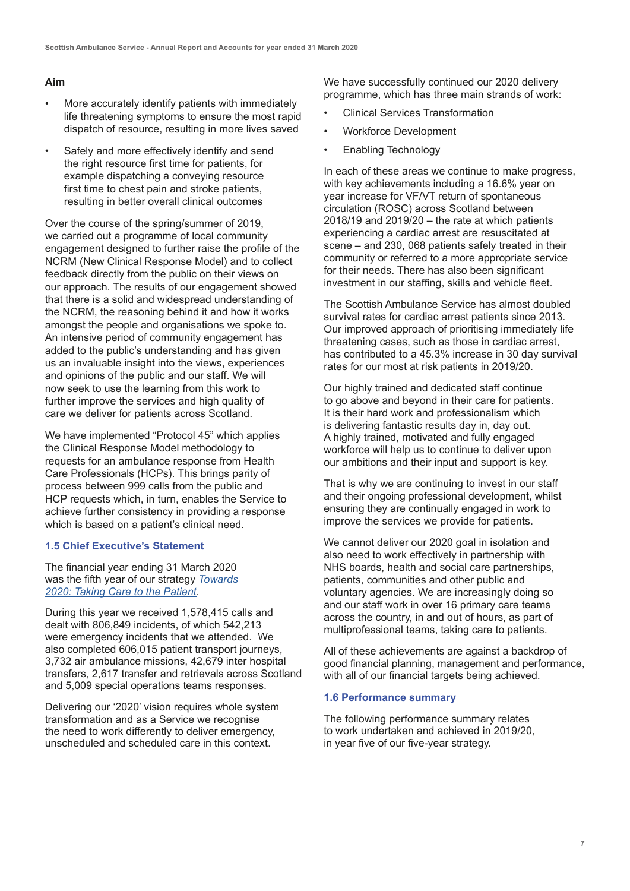**Aim**

- More accurately identify patients with immediately life threatening symptoms to ensure the most rapid dispatch of resource, resulting in more lives saved
- Safely and more effectively identify and send the right resource first time for patients, for example dispatching a conveying resource first time to chest pain and stroke patients, resulting in better overall clinical outcomes

Over the course of the spring/summer of 2019, we carried out a programme of local community engagement designed to further raise the profile of the NCRM (New Clinical Response Model) and to collect feedback directly from the public on their views on our approach. The results of our engagement showed that there is a solid and widespread understanding of the NCRM, the reasoning behind it and how it works amongst the people and organisations we spoke to. An intensive period of community engagement has added to the public's understanding and has given us an invaluable insight into the views, experiences and opinions of the public and our staff. We will now seek to use the learning from this work to further improve the services and high quality of care we deliver for patients across Scotland.

We have implemented "Protocol 45" which applies the Clinical Response Model methodology to requests for an ambulance response from Health Care Professionals (HCPs). This brings parity of process between 999 calls from the public and HCP requests which, in turn, enables the Service to achieve further consistency in providing a response which is based on a patient's clinical need.

### 1.5 Chief Executive's Statement

The financial year ending 31 March 2020 was the fifth year of our strategy *Towards 2020: Taking Care to the Patient*.

During this year we received 1,578,415 calls and dealt with 806,849 incidents, of which 542,213 were emergency incidents that we attended. We also completed 606,015 patient transport journeys, 3,732 air ambulance missions, 42,679 inter hospital transfers, 2,617 transfer and retrievals across Scotland and 5,009 special operations teams responses.

Delivering our '2020' vision requires whole system transformation and as a Service we recognise the need to work differently to deliver emergency, unscheduled and scheduled care in this context.

We have successfully continued our 2020 delivery programme, which has three main strands of work:

- Clinical Services Transformation
- Workforce Development
- Enabling Technology

In each of these areas we continue to make progress, with key achievements including a 16.6% year on year increase for VF/VT return of spontaneous circulation (ROSC) across Scotland between 2018/19 and 2019/20 – the rate at which patients experiencing a cardiac arrest are resuscitated at scene – and 230, 068 patients safely treated in their community or referred to a more appropriate service for their needs. There has also been significant investment in our staffing, skills and vehicle fleet.

The Scottish Ambulance Service has almost doubled survival rates for cardiac arrest patients since 2013. Our improved approach of prioritising immediately life threatening cases, such as those in cardiac arrest, has contributed to a 45.3% increase in 30 day survival rates for our most at risk patients in 2019/20.

Our highly trained and dedicated staff continue to go above and beyond in their care for patients. It is their hard work and professionalism which is delivering fantastic results day in, day out. A highly trained, motivated and fully engaged workforce will help us to continue to deliver upon our ambitions and their input and support is key.

That is why we are continuing to invest in our staff and their ongoing professional development, whilst ensuring they are continually engaged in work to improve the services we provide for patients.

We cannot deliver our 2020 goal in isolation and also need to work effectively in partnership with NHS boards, health and social care partnerships, patients, communities and other public and voluntary agencies. We are increasingly doing so and our staff work in over 16 primary care teams across the country, in and out of hours, as part of multiprofessional teams, taking care to patients.

All of these achievements are against a backdrop of good financial planning, management and performance, with all of our financial targets being achieved.

### 1.6 Performance summary

The following performance summary relates to work undertaken and achieved in 2019/20, in year five of our five-year strategy.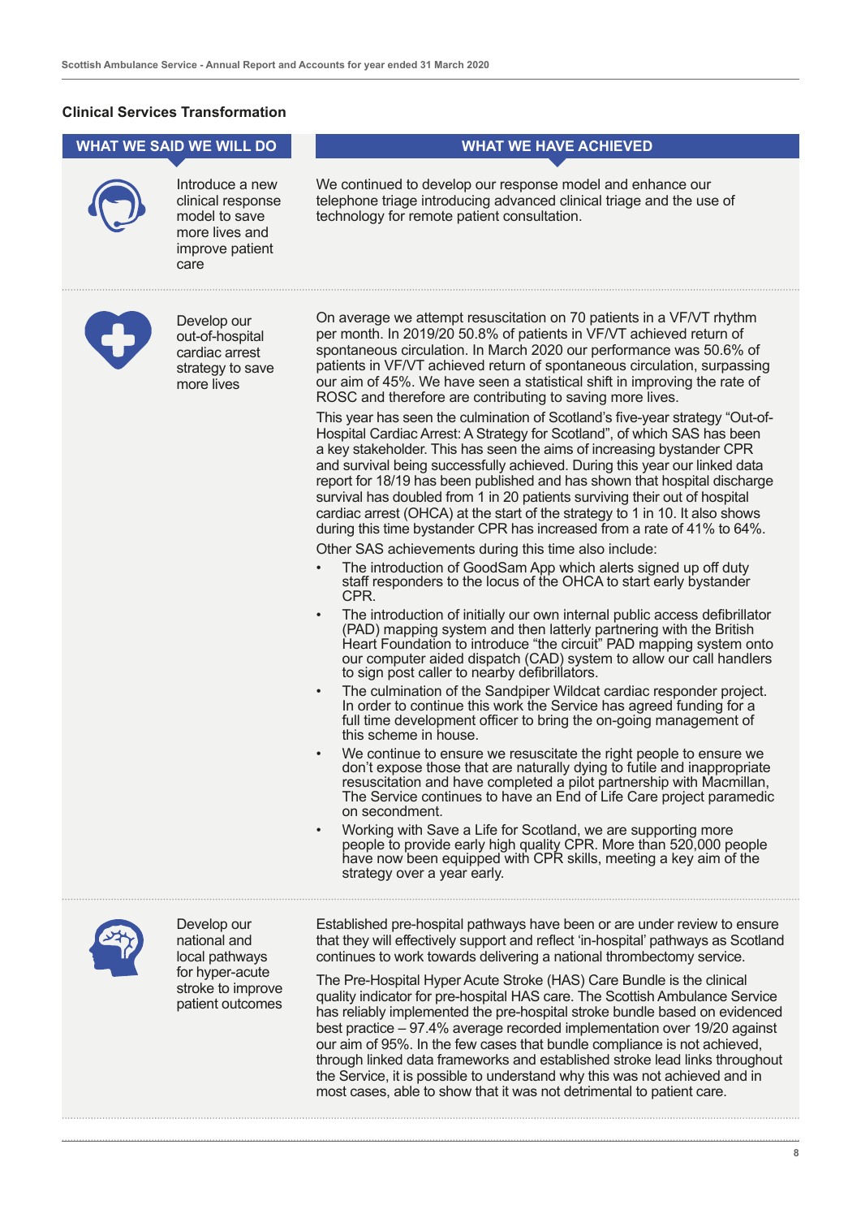## Clinical Services Transformation

| WHAT WE SAID WE WILL DO | WHAT WE HAVE ACHIEVED |
|---|---|
| Introduce a new clinical response model to save more lives and improve patient care | We continued to develop our response model and enhance our telephone triage introducing advanced clinical triage and the use of technology for remote patient consultation. |
| Develop our out-of-hospital cardiac arrest strategy to save more lives | On average we attempt resuscitation on 70 patients in a VF/VT rhythm per month. In 2019/20 50.8% of patients in VF/VT achieved return of spontaneous circulation. In March 2020 our performance was 50.6% of patients in VF/VT achieved return of spontaneous circulation, surpassing our aim of 45%. We have seen a statistical shift in improving the rate of ROSC and therefore are contributing to saving more lives.<br><br>This year has seen the culmination of Scotland's five-year strategy "Out-of-Hospital Cardiac Arrest: A Strategy for Scotland", of which SAS has been a key stakeholder. This has seen the aims of increasing bystander CPR and survival being successfully achieved. During this year our linked data report for 18/19 has been published and has shown that hospital discharge survival has doubled from 1 in 20 patients surviving their out of hospital cardiac arrest (OHCA) at the start of the strategy to 1 in 10. It also shows during this time bystander CPR has increased from a rate of 41% to 64%.<br><br>Other SAS achievements during this time also include:<br>• The introduction of GoodSam App which alerts signed up off duty staff responders to the locus of the OHCA to start early bystander CPR.<br>• The introduction of initially our own internal public access defibrillator (PAD) mapping system and then latterly partnering with the British Heart Foundation to introduce "the circuit" PAD mapping system onto our computer aided dispatch (CAD) system to allow our call handlers to sign post caller to nearby defibrillators.<br>• The culmination of the Sandpiper Wildcat cardiac responder project. In order to continue this work the Service has agreed funding for a full time development officer to bring the on-going management of this scheme in house.<br>• We continue to ensure we resuscitate the right people to ensure we don't expose those that are naturally dying to futile and inappropriate resuscitation and have completed a pilot partnership with Macmillan, The Service continues to have an End of Life Care project paramedic on secondment.<br>• Working with Save a Life for Scotland, we are supporting more people to provide early high quality CPR. More than 520,000 people have now been equipped with CPR skills, meeting a key aim of the strategy over a year early. |
| Develop our national and local pathways for hyper-acute stroke to improve patient outcomes | Established pre-hospital pathways have been or are under review to ensure that they will effectively support and reflect 'in-hospital' pathways as Scotland continues to work towards delivering a national thrombectomy service.<br><br>The Pre-Hospital Hyper Acute Stroke (HAS) Care Bundle is the clinical quality indicator for pre-hospital HAS care. The Scottish Ambulance Service has reliably implemented the pre-hospital stroke bundle based on evidenced best practice – 97.4% average recorded implementation over 19/20 against our aim of 95%. In the few cases that bundle compliance is not achieved, through linked data frameworks and established stroke lead links throughout the Service, it is possible to understand why this was not achieved and in most cases, able to show that it was not detrimental to patient care. |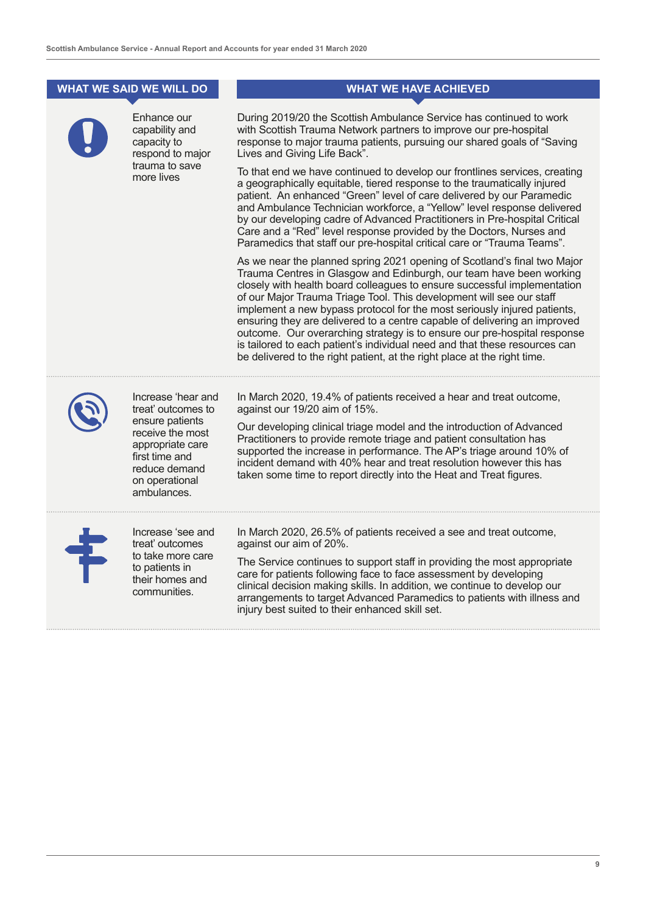| WHAT WE SAID WE WILL DO | WHAT WE HAVE ACHIEVED |
| --- | --- |
| Enhance our capability and capacity to respond to major trauma to save more lives | During 2019/20 the Scottish Ambulance Service has continued to work with Scottish Trauma Network partners to improve our pre-hospital response to major trauma patients, pursuing our shared goals of "Saving Lives and Giving Life Back".<br><br>To that end we have continued to develop our frontlines services, creating a geographically equitable, tiered response to the traumatically injured patient. An enhanced "Green" level of care delivered by our Paramedic and Ambulance Technician workforce, a "Yellow" level response delivered by our developing cadre of Advanced Practitioners in Pre-hospital Critical Care and a "Red" level response provided by the Doctors, Nurses and Paramedics that staff our pre-hospital critical care or "Trauma Teams".<br><br>As we near the planned spring 2021 opening of Scotland's final two Major Trauma Centres in Glasgow and Edinburgh, our team have been working closely with health board colleagues to ensure successful implementation of our Major Trauma Triage Tool. This development will see our staff implement a new bypass protocol for the most seriously injured patients, ensuring they are delivered to a centre capable of delivering an improved outcome. Our overarching strategy is to ensure our pre-hospital response is tailored to each patient's individual need and that these resources can be delivered to the right patient, at the right place at the right time. |
| Increase 'hear and treat' outcomes to ensure patients receive the most appropriate care first time and reduce demand on operational ambulances. | In March 2020, 19.4% of patients received a hear and treat outcome, against our 19/20 aim of 15%.<br><br>Our developing clinical triage model and the introduction of Advanced Practitioners to provide remote triage and patient consultation has supported the increase in performance. The AP's triage around 10% of incident demand with 40% hear and treat resolution however this has taken some time to report directly into the Heat and Treat figures. |
| Increase 'see and treat' outcomes to take more care to patients in their homes and communities. | In March 2020, 26.5% of patients received a see and treat outcome, against our aim of 20%.<br><br>The Service continues to support staff in providing the most appropriate care for patients following face to face assessment by developing clinical decision making skills. In addition, we continue to develop our arrangements to target Advanced Paramedics to patients with illness and injury best suited to their enhanced skill set. |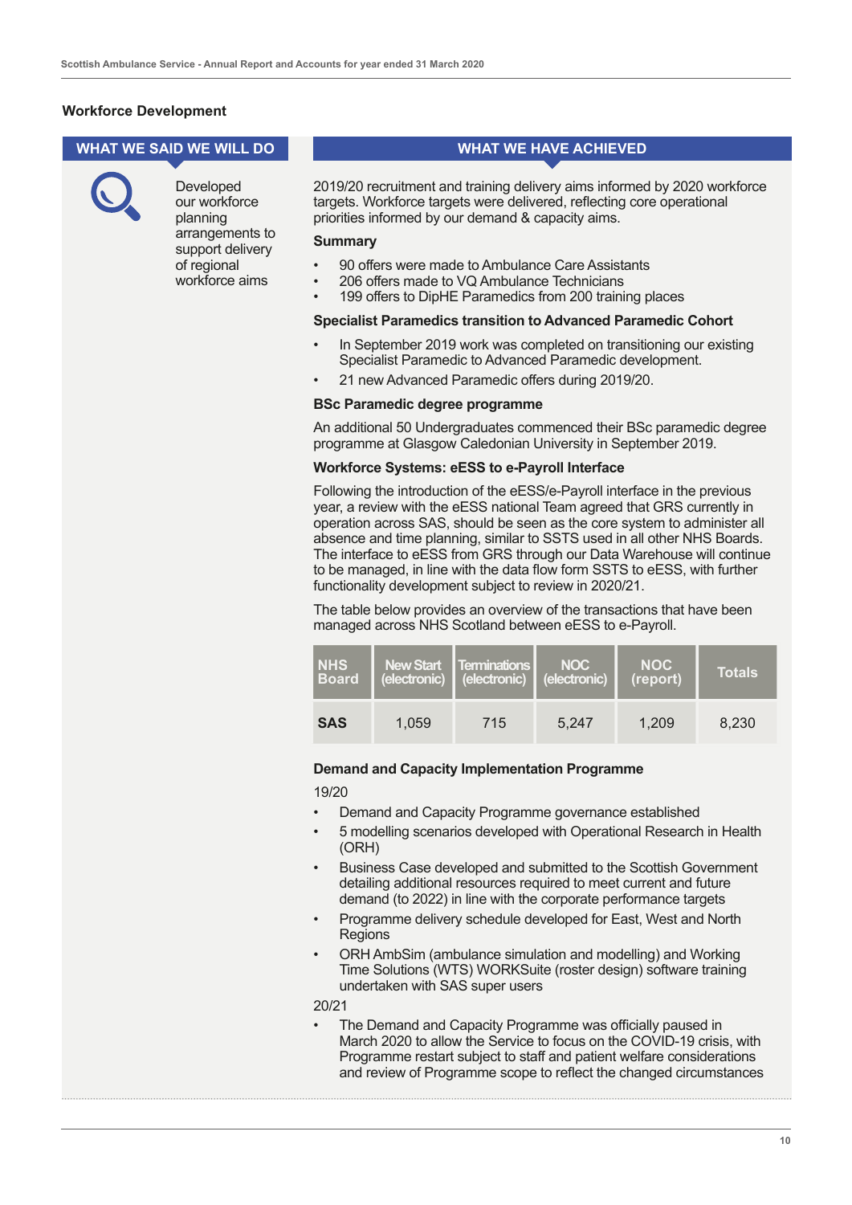## Workforce Development

| WHAT WE SAID WE WILL DO | WHAT WE HAVE ACHIEVED |
|---|---|
| Developed our workforce planning arrangements to support delivery of regional workforce aims | See below |

2019/20 recruitment and training delivery aims informed by 2020 workforce targets. Workforce targets were delivered, reflecting core operational priorities informed by our demand & capacity aims.

**Summary**

- 90 offers were made to Ambulance Care Assistants
- 206 offers made to VQ Ambulance Technicians
- 199 offers to DipHE Paramedics from 200 training places

**Specialist Paramedics transition to Advanced Paramedic Cohort**

- In September 2019 work was completed on transitioning our existing Specialist Paramedic to Advanced Paramedic development.
- 21 new Advanced Paramedic offers during 2019/20.

**BSc Paramedic degree programme**

An additional 50 Undergraduates commenced their BSc paramedic degree programme at Glasgow Caledonian University in September 2019.

**Workforce Systems: eESS to e-Payroll Interface**

Following the introduction of the eESS/e-Payroll interface in the previous year, a review with the eESS national Team agreed that GRS currently in operation across SAS, should be seen as the core system to administer all absence and time planning, similar to SSTS used in all other NHS Boards. The interface to eESS from GRS through our Data Warehouse will continue to be managed, in line with the data flow form SSTS to eESS, with further functionality development subject to review in 2020/21.

The table below provides an overview of the transactions that have been managed across NHS Scotland between eESS to e-Payroll.

| NHS Board | New Start (electronic) | Terminations (electronic) | NOC (electronic) | NOC (report) | Totals |
|---|---|---|---|---|---|
| **SAS** | 1,059 | 715 | 5,247 | 1,209 | 8,230 |

**Demand and Capacity Implementation Programme**

19/20

- Demand and Capacity Programme governance established
- 5 modelling scenarios developed with Operational Research in Health (ORH)
- Business Case developed and submitted to the Scottish Government detailing additional resources required to meet current and future demand (to 2022) in line with the corporate performance targets
- Programme delivery schedule developed for East, West and North Regions
- ORH AmbSim (ambulance simulation and modelling) and Working Time Solutions (WTS) WORKSuite (roster design) software training undertaken with SAS super users

20/21

- The Demand and Capacity Programme was officially paused in March 2020 to allow the Service to focus on the COVID-19 crisis, with Programme restart subject to staff and patient welfare considerations and review of Programme scope to reflect the changed circumstances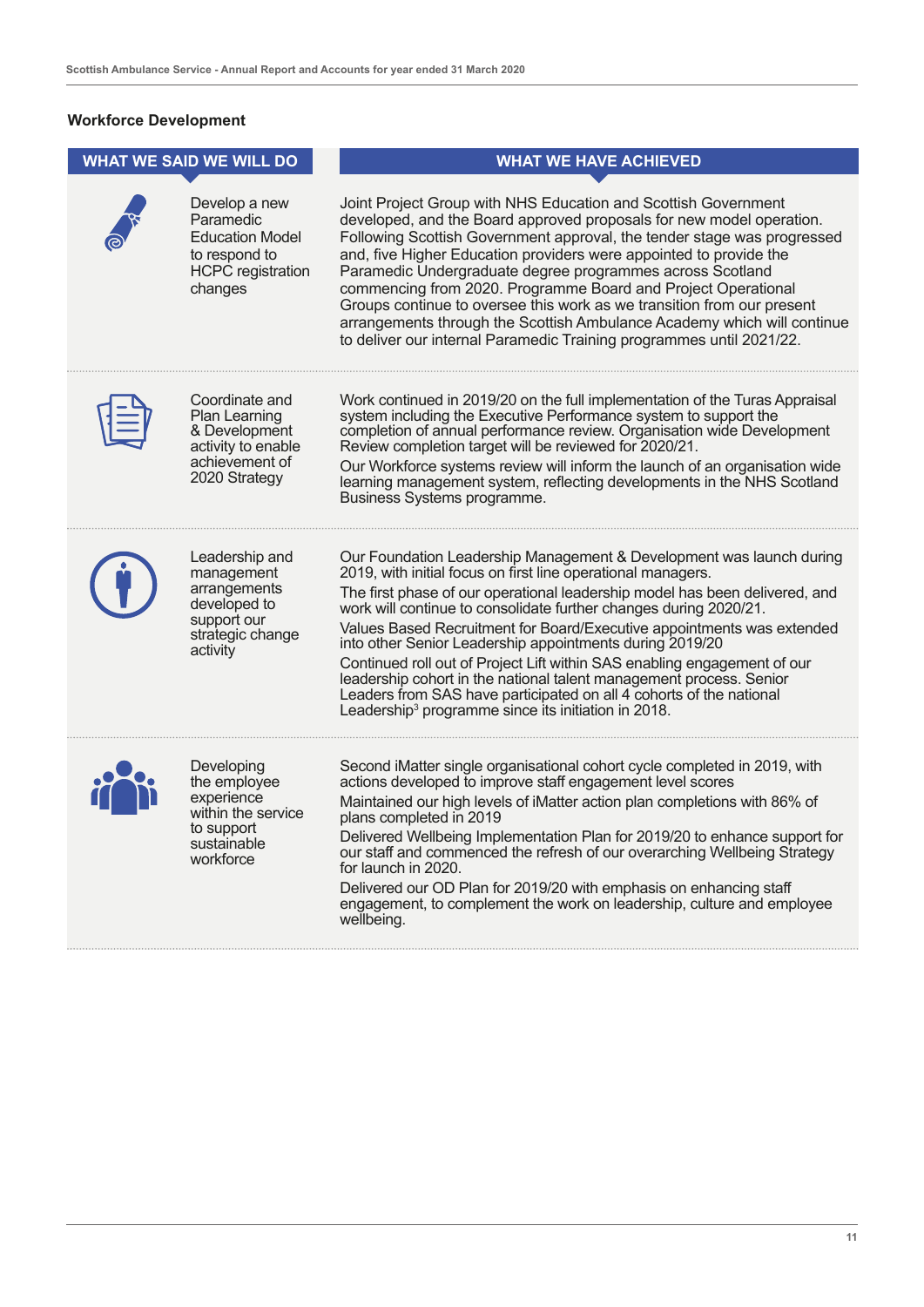## Workforce Development

| WHAT WE SAID WE WILL DO | WHAT WE HAVE ACHIEVED |
|---|---|
| Develop a new Paramedic Education Model to respond to HCPC registration changes | Joint Project Group with NHS Education and Scottish Government developed, and the Board approved proposals for new model operation. Following Scottish Government approval, the tender stage was progressed and, five Higher Education providers were appointed to provide the Paramedic Undergraduate degree programmes across Scotland commencing from 2020. Programme Board and Project Operational Groups continue to oversee this work as we transition from our present arrangements through the Scottish Ambulance Academy which will continue to deliver our internal Paramedic Training programmes until 2021/22. |
| Coordinate and Plan Learning & Development activity to enable achievement of 2020 Strategy | Work continued in 2019/20 on the full implementation of the Turas Appraisal system including the Executive Performance system to support the completion of annual performance review. Organisation wide Development Review completion target will be reviewed for 2020/21.<br>Our Workforce systems review will inform the launch of an organisation wide learning management system, reflecting developments in the NHS Scotland Business Systems programme. |
| Leadership and management arrangements developed to support our strategic change activity | Our Foundation Leadership Management & Development was launch during 2019, with initial focus on first line operational managers.<br>The first phase of our operational leadership model has been delivered, and work will continue to consolidate further changes during 2020/21.<br>Values Based Recruitment for Board/Executive appointments was extended into other Senior Leadership appointments during 2019/20<br>Continued roll out of Project Lift within SAS enabling engagement of our leadership cohort in the national talent management process. Senior Leaders from SAS have participated on all 4 cohorts of the national Leadership[3] programme since its initiation in 2018. |
| Developing the employee experience within the service to support sustainable workforce | Second iMatter single organisational cohort cycle completed in 2019, with actions developed to improve staff engagement level scores<br>Maintained our high levels of iMatter action plan completions with 86% of plans completed in 2019<br>Delivered Wellbeing Implementation Plan for 2019/20 to enhance support for our staff and commenced the refresh of our overarching Wellbeing Strategy for launch in 2020.<br>Delivered our OD Plan for 2019/20 with emphasis on enhancing staff engagement, to complement the work on leadership, culture and employee wellbeing. |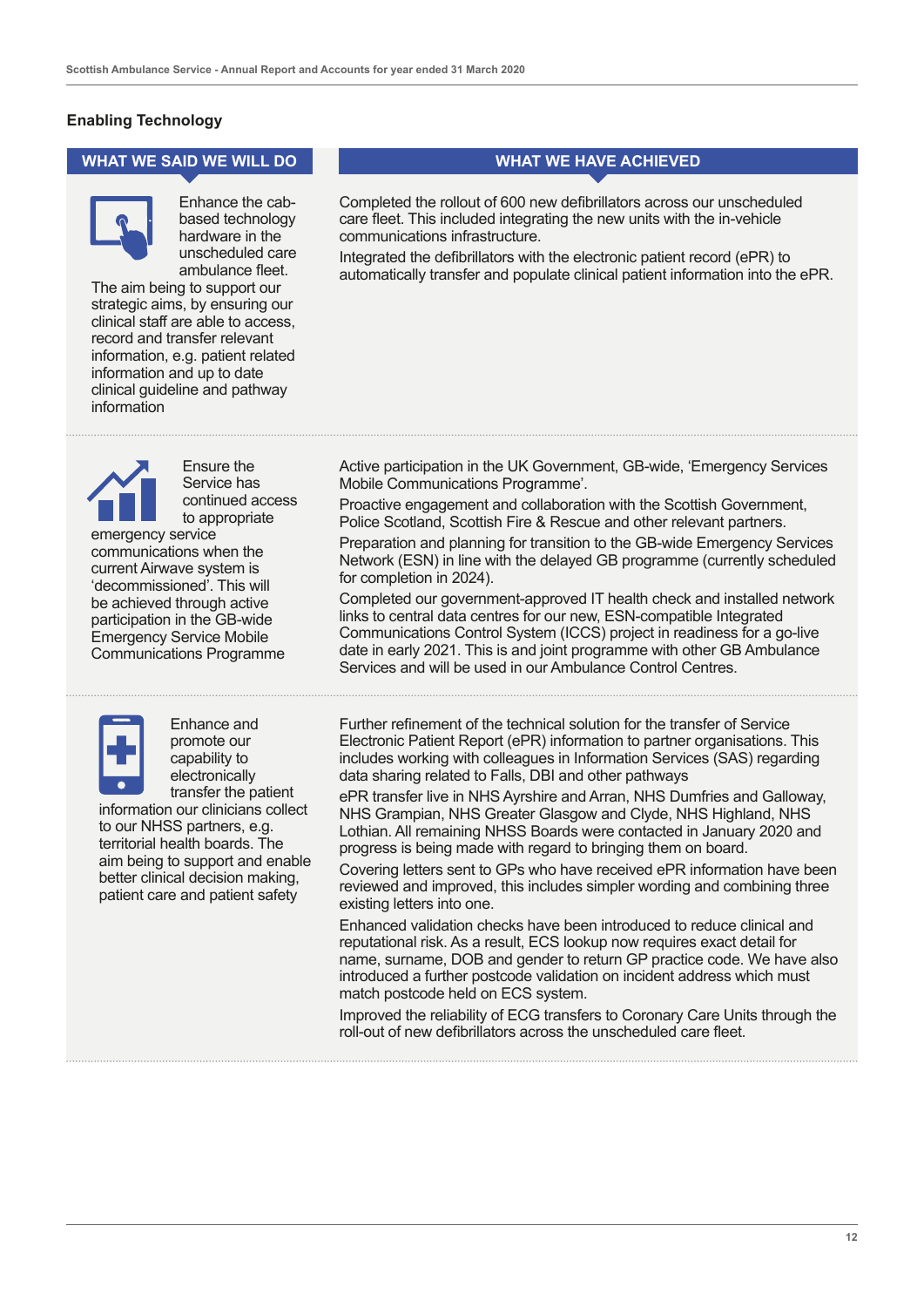## Enabling Technology

| WHAT WE SAID WE WILL DO | WHAT WE HAVE ACHIEVED |
| --- | --- |
| Enhance the cab-based technology hardware in the unscheduled care ambulance fleet. The aim being to support our strategic aims, by ensuring our clinical staff are able to access, record and transfer relevant information, e.g. patient related information and up to date clinical guideline and pathway information | Completed the rollout of 600 new defibrillators across our unscheduled care fleet. This included integrating the new units with the in-vehicle communications infrastructure.<br>Integrated the defibrillators with the electronic patient record (ePR) to automatically transfer and populate clinical patient information into the ePR. |
| Ensure the Service has continued access to appropriate emergency service communications when the current Airwave system is 'decommissioned'. This will be achieved through active participation in the GB-wide Emergency Service Mobile Communications Programme | Active participation in the UK Government, GB-wide, 'Emergency Services Mobile Communications Programme'.<br>Proactive engagement and collaboration with the Scottish Government, Police Scotland, Scottish Fire & Rescue and other relevant partners.<br>Preparation and planning for transition to the GB-wide Emergency Services Network (ESN) in line with the delayed GB programme (currently scheduled for completion in 2024).<br>Completed our government-approved IT health check and installed network links to central data centres for our new, ESN-compatible Integrated Communications Control System (ICCS) project in readiness for a go-live date in early 2021. This is and joint programme with other GB Ambulance Services and will be used in our Ambulance Control Centres. |
| Enhance and promote our capability to electronically transfer the patient information our clinicians collect to our NHSS partners, e.g. territorial health boards. The aim being to support and enable better clinical decision making, patient care and patient safety | Further refinement of the technical solution for the transfer of Service Electronic Patient Report (ePR) information to partner organisations. This includes working with colleagues in Information Services (SAS) regarding data sharing related to Falls, DBI and other pathways<br>ePR transfer live in NHS Ayrshire and Arran, NHS Dumfries and Galloway, NHS Grampian, NHS Greater Glasgow and Clyde, NHS Highland, NHS Lothian. All remaining NHSS Boards were contacted in January 2020 and progress is being made with regard to bringing them on board.<br>Covering letters sent to GPs who have received ePR information have been reviewed and improved, this includes simpler wording and combining three existing letters into one.<br>Enhanced validation checks have been introduced to reduce clinical and reputational risk. As a result, ECS lookup now requires exact detail for name, surname, DOB and gender to return GP practice code. We have also introduced a further postcode validation on incident address which must match postcode held on ECS system.<br>Improved the reliability of ECG transfers to Coronary Care Units through the roll-out of new defibrillators across the unscheduled care fleet. |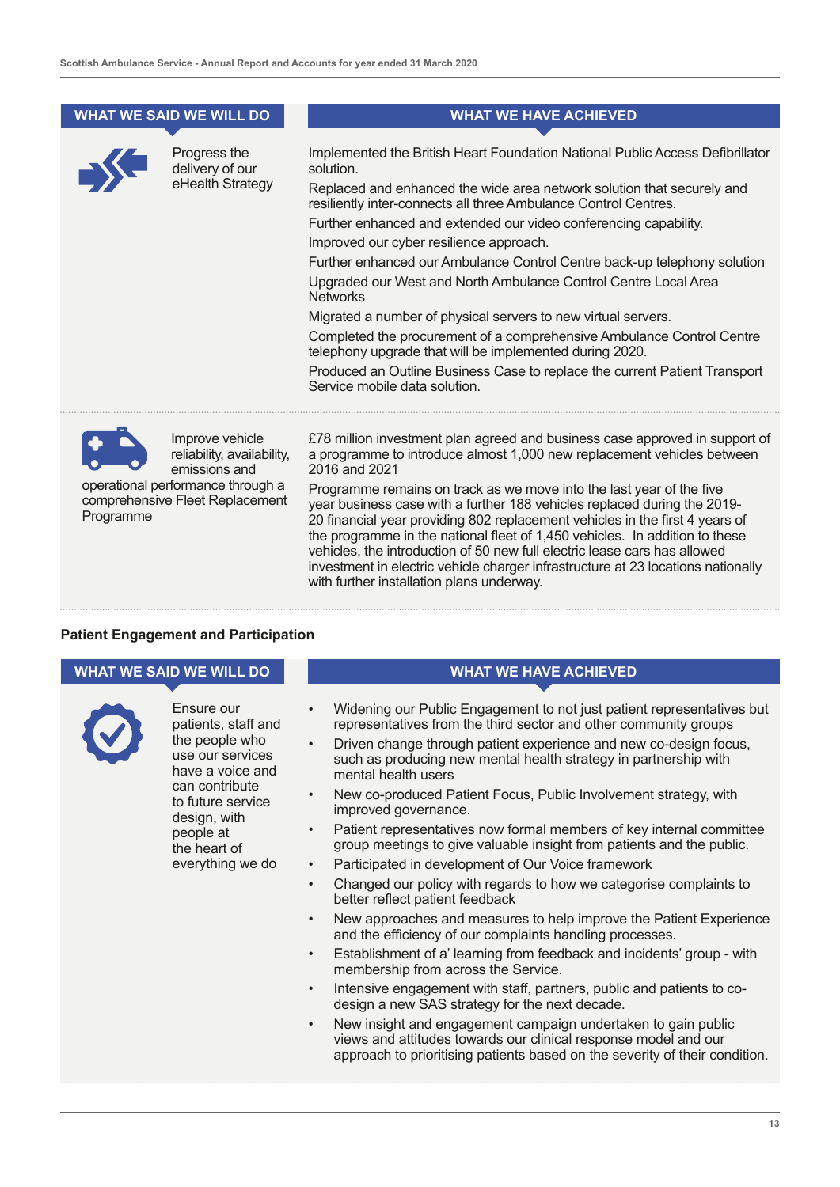| WHAT WE SAID WE WILL DO | WHAT WE HAVE ACHIEVED |
| --- | --- |
| Progress the delivery of our eHealth Strategy | Implemented the British Heart Foundation National Public Access Defibrillator solution.<br>Replaced and enhanced the wide area network solution that securely and resiliently inter-connects all three Ambulance Control Centres.<br>Further enhanced and extended our video conferencing capability.<br>Improved our cyber resilience approach.<br>Further enhanced our Ambulance Control Centre back-up telephony solution<br>Upgraded our West and North Ambulance Control Centre Local Area Networks<br>Migrated a number of physical servers to new virtual servers.<br>Completed the procurement of a comprehensive Ambulance Control Centre telephony upgrade that will be implemented during 2020.<br>Produced an Outline Business Case to replace the current Patient Transport Service mobile data solution. |
| Improve vehicle reliability, availability, emissions and operational performance through a comprehensive Fleet Replacement Programme | £78 million investment plan agreed and business case approved in support of a programme to introduce almost 1,000 new replacement vehicles between 2016 and 2021<br>Programme remains on track as we move into the last year of the five year business case with a further 188 vehicles replaced during the 2019-20 financial year providing 802 replacement vehicles in the first 4 years of the programme in the national fleet of 1,450 vehicles. In addition to these vehicles, the introduction of 50 new full electric lease cars has allowed investment in electric vehicle charger infrastructure at 23 locations nationally with further installation plans underway. |

## Patient Engagement and Participation

| WHAT WE SAID WE WILL DO | WHAT WE HAVE ACHIEVED |
| --- | --- |
| Ensure our patients, staff and the people who use our services have a voice and can contribute to future service design, with people at the heart of everything we do | • Widening our Public Engagement to not just patient representatives but representatives from the third sector and other community groups<br>• Driven change through patient experience and new co-design focus, such as producing new mental health strategy in partnership with mental health users<br>• New co-produced Patient Focus, Public Involvement strategy, with improved governance.<br>• Patient representatives now formal members of key internal committee group meetings to give valuable insight from patients and the public.<br>• Participated in development of Our Voice framework<br>• Changed our policy with regards to how we categorise complaints to better reflect patient feedback<br>• New approaches and measures to help improve the Patient Experience and the efficiency of our complaints handling processes.<br>• Establishment of a' learning from feedback and incidents' group - with membership from across the Service.<br>• Intensive engagement with staff, partners, public and patients to co-design a new SAS strategy for the next decade.<br>• New insight and engagement campaign undertaken to gain public views and attitudes towards our clinical response model and our approach to prioritising patients based on the severity of their condition. |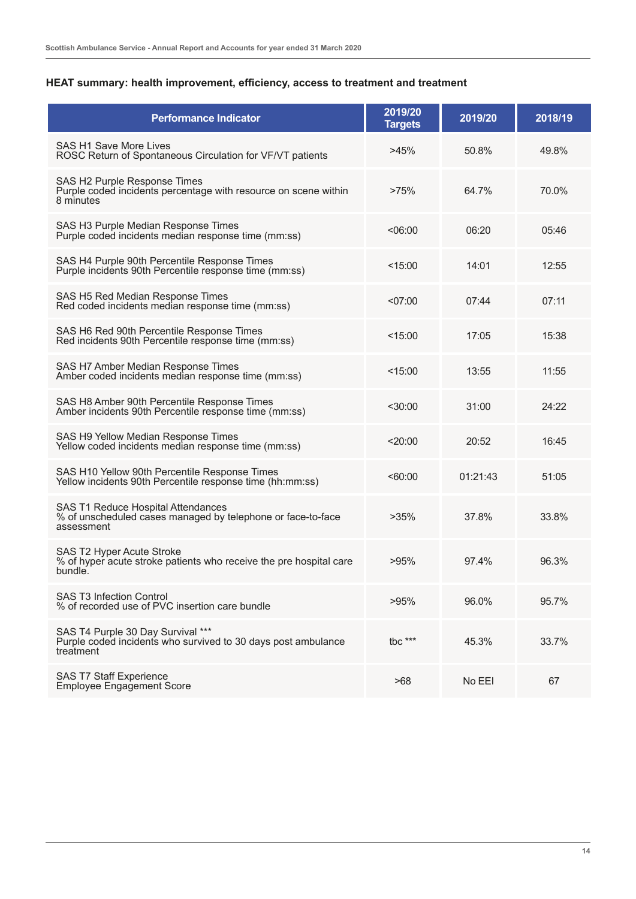### HEAT summary: health improvement, efficiency, access to treatment and treatment

| Performance Indicator | 2019/20 Targets | 2019/20 | 2018/19 |
|---|---|---|---|
| SAS H1 Save More Lives<br>ROSC Return of Spontaneous Circulation for VF/VT patients | >45% | 50.8% | 49.8% |
| SAS H2 Purple Response Times<br>Purple coded incidents percentage with resource on scene within 8 minutes | >75% | 64.7% | 70.0% |
| SAS H3 Purple Median Response Times<br>Purple coded incidents median response time (mm:ss) | <06:00 | 06:20 | 05:46 |
| SAS H4 Purple 90th Percentile Response Times<br>Purple incidents 90th Percentile response time (mm:ss) | <15:00 | 14:01 | 12:55 |
| SAS H5 Red Median Response Times<br>Red coded incidents median response time (mm:ss) | <07:00 | 07:44 | 07:11 |
| SAS H6 Red 90th Percentile Response Times<br>Red incidents 90th Percentile response time (mm:ss) | <15:00 | 17:05 | 15:38 |
| SAS H7 Amber Median Response Times<br>Amber coded incidents median response time (mm:ss) | <15:00 | 13:55 | 11:55 |
| SAS H8 Amber 90th Percentile Response Times<br>Amber incidents 90th Percentile response time (mm:ss) | <30:00 | 31:00 | 24:22 |
| SAS H9 Yellow Median Response Times<br>Yellow coded incidents median response time (mm:ss) | <20:00 | 20:52 | 16:45 |
| SAS H10 Yellow 90th Percentile Response Times<br>Yellow incidents 90th Percentile response time (hh:mm:ss) | <60:00 | 01:21:43 | 51:05 |
| SAS T1 Reduce Hospital Attendances<br>% of unscheduled cases managed by telephone or face-to-face assessment | >35% | 37.8% | 33.8% |
| SAS T2 Hyper Acute Stroke<br>% of hyper acute stroke patients who receive the pre hospital care bundle. | >95% | 97.4% | 96.3% |
| SAS T3 Infection Control<br>% of recorded use of PVC insertion care bundle | >95% | 96.0% | 95.7% |
| SAS T4 Purple 30 Day Survival ***<br>Purple coded incidents who survived to 30 days post ambulance treatment | tbc *** | 45.3% | 33.7% |
| SAS T7 Staff Experience<br>Employee Engagement Score | >68 | No EEI | 67 |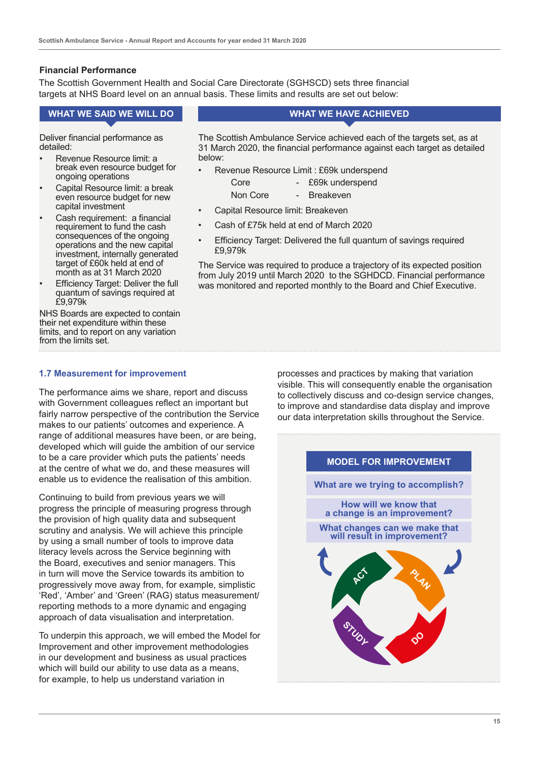## Financial Performance

The Scottish Government Health and Social Care Directorate (SGHSCD) sets three financial targets at NHS Board level on an annual basis. These limits and results are set out below:

| WHAT WE SAID WE WILL DO | WHAT WE HAVE ACHIEVED |
| --- | --- |
| Deliver financial performance as detailed:<br>• Revenue Resource limit: a break even resource budget for ongoing operations<br>• Capital Resource limit: a break even resource budget for new capital investment<br>• Cash requirement: a financial requirement to fund the cash consequences of the ongoing operations and the new capital investment, internally generated target of £60k held at end of month as at 31 March 2020<br>• Efficiency Target: Deliver the full quantum of savings required at £9,979k<br><br>NHS Boards are expected to contain their net expenditure within these limits, and to report on any variation from the limits set. | The Scottish Ambulance Service achieved each of the targets set, as at 31 March 2020, the financial performance against each target as detailed below:<br>• Revenue Resource Limit : £69k underspend<br>Core - £69k underspend<br>Non Core - Breakeven<br>• Capital Resource limit: Breakeven<br>• Cash of £75k held at end of March 2020<br>• Efficiency Target: Delivered the full quantum of savings required £9,979k<br><br>The Service was required to produce a trajectory of its expected position from July 2019 until March 2020 to the SGHDCD. Financial performance was monitored and reported monthly to the Board and Chief Executive. |

### 1.7 Measurement for improvement

The performance aims we share, report and discuss with Government colleagues reflect an important but fairly narrow perspective of the contribution the Service makes to our patients' outcomes and experience. A range of additional measures have been, or are being, developed which will guide the ambition of our service to be a care provider which puts the patients' needs at the centre of what we do, and these measures will enable us to evidence the realisation of this ambition.

Continuing to build from previous years we will progress the principle of measuring progress through the provision of high quality data and subsequent scrutiny and analysis. We will achieve this principle by using a small number of tools to improve data literacy levels across the Service beginning with the Board, executives and senior managers. This in turn will move the Service towards its ambition to progressively move away from, for example, simplistic 'Red', 'Amber' and 'Green' (RAG) status measurement/ reporting methods to a more dynamic and engaging approach of data visualisation and interpretation.

To underpin this approach, we will embed the Model for Improvement and other improvement methodologies in our development and business as usual practices which will build our ability to use data as a means, for example, to help us understand variation in processes and practices by making that variation visible. This will consequently enable the organisation to collectively discuss and co-design service changes, to improve and standardise data display and improve our data interpretation skills throughout the Service.

**MODEL FOR IMPROVEMENT**

What are we trying to accomplish?

How will we know that a change is an improvement?

What changes can we make that will result in improvement?

ACT
PLAN
DO
STUDY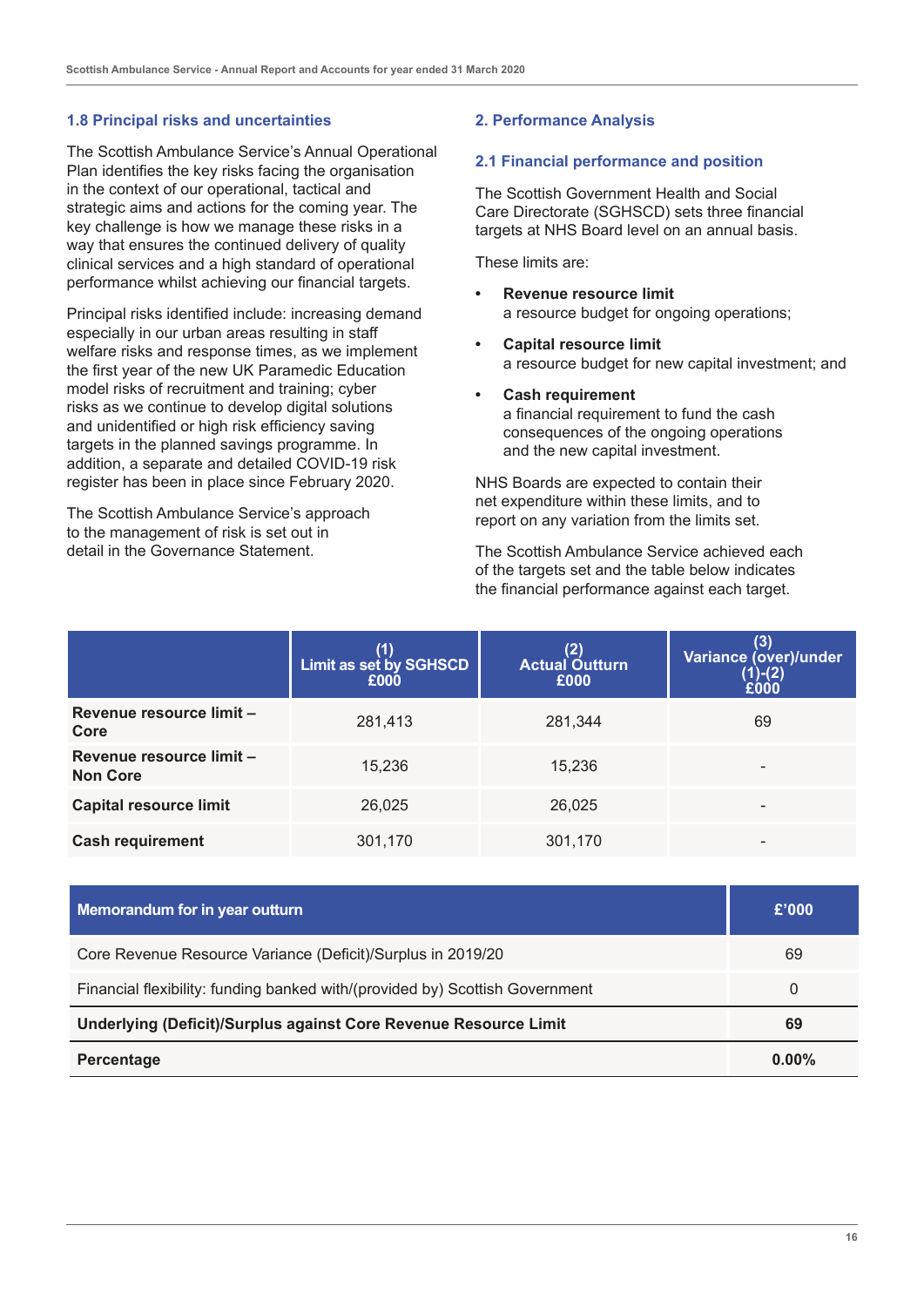### 1.8 Principal risks and uncertainties

The Scottish Ambulance Service's Annual Operational Plan identifies the key risks facing the organisation in the context of our operational, tactical and strategic aims and actions for the coming year. The key challenge is how we manage these risks in a way that ensures the continued delivery of quality clinical services and a high standard of operational performance whilst achieving our financial targets.

Principal risks identified include: increasing demand especially in our urban areas resulting in staff welfare risks and response times, as we implement the first year of the new UK Paramedic Education model risks of recruitment and training; cyber risks as we continue to develop digital solutions and unidentified or high risk efficiency saving targets in the planned savings programme. In addition, a separate and detailed COVID-19 risk register has been in place since February 2020.

The Scottish Ambulance Service's approach to the management of risk is set out in detail in the Governance Statement.

## 2. Performance Analysis

### 2.1 Financial performance and position

The Scottish Government Health and Social Care Directorate (SGHSCD) sets three financial targets at NHS Board level on an annual basis.

These limits are:

- **Revenue resource limit**
  a resource budget for ongoing operations;
- **Capital resource limit**
  a resource budget for new capital investment; and
- **Cash requirement**
  a financial requirement to fund the cash consequences of the ongoing operations and the new capital investment.

NHS Boards are expected to contain their net expenditure within these limits, and to report on any variation from the limits set.

The Scottish Ambulance Service achieved each of the targets set and the table below indicates the financial performance against each target.

| | (1) Limit as set by SGHSCD £000 | (2) Actual Outturn £000 | (3) Variance (over)/under (1)-(2) £000 |
|---|---|---|---|
| **Revenue resource limit – Core** | 281,413 | 281,344 | 69 |
| **Revenue resource limit – Non Core** | 15,236 | 15,236 | - |
| **Capital resource limit** | 26,025 | 26,025 | - |
| **Cash requirement** | 301,170 | 301,170 | - |

| Memorandum for in year outturn | £'000 |
|---|---|
| Core Revenue Resource Variance (Deficit)/Surplus in 2019/20 | 69 |
| Financial flexibility: funding banked with/(provided by) Scottish Government | 0 |
| **Underlying (Deficit)/Surplus against Core Revenue Resource Limit** | **69** |
| **Percentage** | **0.00%** |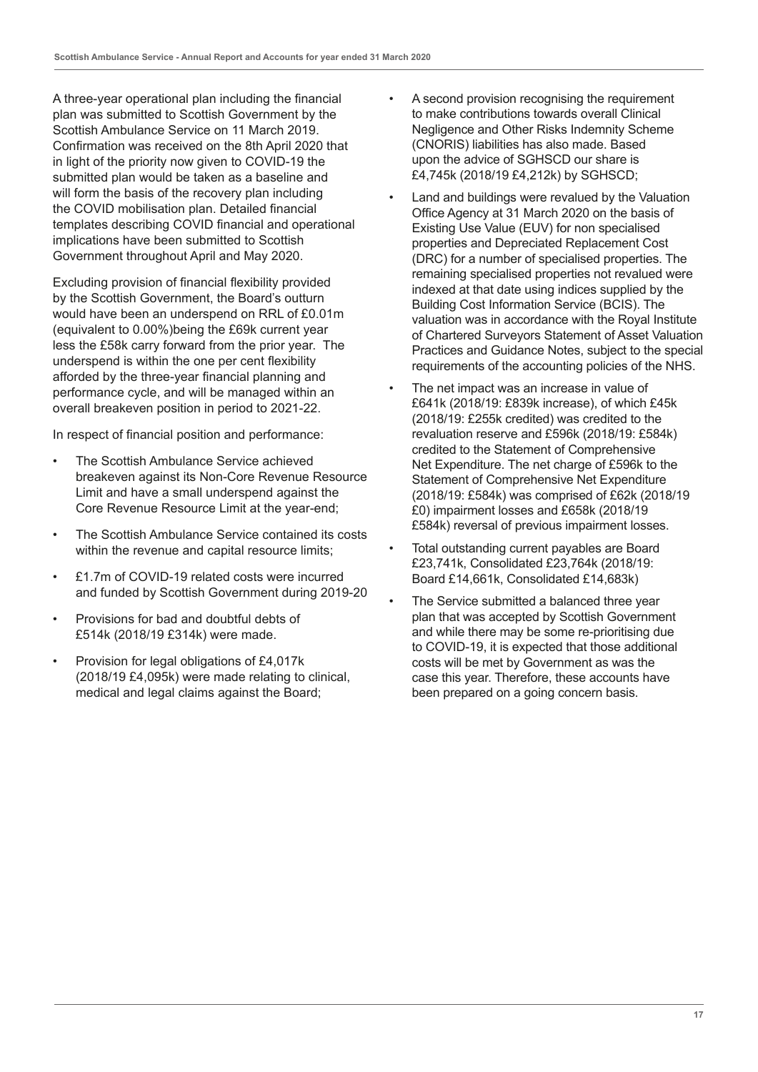A three-year operational plan including the financial plan was submitted to Scottish Government by the Scottish Ambulance Service on 11 March 2019. Confirmation was received on the 8th April 2020 that in light of the priority now given to COVID-19 the submitted plan would be taken as a baseline and will form the basis of the recovery plan including the COVID mobilisation plan. Detailed financial templates describing COVID financial and operational implications have been submitted to Scottish Government throughout April and May 2020.

Excluding provision of financial flexibility provided by the Scottish Government, the Board's outturn would have been an underspend on RRL of £0.01m (equivalent to 0.00%)being the £69k current year less the £58k carry forward from the prior year. The underspend is within the one per cent flexibility afforded by the three-year financial planning and performance cycle, and will be managed within an overall breakeven position in period to 2021-22.

In respect of financial position and performance:

- The Scottish Ambulance Service achieved breakeven against its Non-Core Revenue Resource Limit and have a small underspend against the Core Revenue Resource Limit at the year-end;
- The Scottish Ambulance Service contained its costs within the revenue and capital resource limits;
- £1.7m of COVID-19 related costs were incurred and funded by Scottish Government during 2019-20
- Provisions for bad and doubtful debts of £514k (2018/19 £314k) were made.
- Provision for legal obligations of £4,017k (2018/19 £4,095k) were made relating to clinical, medical and legal claims against the Board;
- A second provision recognising the requirement to make contributions towards overall Clinical Negligence and Other Risks Indemnity Scheme (CNORIS) liabilities has also made. Based upon the advice of SGHSCD our share is £4,745k (2018/19 £4,212k) by SGHSCD;
- Land and buildings were revalued by the Valuation Office Agency at 31 March 2020 on the basis of Existing Use Value (EUV) for non specialised properties and Depreciated Replacement Cost (DRC) for a number of specialised properties. The remaining specialised properties not revalued were indexed at that date using indices supplied by the Building Cost Information Service (BCIS). The valuation was in accordance with the Royal Institute of Chartered Surveyors Statement of Asset Valuation Practices and Guidance Notes, subject to the special requirements of the accounting policies of the NHS.
- The net impact was an increase in value of £641k (2018/19: £839k increase), of which £45k (2018/19: £255k credited) was credited to the revaluation reserve and £596k (2018/19: £584k) credited to the Statement of Comprehensive Net Expenditure. The net charge of £596k to the Statement of Comprehensive Net Expenditure (2018/19: £584k) was comprised of £62k (2018/19 £0) impairment losses and £658k (2018/19 £584k) reversal of previous impairment losses.
- Total outstanding current payables are Board £23,741k, Consolidated £23,764k (2018/19: Board £14,661k, Consolidated £14,683k)
- The Service submitted a balanced three year plan that was accepted by Scottish Government and while there may be some re-prioritising due to COVID-19, it is expected that those additional costs will be met by Government as was the case this year. Therefore, these accounts have been prepared on a going concern basis.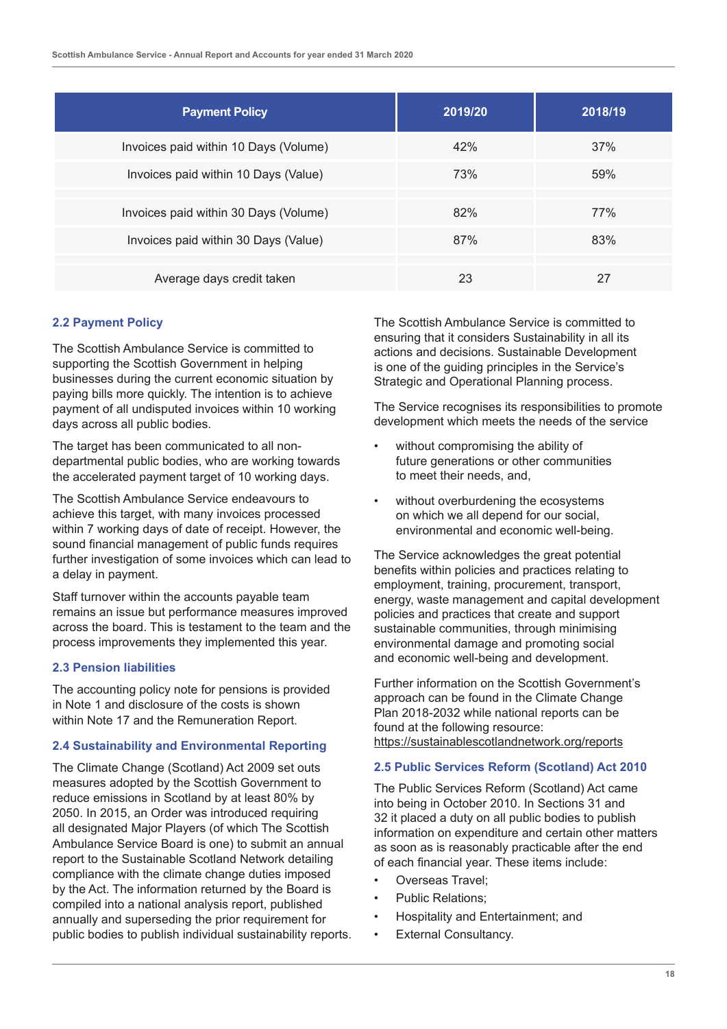| Payment Policy | 2019/20 | 2018/19 |
|---|---|---|
| Invoices paid within 10 Days (Volume) | 42% | 37% |
| Invoices paid within 10 Days (Value) | 73% | 59% |
| Invoices paid within 30 Days (Volume) | 82% | 77% |
| Invoices paid within 30 Days (Value) | 87% | 83% |
| Average days credit taken | 23 | 27 |

### 2.2 Payment Policy

The Scottish Ambulance Service is committed to supporting the Scottish Government in helping businesses during the current economic situation by paying bills more quickly. The intention is to achieve payment of all undisputed invoices within 10 working days across all public bodies.

The target has been communicated to all non-departmental public bodies, who are working towards the accelerated payment target of 10 working days.

The Scottish Ambulance Service endeavours to achieve this target, with many invoices processed within 7 working days of date of receipt. However, the sound financial management of public funds requires further investigation of some invoices which can lead to a delay in payment.

Staff turnover within the accounts payable team remains an issue but performance measures improved across the board. This is testament to the team and the process improvements they implemented this year.

### 2.3 Pension liabilities

The accounting policy note for pensions is provided in Note 1 and disclosure of the costs is shown within Note 17 and the Remuneration Report.

### 2.4 Sustainability and Environmental Reporting

The Climate Change (Scotland) Act 2009 set outs measures adopted by the Scottish Government to reduce emissions in Scotland by at least 80% by 2050. In 2015, an Order was introduced requiring all designated Major Players (of which The Scottish Ambulance Service Board is one) to submit an annual report to the Sustainable Scotland Network detailing compliance with the climate change duties imposed by the Act. The information returned by the Board is compiled into a national analysis report, published annually and superseding the prior requirement for public bodies to publish individual sustainability reports.

The Scottish Ambulance Service is committed to ensuring that it considers Sustainability in all its actions and decisions. Sustainable Development is one of the guiding principles in the Service's Strategic and Operational Planning process.

The Service recognises its responsibilities to promote development which meets the needs of the service

- without compromising the ability of future generations or other communities to meet their needs, and,
- without overburdening the ecosystems on which we all depend for our social, environmental and economic well-being.

The Service acknowledges the great potential benefits within policies and practices relating to employment, training, procurement, transport, energy, waste management and capital development policies and practices that create and support sustainable communities, through minimising environmental damage and promoting social and economic well-being and development.

Further information on the Scottish Government's approach can be found in the Climate Change Plan 2018-2032 while national reports can be found at the following resource: https://sustainablescotlandnetwork.org/reports

### 2.5 Public Services Reform (Scotland) Act 2010

The Public Services Reform (Scotland) Act came into being in October 2010. In Sections 31 and 32 it placed a duty on all public bodies to publish information on expenditure and certain other matters as soon as is reasonably practicable after the end of each financial year. These items include:

- Overseas Travel;
- Public Relations;
- Hospitality and Entertainment; and
- External Consultancy.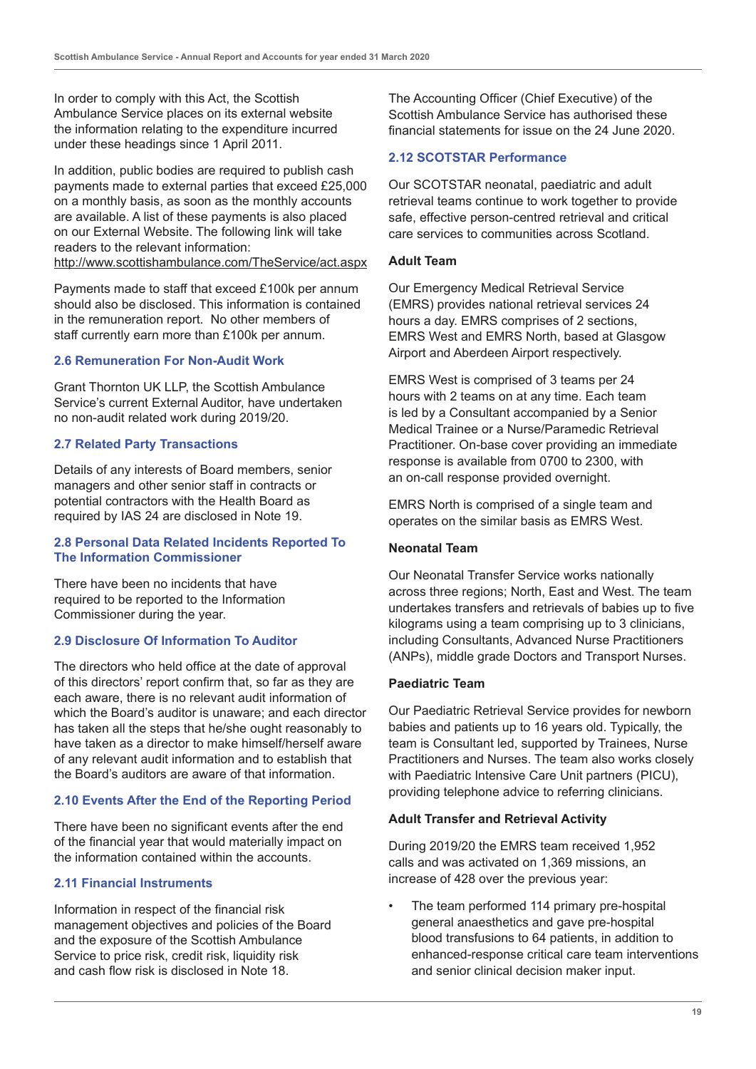In order to comply with this Act, the Scottish Ambulance Service places on its external website the information relating to the expenditure incurred under these headings since 1 April 2011.

In addition, public bodies are required to publish cash payments made to external parties that exceed £25,000 on a monthly basis, as soon as the monthly accounts are available. A list of these payments is also placed on our External Website. The following link will take readers to the relevant information: http://www.scottishambulance.com/TheService/act.aspx

Payments made to staff that exceed £100k per annum should also be disclosed. This information is contained in the remuneration report. No other members of staff currently earn more than £100k per annum.

### 2.6 Remuneration For Non-Audit Work

Grant Thornton UK LLP, the Scottish Ambulance Service's current External Auditor, have undertaken no non-audit related work during 2019/20.

### 2.7 Related Party Transactions

Details of any interests of Board members, senior managers and other senior staff in contracts or potential contractors with the Health Board as required by IAS 24 are disclosed in Note 19.

### 2.8 Personal Data Related Incidents Reported To The Information Commissioner

There have been no incidents that have required to be reported to the Information Commissioner during the year.

### 2.9 Disclosure Of Information To Auditor

The directors who held office at the date of approval of this directors' report confirm that, so far as they are each aware, there is no relevant audit information of which the Board's auditor is unaware; and each director has taken all the steps that he/she ought reasonably to have taken as a director to make himself/herself aware of any relevant audit information and to establish that the Board's auditors are aware of that information.

### 2.10 Events After the End of the Reporting Period

There have been no significant events after the end of the financial year that would materially impact on the information contained within the accounts.

### 2.11 Financial Instruments

Information in respect of the financial risk management objectives and policies of the Board and the exposure of the Scottish Ambulance Service to price risk, credit risk, liquidity risk and cash flow risk is disclosed in Note 18.

The Accounting Officer (Chief Executive) of the Scottish Ambulance Service has authorised these financial statements for issue on the 24 June 2020.

### 2.12 SCOTSTAR Performance

Our SCOTSTAR neonatal, paediatric and adult retrieval teams continue to work together to provide safe, effective person-centred retrieval and critical care services to communities across Scotland.

**Adult Team**

Our Emergency Medical Retrieval Service (EMRS) provides national retrieval services 24 hours a day. EMRS comprises of 2 sections, EMRS West and EMRS North, based at Glasgow Airport and Aberdeen Airport respectively.

EMRS West is comprised of 3 teams per 24 hours with 2 teams on at any time. Each team is led by a Consultant accompanied by a Senior Medical Trainee or a Nurse/Paramedic Retrieval Practitioner. On-base cover providing an immediate response is available from 0700 to 2300, with an on-call response provided overnight.

EMRS North is comprised of a single team and operates on the similar basis as EMRS West.

**Neonatal Team**

Our Neonatal Transfer Service works nationally across three regions; North, East and West. The team undertakes transfers and retrievals of babies up to five kilograms using a team comprising up to 3 clinicians, including Consultants, Advanced Nurse Practitioners (ANPs), middle grade Doctors and Transport Nurses.

**Paediatric Team**

Our Paediatric Retrieval Service provides for newborn babies and patients up to 16 years old. Typically, the team is Consultant led, supported by Trainees, Nurse Practitioners and Nurses. The team also works closely with Paediatric Intensive Care Unit partners (PICU), providing telephone advice to referring clinicians.

**Adult Transfer and Retrieval Activity**

During 2019/20 the EMRS team received 1,952 calls and was activated on 1,369 missions, an increase of 428 over the previous year:

- The team performed 114 primary pre-hospital general anaesthetics and gave pre-hospital blood transfusions to 64 patients, in addition to enhanced-response critical care team interventions and senior clinical decision maker input.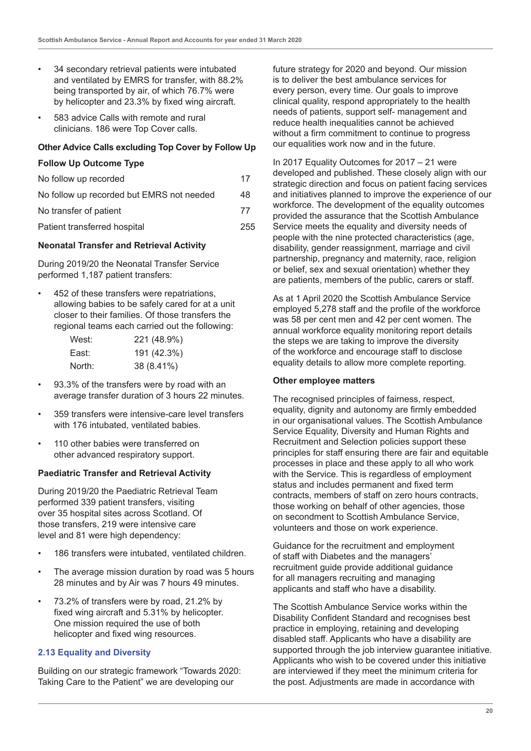- 34 secondary retrieval patients were intubated and ventilated by EMRS for transfer, with 88.2% being transported by air, of which 76.7% were by helicopter and 23.3% by fixed wing aircraft.
- 583 advice Calls with remote and rural clinicians. 186 were Top Cover calls.

**Other Advice Calls excluding Top Cover by Follow Up**

| Follow Up Outcome Type | |
|---|---|
| No follow up recorded | 17 |
| No follow up recorded but EMRS not needed | 48 |
| No transfer of patient | 77 |
| Patient transferred hospital | 255 |

**Neonatal Transfer and Retrieval Activity**

During 2019/20 the Neonatal Transfer Service performed 1,187 patient transfers:

- 452 of these transfers were repatriations, allowing babies to be safely cared for at a unit closer to their families. Of those transfers the regional teams each carried out the following:

| | |
|---|---|
| West: | 221 (48.9%) |
| East: | 191 (42.3%) |
| North: | 38 (8.41%) |

- 93.3% of the transfers were by road with an average transfer duration of 3 hours 22 minutes.
- 359 transfers were intensive-care level transfers with 176 intubated, ventilated babies.
- 110 other babies were transferred on other advanced respiratory support.

**Paediatric Transfer and Retrieval Activity**

During 2019/20 the Paediatric Retrieval Team performed 339 patient transfers, visiting over 35 hospital sites across Scotland. Of those transfers, 219 were intensive care level and 81 were high dependency:

- 186 transfers were intubated, ventilated children.
- The average mission duration by road was 5 hours 28 minutes and by Air was 7 hours 49 minutes.
- 73.2% of transfers were by road, 21.2% by fixed wing aircraft and 5.31% by helicopter. One mission required the use of both helicopter and fixed wing resources.

## 2.13 Equality and Diversity

Building on our strategic framework "Towards 2020: Taking Care to the Patient" we are developing our future strategy for 2020 and beyond. Our mission is to deliver the best ambulance services for every person, every time. Our goals to improve clinical quality, respond appropriately to the health needs of patients, support self- management and reduce health inequalities cannot be achieved without a firm commitment to continue to progress our equalities work now and in the future.

In 2017 Equality Outcomes for 2017 – 21 were developed and published. These closely align with our strategic direction and focus on patient facing services and initiatives planned to improve the experience of our workforce. The development of the equality outcomes provided the assurance that the Scottish Ambulance Service meets the equality and diversity needs of people with the nine protected characteristics (age, disability, gender reassignment, marriage and civil partnership, pregnancy and maternity, race, religion or belief, sex and sexual orientation) whether they are patients, members of the public, carers or staff.

As at 1 April 2020 the Scottish Ambulance Service employed 5,278 staff and the profile of the workforce was 58 per cent men and 42 per cent women. The annual workforce equality monitoring report details the steps we are taking to improve the diversity of the workforce and encourage staff to disclose equality details to allow more complete reporting.

**Other employee matters**

The recognised principles of fairness, respect, equality, dignity and autonomy are firmly embedded in our organisational values. The Scottish Ambulance Service Equality, Diversity and Human Rights and Recruitment and Selection policies support these principles for staff ensuring there are fair and equitable processes in place and these apply to all who work with the Service. This is regardless of employment status and includes permanent and fixed term contracts, members of staff on zero hours contracts, those working on behalf of other agencies, those on secondment to Scottish Ambulance Service, volunteers and those on work experience.

Guidance for the recruitment and employment of staff with Diabetes and the managers' recruitment guide provide additional guidance for all managers recruiting and managing applicants and staff who have a disability.

The Scottish Ambulance Service works within the Disability Confident Standard and recognises best practice in employing, retaining and developing disabled staff. Applicants who have a disability are supported through the job interview guarantee initiative. Applicants who wish to be covered under this initiative are interviewed if they meet the minimum criteria for the post. Adjustments are made in accordance with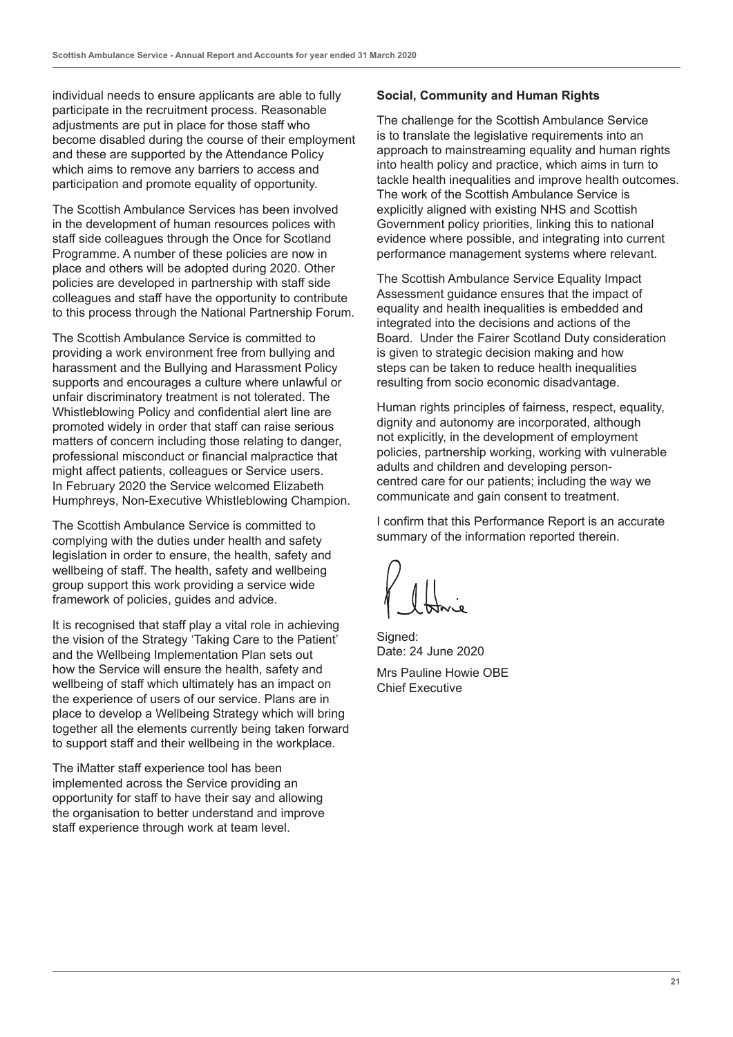individual needs to ensure applicants are able to fully participate in the recruitment process. Reasonable adjustments are put in place for those staff who become disabled during the course of their employment and these are supported by the Attendance Policy which aims to remove any barriers to access and participation and promote equality of opportunity.

The Scottish Ambulance Services has been involved in the development of human resources polices with staff side colleagues through the Once for Scotland Programme. A number of these policies are now in place and others will be adopted during 2020. Other policies are developed in partnership with staff side colleagues and staff have the opportunity to contribute to this process through the National Partnership Forum.

The Scottish Ambulance Service is committed to providing a work environment free from bullying and harassment and the Bullying and Harassment Policy supports and encourages a culture where unlawful or unfair discriminatory treatment is not tolerated. The Whistleblowing Policy and confidential alert line are promoted widely in order that staff can raise serious matters of concern including those relating to danger, professional misconduct or financial malpractice that might affect patients, colleagues or Service users. In February 2020 the Service welcomed Elizabeth Humphreys, Non-Executive Whistleblowing Champion.

The Scottish Ambulance Service is committed to complying with the duties under health and safety legislation in order to ensure, the health, safety and wellbeing of staff. The health, safety and wellbeing group support this work providing a service wide framework of policies, guides and advice.

It is recognised that staff play a vital role in achieving the vision of the Strategy 'Taking Care to the Patient' and the Wellbeing Implementation Plan sets out how the Service will ensure the health, safety and wellbeing of staff which ultimately has an impact on the experience of users of our service. Plans are in place to develop a Wellbeing Strategy which will bring together all the elements currently being taken forward to support staff and their wellbeing in the workplace.

The iMatter staff experience tool has been implemented across the Service providing an opportunity for staff to have their say and allowing the organisation to better understand and improve staff experience through work at team level.

**Social, Community and Human Rights**

The challenge for the Scottish Ambulance Service is to translate the legislative requirements into an approach to mainstreaming equality and human rights into health policy and practice, which aims in turn to tackle health inequalities and improve health outcomes. The work of the Scottish Ambulance Service is explicitly aligned with existing NHS and Scottish Government policy priorities, linking this to national evidence where possible, and integrating into current performance management systems where relevant.

The Scottish Ambulance Service Equality Impact Assessment guidance ensures that the impact of equality and health inequalities is embedded and integrated into the decisions and actions of the Board. Under the Fairer Scotland Duty consideration is given to strategic decision making and how steps can be taken to reduce health inequalities resulting from socio economic disadvantage.

Human rights principles of fairness, respect, equality, dignity and autonomy are incorporated, although not explicitly, in the development of employment policies, partnership working, working with vulnerable adults and children and developing person-centred care for our patients; including the way we communicate and gain consent to treatment.

I confirm that this Performance Report is an accurate summary of the information reported therein.

Signed:
Date: 24 June 2020

Mrs Pauline Howie OBE
Chief Executive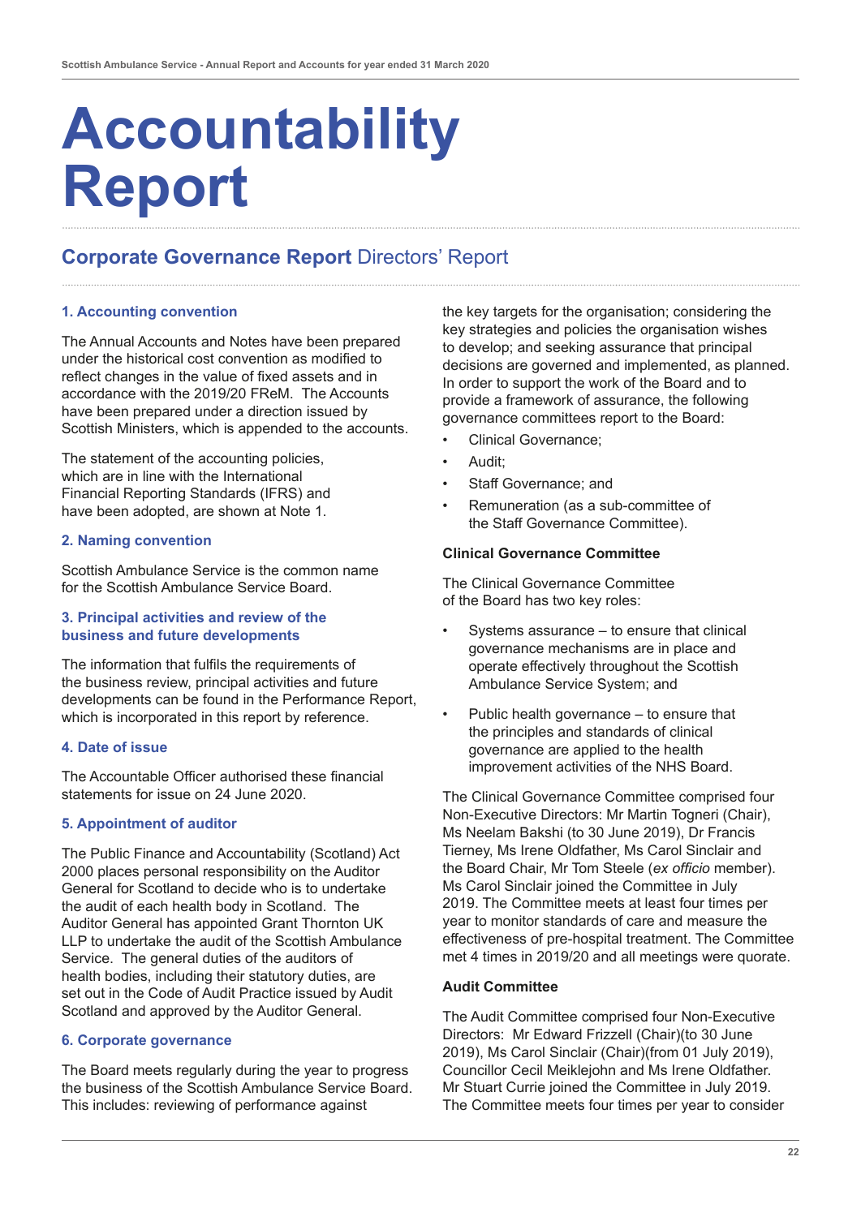# Accountability Report

## Corporate Governance Report Directors' Report

### 1. Accounting convention

The Annual Accounts and Notes have been prepared under the historical cost convention as modified to reflect changes in the value of fixed assets and in accordance with the 2019/20 FReM. The Accounts have been prepared under a direction issued by Scottish Ministers, which is appended to the accounts.

The statement of the accounting policies, which are in line with the International Financial Reporting Standards (IFRS) and have been adopted, are shown at Note 1.

### 2. Naming convention

Scottish Ambulance Service is the common name for the Scottish Ambulance Service Board.

### 3. Principal activities and review of the business and future developments

The information that fulfils the requirements of the business review, principal activities and future developments can be found in the Performance Report, which is incorporated in this report by reference.

### 4. Date of issue

The Accountable Officer authorised these financial statements for issue on 24 June 2020.

### 5. Appointment of auditor

The Public Finance and Accountability (Scotland) Act 2000 places personal responsibility on the Auditor General for Scotland to decide who is to undertake the audit of each health body in Scotland. The Auditor General has appointed Grant Thornton UK LLP to undertake the audit of the Scottish Ambulance Service. The general duties of the auditors of health bodies, including their statutory duties, are set out in the Code of Audit Practice issued by Audit Scotland and approved by the Auditor General.

### 6. Corporate governance

The Board meets regularly during the year to progress the business of the Scottish Ambulance Service Board. This includes: reviewing of performance against the key targets for the organisation; considering the key strategies and policies the organisation wishes to develop; and seeking assurance that principal decisions are governed and implemented, as planned. In order to support the work of the Board and to provide a framework of assurance, the following governance committees report to the Board:

- Clinical Governance;
- Audit;
- Staff Governance; and
- Remuneration (as a sub-committee of the Staff Governance Committee).

**Clinical Governance Committee**

The Clinical Governance Committee of the Board has two key roles:

- Systems assurance – to ensure that clinical governance mechanisms are in place and operate effectively throughout the Scottish Ambulance Service System; and
- Public health governance – to ensure that the principles and standards of clinical governance are applied to the health improvement activities of the NHS Board.

The Clinical Governance Committee comprised four Non-Executive Directors: Mr Martin Togneri (Chair), Ms Neelam Bakshi (to 30 June 2019), Dr Francis Tierney, Ms Irene Oldfather, Ms Carol Sinclair and the Board Chair, Mr Tom Steele (*ex officio* member). Ms Carol Sinclair joined the Committee in July 2019. The Committee meets at least four times per year to monitor standards of care and measure the effectiveness of pre-hospital treatment. The Committee met 4 times in 2019/20 and all meetings were quorate.

**Audit Committee**

The Audit Committee comprised four Non-Executive Directors: Mr Edward Frizzell (Chair)(to 30 June 2019), Ms Carol Sinclair (Chair)(from 01 July 2019), Councillor Cecil Meiklejohn and Ms Irene Oldfather. Mr Stuart Currie joined the Committee in July 2019. The Committee meets four times per year to consider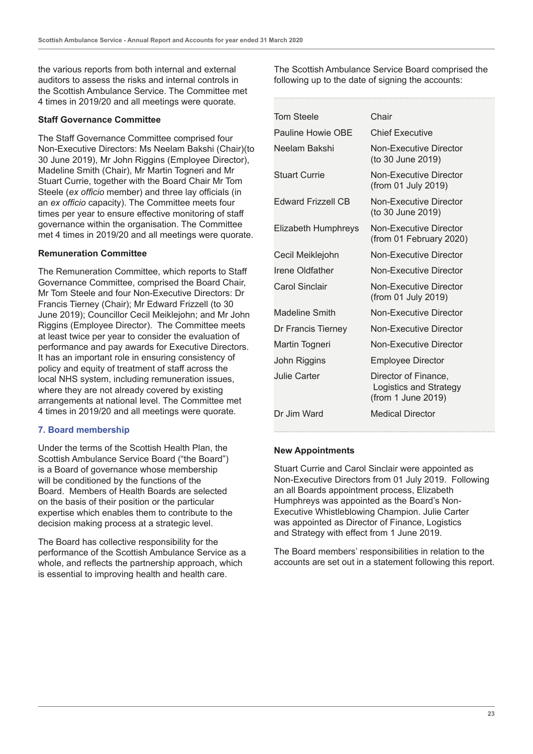the various reports from both internal and external auditors to assess the risks and internal controls in the Scottish Ambulance Service. The Committee met 4 times in 2019/20 and all meetings were quorate.

**Staff Governance Committee**

The Staff Governance Committee comprised four Non-Executive Directors: Ms Neelam Bakshi (Chair)(to 30 June 2019), Mr John Riggins (Employee Director), Madeline Smith (Chair), Mr Martin Togneri and Mr Stuart Currie, together with the Board Chair Mr Tom Steele (*ex officio* member) and three lay officials (in an *ex officio* capacity). The Committee meets four times per year to ensure effective monitoring of staff governance within the organisation. The Committee met 4 times in 2019/20 and all meetings were quorate.

**Remuneration Committee**

The Remuneration Committee, which reports to Staff Governance Committee, comprised the Board Chair, Mr Tom Steele and four Non-Executive Directors: Dr Francis Tierney (Chair); Mr Edward Frizzell (to 30 June 2019); Councillor Cecil Meiklejohn; and Mr John Riggins (Employee Director). The Committee meets at least twice per year to consider the evaluation of performance and pay awards for Executive Directors. It has an important role in ensuring consistency of policy and equity of treatment of staff across the local NHS system, including remuneration issues, where they are not already covered by existing arrangements at national level. The Committee met 4 times in 2019/20 and all meetings were quorate.

## 7. Board membership

Under the terms of the Scottish Health Plan, the Scottish Ambulance Service Board ("the Board") is a Board of governance whose membership will be conditioned by the functions of the Board. Members of Health Boards are selected on the basis of their position or the particular expertise which enables them to contribute to the decision making process at a strategic level.

The Board has collective responsibility for the performance of the Scottish Ambulance Service as a whole, and reflects the partnership approach, which is essential to improving health and health care.

The Scottish Ambulance Service Board comprised the following up to the date of signing the accounts:

| | |
|---|---|
| Tom Steele | Chair |
| Pauline Howie OBE | Chief Executive |
| Neelam Bakshi | Non-Executive Director (to 30 June 2019) |
| Stuart Currie | Non-Executive Director (from 01 July 2019) |
| Edward Frizzell CB | Non-Executive Director (to 30 June 2019) |
| Elizabeth Humphreys | Non-Executive Director (from 01 February 2020) |
| Cecil Meiklejohn | Non-Executive Director |
| Irene Oldfather | Non-Executive Director |
| Carol Sinclair | Non-Executive Director (from 01 July 2019) |
| Madeline Smith | Non-Executive Director |
| Dr Francis Tierney | Non-Executive Director |
| Martin Togneri | Non-Executive Director |
| John Riggins | Employee Director |
| Julie Carter | Director of Finance, Logistics and Strategy (from 1 June 2019) |
| Dr Jim Ward | Medical Director |

**New Appointments**

Stuart Currie and Carol Sinclair were appointed as Non-Executive Directors from 01 July 2019. Following an all Boards appointment process, Elizabeth Humphreys was appointed as the Board's Non-Executive Whistleblowing Champion. Julie Carter was appointed as Director of Finance, Logistics and Strategy with effect from 1 June 2019.

The Board members' responsibilities in relation to the accounts are set out in a statement following this report.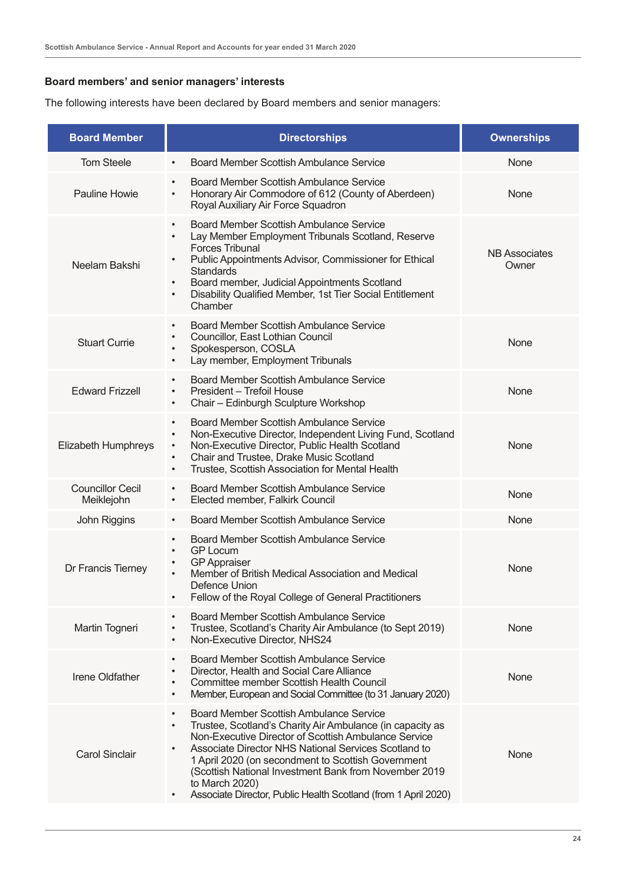**Board members' and senior managers' interests**

The following interests have been declared by Board members and senior managers:

| Board Member | Directorships | Ownerships |
| --- | --- | --- |
| Tom Steele | • Board Member Scottish Ambulance Service | None |
| Pauline Howie | • Board Member Scottish Ambulance Service<br>• Honorary Air Commodore of 612 (County of Aberdeen) Royal Auxiliary Air Force Squadron | None |
| Neelam Bakshi | • Board Member Scottish Ambulance Service<br>• Lay Member Employment Tribunals Scotland, Reserve Forces Tribunal<br>• Public Appointments Advisor, Commissioner for Ethical Standards<br>• Board member, Judicial Appointments Scotland<br>• Disability Qualified Member, 1st Tier Social Entitlement Chamber | NB Associates Owner |
| Stuart Currie | • Board Member Scottish Ambulance Service<br>• Councillor, East Lothian Council<br>• Spokesperson, COSLA<br>• Lay member, Employment Tribunals | None |
| Edward Frizzell | • Board Member Scottish Ambulance Service<br>• President – Trefoil House<br>• Chair – Edinburgh Sculpture Workshop | None |
| Elizabeth Humphreys | • Board Member Scottish Ambulance Service<br>• Non-Executive Director, Independent Living Fund, Scotland<br>• Non-Executive Director, Public Health Scotland<br>• Chair and Trustee, Drake Music Scotland<br>• Trustee, Scottish Association for Mental Health | None |
| Councillor Cecil Meiklejohn | • Board Member Scottish Ambulance Service<br>• Elected member, Falkirk Council | None |
| John Riggins | • Board Member Scottish Ambulance Service | None |
| Dr Francis Tierney | • Board Member Scottish Ambulance Service<br>• GP Locum<br>• GP Appraiser<br>• Member of British Medical Association and Medical Defence Union<br>• Fellow of the Royal College of General Practitioners | None |
| Martin Togneri | • Board Member Scottish Ambulance Service<br>• Trustee, Scotland's Charity Air Ambulance (to Sept 2019)<br>• Non-Executive Director, NHS24 | None |
| Irene Oldfather | • Board Member Scottish Ambulance Service<br>• Director, Health and Social Care Alliance<br>• Committee member Scottish Health Council<br>• Member, European and Social Committee (to 31 January 2020) | None |
| Carol Sinclair | • Board Member Scottish Ambulance Service<br>• Trustee, Scotland's Charity Air Ambulance (in capacity as Non-Executive Director of Scottish Ambulance Service<br>• Associate Director NHS National Services Scotland to 1 April 2020 (on secondment to Scottish Government (Scottish National Investment Bank from November 2019 to March 2020)<br>• Associate Director, Public Health Scotland (from 1 April 2020) | None |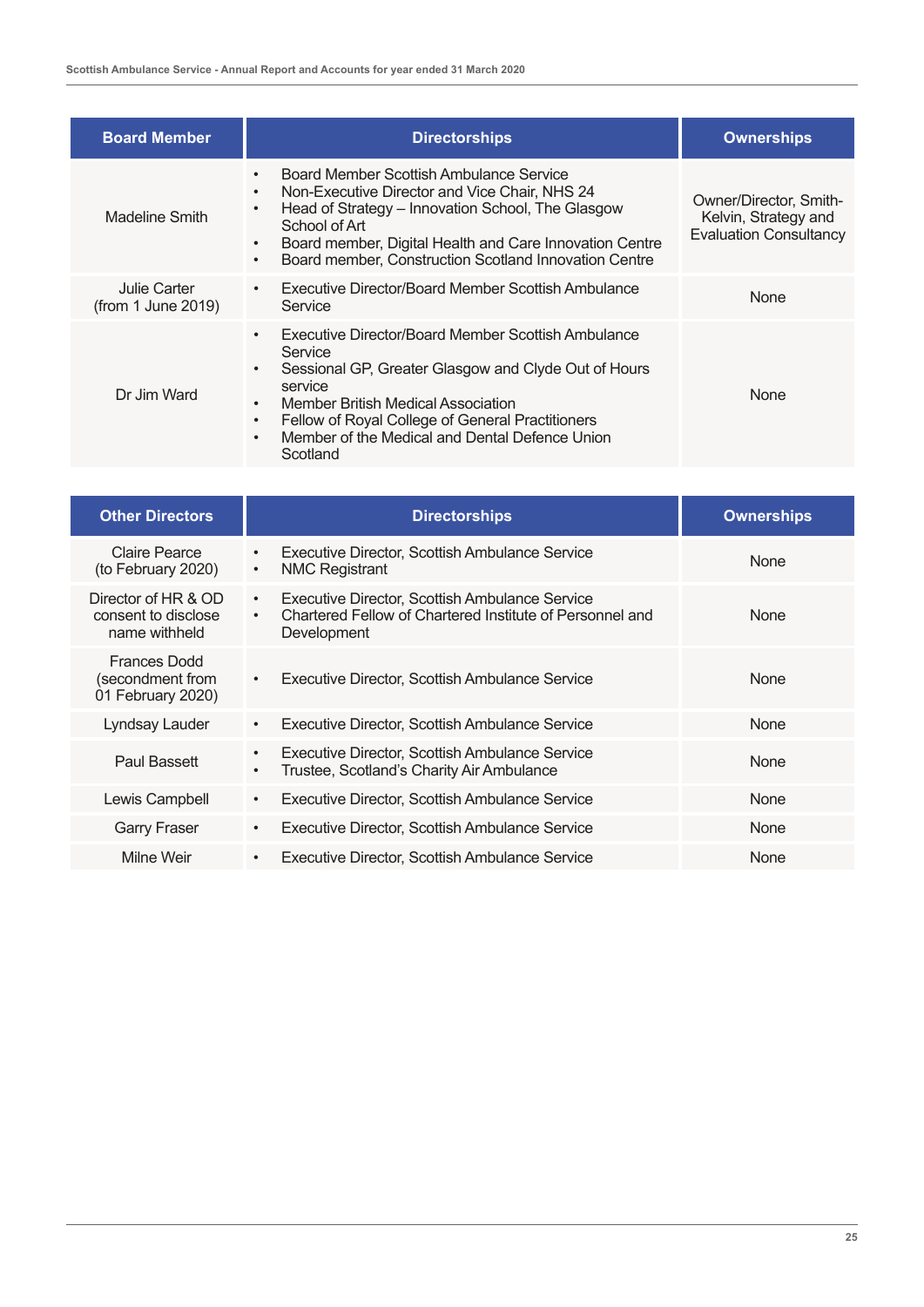| Board Member | Directorships | Ownerships |
|---|---|---|
| Madeline Smith | • Board Member Scottish Ambulance Service<br>• Non-Executive Director and Vice Chair, NHS 24<br>• Head of Strategy – Innovation School, The Glasgow School of Art<br>• Board member, Digital Health and Care Innovation Centre<br>• Board member, Construction Scotland Innovation Centre | Owner/Director, Smith-Kelvin, Strategy and Evaluation Consultancy |
| Julie Carter (from 1 June 2019) | • Executive Director/Board Member Scottish Ambulance Service | None |
| Dr Jim Ward | • Executive Director/Board Member Scottish Ambulance Service<br>• Sessional GP, Greater Glasgow and Clyde Out of Hours service<br>• Member British Medical Association<br>• Fellow of Royal College of General Practitioners<br>• Member of the Medical and Dental Defence Union Scotland | None |

| Other Directors | Directorships | Ownerships |
|---|---|---|
| Claire Pearce (to February 2020) | • Executive Director, Scottish Ambulance Service<br>• NMC Registrant | None |
| Director of HR & OD consent to disclose name withheld | • Executive Director, Scottish Ambulance Service<br>• Chartered Fellow of Chartered Institute of Personnel and Development | None |
| Frances Dodd (secondment from 01 February 2020) | • Executive Director, Scottish Ambulance Service | None |
| Lyndsay Lauder | • Executive Director, Scottish Ambulance Service | None |
| Paul Bassett | • Executive Director, Scottish Ambulance Service<br>• Trustee, Scotland's Charity Air Ambulance | None |
| Lewis Campbell | • Executive Director, Scottish Ambulance Service | None |
| Garry Fraser | • Executive Director, Scottish Ambulance Service | None |
| Milne Weir | • Executive Director, Scottish Ambulance Service | None |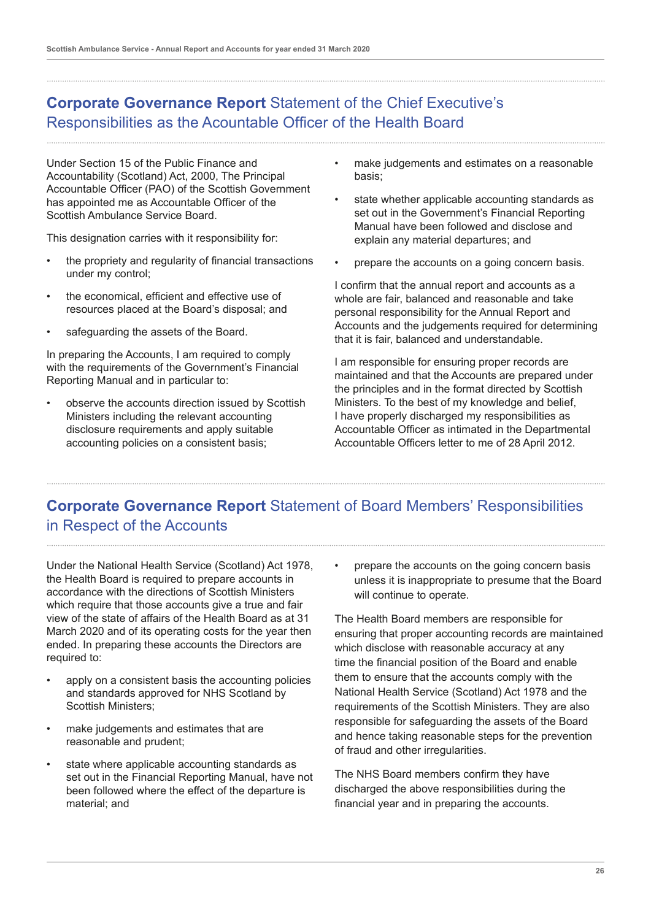## **Corporate Governance Report** Statement of the Chief Executive's Responsibilities as the Acountable Officer of the Health Board

Under Section 15 of the Public Finance and Accountability (Scotland) Act, 2000, The Principal Accountable Officer (PAO) of the Scottish Government has appointed me as Accountable Officer of the Scottish Ambulance Service Board.

This designation carries with it responsibility for:

- the propriety and regularity of financial transactions under my control;
- the economical, efficient and effective use of resources placed at the Board's disposal; and
- safeguarding the assets of the Board.

In preparing the Accounts, I am required to comply with the requirements of the Government's Financial Reporting Manual and in particular to:

- observe the accounts direction issued by Scottish Ministers including the relevant accounting disclosure requirements and apply suitable accounting policies on a consistent basis;
- make judgements and estimates on a reasonable basis;
- state whether applicable accounting standards as set out in the Government's Financial Reporting Manual have been followed and disclose and explain any material departures; and
- prepare the accounts on a going concern basis.

I confirm that the annual report and accounts as a whole are fair, balanced and reasonable and take personal responsibility for the Annual Report and Accounts and the judgements required for determining that it is fair, balanced and understandable.

I am responsible for ensuring proper records are maintained and that the Accounts are prepared under the principles and in the format directed by Scottish Ministers. To the best of my knowledge and belief, I have properly discharged my responsibilities as Accountable Officer as intimated in the Departmental Accountable Officers letter to me of 28 April 2012.

## **Corporate Governance Report** Statement of Board Members' Responsibilities in Respect of the Accounts

Under the National Health Service (Scotland) Act 1978, the Health Board is required to prepare accounts in accordance with the directions of Scottish Ministers which require that those accounts give a true and fair view of the state of affairs of the Health Board as at 31 March 2020 and of its operating costs for the year then ended. In preparing these accounts the Directors are required to:

- apply on a consistent basis the accounting policies and standards approved for NHS Scotland by Scottish Ministers;
- make judgements and estimates that are reasonable and prudent;
- state where applicable accounting standards as set out in the Financial Reporting Manual, have not been followed where the effect of the departure is material; and
- prepare the accounts on the going concern basis unless it is inappropriate to presume that the Board will continue to operate.

The Health Board members are responsible for ensuring that proper accounting records are maintained which disclose with reasonable accuracy at any time the financial position of the Board and enable them to ensure that the accounts comply with the National Health Service (Scotland) Act 1978 and the requirements of the Scottish Ministers. They are also responsible for safeguarding the assets of the Board and hence taking reasonable steps for the prevention of fraud and other irregularities.

The NHS Board members confirm they have discharged the above responsibilities during the financial year and in preparing the accounts.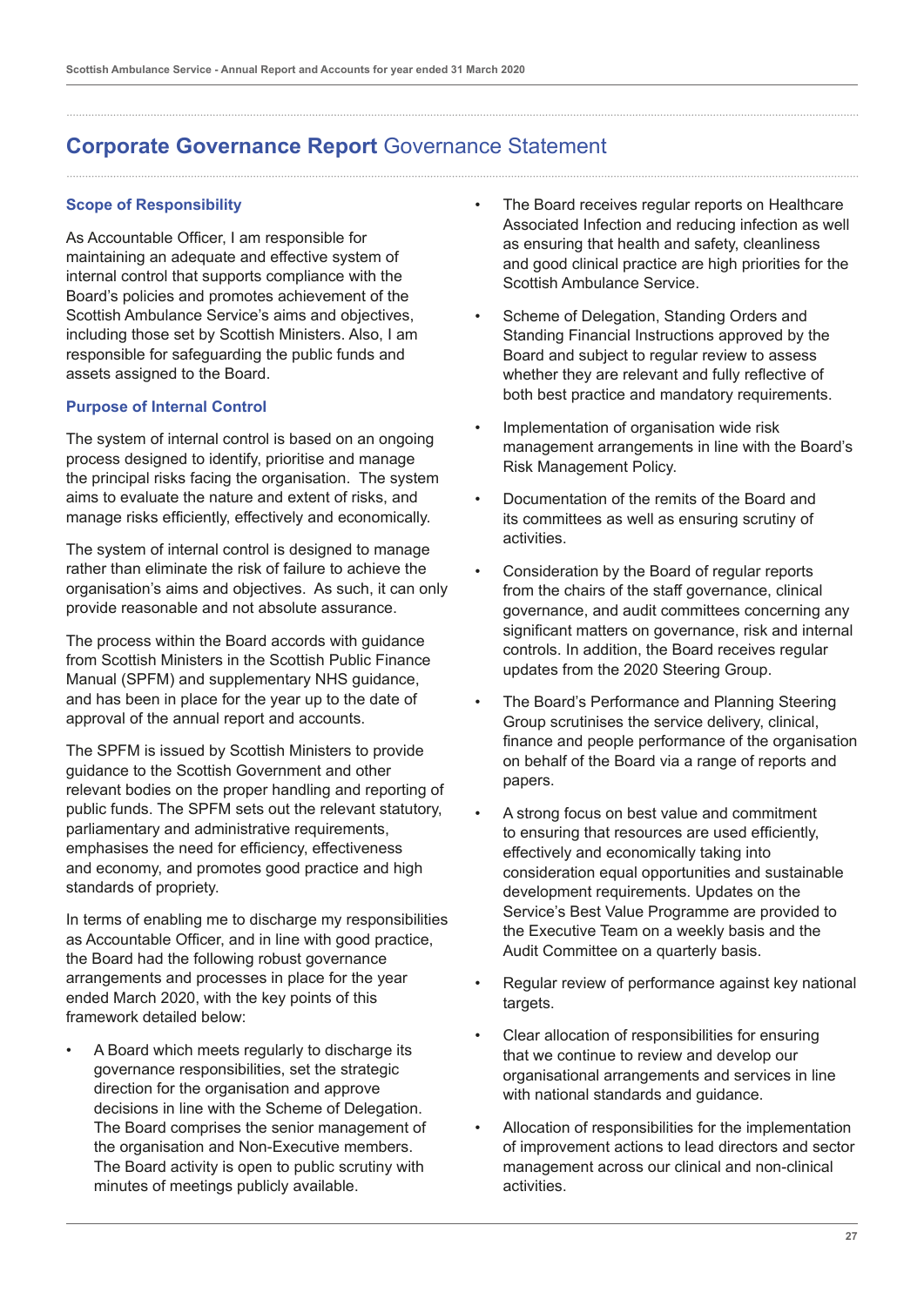# Corporate Governance Report Governance Statement

## Scope of Responsibility

As Accountable Officer, I am responsible for maintaining an adequate and effective system of internal control that supports compliance with the Board's policies and promotes achievement of the Scottish Ambulance Service's aims and objectives, including those set by Scottish Ministers. Also, I am responsible for safeguarding the public funds and assets assigned to the Board.

## Purpose of Internal Control

The system of internal control is based on an ongoing process designed to identify, prioritise and manage the principal risks facing the organisation. The system aims to evaluate the nature and extent of risks, and manage risks efficiently, effectively and economically.

The system of internal control is designed to manage rather than eliminate the risk of failure to achieve the organisation's aims and objectives. As such, it can only provide reasonable and not absolute assurance.

The process within the Board accords with guidance from Scottish Ministers in the Scottish Public Finance Manual (SPFM) and supplementary NHS guidance, and has been in place for the year up to the date of approval of the annual report and accounts.

The SPFM is issued by Scottish Ministers to provide guidance to the Scottish Government and other relevant bodies on the proper handling and reporting of public funds. The SPFM sets out the relevant statutory, parliamentary and administrative requirements, emphasises the need for efficiency, effectiveness and economy, and promotes good practice and high standards of propriety.

In terms of enabling me to discharge my responsibilities as Accountable Officer, and in line with good practice, the Board had the following robust governance arrangements and processes in place for the year ended March 2020, with the key points of this framework detailed below:

- A Board which meets regularly to discharge its governance responsibilities, set the strategic direction for the organisation and approve decisions in line with the Scheme of Delegation. The Board comprises the senior management of the organisation and Non-Executive members. The Board activity is open to public scrutiny with minutes of meetings publicly available.
- The Board receives regular reports on Healthcare Associated Infection and reducing infection as well as ensuring that health and safety, cleanliness and good clinical practice are high priorities for the Scottish Ambulance Service.
- Scheme of Delegation, Standing Orders and Standing Financial Instructions approved by the Board and subject to regular review to assess whether they are relevant and fully reflective of both best practice and mandatory requirements.
- Implementation of organisation wide risk management arrangements in line with the Board's Risk Management Policy.
- Documentation of the remits of the Board and its committees as well as ensuring scrutiny of activities.
- Consideration by the Board of regular reports from the chairs of the staff governance, clinical governance, and audit committees concerning any significant matters on governance, risk and internal controls. In addition, the Board receives regular updates from the 2020 Steering Group.
- The Board's Performance and Planning Steering Group scrutinises the service delivery, clinical, finance and people performance of the organisation on behalf of the Board via a range of reports and papers.
- A strong focus on best value and commitment to ensuring that resources are used efficiently, effectively and economically taking into consideration equal opportunities and sustainable development requirements. Updates on the Service's Best Value Programme are provided to the Executive Team on a weekly basis and the Audit Committee on a quarterly basis.
- Regular review of performance against key national targets.
- Clear allocation of responsibilities for ensuring that we continue to review and develop our organisational arrangements and services in line with national standards and guidance.
- Allocation of responsibilities for the implementation of improvement actions to lead directors and sector management across our clinical and non-clinical activities.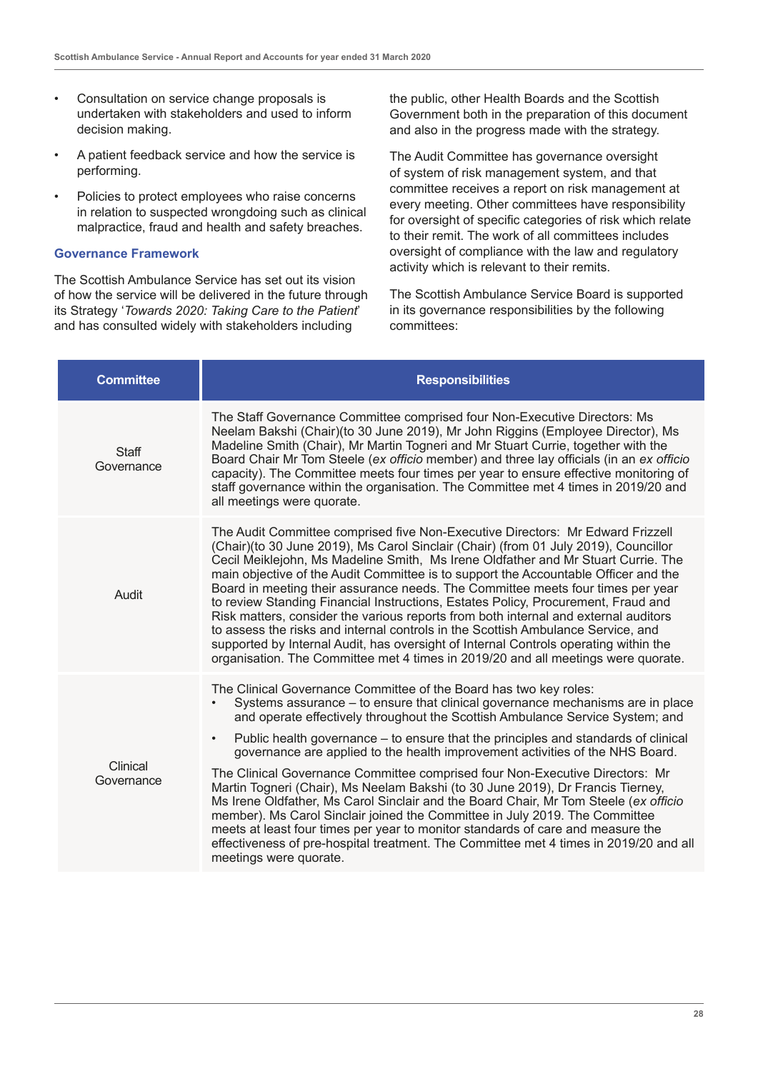- Consultation on service change proposals is undertaken with stakeholders and used to inform decision making.
- A patient feedback service and how the service is performing.
- Policies to protect employees who raise concerns in relation to suspected wrongdoing such as clinical malpractice, fraud and health and safety breaches.

### Governance Framework

The Scottish Ambulance Service has set out its vision of how the service will be delivered in the future through its Strategy '*Towards 2020: Taking Care to the Patient*' and has consulted widely with stakeholders including the public, other Health Boards and the Scottish Government both in the preparation of this document and also in the progress made with the strategy.

The Audit Committee has governance oversight of system of risk management system, and that committee receives a report on risk management at every meeting. Other committees have responsibility for oversight of specific categories of risk which relate to their remit. The work of all committees includes oversight of compliance with the law and regulatory activity which is relevant to their remits.

The Scottish Ambulance Service Board is supported in its governance responsibilities by the following committees:

| Committee | Responsibilities |
|---|---|
| Staff Governance | The Staff Governance Committee comprised four Non-Executive Directors: Ms Neelam Bakshi (Chair)(to 30 June 2019), Mr John Riggins (Employee Director), Ms Madeline Smith (Chair), Mr Martin Togneri and Mr Stuart Currie, together with the Board Chair Mr Tom Steele (*ex officio* member) and three lay officials (in an *ex officio* capacity). The Committee meets four times per year to ensure effective monitoring of staff governance within the organisation. The Committee met 4 times in 2019/20 and all meetings were quorate. |
| Audit | The Audit Committee comprised five Non-Executive Directors: Mr Edward Frizzell (Chair)(to 30 June 2019), Ms Carol Sinclair (Chair) (from 01 July 2019), Councillor Cecil Meiklejohn, Ms Madeline Smith, Ms Irene Oldfather and Mr Stuart Currie. The main objective of the Audit Committee is to support the Accountable Officer and the Board in meeting their assurance needs. The Committee meets four times per year to review Standing Financial Instructions, Estates Policy, Procurement, Fraud and Risk matters, consider the various reports from both internal and external auditors to assess the risks and internal controls in the Scottish Ambulance Service, and supported by Internal Audit, has oversight of Internal Controls operating within the organisation. The Committee met 4 times in 2019/20 and all meetings were quorate. |
| Clinical Governance | The Clinical Governance Committee of the Board has two key roles:<br>• Systems assurance – to ensure that clinical governance mechanisms are in place and operate effectively throughout the Scottish Ambulance Service System; and<br>• Public health governance – to ensure that the principles and standards of clinical governance are applied to the health improvement activities of the NHS Board.<br>The Clinical Governance Committee comprised four Non-Executive Directors: Mr Martin Togneri (Chair), Ms Neelam Bakshi (to 30 June 2019), Dr Francis Tierney, Ms Irene Oldfather, Ms Carol Sinclair and the Board Chair, Mr Tom Steele (*ex officio* member). Ms Carol Sinclair joined the Committee in July 2019. The Committee meets at least four times per year to monitor standards of care and measure the effectiveness of pre-hospital treatment. The Committee met 4 times in 2019/20 and all meetings were quorate. |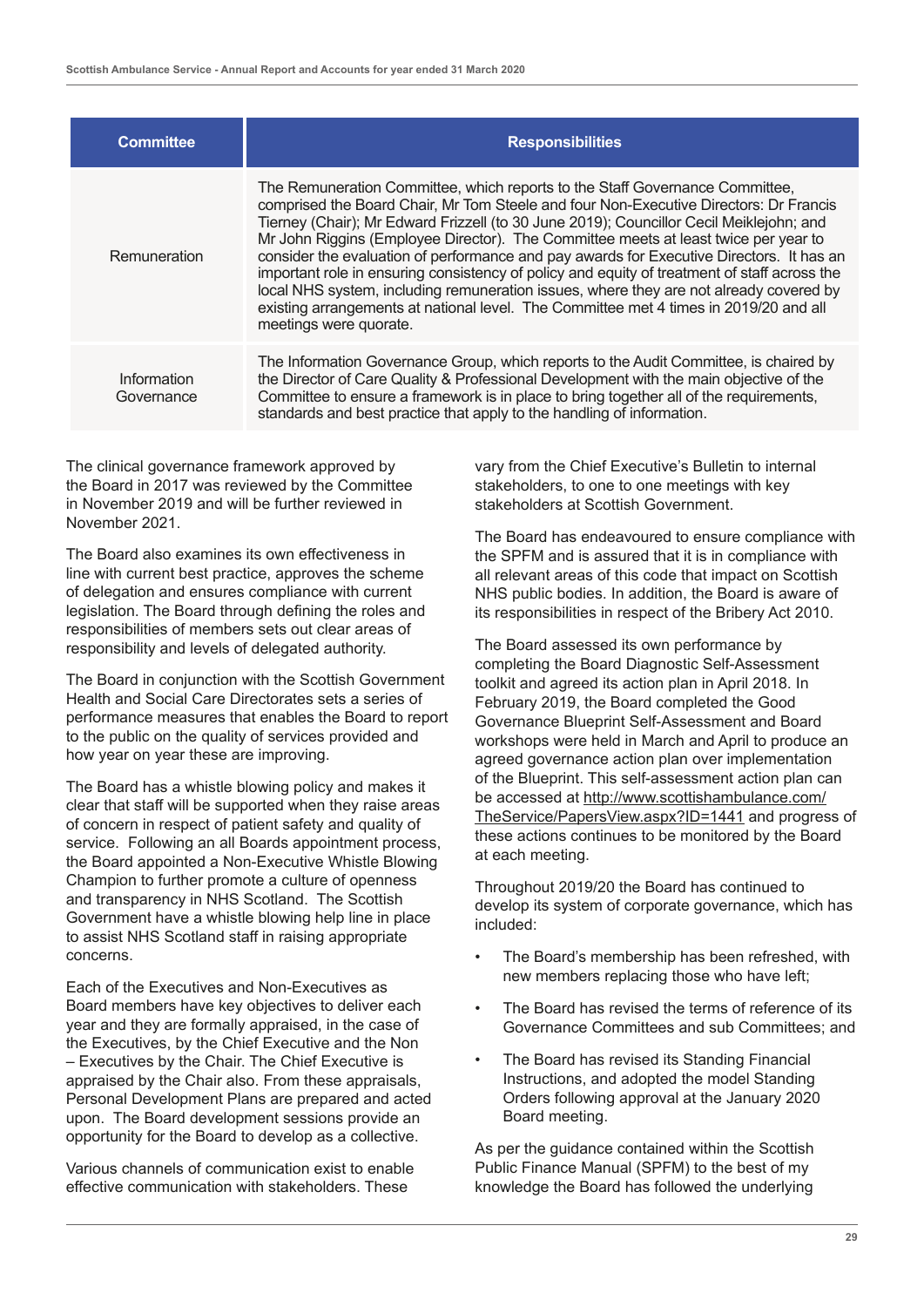| Committee | Responsibilities |
|---|---|
| Remuneration | The Remuneration Committee, which reports to the Staff Governance Committee, comprised the Board Chair, Mr Tom Steele and four Non-Executive Directors: Dr Francis Tierney (Chair); Mr Edward Frizzell (to 30 June 2019); Councillor Cecil Meiklejohn; and Mr John Riggins (Employee Director). The Committee meets at least twice per year to consider the evaluation of performance and pay awards for Executive Directors. It has an important role in ensuring consistency of policy and equity of treatment of staff across the local NHS system, including remuneration issues, where they are not already covered by existing arrangements at national level. The Committee met 4 times in 2019/20 and all meetings were quorate. |
| Information Governance | The Information Governance Group, which reports to the Audit Committee, is chaired by the Director of Care Quality & Professional Development with the main objective of the Committee to ensure a framework is in place to bring together all of the requirements, standards and best practice that apply to the handling of information. |

The clinical governance framework approved by the Board in 2017 was reviewed by the Committee in November 2019 and will be further reviewed in November 2021.

The Board also examines its own effectiveness in line with current best practice, approves the scheme of delegation and ensures compliance with current legislation. The Board through defining the roles and responsibilities of members sets out clear areas of responsibility and levels of delegated authority.

The Board in conjunction with the Scottish Government Health and Social Care Directorates sets a series of performance measures that enables the Board to report to the public on the quality of services provided and how year on year these are improving.

The Board has a whistle blowing policy and makes it clear that staff will be supported when they raise areas of concern in respect of patient safety and quality of service. Following an all Boards appointment process, the Board appointed a Non-Executive Whistle Blowing Champion to further promote a culture of openness and transparency in NHS Scotland. The Scottish Government have a whistle blowing help line in place to assist NHS Scotland staff in raising appropriate concerns.

Each of the Executives and Non-Executives as Board members have key objectives to deliver each year and they are formally appraised, in the case of the Executives, by the Chief Executive and the Non – Executives by the Chair. The Chief Executive is appraised by the Chair also. From these appraisals, Personal Development Plans are prepared and acted upon. The Board development sessions provide an opportunity for the Board to develop as a collective.

Various channels of communication exist to enable effective communication with stakeholders. These vary from the Chief Executive's Bulletin to internal stakeholders, to one to one meetings with key stakeholders at Scottish Government.

The Board has endeavoured to ensure compliance with the SPFM and is assured that it is in compliance with all relevant areas of this code that impact on Scottish NHS public bodies. In addition, the Board is aware of its responsibilities in respect of the Bribery Act 2010.

The Board assessed its own performance by completing the Board Diagnostic Self-Assessment toolkit and agreed its action plan in April 2018. In February 2019, the Board completed the Good Governance Blueprint Self-Assessment and Board workshops were held in March and April to produce an agreed governance action plan over implementation of the Blueprint. This self-assessment action plan can be accessed at http://www.scottishambulance.com/TheService/PapersView.aspx?ID=1441 and progress of these actions continues to be monitored by the Board at each meeting.

Throughout 2019/20 the Board has continued to develop its system of corporate governance, which has included:

- The Board's membership has been refreshed, with new members replacing those who have left;
- The Board has revised the terms of reference of its Governance Committees and sub Committees; and
- The Board has revised its Standing Financial Instructions, and adopted the model Standing Orders following approval at the January 2020 Board meeting.

As per the guidance contained within the Scottish Public Finance Manual (SPFM) to the best of my knowledge the Board has followed the underlying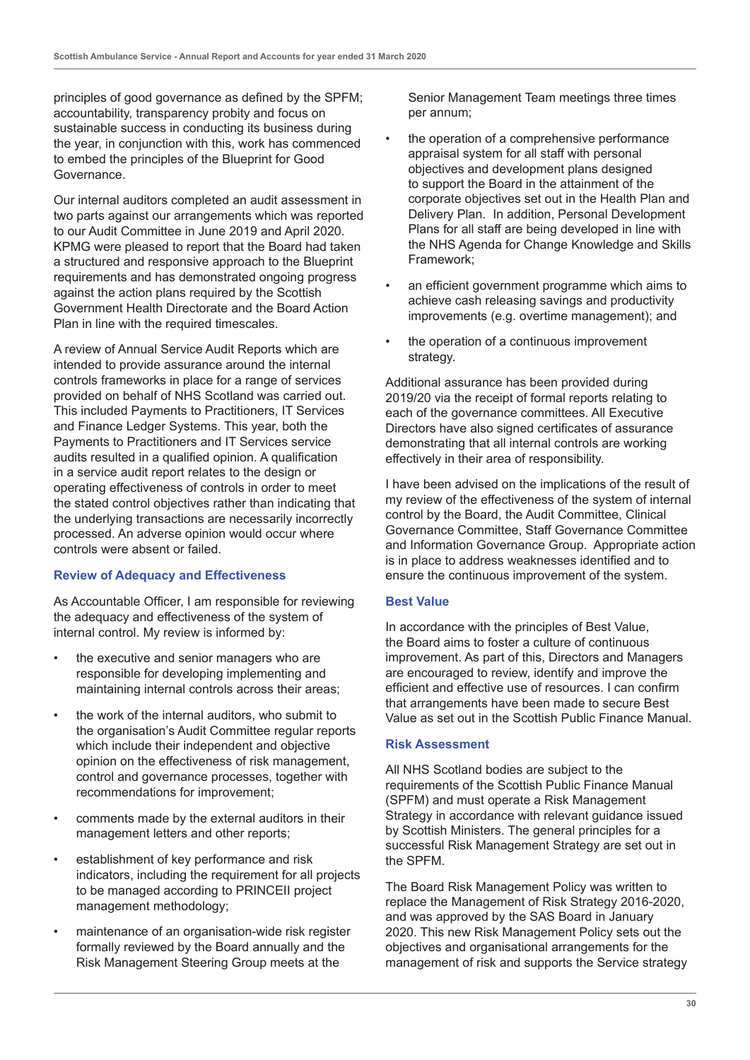principles of good governance as defined by the SPFM; accountability, transparency probity and focus on sustainable success in conducting its business during the year, in conjunction with this, work has commenced to embed the principles of the Blueprint for Good Governance.

Our internal auditors completed an audit assessment in two parts against our arrangements which was reported to our Audit Committee in June 2019 and April 2020. KPMG were pleased to report that the Board had taken a structured and responsive approach to the Blueprint requirements and has demonstrated ongoing progress against the action plans required by the Scottish Government Health Directorate and the Board Action Plan in line with the required timescales.

A review of Annual Service Audit Reports which are intended to provide assurance around the internal controls frameworks in place for a range of services provided on behalf of NHS Scotland was carried out. This included Payments to Practitioners, IT Services and Finance Ledger Systems. This year, both the Payments to Practitioners and IT Services service audits resulted in a qualified opinion. A qualification in a service audit report relates to the design or operating effectiveness of controls in order to meet the stated control objectives rather than indicating that the underlying transactions are necessarily incorrectly processed. An adverse opinion would occur where controls were absent or failed.

### Review of Adequacy and Effectiveness

As Accountable Officer, I am responsible for reviewing the adequacy and effectiveness of the system of internal control. My review is informed by:

- the executive and senior managers who are responsible for developing implementing and maintaining internal controls across their areas;
- the work of the internal auditors, who submit to the organisation's Audit Committee regular reports which include their independent and objective opinion on the effectiveness of risk management, control and governance processes, together with recommendations for improvement;
- comments made by the external auditors in their management letters and other reports;
- establishment of key performance and risk indicators, including the requirement for all projects to be managed according to PRINCEII project management methodology;
- maintenance of an organisation-wide risk register formally reviewed by the Board annually and the Risk Management Steering Group meets at the Senior Management Team meetings three times per annum;
- the operation of a comprehensive performance appraisal system for all staff with personal objectives and development plans designed to support the Board in the attainment of the corporate objectives set out in the Health Plan and Delivery Plan. In addition, Personal Development Plans for all staff are being developed in line with the NHS Agenda for Change Knowledge and Skills Framework;
- an efficient government programme which aims to achieve cash releasing savings and productivity improvements (e.g. overtime management); and
- the operation of a continuous improvement strategy.

Additional assurance has been provided during 2019/20 via the receipt of formal reports relating to each of the governance committees. All Executive Directors have also signed certificates of assurance demonstrating that all internal controls are working effectively in their area of responsibility.

I have been advised on the implications of the result of my review of the effectiveness of the system of internal control by the Board, the Audit Committee, Clinical Governance Committee, Staff Governance Committee and Information Governance Group. Appropriate action is in place to address weaknesses identified and to ensure the continuous improvement of the system.

### Best Value

In accordance with the principles of Best Value, the Board aims to foster a culture of continuous improvement. As part of this, Directors and Managers are encouraged to review, identify and improve the efficient and effective use of resources. I can confirm that arrangements have been made to secure Best Value as set out in the Scottish Public Finance Manual.

### Risk Assessment

All NHS Scotland bodies are subject to the requirements of the Scottish Public Finance Manual (SPFM) and must operate a Risk Management Strategy in accordance with relevant guidance issued by Scottish Ministers. The general principles for a successful Risk Management Strategy are set out in the SPFM.

The Board Risk Management Policy was written to replace the Management of Risk Strategy 2016-2020, and was approved by the SAS Board in January 2020. This new Risk Management Policy sets out the objectives and organisational arrangements for the management of risk and supports the Service strategy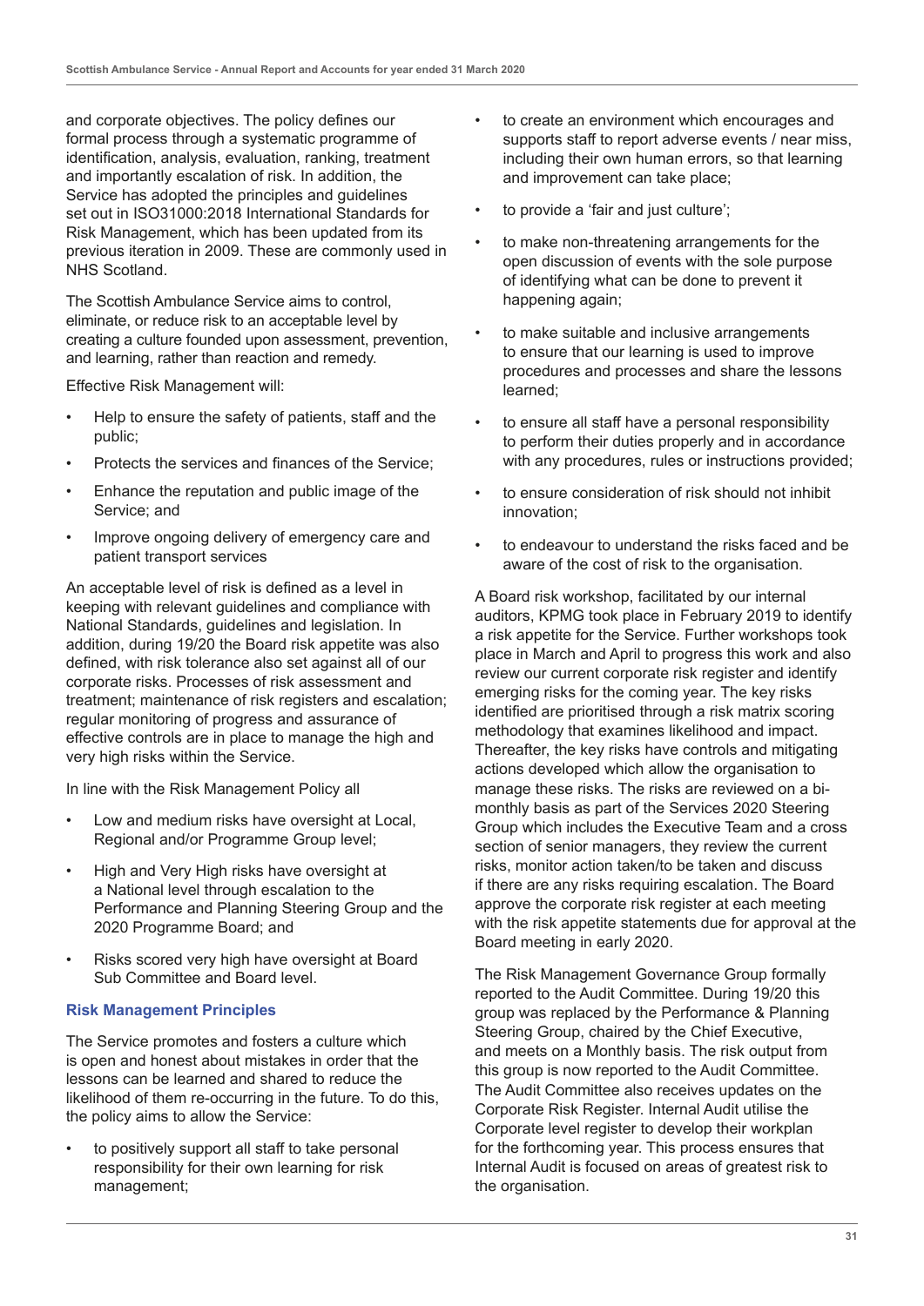and corporate objectives. The policy defines our formal process through a systematic programme of identification, analysis, evaluation, ranking, treatment and importantly escalation of risk. In addition, the Service has adopted the principles and guidelines set out in ISO31000:2018 International Standards for Risk Management, which has been updated from its previous iteration in 2009. These are commonly used in NHS Scotland.

The Scottish Ambulance Service aims to control, eliminate, or reduce risk to an acceptable level by creating a culture founded upon assessment, prevention, and learning, rather than reaction and remedy.

Effective Risk Management will:

- Help to ensure the safety of patients, staff and the public;
- Protects the services and finances of the Service;
- Enhance the reputation and public image of the Service; and
- Improve ongoing delivery of emergency care and patient transport services

An acceptable level of risk is defined as a level in keeping with relevant guidelines and compliance with National Standards, guidelines and legislation. In addition, during 19/20 the Board risk appetite was also defined, with risk tolerance also set against all of our corporate risks. Processes of risk assessment and treatment; maintenance of risk registers and escalation; regular monitoring of progress and assurance of effective controls are in place to manage the high and very high risks within the Service.

In line with the Risk Management Policy all

- Low and medium risks have oversight at Local, Regional and/or Programme Group level;
- High and Very High risks have oversight at a National level through escalation to the Performance and Planning Steering Group and the 2020 Programme Board; and
- Risks scored very high have oversight at Board Sub Committee and Board level.

### Risk Management Principles

The Service promotes and fosters a culture which is open and honest about mistakes in order that the lessons can be learned and shared to reduce the likelihood of them re-occurring in the future. To do this, the policy aims to allow the Service:

- to positively support all staff to take personal responsibility for their own learning for risk management;
- to create an environment which encourages and supports staff to report adverse events / near miss, including their own human errors, so that learning and improvement can take place;
- to provide a 'fair and just culture';
- to make non-threatening arrangements for the open discussion of events with the sole purpose of identifying what can be done to prevent it happening again;
- to make suitable and inclusive arrangements to ensure that our learning is used to improve procedures and processes and share the lessons learned;
- to ensure all staff have a personal responsibility to perform their duties properly and in accordance with any procedures, rules or instructions provided;
- to ensure consideration of risk should not inhibit innovation;
- to endeavour to understand the risks faced and be aware of the cost of risk to the organisation.

A Board risk workshop, facilitated by our internal auditors, KPMG took place in February 2019 to identify a risk appetite for the Service. Further workshops took place in March and April to progress this work and also review our current corporate risk register and identify emerging risks for the coming year. The key risks identified are prioritised through a risk matrix scoring methodology that examines likelihood and impact. Thereafter, the key risks have controls and mitigating actions developed which allow the organisation to manage these risks. The risks are reviewed on a bi-monthly basis as part of the Services 2020 Steering Group which includes the Executive Team and a cross section of senior managers, they review the current risks, monitor action taken/to be taken and discuss if there are any risks requiring escalation. The Board approve the corporate risk register at each meeting with the risk appetite statements due for approval at the Board meeting in early 2020.

The Risk Management Governance Group formally reported to the Audit Committee. During 19/20 this group was replaced by the Performance & Planning Steering Group, chaired by the Chief Executive, and meets on a Monthly basis. The risk output from this group is now reported to the Audit Committee. The Audit Committee also receives updates on the Corporate Risk Register. Internal Audit utilise the Corporate level register to develop their workplan for the forthcoming year. This process ensures that Internal Audit is focused on areas of greatest risk to the organisation.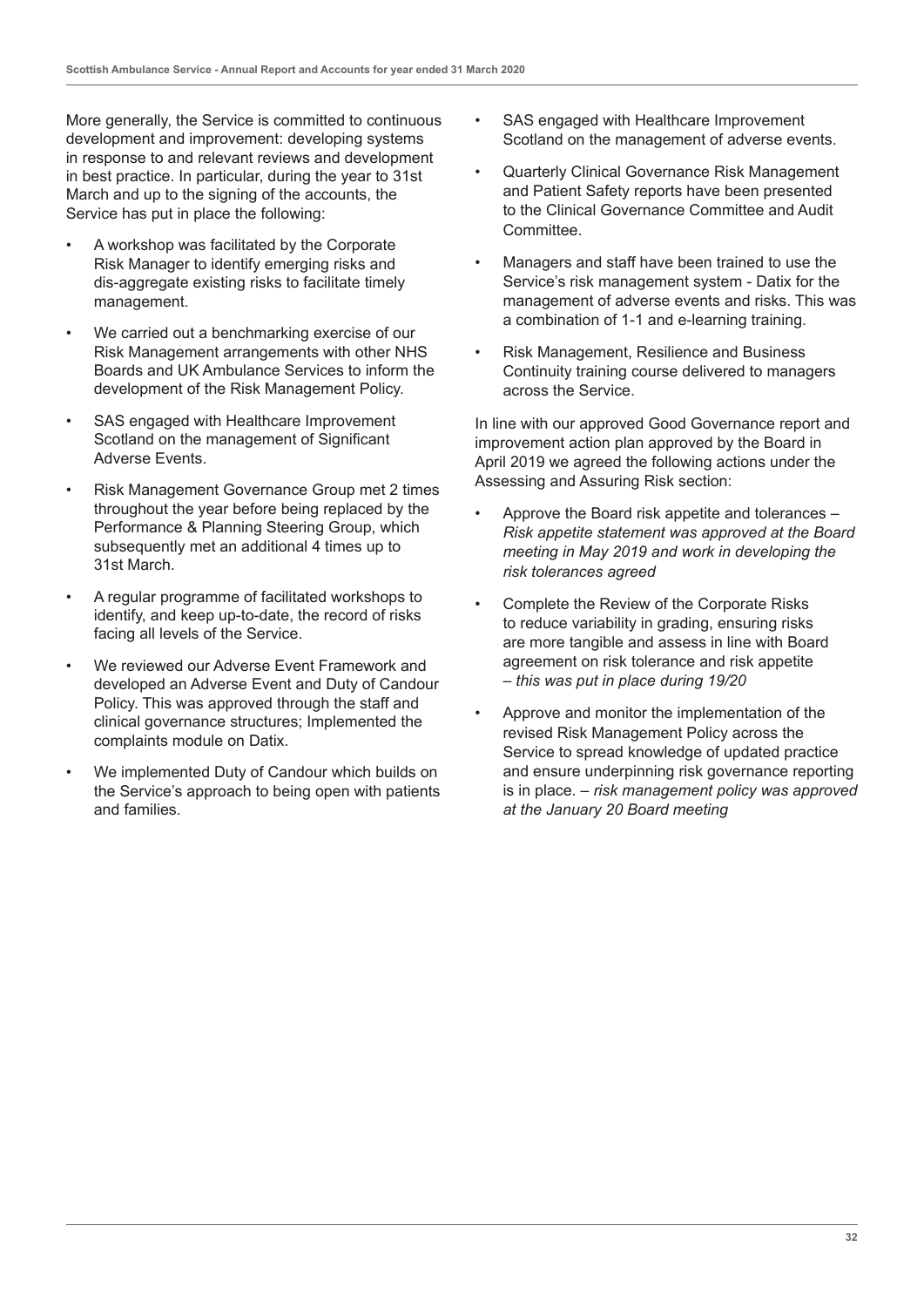More generally, the Service is committed to continuous development and improvement: developing systems in response to and relevant reviews and development in best practice. In particular, during the year to 31st March and up to the signing of the accounts, the Service has put in place the following:

- A workshop was facilitated by the Corporate Risk Manager to identify emerging risks and dis-aggregate existing risks to facilitate timely management.
- We carried out a benchmarking exercise of our Risk Management arrangements with other NHS Boards and UK Ambulance Services to inform the development of the Risk Management Policy.
- SAS engaged with Healthcare Improvement Scotland on the management of Significant Adverse Events.
- Risk Management Governance Group met 2 times throughout the year before being replaced by the Performance & Planning Steering Group, which subsequently met an additional 4 times up to 31st March.
- A regular programme of facilitated workshops to identify, and keep up-to-date, the record of risks facing all levels of the Service.
- We reviewed our Adverse Event Framework and developed an Adverse Event and Duty of Candour Policy. This was approved through the staff and clinical governance structures; Implemented the complaints module on Datix.
- We implemented Duty of Candour which builds on the Service's approach to being open with patients and families.
- SAS engaged with Healthcare Improvement Scotland on the management of adverse events.
- Quarterly Clinical Governance Risk Management and Patient Safety reports have been presented to the Clinical Governance Committee and Audit Committee.
- Managers and staff have been trained to use the Service's risk management system - Datix for the management of adverse events and risks. This was a combination of 1-1 and e-learning training.
- Risk Management, Resilience and Business Continuity training course delivered to managers across the Service.

In line with our approved Good Governance report and improvement action plan approved by the Board in April 2019 we agreed the following actions under the Assessing and Assuring Risk section:

- Approve the Board risk appetite and tolerances – *Risk appetite statement was approved at the Board meeting in May 2019 and work in developing the risk tolerances agreed*
- Complete the Review of the Corporate Risks to reduce variability in grading, ensuring risks are more tangible and assess in line with Board agreement on risk tolerance and risk appetite – *this was put in place during 19/20*
- Approve and monitor the implementation of the revised Risk Management Policy across the Service to spread knowledge of updated practice and ensure underpinning risk governance reporting is in place. – *risk management policy was approved at the January 20 Board meeting*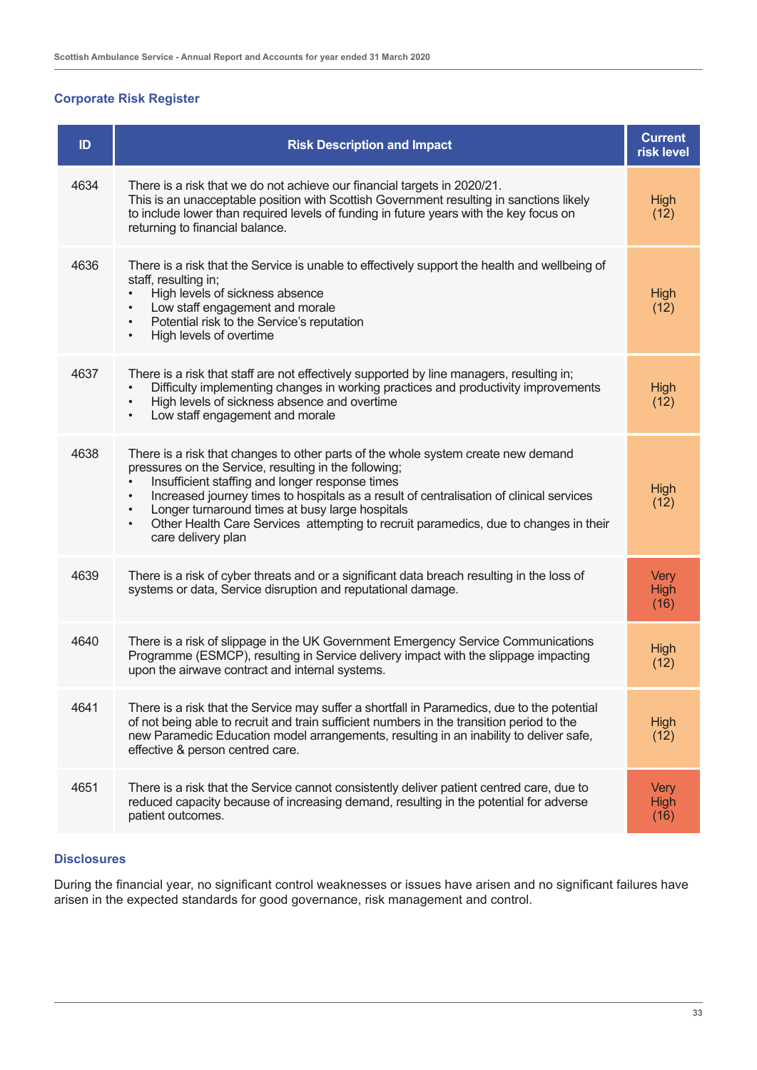## Corporate Risk Register

| ID | Risk Description and Impact | Current risk level |
|---|---|---|
| 4634 | There is a risk that we do not achieve our financial targets in 2020/21. This is an unacceptable position with Scottish Government resulting in sanctions likely to include lower than required levels of funding in future years with the key focus on returning to financial balance. | High (12) |
| 4636 | There is a risk that the Service is unable to effectively support the health and wellbeing of staff, resulting in; <br>• High levels of sickness absence <br>• Low staff engagement and morale <br>• Potential risk to the Service's reputation <br>• High levels of overtime | High (12) |
| 4637 | There is a risk that staff are not effectively supported by line managers, resulting in; <br>• Difficulty implementing changes in working practices and productivity improvements <br>• High levels of sickness and overtime <br>• Low staff engagement and morale | High (12) |
| 4638 | There is a risk that changes to other parts of the whole system create new demand pressures on the Service, resulting in the following; <br>• Insufficient staffing and longer response times <br>• Increased journey times to hospitals as a result of centralisation of clinical services <br>• Longer turnaround times at busy large hospitals <br>• Other Health Care Services attempting to recruit paramedics, due to changes in their care delivery plan | High (12) |
| 4639 | There is a risk of cyber threats and or a significant data breach resulting in the loss of systems or data, Service disruption and reputational damage. | Very High (16) |
| 4640 | There is a risk of slippage in the UK Government Emergency Service Communications Programme (ESMCP), resulting in Service delivery impact with the slippage impacting upon the airwave contract and internal systems. | High (12) |
| 4641 | There is a risk that the Service may suffer a shortfall in Paramedics, due to the potential of not being able to recruit and train sufficient numbers in the transition period to the new Paramedic Education model arrangements, resulting in an inability to deliver safe, effective & person centred care. | High (12) |
| 4651 | There is a risk that the Service cannot consistently deliver patient centred care, due to reduced capacity because of increasing demand, resulting in the potential for adverse patient outcomes. | Very High (16) |

## Disclosures

During the financial year, no significant control weaknesses or issues have arisen and no significant failures have arisen in the expected standards for good governance, risk management and control.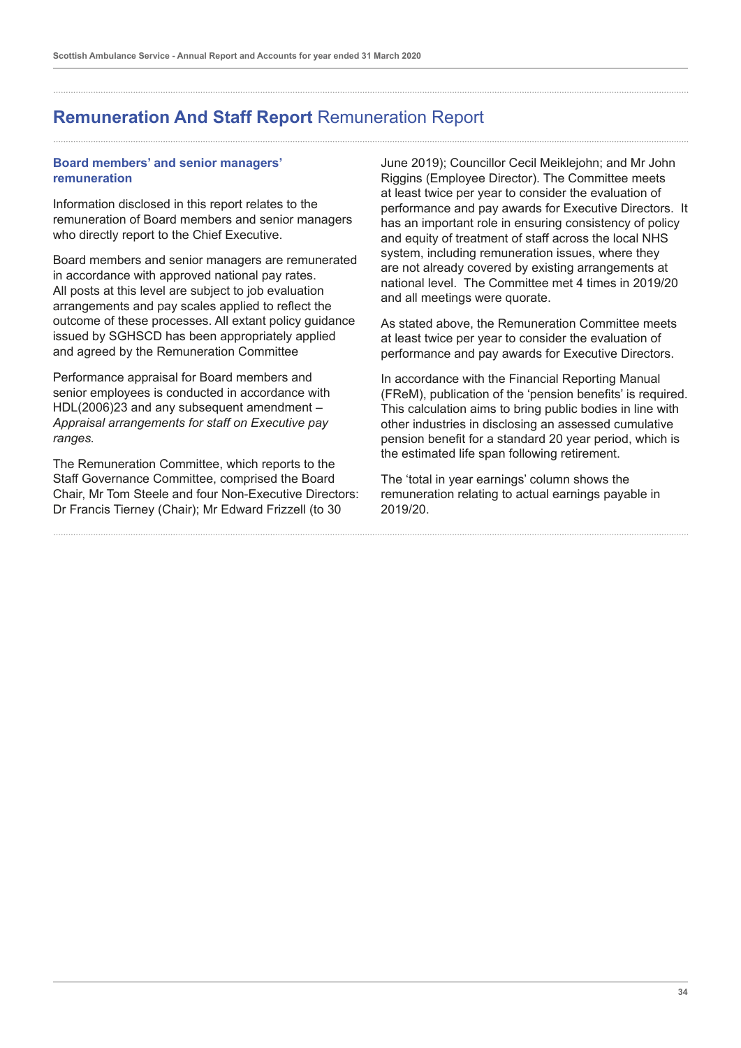# **Remuneration And Staff Report** Remuneration Report

### Board members' and senior managers' remuneration

Information disclosed in this report relates to the remuneration of Board members and senior managers who directly report to the Chief Executive.

Board members and senior managers are remunerated in accordance with approved national pay rates. All posts at this level are subject to job evaluation arrangements and pay scales applied to reflect the outcome of these processes. All extant policy guidance issued by SGHSCD has been appropriately applied and agreed by the Remuneration Committee

Performance appraisal for Board members and senior employees is conducted in accordance with HDL(2006)23 and any subsequent amendment – *Appraisal arrangements for staff on Executive pay ranges.*

The Remuneration Committee, which reports to the Staff Governance Committee, comprised the Board Chair, Mr Tom Steele and four Non-Executive Directors: Dr Francis Tierney (Chair); Mr Edward Frizzell (to 30 June 2019); Councillor Cecil Meiklejohn; and Mr John Riggins (Employee Director). The Committee meets at least twice per year to consider the evaluation of performance and pay awards for Executive Directors. It has an important role in ensuring consistency of policy and equity of treatment of staff across the local NHS system, including remuneration issues, where they are not already covered by existing arrangements at national level. The Committee met 4 times in 2019/20 and all meetings were quorate.

As stated above, the Remuneration Committee meets at least twice per year to consider the evaluation of performance and pay awards for Executive Directors.

In accordance with the Financial Reporting Manual (FReM), publication of the 'pension benefits' is required. This calculation aims to bring public bodies in line with other industries in disclosing an assessed cumulative pension benefit for a standard 20 year period, which is the estimated life span following retirement.

The 'total in year earnings' column shows the remuneration relating to actual earnings payable in 2019/20.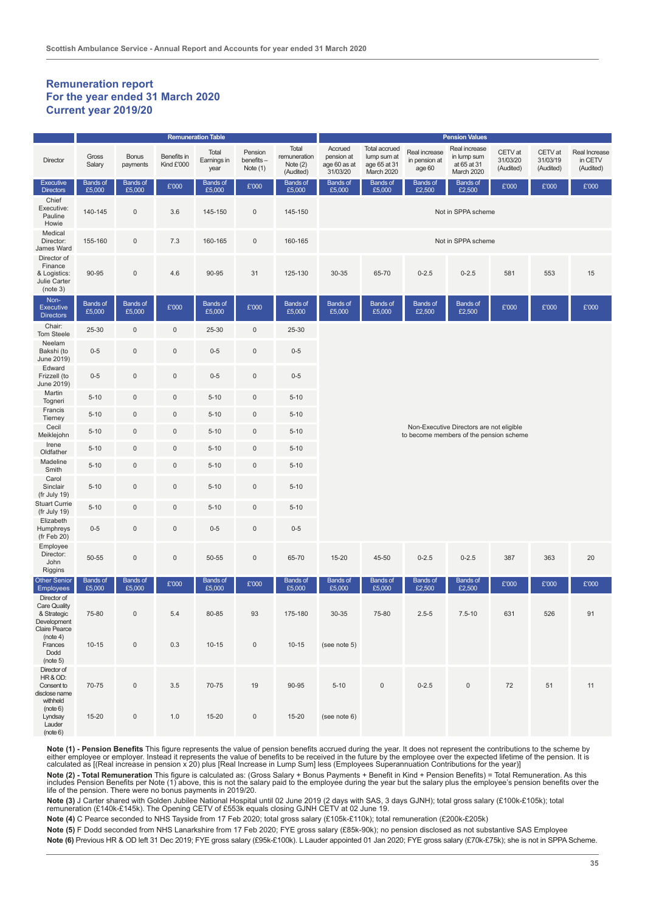## Remuneration report
## For the year ended 31 March 2020
## Current year 2019/20

| | Remuneration Table | | | | | | Pension Values | | | | | | |
|---|---|---|---|---|---|---|---|---|---|---|---|---|---|
| Director | Gross Salary | Bonus payments | Benefits in Kind £'000 | Total Earnings in year | Pension benefits – Note (1) | Total remuneration Note (2) (Audited) | Accrued pension at age 60 as at 31/03/20 | Total accrued lump sum at age 65 at 31 March 2020 | Real increase in pension at age 60 | Real increase in lump sum at 65 at 31 March 2020 | CETV at 31/03/20 (Audited) | CETV at 31/03/19 (Audited) | Real Increase in CETV (Audited) |
| Executive Directors | Bands of £5,000 | Bands of £5,000 | £'000 | Bands of £5,000 | £'000 | Bands of £5,000 | Bands of £5,000 | Bands of £5,000 | Bands of £2,500 | Bands of £2,500 | £'000 | £'000 | £'000 |
| Chief Executive: Pauline Howie | 140-145 | 0 | 3.6 | 145-150 | 0 | 145-150 | Not in SPPA scheme | | | | | | |
| Medical Director: James Ward | 155-160 | 0 | 7.3 | 160-165 | 0 | 160-165 | Not in SPPA scheme | | | | | | |
| Director of Finance & Logistics: Julie Carter (note 3) | 90-95 | 0 | 4.6 | 90-95 | 31 | 125-130 | 30-35 | 65-70 | 0-2.5 | 0-2.5 | 581 | 553 | 15 |
| Non-Executive Directors | Bands of £5,000 | Bands of £5,000 | £'000 | Bands of £5,000 | £'000 | Bands of £5,000 | Bands of £5,000 | Bands of £5,000 | Bands of £2,500 | Bands of £2,500 | £'000 | £'000 | £'000 |
| Chair: Tom Steele | 25-30 | 0 | 0 | 25-30 | 0 | 25-30 | Non-Executive Directors are not eligible to become members of the pension scheme | | | | | | |
| Neelam Bakshi (to June 2019) | 0-5 | 0 | 0 | 0-5 | 0 | 0-5 | | | | | | | |
| Edward Frizzell (to June 2019) | 0-5 | 0 | 0 | 0-5 | 0 | 0-5 | | | | | | | |
| Martin Togneri | 5-10 | 0 | 0 | 5-10 | 0 | 5-10 | | | | | | | |
| Francis Tierney | 5-10 | 0 | 0 | 5-10 | 0 | 5-10 | | | | | | | |
| Cecil Meiklejohn | 5-10 | 0 | 0 | 5-10 | 0 | 5-10 | | | | | | | |
| Irene Oldfather | 5-10 | 0 | 0 | 5-10 | 0 | 5-10 | | | | | | | |
| Madeline Smith | 5-10 | 0 | 0 | 5-10 | 0 | 5-10 | | | | | | | |
| Carol Sinclair (fr July 19) | 5-10 | 0 | 0 | 5-10 | 0 | 5-10 | | | | | | | |
| Stuart Currie (fr July 19) | 5-10 | 0 | 0 | 5-10 | 0 | 5-10 | | | | | | | |
| Elizabeth Humphreys (fr Feb 20) | 0-5 | 0 | 0 | 0-5 | 0 | 0-5 | | | | | | | |
| Employee Director: John Riggins | 50-55 | 0 | 0 | 50-55 | 0 | 65-70 | 15-20 | 45-50 | 0-2.5 | 0-2.5 | 387 | 363 | 20 |
| Other Senior Employees | Bands of £5,000 | Bands of £5,000 | £'000 | Bands of £5,000 | £'000 | Bands of £5,000 | Bands of £5,000 | Bands of £5,000 | Bands of £2,500 | Bands of £2,500 | £'000 | £'000 | £'000 |
| Director of Care Quality & Strategic Development Claire Pearce (note 4) | 75-80 | 0 | 5.4 | 80-85 | 93 | 175-180 | 30-35 | 75-80 | 2.5-5 | 7.5-10 | 631 | 526 | 91 |
| Frances Dodd (note 5) | 10-15 | 0 | 0.3 | 10-15 | 0 | 10-15 | (see note 5) | | | | | | |
| Director of HR & OD: Consent to disclose name withheld (note 6) | 70-75 | 0 | 3.5 | 70-75 | 19 | 90-95 | 5-10 | 0 | 0-2.5 | 0 | 72 | 51 | 11 |
| Lyndsay Lauder (note 6) | 15-20 | 0 | 1.0 | 15-20 | 0 | 15-20 | (see note 6) | | | | | | |

**Note (1) - Pension Benefits** This figure represents the value of pension benefits accrued during the year. It does not represent the contributions to the scheme by either employee or employer. Instead it represents the value of benefits to be received in the future by the employee over the expected lifetime of the pension. It is calculated as [(Real increase in pension x 20) plus [Real Increase in Lump Sum] less (Employees Superannuation Contributions for the year)]

**Note (2) - Total Remuneration** This figure is calculated as: (Gross Salary + Bonus Payments + Benefit in Kind + Pension Benefits) = Total Remuneration. As this includes Pension Benefits per Note (1) above, this is not the salary paid to the employee during the year but the salary plus the employee's pension benefits over the life of the pension. There were no bonus payments in 2019/20.

**Note (3)** J Carter shared with Golden Jubilee National Hospital until 02 June 2019 (2 days with SAS, 3 days GJNH); total gross salary (£100k-£105k); total remuneration (£140k-£145k). The Opening CETV of £553k equals closing GJNH CETV at 02 June 19.

**Note (4)** C Pearce seconded to NHS Tayside from 17 Feb 2020; total gross salary (£105k-£110k); total remuneration (£200k-£205k)

**Note (5)** F Dodd seconded from NHS Lanarkshire from 17 Feb 2020; FYE gross salary (£85k-90k); no pension disclosed as not substantive SAS Employee

**Note (6)** Previous HR & OD left 31 Dec 2019; FYE gross salary (£95k-£100k). L Lauder appointed 01 Jan 2020; FYE gross salary (£70k-£75k); she is not in SPPA Scheme.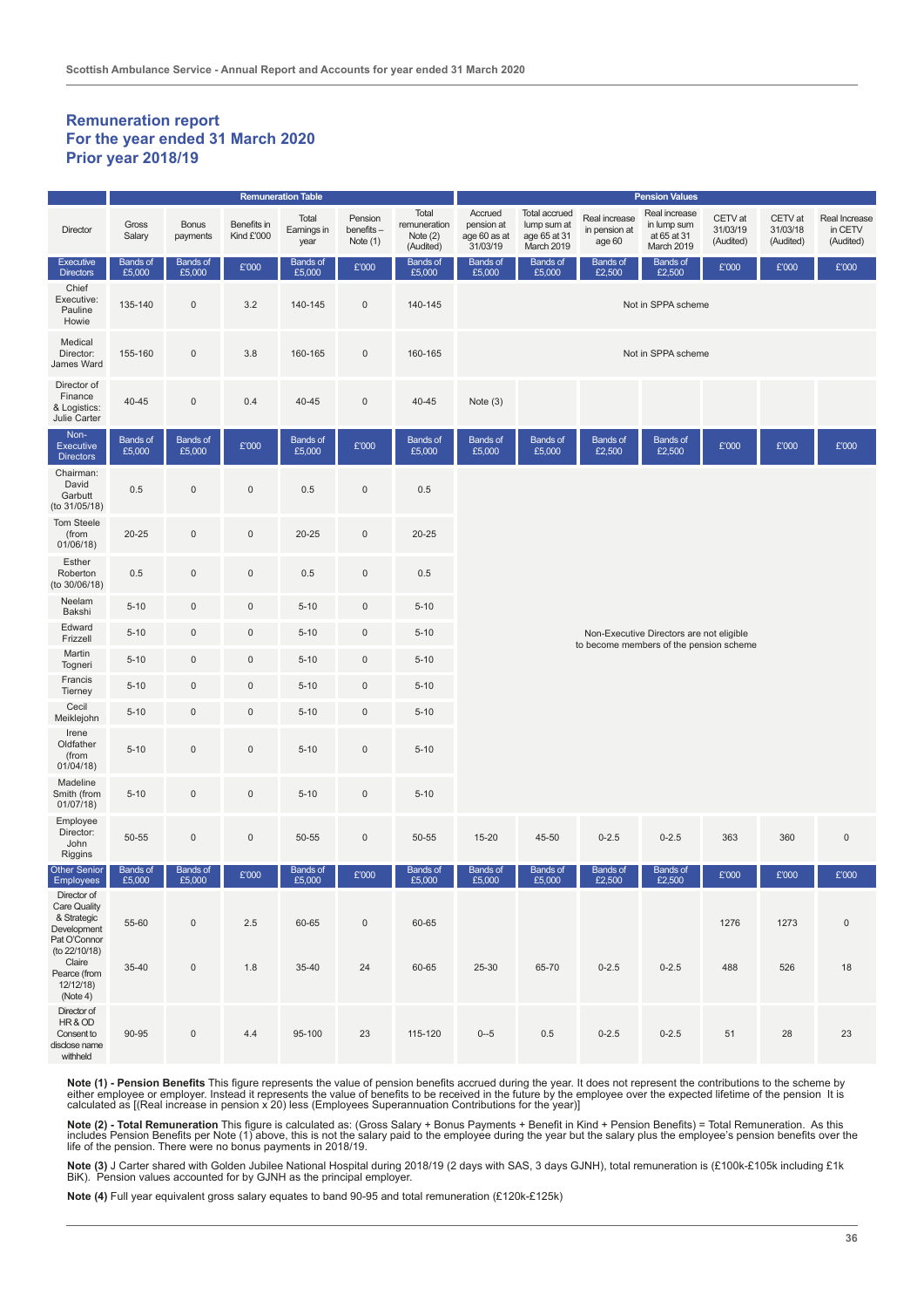# Remuneration report
## For the year ended 31 March 2020
## Prior year 2018/19

| | Remuneration Table | | | | | | Pension Values | | | | | | |
|---|---|---|---|---|---|---|---|---|---|---|---|---|---|
| Director | Gross Salary | Bonus payments | Benefits in Kind £'000 | Total Earnings in year | Pension benefits – Note (1) | Total remuneration Note (2) (Audited) | Accrued pension at age 60 as at 31/03/19 | Total accrued lump sum at age 65 at 31 March 2019 | Real increase in pension at age 60 | Real increase in lump sum at 65 at 31 March 2019 | CETV at 31/03/19 (Audited) | CETV at 31/03/18 (Audited) | Real Increase in CETV (Audited) |
| Executive Directors | Bands of £5,000 | Bands of £5,000 | £'000 | Bands of £5,000 | £'000 | Bands of £5,000 | Bands of £5,000 | Bands of £5,000 | Bands of £2,500 | Bands of £2,500 | £'000 | £'000 | £'000 |
| Chief Executive: Pauline Howie | 135-140 | 0 | 3.2 | 140-145 | 0 | 140-145 | Not in SPPA scheme | | | | | | |
| Medical Director: James Ward | 155-160 | 0 | 3.8 | 160-165 | 0 | 160-165 | Not in SPPA scheme | | | | | | |
| Director of Finance & Logistics: Julie Carter | 40-45 | 0 | 0.4 | 40-45 | 0 | 40-45 | Note (3) | | | | | | |
| Non-Executive Directors | Bands of £5,000 | Bands of £5,000 | £'000 | Bands of £5,000 | £'000 | Bands of £5,000 | Bands of £5,000 | Bands of £5,000 | Bands of £2,500 | Bands of £2,500 | £'000 | £'000 | £'000 |
| Chairman: David Garbutt (to 31/05/18) | 0.5 | 0 | 0 | 0.5 | 0 | 0.5 | Non-Executive Directors are not eligible to become members of the pension scheme | | | | | | |
| Tom Steele (from 01/06/18) | 20-25 | 0 | 0 | 20-25 | 0 | 20-25 | | | | | | | |
| Esther Roberton (to 30/06/18) | 0.5 | 0 | 0 | 0.5 | 0 | 0.5 | | | | | | | |
| Neelam Bakshi | 5-10 | 0 | 0 | 5-10 | 0 | 5-10 | | | | | | | |
| Edward Frizzell | 5-10 | 0 | 0 | 5-10 | 0 | 5-10 | | | | | | | |
| Martin Togneri | 5-10 | 0 | 0 | 5-10 | 0 | 5-10 | | | | | | | |
| Francis Tierney | 5-10 | 0 | 0 | 5-10 | 0 | 5-10 | | | | | | | |
| Cecil Meiklejohn | 5-10 | 0 | 0 | 5-10 | 0 | 5-10 | | | | | | | |
| Irene Oldfather (from 01/04/18) | 5-10 | 0 | 0 | 5-10 | 0 | 5-10 | | | | | | | |
| Madeline Smith (from 01/07/18) | 5-10 | 0 | 0 | 5-10 | 0 | 5-10 | | | | | | | |
| Employee Director: John Riggins | 50-55 | 0 | 0 | 50-55 | 0 | 50-55 | 15-20 | 45-50 | 0-2.5 | 0-2.5 | 363 | 360 | 0 |
| Other Senior Employees | Bands of £5,000 | Bands of £5,000 | £'000 | Bands of £5,000 | £'000 | Bands of £5,000 | Bands of £5,000 | Bands of £5,000 | Bands of £2,500 | Bands of £2,500 | £'000 | £'000 | £'000 |
| Director of Care Quality & Strategic Development Pat O'Connor (to 22/10/18) | 55-60 | 0 | 2.5 | 60-65 | 0 | 60-65 | | | | | 1276 | 1273 | 0 |
| Claire Pearce (from 12/12/18) (Note 4) | 35-40 | 0 | 1.8 | 35-40 | 24 | 60-65 | 25-30 | 65-70 | 0-2.5 | 0-2.5 | 488 | 526 | 18 |
| Director of HR & OD Consent to disclose name withheld | 90-95 | 0 | 4.4 | 95-100 | 23 | 115-120 | 0--5 | 0.5 | 0-2.5 | 0-2.5 | 51 | 28 | 23 |

**Note (1) - Pension Benefits** This figure represents the value of pension benefits accrued during the year. It does not represent the contributions to the scheme by either employee or employer. Instead it represents the value of benefits to be received in the future by the employee over the expected lifetime of the pension It is calculated as [(Real increase in pension x 20) less (Employees Superannuation Contributions for the year)]

**Note (2) - Total Remuneration** This figure is calculated as: (Gross Salary + Bonus Payments + Benefit in Kind + Pension Benefits) = Total Remuneration. As this includes Pension Benefits per Note (1) above, this is not the salary paid to the employee during the year but the salary plus the employee's pension benefits over the life of the pension. There were no bonus payments in 2018/19.

**Note (3)** J Carter shared with Golden Jubilee National Hospital during 2018/19 (2 days with SAS, 3 days GJNH), total remuneration is (£100k-£105k including £1k BiK). Pension values accounted for by GJNH as the principal employer.

**Note (4)** Full year equivalent gross salary equates to band 90-95 and total remuneration (£120k-£125k)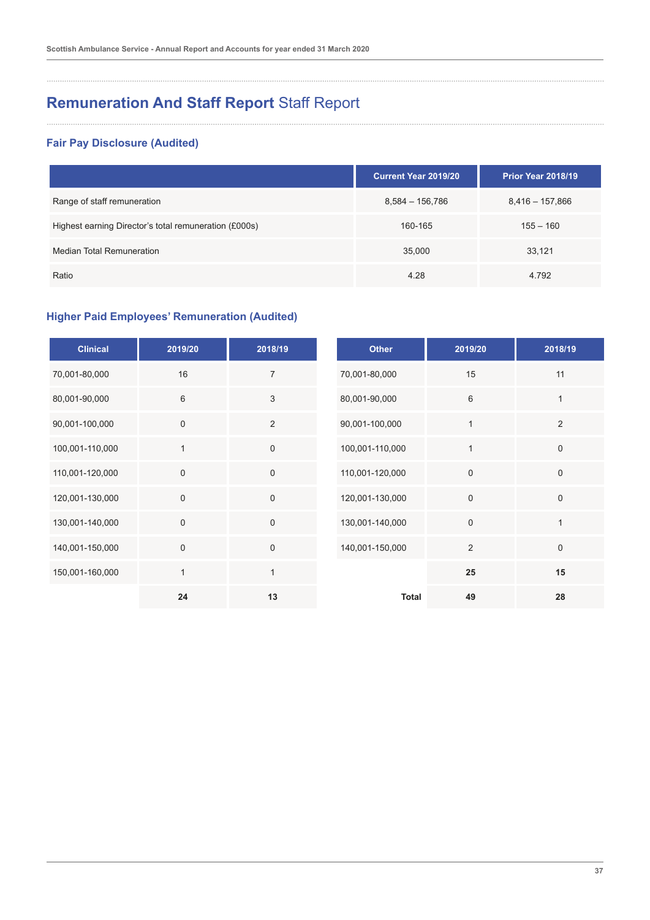# Remuneration And Staff Report Staff Report

## Fair Pay Disclosure (Audited)

| | Current Year 2019/20 | Prior Year 2018/19 |
|---|---|---|
| Range of staff remuneration | 8,584 – 156,786 | 8,416 – 157,866 |
| Highest earning Director's total remuneration (£000s) | 160-165 | 155 – 160 |
| Median Total Remuneration | 35,000 | 33,121 |
| Ratio | 4.28 | 4.792 |

## Higher Paid Employees' Remuneration (Audited)

| Clinical | 2019/20 | 2018/19 |
|---|---|---|
| 70,001-80,000 | 16 | 7 |
| 80,001-90,000 | 6 | 3 |
| 90,001-100,000 | 0 | 2 |
| 100,001-110,000 | 1 | 0 |
| 110,001-120,000 | 0 | 0 |
| 120,001-130,000 | 0 | 0 |
| 130,001-140,000 | 0 | 0 |
| 140,001-150,000 | 0 | 0 |
| 150,001-160,000 | 1 | 1 |
| | **24** | **13** |

| Other | 2019/20 | 2018/19 |
|---|---|---|
| 70,001-80,000 | 15 | 11 |
| 80,001-90,000 | 6 | 1 |
| 90,001-100,000 | 1 | 2 |
| 100,001-110,000 | 1 | 0 |
| 110,001-120,000 | 0 | 0 |
| 120,001-130,000 | 0 | 0 |
| 130,001-140,000 | 0 | 1 |
| 140,001-150,000 | 2 | 0 |
| | **25** | **15** |
| **Total** | **49** | **28** |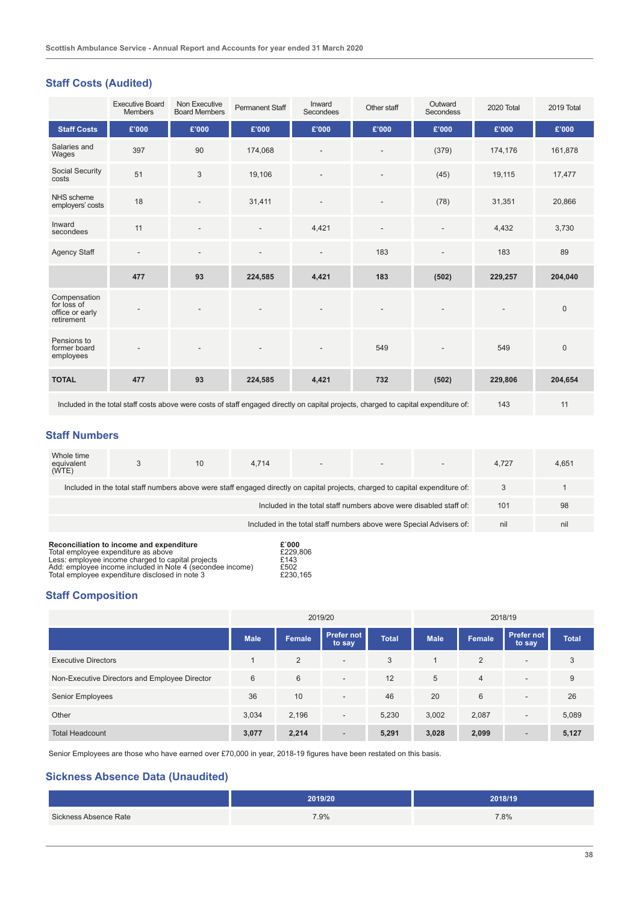## Staff Costs (Audited)

| | Executive Board Members | Non Executive Board Members | Permanent Staff | Inward Secondees | Other staff | Outward Secondess | 2020 Total | 2019 Total |
|---|---|---|---|---|---|---|---|---|
| **Staff Costs** | **£'000** | **£'000** | **£'000** | **£'000** | **£'000** | **£'000** | **£'000** | **£'000** |
| Salaries and Wages | 397 | 90 | 174,068 | - | - | (379) | 174,176 | 161,878 |
| Social Security costs | 51 | 3 | 19,106 | - | - | (45) | 19,115 | 17,477 |
| NHS scheme employers' costs | 18 | - | 31,411 | - | - | (78) | 31,351 | 20,866 |
| Inward secondees | 11 | - | - | 4,421 | - | - | 4,432 | 3,730 |
| Agency Staff | - | - | - | - | 183 | - | 183 | 89 |
| | **477** | **93** | **224,585** | **4,421** | **183** | **(502)** | **229,257** | **204,040** |
| Compensation for loss of office or early retirement | - | - | - | - | - | - | - | 0 |
| Pensions to former board employees | - | - | - | - | 549 | - | 549 | 0 |
| **TOTAL** | **477** | **93** | **224,585** | **4,421** | **732** | **(502)** | **229,806** | **204,654** |
| Included in the total staff costs above were costs of staff engaged directly on capital projects, charged to capital expenditure of: | | | | | | | 143 | 11 |

## Staff Numbers

| | | | | | | | | |
|---|---|---|---|---|---|---|---|---|
| Whole time equivalent (WTE) | 3 | 10 | 4,714 | - | - | - | 4,727 | 4,651 |
| Included in the total staff numbers above were staff engaged directly on capital projects, charged to capital expenditure of: | | | | | | | 3 | 1 |
| Included in the total staff numbers above were disabled staff of: | | | | | | | 101 | 98 |
| Included in the total staff numbers above were Special Advisers of: | | | | | | | nil | nil |

| **Reconciliation to income and expenditure** | **£`000** |
|---|---|
| Total employee expenditure as above | £229,806 |
| Less: employee income charged to capital projects | £143 |
| Add: employee income included in Note 4 (secondee income) | £502 |
| Total employee expenditure disclosed in note 3 | £230,165 |

## Staff Composition

| | 2019/20 | | | | 2018/19 | | | |
|---|---|---|---|---|---|---|---|---|
| | **Male** | **Female** | **Prefer not to say** | **Total** | **Male** | **Female** | **Prefer not to say** | **Total** |
| Executive Directors | 1 | 2 | - | 3 | 1 | 2 | - | 3 |
| Non-Executive Directors and Employee Director | 6 | 6 | - | 12 | 5 | 4 | - | 9 |
| Senior Employees | 36 | 10 | - | 46 | 20 | 6 | - | 26 |
| Other | 3,034 | 2,196 | - | 5,230 | 3,002 | 2,087 | - | 5,089 |
| Total Headcount | **3,077** | **2,214** | - | **5,291** | **3,028** | **2,099** | - | **5,127** |

Senior Employees are those who have earned over £70,000 in year, 2018-19 figures have been restated on this basis.

## Sickness Absence Data (Unaudited)

| | **2019/20** | **2018/19** |
|---|---|---|
| Sickness Absence Rate | 7.9% | 7.8% |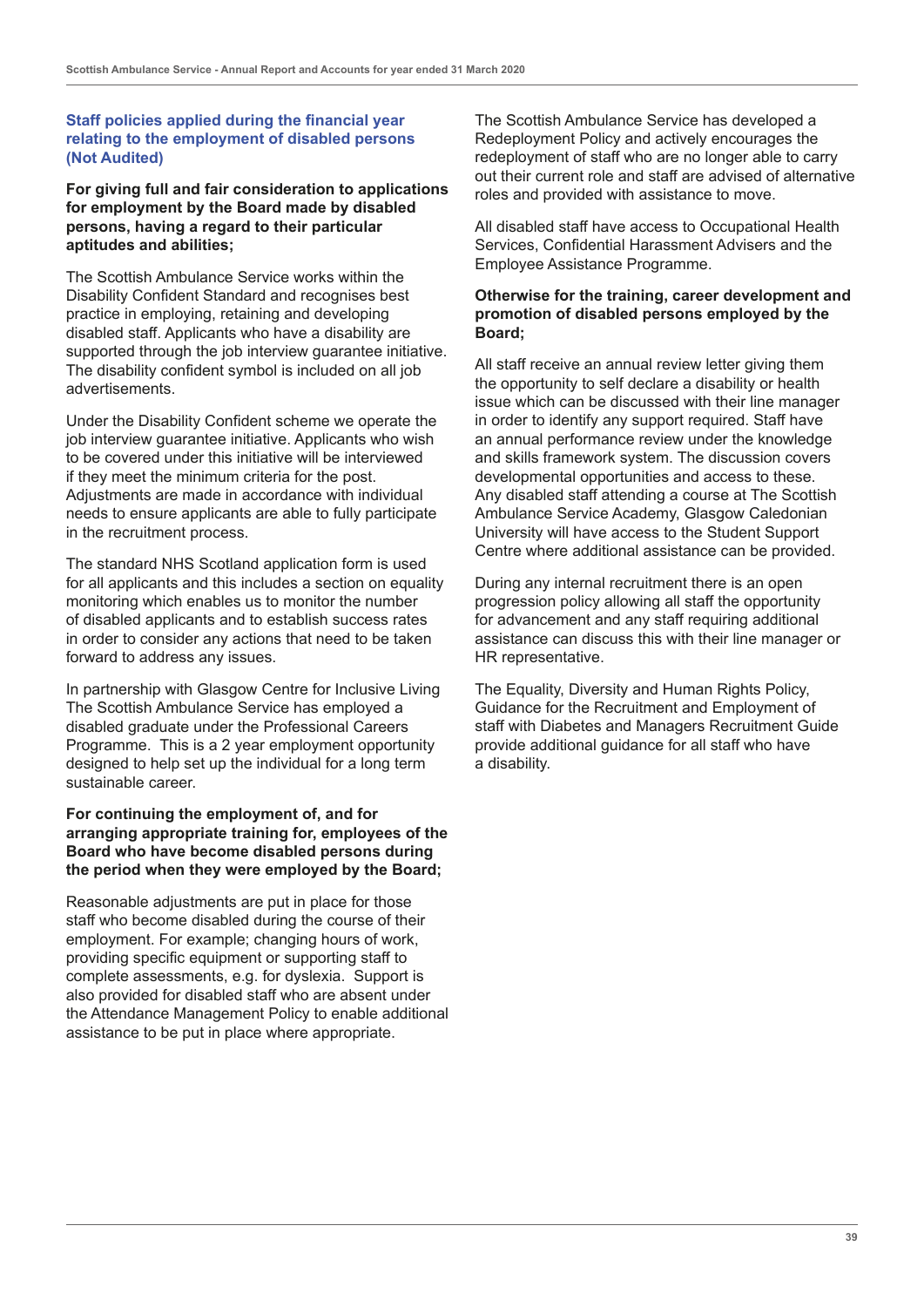## Staff policies applied during the financial year relating to the employment of disabled persons (Not Audited)

**For giving full and fair consideration to applications for employment by the Board made by disabled persons, having a regard to their particular aptitudes and abilities;**

The Scottish Ambulance Service works within the Disability Confident Standard and recognises best practice in employing, retaining and developing disabled staff. Applicants who have a disability are supported through the job interview guarantee initiative. The disability confident symbol is included on all job advertisements.

Under the Disability Confident scheme we operate the job interview guarantee initiative. Applicants who wish to be covered under this initiative will be interviewed if they meet the minimum criteria for the post. Adjustments are made in accordance with individual needs to ensure applicants are able to fully participate in the recruitment process.

The standard NHS Scotland application form is used for all applicants and this includes a section on equality monitoring which enables us to monitor the number of disabled applicants and to establish success rates in order to consider any actions that need to be taken forward to address any issues.

In partnership with Glasgow Centre for Inclusive Living The Scottish Ambulance Service has employed a disabled graduate under the Professional Careers Programme. This is a 2 year employment opportunity designed to help set up the individual for a long term sustainable career.

**For continuing the employment of, and for arranging appropriate training for, employees of the Board who have become disabled persons during the period when they were employed by the Board;**

Reasonable adjustments are put in place for those staff who become disabled during the course of their employment. For example; changing hours of work, providing specific equipment or supporting staff to complete assessments, e.g. for dyslexia. Support is also provided for disabled staff who are absent under the Attendance Management Policy to enable additional assistance to be put in place where appropriate.

The Scottish Ambulance Service has developed a Redeployment Policy and actively encourages the redeployment of staff who are no longer able to carry out their current role and staff are advised of alternative roles and provided with assistance to move.

All disabled staff have access to Occupational Health Services, Confidential Harassment Advisers and the Employee Assistance Programme.

**Otherwise for the training, career development and promotion of disabled persons employed by the Board;**

All staff receive an annual review letter giving them the opportunity to self declare a disability or health issue which can be discussed with their line manager in order to identify any support required. Staff have an annual performance review under the knowledge and skills framework system. The discussion covers developmental opportunities and access to these. Any disabled staff attending a course at The Scottish Ambulance Service Academy, Glasgow Caledonian University will have access to the Student Support Centre where additional assistance can be provided.

During any internal recruitment there is an open progression policy allowing all staff the opportunity for advancement and any staff requiring additional assistance can discuss this with their line manager or HR representative.

The Equality, Diversity and Human Rights Policy, Guidance for the Recruitment and Employment of staff with Diabetes and Managers Recruitment Guide provide additional guidance for all staff who have a disability.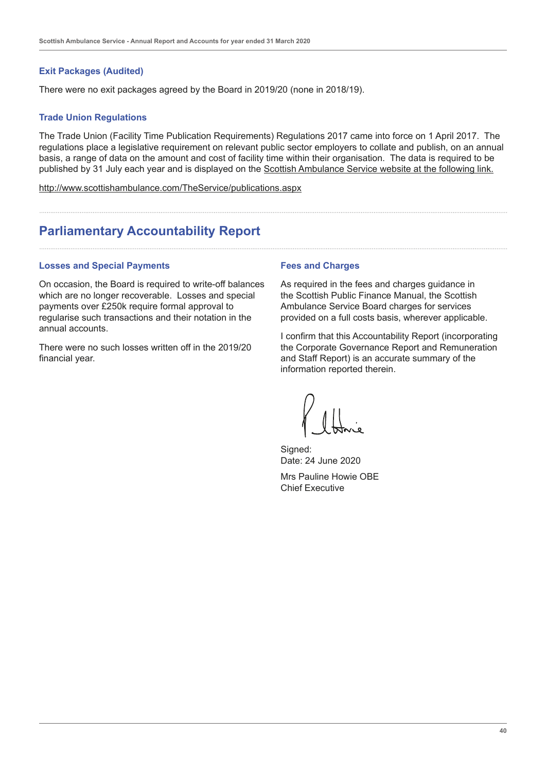### Exit Packages (Audited)

There were no exit packages agreed by the Board in 2019/20 (none in 2018/19).

### Trade Union Regulations

The Trade Union (Facility Time Publication Requirements) Regulations 2017 came into force on 1 April 2017. The regulations place a legislative requirement on relevant public sector employers to collate and publish, on an annual basis, a range of data on the amount and cost of facility time within their organisation. The data is required to be published by 31 July each year and is displayed on the Scottish Ambulance Service website at the following link.

http://www.scottishambulance.com/TheService/publications.aspx

## Parliamentary Accountability Report

### Losses and Special Payments

On occasion, the Board is required to write-off balances which are no longer recoverable. Losses and special payments over £250k require formal approval to regularise such transactions and their notation in the annual accounts.

There were no such losses written off in the 2019/20 financial year.

### Fees and Charges

As required in the fees and charges guidance in the Scottish Public Finance Manual, the Scottish Ambulance Service Board charges for services provided on a full costs basis, wherever applicable.

I confirm that this Accountability Report (incorporating the Corporate Governance Report and Remuneration and Staff Report) is an accurate summary of the information reported therein.

Signed:
Date: 24 June 2020

Mrs Pauline Howie OBE
Chief Executive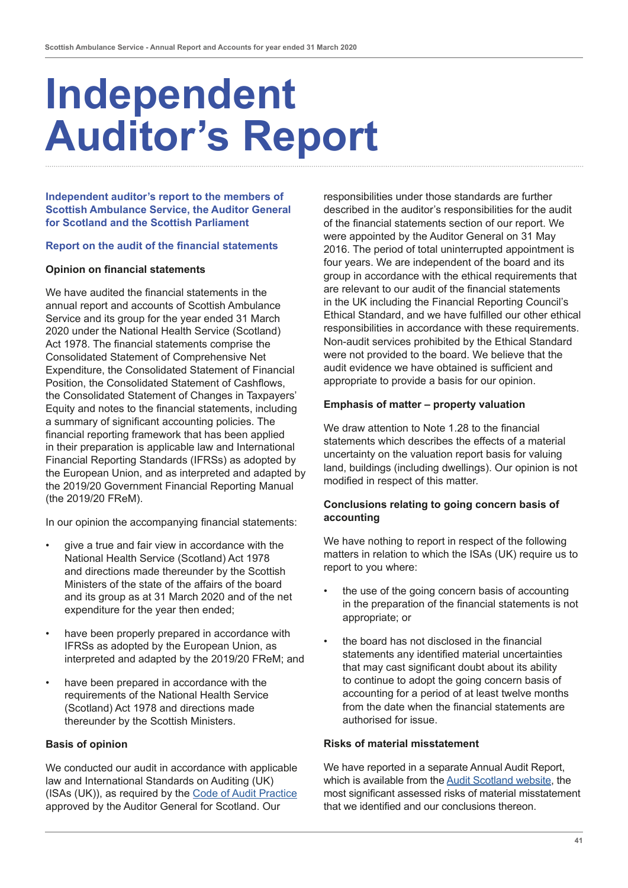# Independent Auditor's Report

## Independent auditor's report to the members of Scottish Ambulance Service, the Auditor General for Scotland and the Scottish Parliament

## Report on the audit of the financial statements

### Opinion on financial statements

We have audited the financial statements in the annual report and accounts of Scottish Ambulance Service and its group for the year ended 31 March 2020 under the National Health Service (Scotland) Act 1978. The financial statements comprise the Consolidated Statement of Comprehensive Net Expenditure, the Consolidated Statement of Financial Position, the Consolidated Statement of Cashflows, the Consolidated Statement of Changes in Taxpayers' Equity and notes to the financial statements, including a summary of significant accounting policies. The financial reporting framework that has been applied in their preparation is applicable law and International Financial Reporting Standards (IFRSs) as adopted by the European Union, and as interpreted and adapted by the 2019/20 Government Financial Reporting Manual (the 2019/20 FReM).

In our opinion the accompanying financial statements:

- give a true and fair view in accordance with the National Health Service (Scotland) Act 1978 and directions made thereunder by the Scottish Ministers of the state of the affairs of the board and its group as at 31 March 2020 and of the net expenditure for the year then ended;
- have been properly prepared in accordance with IFRSs as adopted by the European Union, as interpreted and adapted by the 2019/20 FReM; and
- have been prepared in accordance with the requirements of the National Health Service (Scotland) Act 1978 and directions made thereunder by the Scottish Ministers.

### Basis of opinion

We conducted our audit in accordance with applicable law and International Standards on Auditing (UK) (ISAs (UK)), as required by the Code of Audit Practice approved by the Auditor General for Scotland. Our responsibilities under those standards are further described in the auditor's responsibilities for the audit of the financial statements section of our report. We were appointed by the Auditor General on 31 May 2016. The period of total uninterrupted appointment is four years. We are independent of the board and its group in accordance with the ethical requirements that are relevant to our audit of the financial statements in the UK including the Financial Reporting Council's Ethical Standard, and we have fulfilled our other ethical responsibilities in accordance with these requirements. Non-audit services prohibited by the Ethical Standard were not provided to the board. We believe that the audit evidence we have obtained is sufficient and appropriate to provide a basis for our opinion.

### Emphasis of matter – property valuation

We draw attention to Note 1.28 to the financial statements which describes the effects of a material uncertainty on the valuation report basis for valuing land, buildings (including dwellings). Our opinion is not modified in respect of this matter.

### Conclusions relating to going concern basis of accounting

We have nothing to report in respect of the following matters in relation to which the ISAs (UK) require us to report to you where:

- the use of the going concern basis of accounting in the preparation of the financial statements is not appropriate; or
- the board has not disclosed in the financial statements any identified material uncertainties that may cast significant doubt about its ability to continue to adopt the going concern basis of accounting for a period of at least twelve months from the date when the financial statements are authorised for issue.

### Risks of material misstatement

We have reported in a separate Annual Audit Report, which is available from the Audit Scotland website, the most significant assessed risks of material misstatement that we identified and our conclusions thereon.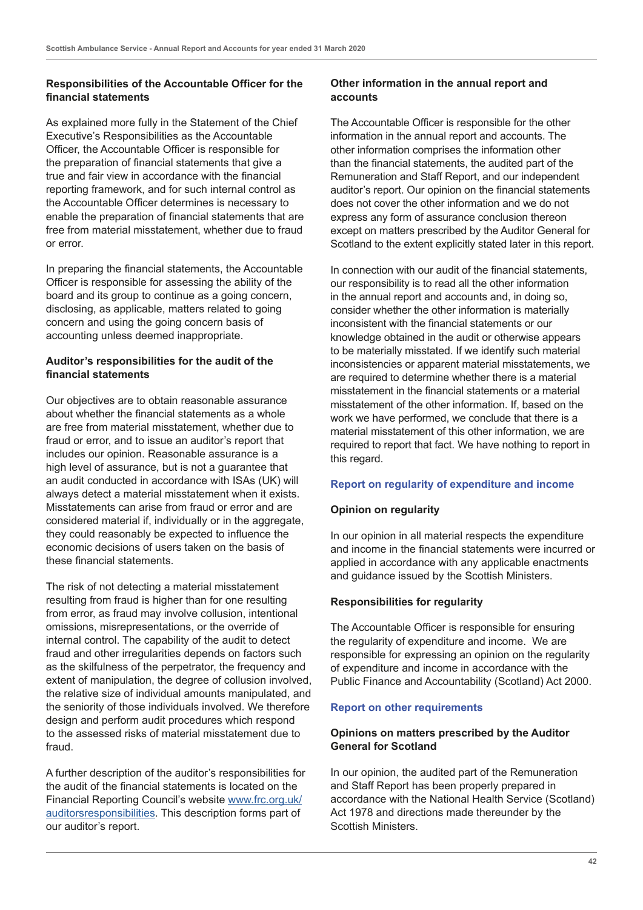**Responsibilities of the Accountable Officer for the financial statements**

As explained more fully in the Statement of the Chief Executive's Responsibilities as the Accountable Officer, the Accountable Officer is responsible for the preparation of financial statements that give a true and fair view in accordance with the financial reporting framework, and for such internal control as the Accountable Officer determines is necessary to enable the preparation of financial statements that are free from material misstatement, whether due to fraud or error.

In preparing the financial statements, the Accountable Officer is responsible for assessing the ability of the board and its group to continue as a going concern, disclosing, as applicable, matters related to going concern and using the going concern basis of accounting unless deemed inappropriate.

**Auditor's responsibilities for the audit of the financial statements**

Our objectives are to obtain reasonable assurance about whether the financial statements as a whole are free from material misstatement, whether due to fraud or error, and to issue an auditor's report that includes our opinion. Reasonable assurance is a high level of assurance, but is not a guarantee that an audit conducted in accordance with ISAs (UK) will always detect a material misstatement when it exists. Misstatements can arise from fraud or error and are considered material if, individually or in the aggregate, they could reasonably be expected to influence the economic decisions of users taken on the basis of these financial statements.

The risk of not detecting a material misstatement resulting from fraud is higher than for one resulting from error, as fraud may involve collusion, intentional omissions, misrepresentations, or the override of internal control. The capability of the audit to detect fraud and other irregularities depends on factors such as the skilfulness of the perpetrator, the frequency and extent of manipulation, the degree of collusion involved, the relative size of individual amounts manipulated, and the seniority of those individuals involved. We therefore design and perform audit procedures which respond to the assessed risks of material misstatement due to fraud.

A further description of the auditor's responsibilities for the audit of the financial statements is located on the Financial Reporting Council's website www.frc.org.uk/auditorsresponsibilities. This description forms part of our auditor's report.

**Other information in the annual report and accounts**

The Accountable Officer is responsible for the other information in the annual report and accounts. The other information comprises the information other than the financial statements, the audited part of the Remuneration and Staff Report, and our independent auditor's report. Our opinion on the financial statements does not cover the other information and we do not express any form of assurance conclusion thereon except on matters prescribed by the Auditor General for Scotland to the extent explicitly stated later in this report.

In connection with our audit of the financial statements, our responsibility is to read all the other information in the annual report and accounts and, in doing so, consider whether the other information is materially inconsistent with the financial statements or our knowledge obtained in the audit or otherwise appears to be materially misstated. If we identify such material inconsistencies or apparent material misstatements, we are required to determine whether there is a material misstatement in the financial statements or a material misstatement of the other information. If, based on the work we have performed, we conclude that there is a material misstatement of this other information, we are required to report that fact. We have nothing to report in this regard.

## Report on regularity of expenditure and income

**Opinion on regularity**

In our opinion in all material respects the expenditure and income in the financial statements were incurred or applied in accordance with any applicable enactments and guidance issued by the Scottish Ministers.

**Responsibilities for regularity**

The Accountable Officer is responsible for ensuring the regularity of expenditure and income. We are responsible for expressing an opinion on the regularity of expenditure and income in accordance with the Public Finance and Accountability (Scotland) Act 2000.

## Report on other requirements

**Opinions on matters prescribed by the Auditor General for Scotland**

In our opinion, the audited part of the Remuneration and Staff Report has been properly prepared in accordance with the National Health Service (Scotland) Act 1978 and directions made thereunder by the Scottish Ministers.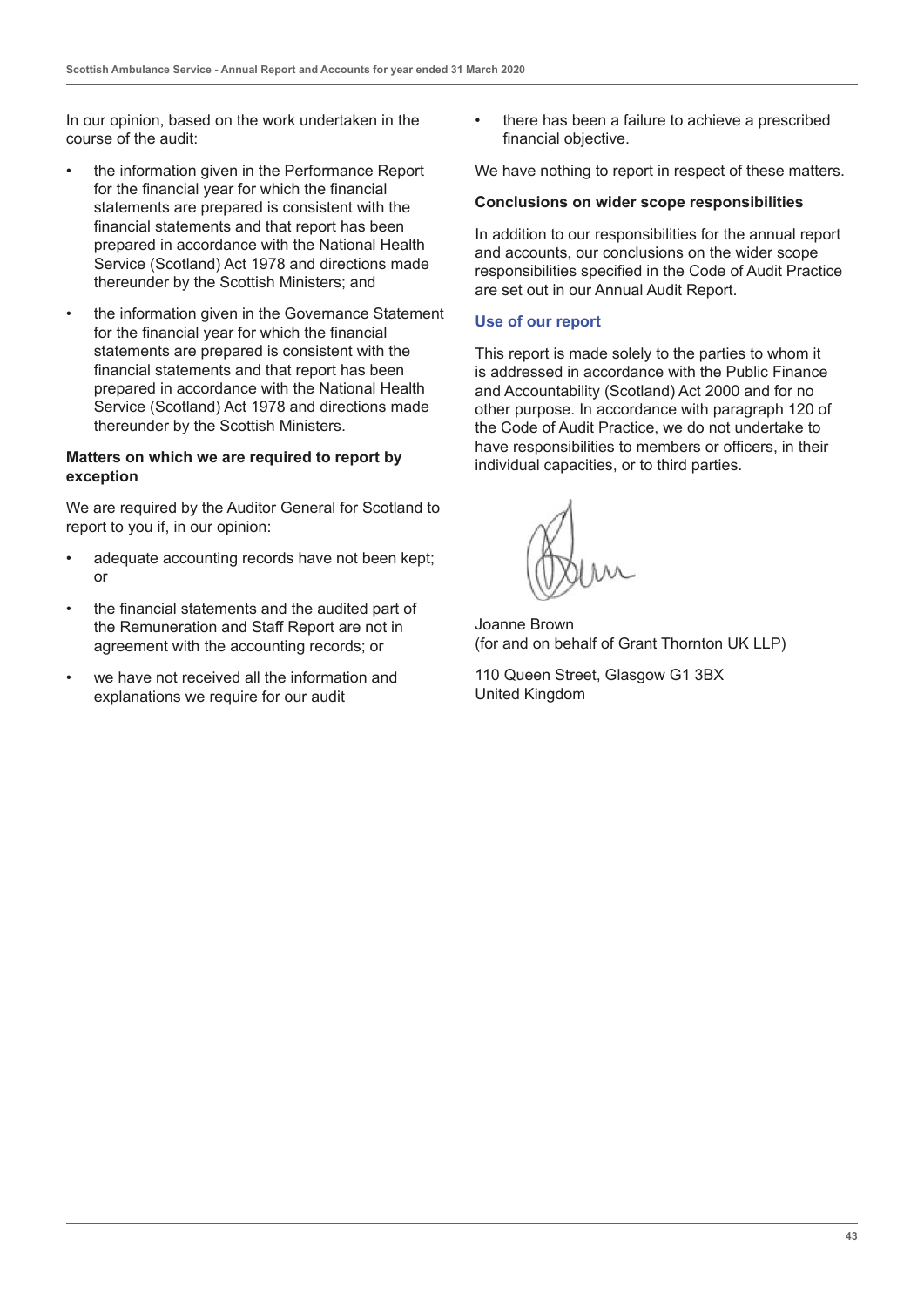In our opinion, based on the work undertaken in the course of the audit:

- the information given in the Performance Report for the financial year for which the financial statements are prepared is consistent with the financial statements and that report has been prepared in accordance with the National Health Service (Scotland) Act 1978 and directions made thereunder by the Scottish Ministers; and
- the information given in the Governance Statement for the financial year for which the financial statements are prepared is consistent with the financial statements and that report has been prepared in accordance with the National Health Service (Scotland) Act 1978 and directions made thereunder by the Scottish Ministers.

**Matters on which we are required to report by exception**

We are required by the Auditor General for Scotland to report to you if, in our opinion:

- adequate accounting records have not been kept; or
- the financial statements and the audited part of the Remuneration and Staff Report are not in agreement with the accounting records; or
- we have not received all the information and explanations we require for our audit
- there has been a failure to achieve a prescribed financial objective.

We have nothing to report in respect of these matters.

**Conclusions on wider scope responsibilities**

In addition to our responsibilities for the annual report and accounts, our conclusions on the wider scope responsibilities specified in the Code of Audit Practice are set out in our Annual Audit Report.

**Use of our report**

This report is made solely to the parties to whom it is addressed in accordance with the Public Finance and Accountability (Scotland) Act 2000 and for no other purpose. In accordance with paragraph 120 of the Code of Audit Practice, we do not undertake to have responsibilities to members or officers, in their individual capacities, or to third parties.

Joanne Brown
(for and on behalf of Grant Thornton UK LLP)

110 Queen Street, Glasgow G1 3BX
United Kingdom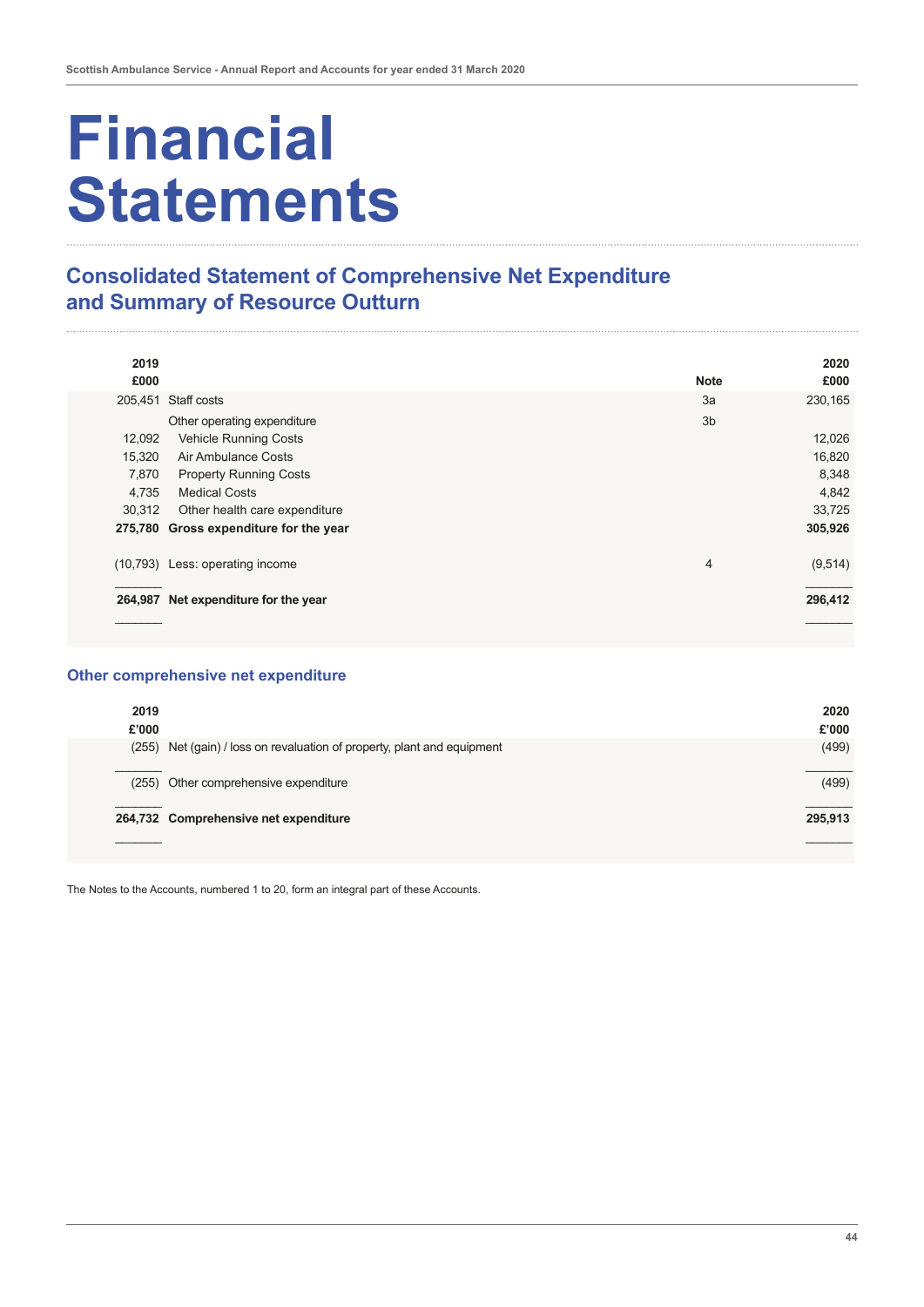# Financial Statements

## Consolidated Statement of Comprehensive Net Expenditure and Summary of Resource Outturn

| 2019 £000 | | Note | 2020 £000 |
|---|---|---|---|
| 205,451 | Staff costs | 3a | 230,165 |
| | Other operating expenditure | 3b | |
| 12,092 | Vehicle Running Costs | | 12,026 |
| 15,320 | Air Ambulance Costs | | 16,820 |
| 7,870 | Property Running Costs | | 8,348 |
| 4,735 | Medical Costs | | 4,842 |
| 30,312 | Other health care expenditure | | 33,725 |
| **275,780** | **Gross expenditure for the year** | | **305,926** |
| (10,793) | Less: operating income | 4 | (9,514) |
| **264,987** | **Net expenditure for the year** | | **296,412** |

### Other comprehensive net expenditure

| 2019 £'000 | | 2020 £'000 |
|---|---|---|
| (255) | Net (gain) / loss on revaluation of property, plant and equipment | (499) |
| (255) | Other comprehensive expenditure | (499) |
| **264,732** | **Comprehensive net expenditure** | **295,913** |

The Notes to the Accounts, numbered 1 to 20, form an integral part of these Accounts.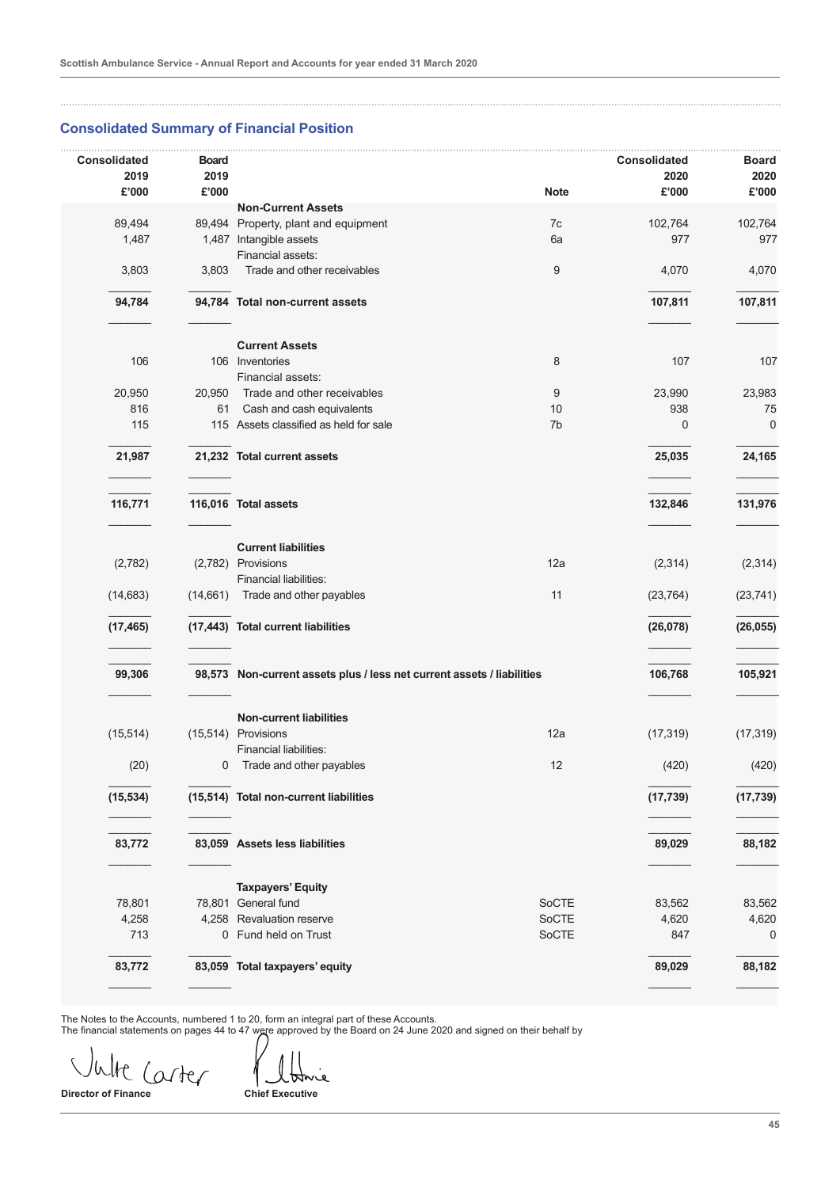## Consolidated Summary of Financial Position

| Consolidated 2019 £'000 | Board 2019 £'000 | | Note | Consolidated 2020 £'000 | Board 2020 £'000 |
|---|---|---|---|---|---|
| | | **Non-Current Assets** | | | |
| 89,494 | 89,494 | Property, plant and equipment | 7c | 102,764 | 102,764 |
| 1,487 | 1,487 | Intangible assets | 6a | 977 | 977 |
| | | Financial assets: | | | |
| 3,803 | 3,803 | Trade and other receivables | 9 | 4,070 | 4,070 |
| **94,784** | **94,784** | **Total non-current assets** | | **107,811** | **107,811** |
| | | **Current Assets** | | | |
| 106 | 106 | Inventories | 8 | 107 | 107 |
| | | Financial assets: | | | |
| 20,950 | 20,950 | Trade and other receivables | 9 | 23,990 | 23,983 |
| 816 | 61 | Cash and cash equivalents | 10 | 938 | 75 |
| 115 | 115 | Assets classified as held for sale | 7b | 0 | 0 |
| **21,987** | **21,232** | **Total current assets** | | **25,035** | **24,165** |
| **116,771** | **116,016** | **Total assets** | | **132,846** | **131,976** |
| | | **Current liabilities** | | | |
| (2,782) | (2,782) | Provisions | 12a | (2,314) | (2,314) |
| | | Financial liabilities: | | | |
| (14,683) | (14,661) | Trade and other payables | 11 | (23,764) | (23,741) |
| **(17,465)** | **(17,443)** | **Total current liabilities** | | **(26,078)** | **(26,055)** |
| **99,306** | **98,573** | **Non-current assets plus / less net current assets / liabilities** | | **106,768** | **105,921** |
| | | **Non-current liabilities** | | | |
| (15,514) | (15,514) | Provisions | 12a | (17,319) | (17,319) |
| | | Financial liabilities: | | | |
| (20) | 0 | Trade and other payables | 12 | (420) | (420) |
| **(15,534)** | **(15,514)** | **Total non-current liabilities** | | **(17,739)** | **(17,739)** |
| **83,772** | **83,059** | **Assets less liabilities** | | **89,029** | **88,182** |
| | | **Taxpayers' Equity** | | | |
| 78,801 | 78,801 | General fund | SoCTE | 83,562 | 83,562 |
| 4,258 | 4,258 | Revaluation reserve | SoCTE | 4,620 | 4,620 |
| 713 | 0 | Fund held on Trust | SoCTE | 847 | 0 |
| **83,772** | **83,059** | **Total taxpayers' equity** | | **89,029** | **88,182** |

The Notes to the Accounts, numbered 1 to 20, form an integral part of these Accounts.
The financial statements on pages 44 to 47 were approved by the Board on 24 June 2020 and signed on their behalf by

Julie Carter
**Director of Finance**

**Chief Executive**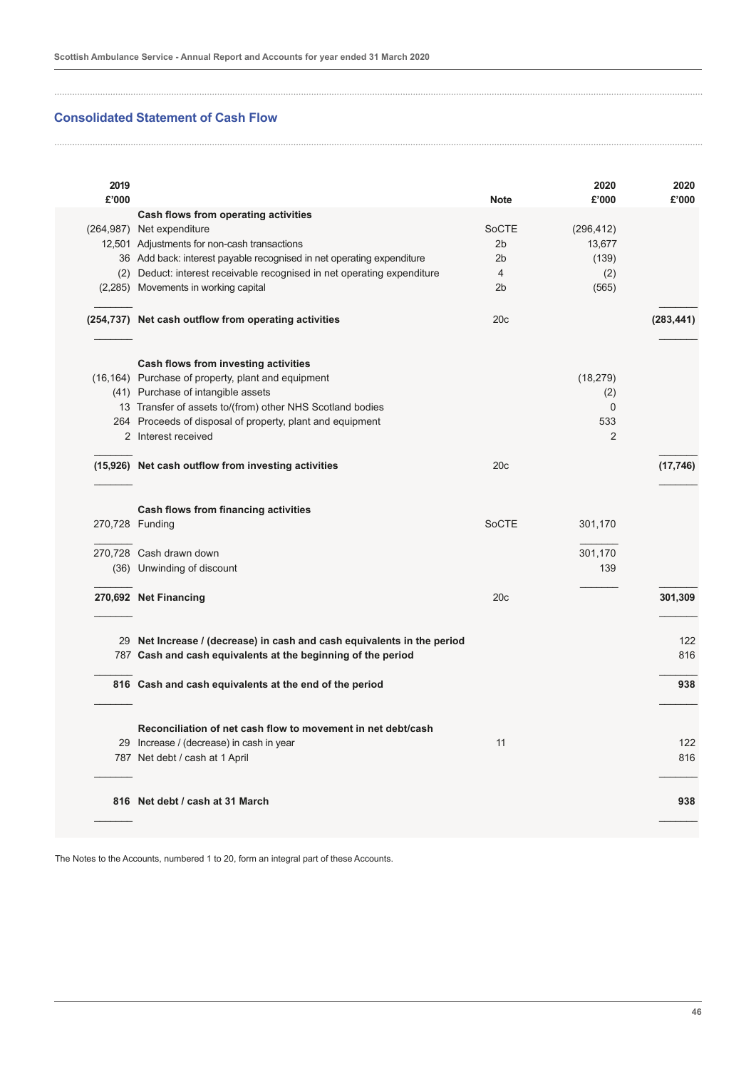## Consolidated Statement of Cash Flow

| 2019 £'000 | | Note | 2020 £'000 | 2020 £'000 |
|---|---|---|---|---|
| | **Cash flows from operating activities** | | | |
| (264,987) | Net expenditure | SoCTE | (296,412) | |
| 12,501 | Adjustments for non-cash transactions | 2b | 13,677 | |
| 36 | Add back: interest payable recognised in net operating expenditure | 2b | (139) | |
| (2) | Deduct: interest receivable recognised in net operating expenditure | 4 | (2) | |
| (2,285) | Movements in working capital | 2b | (565) | |
| **(254,737)** | **Net cash outflow from operating activities** | 20c | | **(283,441)** |
| | **Cash flows from investing activities** | | | |
| (16,164) | Purchase of property, plant and equipment | | (18,279) | |
| (41) | Purchase of intangible assets | | (2) | |
| 13 | Transfer of assets to/(from) other NHS Scotland bodies | | 0 | |
| 264 | Proceeds of disposal of property, plant and equipment | | 533 | |
| 2 | Interest received | | 2 | |
| **(15,926)** | **Net cash outflow from investing activities** | 20c | | **(17,746)** |
| | **Cash flows from financing activities** | | | |
| 270,728 | Funding | SoCTE | 301,170 | |
| 270,728 | Cash drawn down | | 301,170 | |
| (36) | Unwinding of discount | | 139 | |
| **270,692** | **Net Financing** | 20c | | **301,309** |
| 29 | **Net Increase / (decrease) in cash and cash equivalents in the period** | | | 122 |
| 787 | **Cash and cash equivalents at the beginning of the period** | | | 816 |
| **816** | **Cash and cash equivalents at the end of the period** | | | **938** |
| | **Reconciliation of net cash flow to movement in net debt/cash** | | | |
| 29 | Increase / (decrease) in cash in year | 11 | | 122 |
| 787 | Net debt / cash at 1 April | | | 816 |
| **816** | **Net debt / cash at 31 March** | | | **938** |

The Notes to the Accounts, numbered 1 to 20, form an integral part of these Accounts.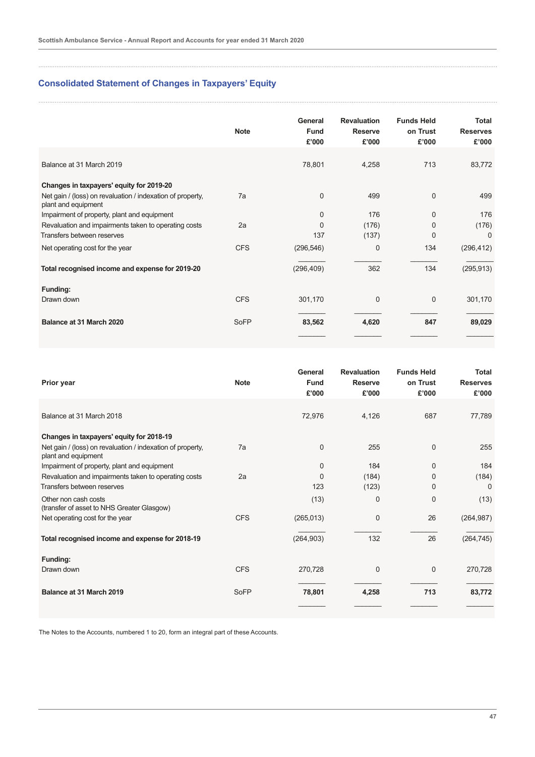## Consolidated Statement of Changes in Taxpayers' Equity

| | Note | General Fund £'000 | Revaluation Reserve £'000 | Funds Held on Trust £'000 | Total Reserves £'000 |
|---|---|---|---|---|---|
| Balance at 31 March 2019 | | 78,801 | 4,258 | 713 | 83,772 |
| **Changes in taxpayers' equity for 2019-20** | | | | | |
| Net gain / (loss) on revaluation / indexation of property, plant and equipment | 7a | 0 | 499 | 0 | 499 |
| Impairment of property, plant and equipment | | 0 | 176 | 0 | 176 |
| Revaluation and impairments taken to operating costs | 2a | 0 | (176) | 0 | (176) |
| Transfers between reserves | | 137 | (137) | 0 | 0 |
| Net operating cost for the year | CFS | (296,546) | 0 | 134 | (296,412) |
| **Total recognised income and expense for 2019-20** | | (296,409) | 362 | 134 | (295,913) |
| **Funding:** | | | | | |
| Drawn down | CFS | 301,170 | 0 | 0 | 301,170 |
| **Balance at 31 March 2020** | SoFP | **83,562** | **4,620** | **847** | **89,029** |

| Prior year | Note | General Fund £'000 | Revaluation Reserve £'000 | Funds Held on Trust £'000 | Total Reserves £'000 |
|---|---|---|---|---|---|
| Balance at 31 March 2018 | | 72,976 | 4,126 | 687 | 77,789 |
| **Changes in taxpayers' equity for 2018-19** | | | | | |
| Net gain / (loss) on revaluation / indexation of property, plant and equipment | 7a | 0 | 255 | 0 | 255 |
| Impairment of property, plant and equipment | | 0 | 184 | 0 | 184 |
| Revaluation and impairments taken to operating costs | 2a | 0 | (184) | 0 | (184) |
| Transfers between reserves | | 123 | (123) | 0 | 0 |
| Other non cash costs (transfer of asset to NHS Greater Glasgow) | | (13) | 0 | 0 | (13) |
| Net operating cost for the year | CFS | (265,013) | 0 | 26 | (264,987) |
| **Total recognised income and expense for 2018-19** | | (264,903) | 132 | 26 | (264,745) |
| **Funding:** | | | | | |
| Drawn down | CFS | 270,728 | 0 | 0 | 270,728 |
| **Balance at 31 March 2019** | SoFP | **78,801** | **4,258** | **713** | **83,772** |

The Notes to the Accounts, numbered 1 to 20, form an integral part of these Accounts.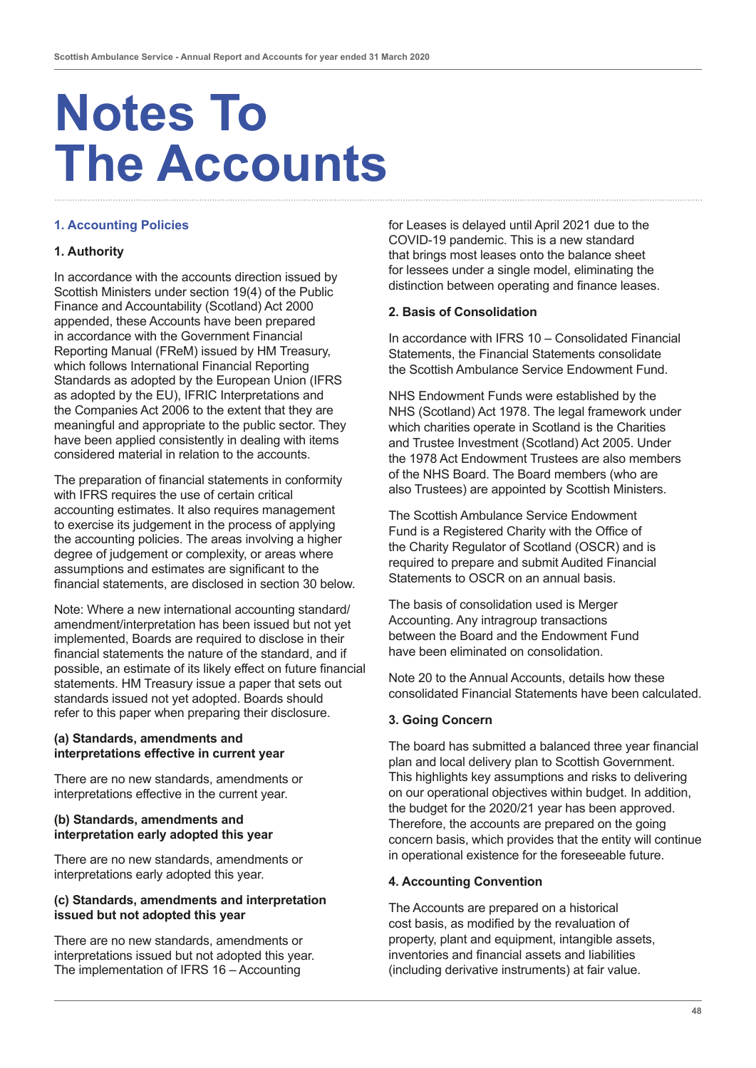# Notes To The Accounts

## 1. Accounting Policies

### 1. Authority

In accordance with the accounts direction issued by Scottish Ministers under section 19(4) of the Public Finance and Accountability (Scotland) Act 2000 appended, these Accounts have been prepared in accordance with the Government Financial Reporting Manual (FReM) issued by HM Treasury, which follows International Financial Reporting Standards as adopted by the European Union (IFRS as adopted by the EU), IFRIC Interpretations and the Companies Act 2006 to the extent that they are meaningful and appropriate to the public sector. They have been applied consistently in dealing with items considered material in relation to the accounts.

The preparation of financial statements in conformity with IFRS requires the use of certain critical accounting estimates. It also requires management to exercise its judgement in the process of applying the accounting policies. The areas involving a higher degree of judgement or complexity, or areas where assumptions and estimates are significant to the financial statements, are disclosed in section 30 below.

Note: Where a new international accounting standard/amendment/interpretation has been issued but not yet implemented, Boards are required to disclose in their financial statements the nature of the standard, and if possible, an estimate of its likely effect on future financial statements. HM Treasury issue a paper that sets out standards issued not yet adopted. Boards should refer to this paper when preparing their disclosure.

**(a) Standards, amendments and interpretations effective in current year**

There are no new standards, amendments or interpretations effective in the current year.

**(b) Standards, amendments and interpretation early adopted this year**

There are no new standards, amendments or interpretations early adopted this year.

**(c) Standards, amendments and interpretation issued but not adopted this year**

There are no new standards, amendments or interpretations issued but not adopted this year. The implementation of IFRS 16 – Accounting for Leases is delayed until April 2021 due to the COVID-19 pandemic. This is a new standard that brings most leases onto the balance sheet for lessees under a single model, eliminating the distinction between operating and finance leases.

### 2. Basis of Consolidation

In accordance with IFRS 10 – Consolidated Financial Statements, the Financial Statements consolidate the Scottish Ambulance Service Endowment Fund.

NHS Endowment Funds were established by the NHS (Scotland) Act 1978. The legal framework under which charities operate in Scotland is the Charities and Trustee Investment (Scotland) Act 2005. Under the 1978 Act Endowment Trustees are also members of the NHS Board. The Board members (who are also Trustees) are appointed by Scottish Ministers.

The Scottish Ambulance Service Endowment Fund is a Registered Charity with the Office of the Charity Regulator of Scotland (OSCR) and is required to prepare and submit Audited Financial Statements to OSCR on an annual basis.

The basis of consolidation used is Merger Accounting. Any intragroup transactions between the Board and the Endowment Fund have been eliminated on consolidation.

Note 20 to the Annual Accounts, details how these consolidated Financial Statements have been calculated.

### 3. Going Concern

The board has submitted a balanced three year financial plan and local delivery plan to Scottish Government. This highlights key assumptions and risks to delivering on our operational objectives within budget. In addition, the budget for the 2020/21 year has been approved. Therefore, the accounts are prepared on the going concern basis, which provides that the entity will continue in operational existence for the foreseeable future.

### 4. Accounting Convention

The Accounts are prepared on a historical cost basis, as modified by the revaluation of property, plant and equipment, intangible assets, inventories and financial assets and liabilities (including derivative instruments) at fair value.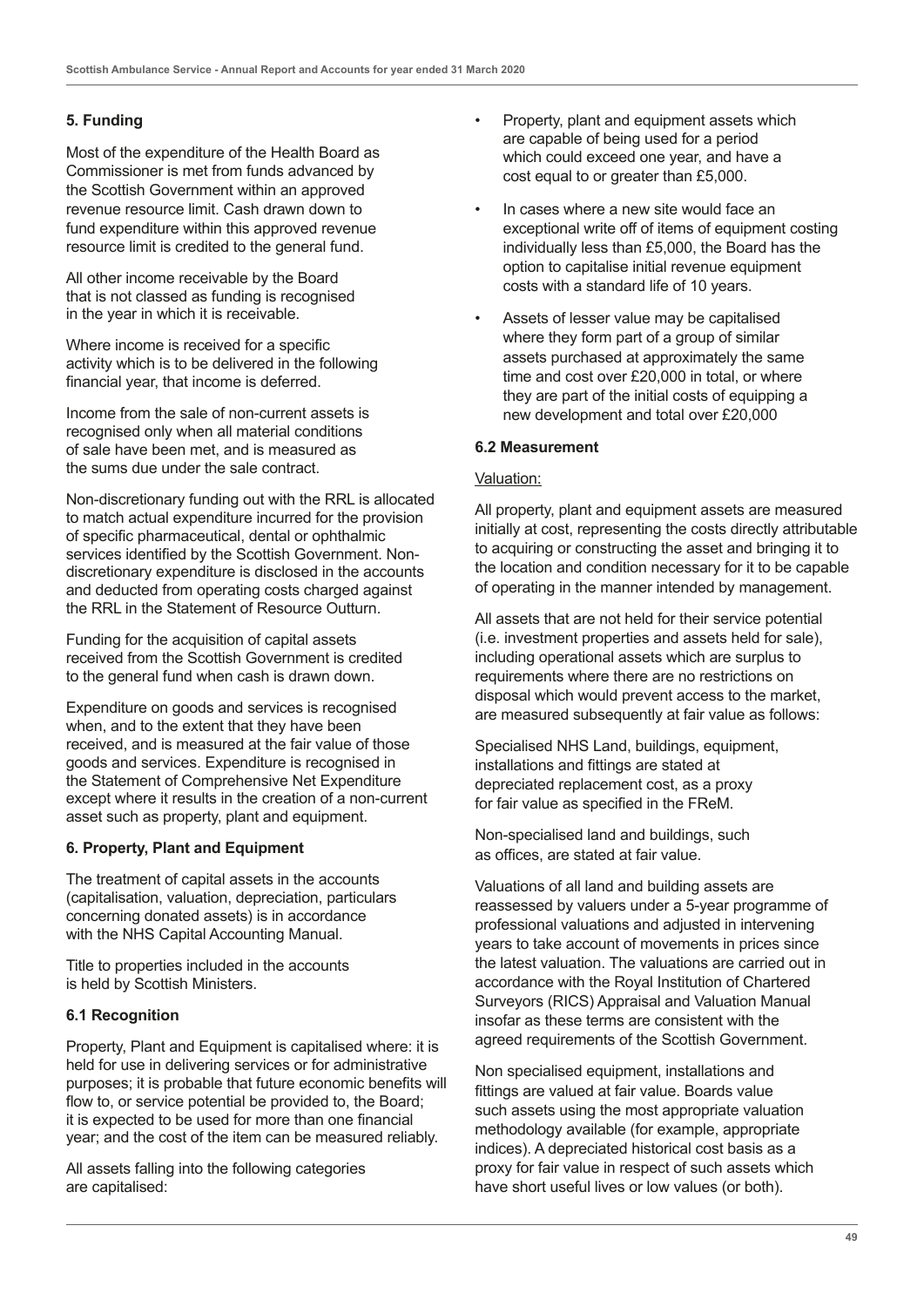**5. Funding**

Most of the expenditure of the Health Board as Commissioner is met from funds advanced by the Scottish Government within an approved revenue resource limit. Cash drawn down to fund expenditure within this approved revenue resource limit is credited to the general fund.

All other income receivable by the Board that is not classed as funding is recognised in the year in which it is receivable.

Where income is received for a specific activity which is to be delivered in the following financial year, that income is deferred.

Income from the sale of non-current assets is recognised only when all material conditions of sale have been met, and is measured as the sums due under the sale contract.

Non-discretionary funding out with the RRL is allocated to match actual expenditure incurred for the provision of specific pharmaceutical, dental or ophthalmic services identified by the Scottish Government. Non-discretionary expenditure is disclosed in the accounts and deducted from operating costs charged against the RRL in the Statement of Resource Outturn.

Funding for the acquisition of capital assets received from the Scottish Government is credited to the general fund when cash is drawn down.

Expenditure on goods and services is recognised when, and to the extent that they have been received, and is measured at the fair value of those goods and services. Expenditure is recognised in the Statement of Comprehensive Net Expenditure except where it results in the creation of a non-current asset such as property, plant and equipment.

**6. Property, Plant and Equipment**

The treatment of capital assets in the accounts (capitalisation, valuation, depreciation, particulars concerning donated assets) is in accordance with the NHS Capital Accounting Manual.

Title to properties included in the accounts is held by Scottish Ministers.

**6.1 Recognition**

Property, Plant and Equipment is capitalised where: it is held for use in delivering services or for administrative purposes; it is probable that future economic benefits will flow to, or service potential be provided to, the Board; it is expected to be used for more than one financial year; and the cost of the item can be measured reliably.

All assets falling into the following categories are capitalised:

- Property, plant and equipment assets which are capable of being used for a period which could exceed one year, and have a cost equal to or greater than £5,000.
- In cases where a new site would face an exceptional write off of items of equipment costing individually less than £5,000, the Board has the option to capitalise initial revenue equipment costs with a standard life of 10 years.
- Assets of lesser value may be capitalised where they form part of a group of similar assets purchased at approximately the same time and cost over £20,000 in total, or where they are part of the initial costs of equipping a new development and total over £20,000

**6.2 Measurement**

Valuation:

All property, plant and equipment assets are measured initially at cost, representing the costs directly attributable to acquiring or constructing the asset and bringing it to the location and condition necessary for it to be capable of operating in the manner intended by management.

All assets that are not held for their service potential (i.e. investment properties and assets held for sale), including operational assets which are surplus to requirements where there are no restrictions on disposal which would prevent access to the market, are measured subsequently at fair value as follows:

Specialised NHS Land, buildings, equipment, installations and fittings are stated at depreciated replacement cost, as a proxy for fair value as specified in the FReM.

Non-specialised land and buildings, such as offices, are stated at fair value.

Valuations of all land and building assets are reassessed by valuers under a 5-year programme of professional valuations and adjusted in intervening years to take account of movements in prices since the latest valuation. The valuations are carried out in accordance with the Royal Institution of Chartered Surveyors (RICS) Appraisal and Valuation Manual insofar as these terms are consistent with the agreed requirements of the Scottish Government.

Non specialised equipment, installations and fittings are valued at fair value. Boards value such assets using the most appropriate valuation methodology available (for example, appropriate indices). A depreciated historical cost basis as a proxy for fair value in respect of such assets which have short useful lives or low values (or both).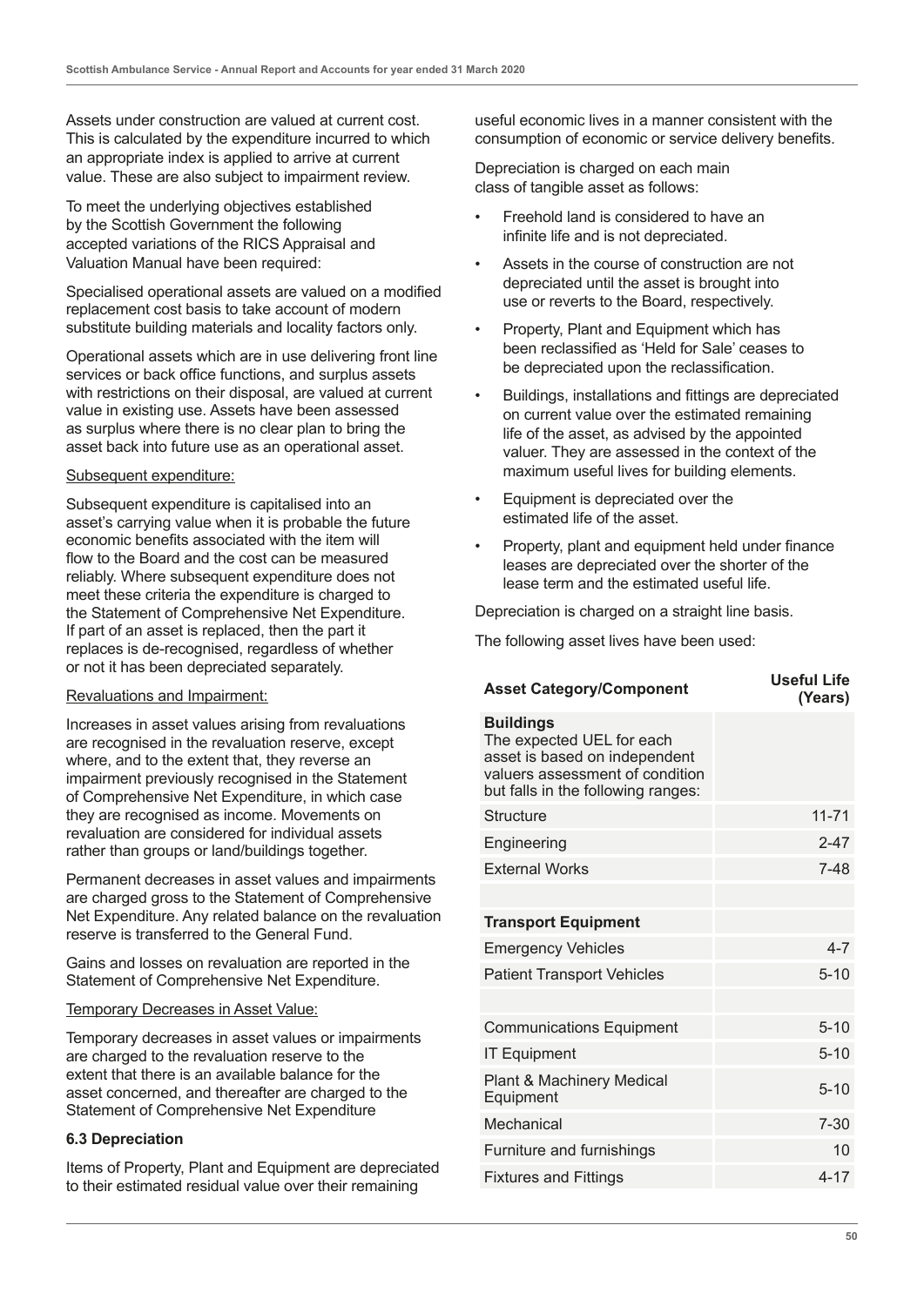Assets under construction are valued at current cost. This is calculated by the expenditure incurred to which an appropriate index is applied to arrive at current value. These are also subject to impairment review.

To meet the underlying objectives established by the Scottish Government the following accepted variations of the RICS Appraisal and Valuation Manual have been required:

Specialised operational assets are valued on a modified replacement cost basis to take account of modern substitute building materials and locality factors only.

Operational assets which are in use delivering front line services or back office functions, and surplus assets with restrictions on their disposal, are valued at current value in existing use. Assets have been assessed as surplus where there is no clear plan to bring the asset back into future use as an operational asset.

Subsequent expenditure:

Subsequent expenditure is capitalised into an asset's carrying value when it is probable the future economic benefits associated with the item will flow to the Board and the cost can be measured reliably. Where subsequent expenditure does not meet these criteria the expenditure is charged to the Statement of Comprehensive Net Expenditure. If part of an asset is replaced, then the part it replaces is de-recognised, regardless of whether or not it has been depreciated separately.

Revaluations and Impairment:

Increases in asset values arising from revaluations are recognised in the revaluation reserve, except where, and to the extent that, they reverse an impairment previously recognised in the Statement of Comprehensive Net Expenditure, in which case they are recognised as income. Movements on revaluation are considered for individual assets rather than groups or land/buildings together.

Permanent decreases in asset values and impairments are charged gross to the Statement of Comprehensive Net Expenditure. Any related balance on the revaluation reserve is transferred to the General Fund.

Gains and losses on revaluation are reported in the Statement of Comprehensive Net Expenditure.

Temporary Decreases in Asset Value:

Temporary decreases in asset values or impairments are charged to the revaluation reserve to the extent that there is an available balance for the asset concerned, and thereafter are charged to the Statement of Comprehensive Net Expenditure

**6.3 Depreciation**

Items of Property, Plant and Equipment are depreciated to their estimated residual value over their remaining useful economic lives in a manner consistent with the consumption of economic or service delivery benefits.

Depreciation is charged on each main class of tangible asset as follows:

- Freehold land is considered to have an infinite life and is not depreciated.
- Assets in the course of construction are not depreciated until the asset is brought into use or reverts to the Board, respectively.
- Property, Plant and Equipment which has been reclassified as 'Held for Sale' ceases to be depreciated upon the reclassification.
- Buildings, installations and fittings are depreciated on current value over the estimated remaining life of the asset, as advised by the appointed valuer. They are assessed in the context of the maximum useful lives for building elements.
- Equipment is depreciated over the estimated life of the asset.
- Property, plant and equipment held under finance leases are depreciated over the shorter of the lease term and the estimated useful life.

Depreciation is charged on a straight line basis.

The following asset lives have been used:

| Asset Category/Component | Useful Life (Years) |
|---|---|
| **Buildings** The expected UEL for each asset is based on independent valuers assessment of condition but falls in the following ranges: | |
| Structure | 11-71 |
| Engineering | 2-47 |
| External Works | 7-48 |
| | |
| **Transport Equipment** | |
| Emergency Vehicles | 4-7 |
| Patient Transport Vehicles | 5-10 |
| | |
| Communications Equipment | 5-10 |
| IT Equipment | 5-10 |
| Plant & Machinery Medical Equipment | 5-10 |
| Mechanical | 7-30 |
| Furniture and furnishings | 10 |
| Fixtures and Fittings | 4-17 |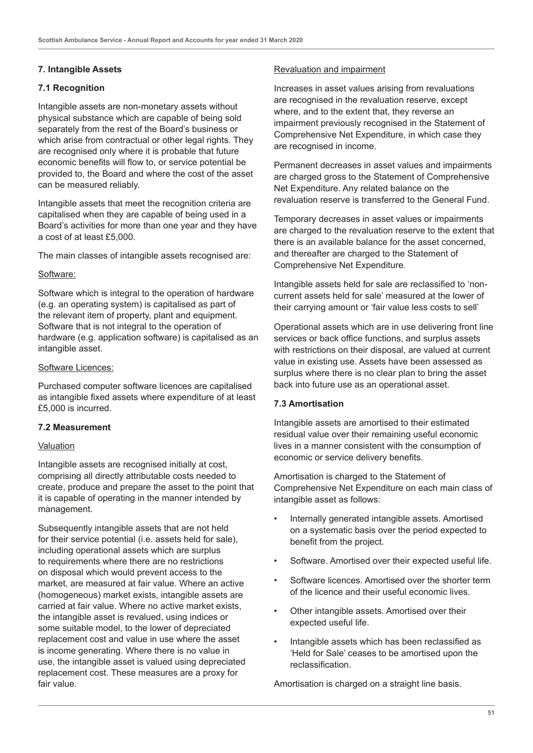## 7. Intangible Assets

### 7.1 Recognition

Intangible assets are non-monetary assets without physical substance which are capable of being sold separately from the rest of the Board's business or which arise from contractual or other legal rights. They are recognised only where it is probable that future economic benefits will flow to, or service potential be provided to, the Board and where the cost of the asset can be measured reliably.

Intangible assets that meet the recognition criteria are capitalised when they are capable of being used in a Board's activities for more than one year and they have a cost of at least £5,000.

The main classes of intangible assets recognised are:

Software:

Software which is integral to the operation of hardware (e.g. an operating system) is capitalised as part of the relevant item of property, plant and equipment. Software that is not integral to the operation of hardware (e.g. application software) is capitalised as an intangible asset.

Software Licences:

Purchased computer software licences are capitalised as intangible fixed assets where expenditure of at least £5,000 is incurred.

### 7.2 Measurement

Valuation

Intangible assets are recognised initially at cost, comprising all directly attributable costs needed to create, produce and prepare the asset to the point that it is capable of operating in the manner intended by management.

Subsequently intangible assets that are not held for their service potential (i.e. assets held for sale), including operational assets which are surplus to requirements where there are no restrictions on disposal which would prevent access to the market, are measured at fair value. Where an active (homogeneous) market exists, intangible assets are carried at fair value. Where no active market exists, the intangible asset is revalued, using indices or some suitable model, to the lower of depreciated replacement cost and value in use where the asset is income generating. Where there is no value in use, the intangible asset is valued using depreciated replacement cost. These measures are a proxy for fair value.

Revaluation and impairment

Increases in asset values arising from revaluations are recognised in the revaluation reserve, except where, and to the extent that, they reverse an impairment previously recognised in the Statement of Comprehensive Net Expenditure, in which case they are recognised in income.

Permanent decreases in asset values and impairments are charged gross to the Statement of Comprehensive Net Expenditure. Any related balance on the revaluation reserve is transferred to the General Fund.

Temporary decreases in asset values or impairments are charged to the revaluation reserve to the extent that there is an available balance for the asset concerned, and thereafter are charged to the Statement of Comprehensive Net Expenditure.

Intangible assets held for sale are reclassified to 'non-current assets held for sale' measured at the lower of their carrying amount or 'fair value less costs to sell'

Operational assets which are in use delivering front line services or back office functions, and surplus assets with restrictions on their disposal, are valued at current value in existing use. Assets have been assessed as surplus where there is no clear plan to bring the asset back into future use as an operational asset.

### 7.3 Amortisation

Intangible assets are amortised to their estimated residual value over their remaining useful economic lives in a manner consistent with the consumption of economic or service delivery benefits.

Amortisation is charged to the Statement of Comprehensive Net Expenditure on each main class of intangible asset as follows:

- Internally generated intangible assets. Amortised on a systematic basis over the period expected to benefit from the project.
- Software. Amortised over their expected useful life.
- Software licences. Amortised over the shorter term of the licence and their useful economic lives.
- Other intangible assets. Amortised over their expected useful life.
- Intangible assets which has been reclassified as 'Held for Sale' ceases to be amortised upon the reclassification.

Amortisation is charged on a straight line basis.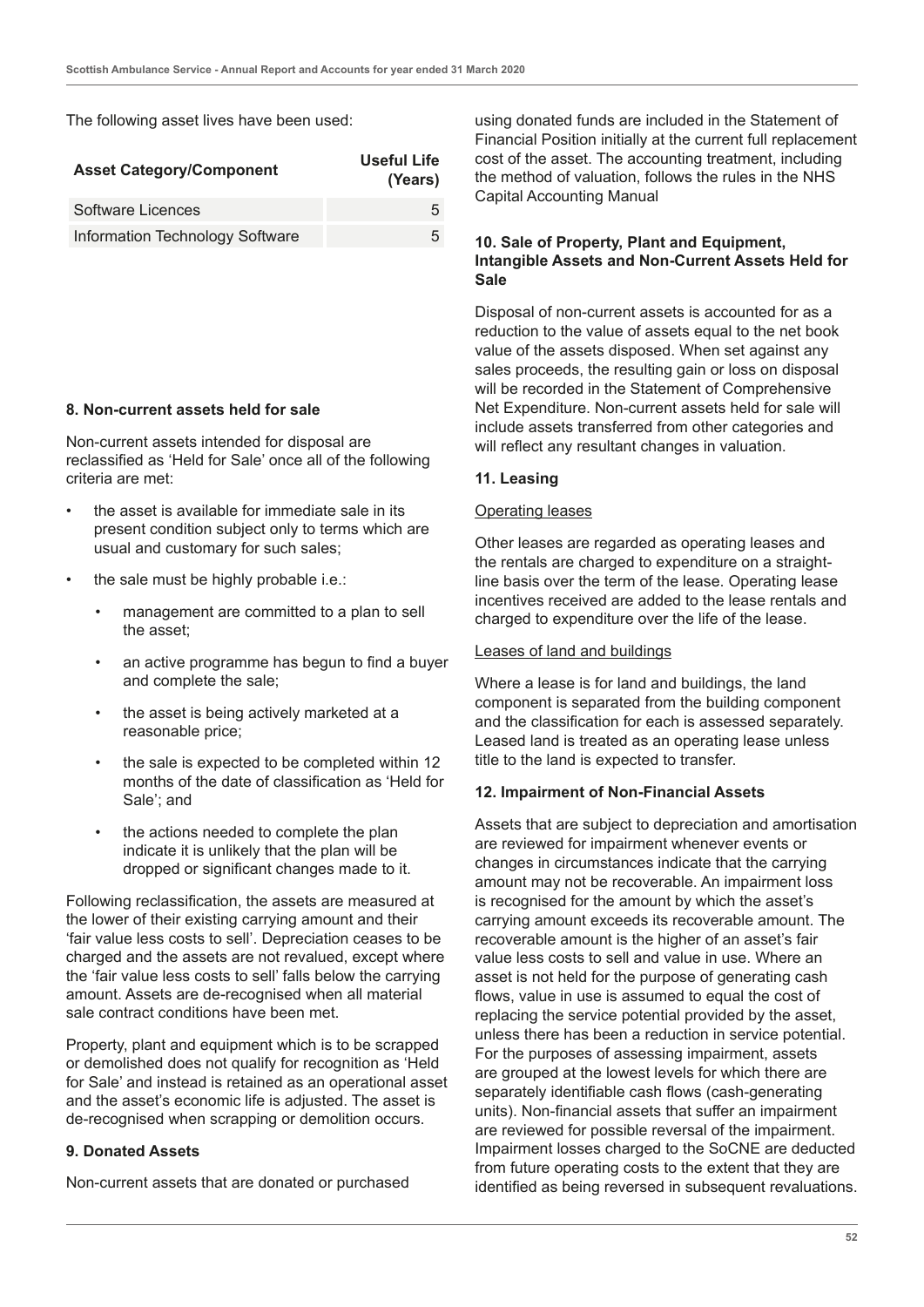The following asset lives have been used:

| Asset Category/Component | Useful Life (Years) |
|---|---|
| Software Licences | 5 |
| Information Technology Software | 5 |

**8. Non-current assets held for sale**

Non-current assets intended for disposal are reclassified as 'Held for Sale' once all of the following criteria are met:

- the asset is available for immediate sale in its present condition subject only to terms which are usual and customary for such sales;
- the sale must be highly probable i.e.:
  - management are committed to a plan to sell the asset;
  - an active programme has begun to find a buyer and complete the sale;
  - the asset is being actively marketed at a reasonable price;
  - the sale is expected to be completed within 12 months of the date of classification as 'Held for Sale'; and
  - the actions needed to complete the plan indicate it is unlikely that the plan will be dropped or significant changes made to it.

Following reclassification, the assets are measured at the lower of their existing carrying amount and their 'fair value less costs to sell'. Depreciation ceases to be charged and the assets are not revalued, except where the 'fair value less costs to sell' falls below the carrying amount. Assets are de-recognised when all material sale contract conditions have been met.

Property, plant and equipment which is to be scrapped or demolished does not qualify for recognition as 'Held for Sale' and instead is retained as an operational asset and the asset's economic life is adjusted. The asset is de-recognised when scrapping or demolition occurs.

**9. Donated Assets**

Non-current assets that are donated or purchased using donated funds are included in the Statement of Financial Position initially at the current full replacement cost of the asset. The accounting treatment, including the method of valuation, follows the rules in the NHS Capital Accounting Manual

**10. Sale of Property, Plant and Equipment, Intangible Assets and Non-Current Assets Held for Sale**

Disposal of non-current assets is accounted for as a reduction to the value of assets equal to the net book value of the assets disposed. When set against any sales proceeds, the resulting gain or loss on disposal will be recorded in the Statement of Comprehensive Net Expenditure. Non-current assets held for sale will include assets transferred from other categories and will reflect any resultant changes in valuation.

**11. Leasing**

Operating leases

Other leases are regarded as operating leases and the rentals are charged to expenditure on a straight-line basis over the term of the lease. Operating lease incentives received are added to the lease rentals and charged to expenditure over the life of the lease.

Leases of land and buildings

Where a lease is for land and buildings, the land component is separated from the building component and the classification for each is assessed separately. Leased land is treated as an operating lease unless title to the land is expected to transfer.

**12. Impairment of Non-Financial Assets**

Assets that are subject to depreciation and amortisation are reviewed for impairment whenever events or changes in circumstances indicate that the carrying amount may not be recoverable. An impairment loss is recognised for the amount by which the asset's carrying amount exceeds its recoverable amount. The recoverable amount is the higher of an asset's fair value less costs to sell and value in use. Where an asset is not held for the purpose of generating cash flows, value in use is assumed to equal the cost of replacing the service potential provided by the asset, unless there has been a reduction in service potential. For the purposes of assessing impairment, assets are grouped at the lowest levels for which there are separately identifiable cash flows (cash-generating units). Non-financial assets that suffer an impairment are reviewed for possible reversal of the impairment. Impairment losses charged to the SoCNE are deducted from future operating costs to the extent that they are identified as being reversed in subsequent revaluations.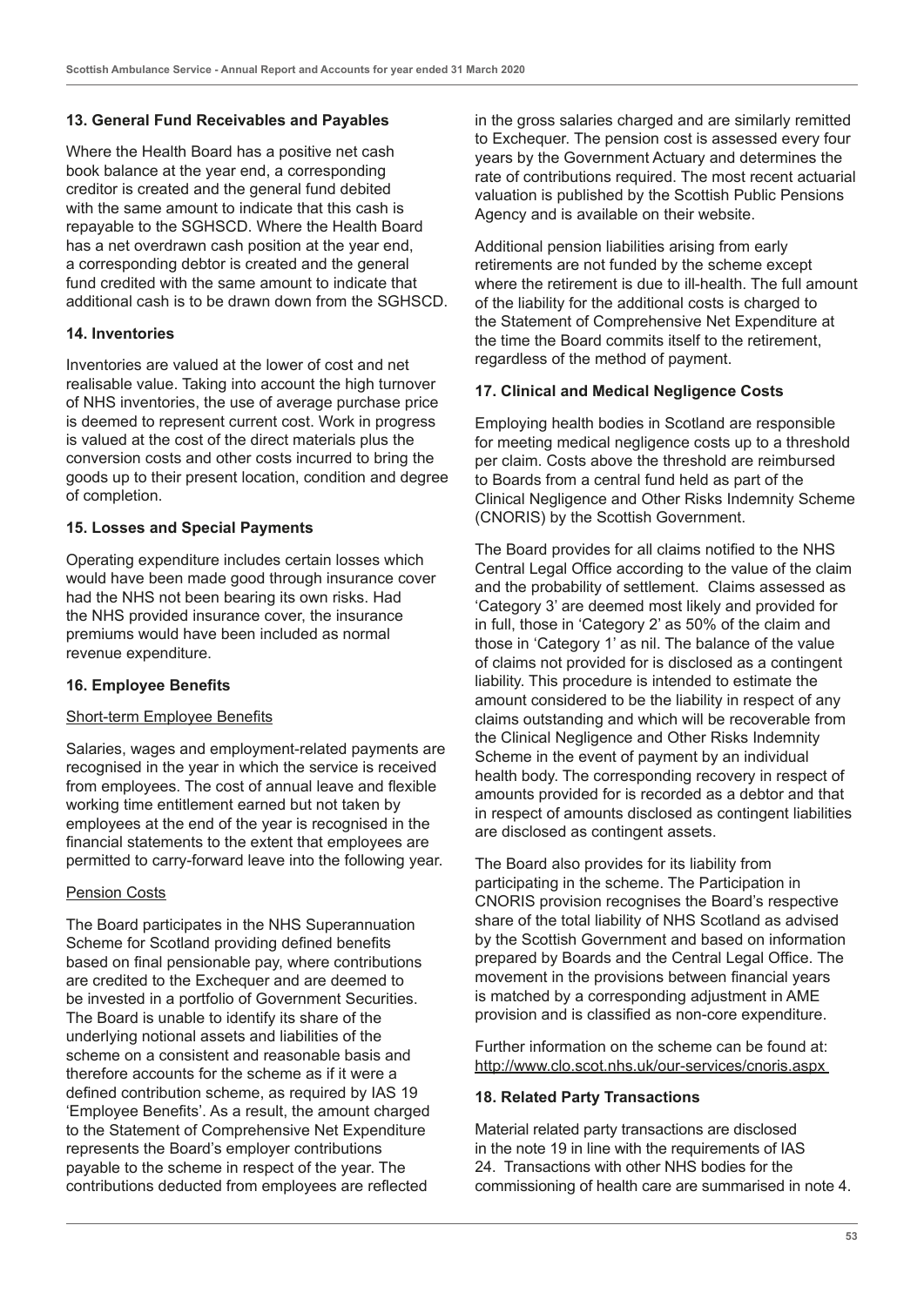**13. General Fund Receivables and Payables**

Where the Health Board has a positive net cash book balance at the year end, a corresponding creditor is created and the general fund debited with the same amount to indicate that this cash is repayable to the SGHSCD. Where the Health Board has a net overdrawn cash position at the year end, a corresponding debtor is created and the general fund credited with the same amount to indicate that additional cash is to be drawn down from the SGHSCD.

**14. Inventories**

Inventories are valued at the lower of cost and net realisable value. Taking into account the high turnover of NHS inventories, the use of average purchase price is deemed to represent current cost. Work in progress is valued at the cost of the direct materials plus the conversion costs and other costs incurred to bring the goods up to their present location, condition and degree of completion.

**15. Losses and Special Payments**

Operating expenditure includes certain losses which would have been made good through insurance cover had the NHS not been bearing its own risks. Had the NHS provided insurance cover, the insurance premiums would have been included as normal revenue expenditure.

**16. Employee Benefits**

Short-term Employee Benefits

Salaries, wages and employment-related payments are recognised in the year in which the service is received from employees. The cost of annual leave and flexible working time entitlement earned but not taken by employees at the end of the year is recognised in the financial statements to the extent that employees are permitted to carry-forward leave into the following year.

Pension Costs

The Board participates in the NHS Superannuation Scheme for Scotland providing defined benefits based on final pensionable pay, where contributions are credited to the Exchequer and are deemed to be invested in a portfolio of Government Securities. The Board is unable to identify its share of the underlying notional assets and liabilities of the scheme on a consistent and reasonable basis and therefore accounts for the scheme as if it were a defined contribution scheme, as required by IAS 19 'Employee Benefits'. As a result, the amount charged to the Statement of Comprehensive Net Expenditure represents the Board's employer contributions payable to the scheme in respect of the year. The contributions deducted from employees are reflected in the gross salaries charged and are similarly remitted to Exchequer. The pension cost is assessed every four years by the Government Actuary and determines the rate of contributions required. The most recent actuarial valuation is published by the Scottish Public Pensions Agency and is available on their website.

Additional pension liabilities arising from early retirements are not funded by the scheme except where the retirement is due to ill-health. The full amount of the liability for the additional costs is charged to the Statement of Comprehensive Net Expenditure at the time the Board commits itself to the retirement, regardless of the method of payment.

**17. Clinical and Medical Negligence Costs**

Employing health bodies in Scotland are responsible for meeting medical negligence costs up to a threshold per claim. Costs above the threshold are reimbursed to Boards from a central fund held as part of the Clinical Negligence and Other Risks Indemnity Scheme (CNORIS) by the Scottish Government.

The Board provides for all claims notified to the NHS Central Legal Office according to the value of the claim and the probability of settlement. Claims assessed as 'Category 3' are deemed most likely and provided for in full, those in 'Category 2' as 50% of the claim and those in 'Category 1' as nil. The balance of the value of claims not provided for is disclosed as a contingent liability. This procedure is intended to estimate the amount considered to be the liability in respect of any claims outstanding and which will be recoverable from the Clinical Negligence and Other Risks Indemnity Scheme in the event of payment by an individual health body. The corresponding recovery in respect of amounts provided for is recorded as a debtor and that in respect of amounts disclosed as contingent liabilities are disclosed as contingent assets.

The Board also provides for its liability from participating in the scheme. The Participation in CNORIS provision recognises the Board's respective share of the total liability of NHS Scotland as advised by the Scottish Government and based on information prepared by Boards and the Central Legal Office. The movement in the provisions between financial years is matched by a corresponding adjustment in AME provision and is classified as non-core expenditure.

Further information on the scheme can be found at: http://www.clo.scot.nhs.uk/our-services/cnoris.aspx

**18. Related Party Transactions**

Material related party transactions are disclosed in the note 19 in line with the requirements of IAS 24. Transactions with other NHS bodies for the commissioning of health care are summarised in note 4.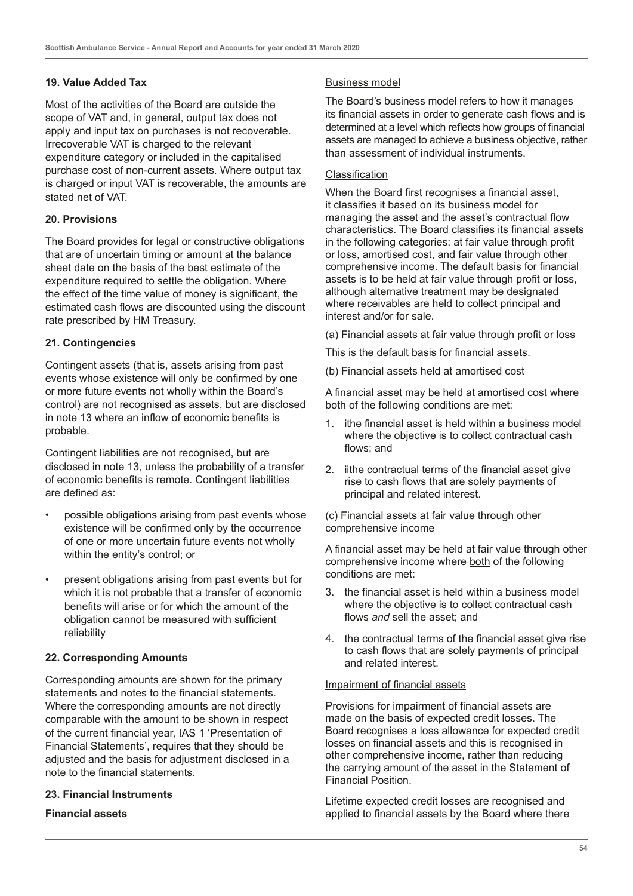### 19. Value Added Tax

Most of the activities of the Board are outside the scope of VAT and, in general, output tax does not apply and input tax on purchases is not recoverable. Irrecoverable VAT is charged to the relevant expenditure category or included in the capitalised purchase cost of non-current assets. Where output tax is charged or input VAT is recoverable, the amounts are stated net of VAT.

### 20. Provisions

The Board provides for legal or constructive obligations that are of uncertain timing or amount at the balance sheet date on the basis of the best estimate of the expenditure required to settle the obligation. Where the effect of the time value of money is significant, the estimated cash flows are discounted using the discount rate prescribed by HM Treasury.

### 21. Contingencies

Contingent assets (that is, assets arising from past events whose existence will only be confirmed by one or more future events not wholly within the Board's control) are not recognised as assets, but are disclosed in note 13 where an inflow of economic benefits is probable.

Contingent liabilities are not recognised, but are disclosed in note 13, unless the probability of a transfer of economic benefits is remote. Contingent liabilities are defined as:

- possible obligations arising from past events whose existence will be confirmed only by the occurrence of one or more uncertain future events not wholly within the entity's control; or
- present obligations arising from past events but for which it is not probable that a transfer of economic benefits will arise or for which the amount of the obligation cannot be measured with sufficient reliability

### 22. Corresponding Amounts

Corresponding amounts are shown for the primary statements and notes to the financial statements. Where the corresponding amounts are not directly comparable with the amount to be shown in respect of the current financial year, IAS 1 'Presentation of Financial Statements', requires that they should be adjusted and the basis for adjustment disclosed in a note to the financial statements.

### 23. Financial Instruments

**Financial assets**

Business model

The Board's business model refers to how it manages its financial assets in order to generate cash flows and is determined at a level which reflects how groups of financial assets are managed to achieve a business objective, rather than assessment of individual instruments.

Classification

When the Board first recognises a financial asset, it classifies it based on its business model for managing the asset and the asset's contractual flow characteristics. The Board classifies its financial assets in the following categories: at fair value through profit or loss, amortised cost, and fair value through other comprehensive income. The default basis for financial assets is to be held at fair value through profit or loss, although alternative treatment may be designated where receivables are held to collect principal and interest and/or for sale.

(a) Financial assets at fair value through profit or loss

This is the default basis for financial assets.

(b) Financial assets held at amortised cost

A financial asset may be held at amortised cost where both of the following conditions are met:

1. ithe financial asset is held within a business model where the objective is to collect contractual cash flows; and
2. iithe contractual terms of the financial asset give rise to cash flows that are solely payments of principal and related interest.

(c) Financial assets at fair value through other comprehensive income

A financial asset may be held at fair value through other comprehensive income where both of the following conditions are met:

3. the financial asset is held within a business model where the objective is to collect contractual cash flows *and* sell the asset; and
4. the contractual terms of the financial asset give rise to cash flows that are solely payments of principal and related interest.

Impairment of financial assets

Provisions for impairment of financial assets are made on the basis of expected credit losses. The Board recognises a loss allowance for expected credit losses on financial assets and this is recognised in other comprehensive income, rather than reducing the carrying amount of the asset in the Statement of Financial Position.

Lifetime expected credit losses are recognised and applied to financial assets by the Board where there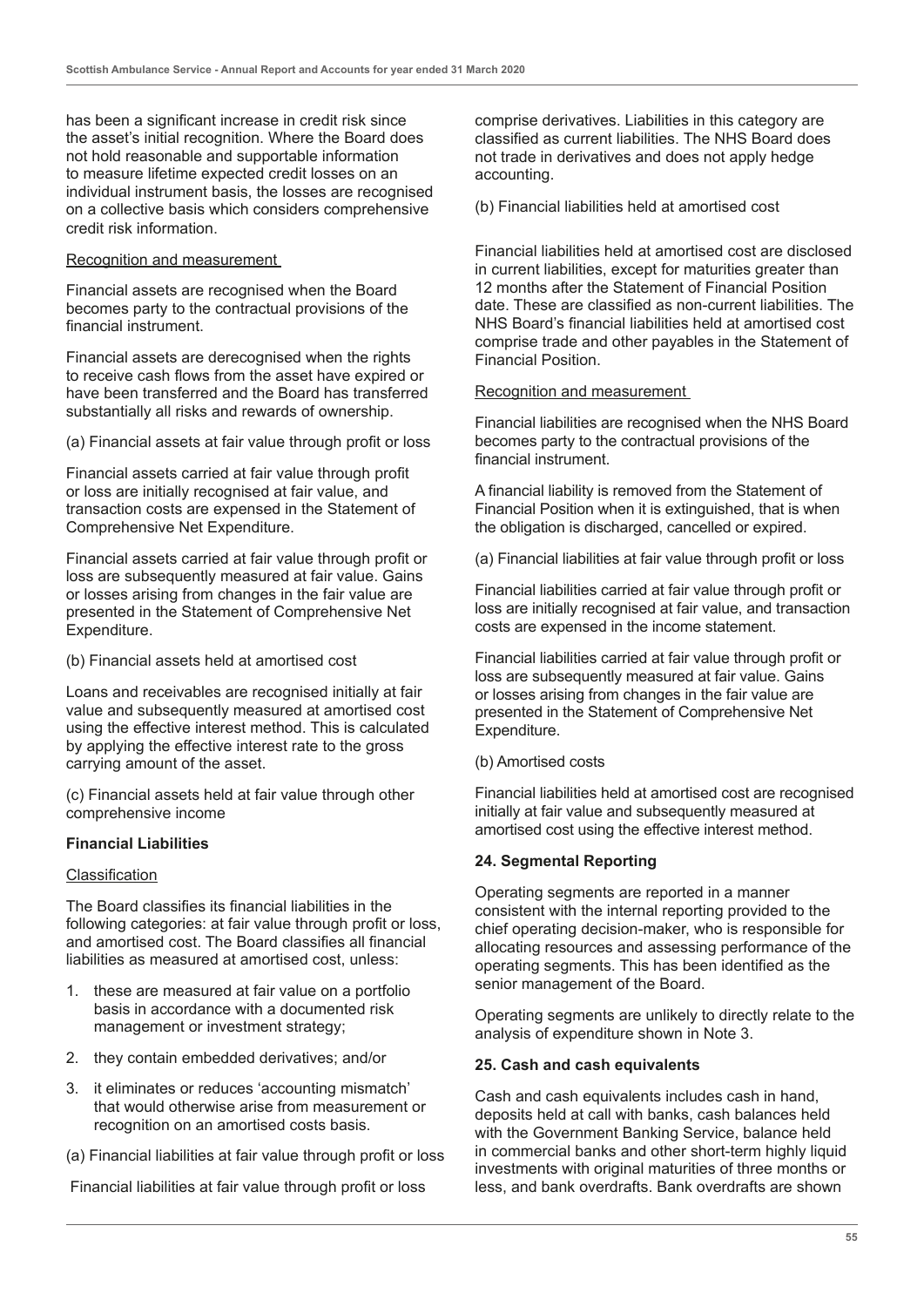has been a significant increase in credit risk since the asset's initial recognition. Where the Board does not hold reasonable and supportable information to measure lifetime expected credit losses on an individual instrument basis, the losses are recognised on a collective basis which considers comprehensive credit risk information.

Recognition and measurement

Financial assets are recognised when the Board becomes party to the contractual provisions of the financial instrument.

Financial assets are derecognised when the rights to receive cash flows from the asset have expired or have been transferred and the Board has transferred substantially all risks and rewards of ownership.

(a) Financial assets at fair value through profit or loss

Financial assets carried at fair value through profit or loss are initially recognised at fair value, and transaction costs are expensed in the Statement of Comprehensive Net Expenditure.

Financial assets carried at fair value through profit or loss are subsequently measured at fair value. Gains or losses arising from changes in the fair value are presented in the Statement of Comprehensive Net Expenditure.

(b) Financial assets held at amortised cost

Loans and receivables are recognised initially at fair value and subsequently measured at amortised cost using the effective interest method. This is calculated by applying the effective interest rate to the gross carrying amount of the asset.

(c) Financial assets held at fair value through other comprehensive income

**Financial Liabilities**

Classification

The Board classifies its financial liabilities in the following categories: at fair value through profit or loss, and amortised cost. The Board classifies all financial liabilities as measured at amortised cost, unless:

1. these are measured at fair value on a portfolio basis in accordance with a documented risk management or investment strategy;
2. they contain embedded derivatives; and/or
3. it eliminates or reduces 'accounting mismatch' that would otherwise arise from measurement or recognition on an amortised costs basis.

(a) Financial liabilities at fair value through profit or loss

Financial liabilities at fair value through profit or loss comprise derivatives. Liabilities in this category are classified as current liabilities. The NHS Board does not trade in derivatives and does not apply hedge accounting.

(b) Financial liabilities held at amortised cost

Financial liabilities held at amortised cost are disclosed in current liabilities, except for maturities greater than 12 months after the Statement of Financial Position date. These are classified as non-current liabilities. The NHS Board's financial liabilities held at amortised cost comprise trade and other payables in the Statement of Financial Position.

Recognition and measurement

Financial liabilities are recognised when the NHS Board becomes party to the contractual provisions of the financial instrument.

A financial liability is removed from the Statement of Financial Position when it is extinguished, that is when the obligation is discharged, cancelled or expired.

(a) Financial liabilities at fair value through profit or loss

Financial liabilities carried at fair value through profit or loss are initially recognised at fair value, and transaction costs are expensed in the income statement.

Financial liabilities carried at fair value through profit or loss are subsequently measured at fair value. Gains or losses arising from changes in the fair value are presented in the Statement of Comprehensive Net Expenditure.

(b) Amortised costs

Financial liabilities held at amortised cost are recognised initially at fair value and subsequently measured at amortised cost using the effective interest method.

**24. Segmental Reporting**

Operating segments are reported in a manner consistent with the internal reporting provided to the chief operating decision-maker, who is responsible for allocating resources and assessing performance of the operating segments. This has been identified as the senior management of the Board.

Operating segments are unlikely to directly relate to the analysis of expenditure shown in Note 3.

**25. Cash and cash equivalents**

Cash and cash equivalents includes cash in hand, deposits held at call with banks, cash balances held with the Government Banking Service, balance held in commercial banks and other short-term highly liquid investments with original maturities of three months or less, and bank overdrafts. Bank overdrafts are shown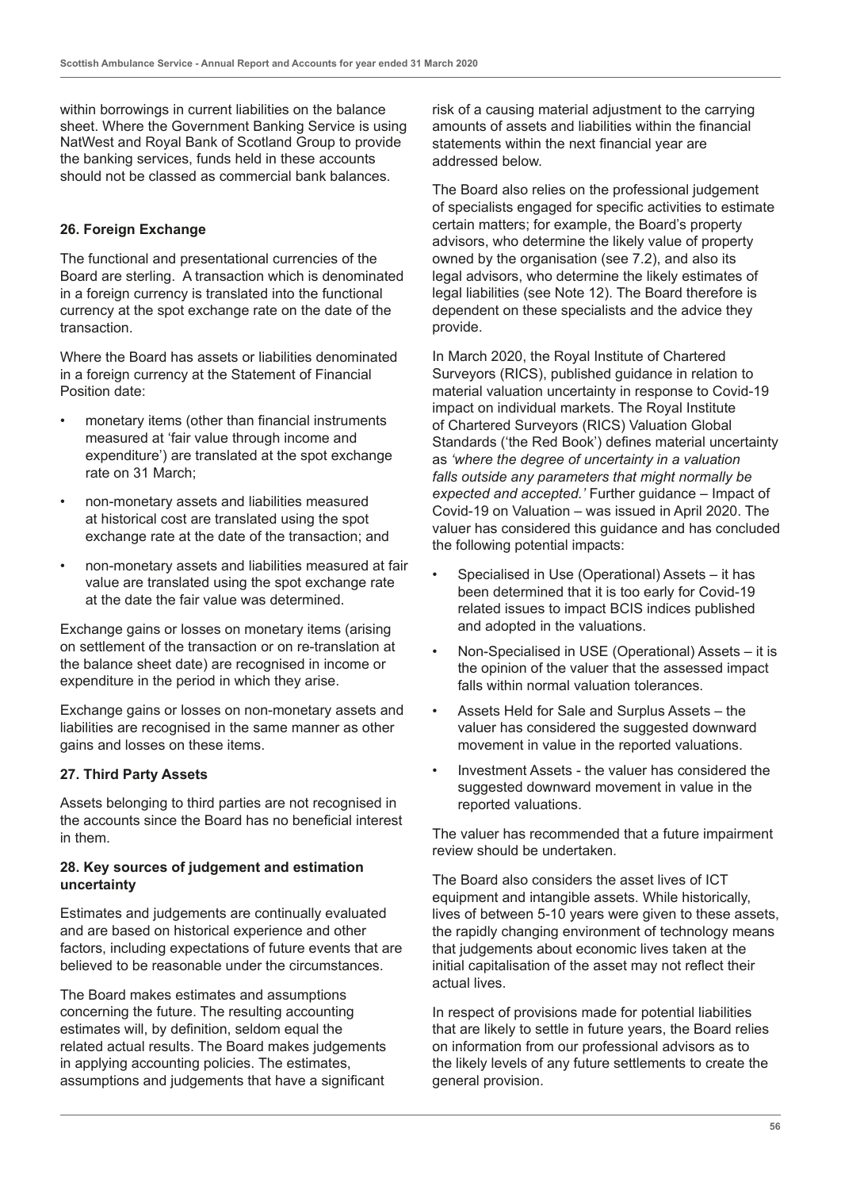within borrowings in current liabilities on the balance sheet. Where the Government Banking Service is using NatWest and Royal Bank of Scotland Group to provide the banking services, funds held in these accounts should not be classed as commercial bank balances.

**26. Foreign Exchange**

The functional and presentational currencies of the Board are sterling. A transaction which is denominated in a foreign currency is translated into the functional currency at the spot exchange rate on the date of the transaction.

Where the Board has assets or liabilities denominated in a foreign currency at the Statement of Financial Position date:

- monetary items (other than financial instruments measured at 'fair value through income and expenditure') are translated at the spot exchange rate on 31 March;
- non-monetary assets and liabilities measured at historical cost are translated using the spot exchange rate at the date of the transaction; and
- non-monetary assets and liabilities measured at fair value are translated using the spot exchange rate at the date the fair value was determined.

Exchange gains or losses on monetary items (arising on settlement of the transaction or on re-translation at the balance sheet date) are recognised in income or expenditure in the period in which they arise.

Exchange gains or losses on non-monetary assets and liabilities are recognised in the same manner as other gains and losses on these items.

**27. Third Party Assets**

Assets belonging to third parties are not recognised in the accounts since the Board has no beneficial interest in them.

**28. Key sources of judgement and estimation uncertainty**

Estimates and judgements are continually evaluated and are based on historical experience and other factors, including expectations of future events that are believed to be reasonable under the circumstances.

The Board makes estimates and assumptions concerning the future. The resulting accounting estimates will, by definition, seldom equal the related actual results. The Board makes judgements in applying accounting policies. The estimates, assumptions and judgements that have a significant risk of a causing material adjustment to the carrying amounts of assets and liabilities within the financial statements within the next financial year are addressed below.

The Board also relies on the professional judgement of specialists engaged for specific activities to estimate certain matters; for example, the Board's property advisors, who determine the likely value of property owned by the organisation (see 7.2), and also its legal advisors, who determine the likely estimates of legal liabilities (see Note 12). The Board therefore is dependent on these specialists and the advice they provide.

In March 2020, the Royal Institute of Chartered Surveyors (RICS), published guidance in relation to material valuation uncertainty in response to Covid-19 impact on individual markets. The Royal Institute of Chartered Surveyors (RICS) Valuation Global Standards ('the Red Book') defines material uncertainty as *'where the degree of uncertainty in a valuation falls outside any parameters that might normally be expected and accepted.'* Further guidance – Impact of Covid-19 on Valuation – was issued in April 2020. The valuer has considered this guidance and has concluded the following potential impacts:

- Specialised in Use (Operational) Assets – it has been determined that it is too early for Covid-19 related issues to impact BCIS indices published and adopted in the valuations.
- Non-Specialised in USE (Operational) Assets – it is the opinion of the valuer that the assessed impact falls within normal valuation tolerances.
- Assets Held for Sale and Surplus Assets – the valuer has considered the suggested downward movement in value in the reported valuations.
- Investment Assets - the valuer has considered the suggested downward movement in value in the reported valuations.

The valuer has recommended that a future impairment review should be undertaken.

The Board also considers the asset lives of ICT equipment and intangible assets. While historically, lives of between 5-10 years were given to these assets, the rapidly changing environment of technology means that judgements about economic lives taken at the initial capitalisation of the asset may not reflect their actual lives.

In respect of provisions made for potential liabilities that are likely to settle in future years, the Board relies on information from our professional advisors as to the likely levels of any future settlements to create the general provision.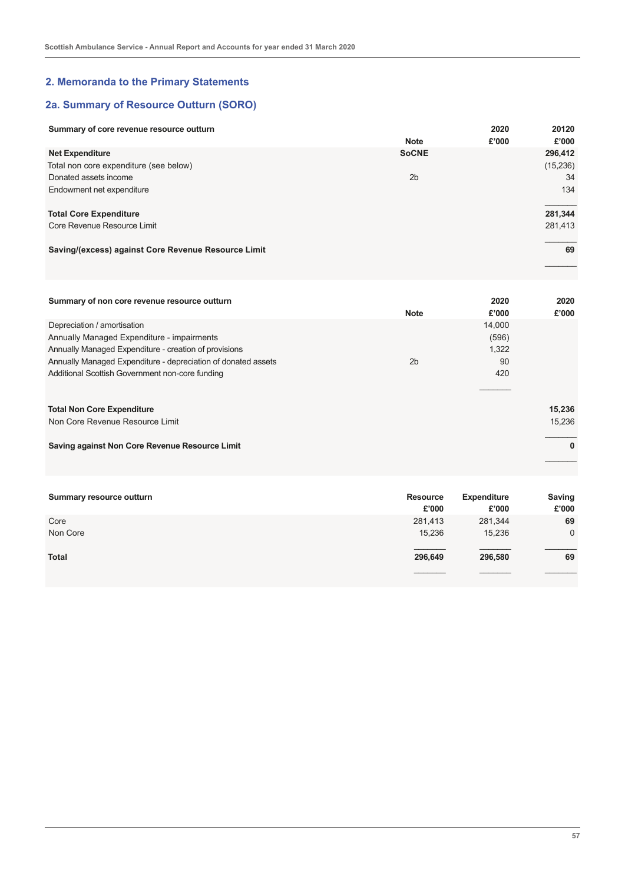## 2. Memoranda to the Primary Statements

### 2a. Summary of Resource Outturn (SORO)

| Summary of core revenue resource outturn | Note | 2020 £'000 | 20120 £'000 |
|---|---|---|---|
| **Net Expenditure** | **SoCNE** | | **296,412** |
| Total non core expenditure (see below) | | | (15,236) |
| Donated assets income | 2b | | 34 |
| Endowment net expenditure | | | 134 |
| **Total Core Expenditure** | | | **281,344** |
| Core Revenue Resource Limit | | | 281,413 |
| **Saving/(excess) against Core Revenue Resource Limit** | | | **69** |

| Summary of non core revenue resource outturn | Note | 2020 £'000 | 2020 £'000 |
|---|---|---|---|
| Depreciation / amortisation | | 14,000 | |
| Annually Managed Expenditure - impairments | | (596) | |
| Annually Managed Expenditure - creation of provisions | | 1,322 | |
| Annually Managed Expenditure - depreciation of donated assets | 2b | 90 | |
| Additional Scottish Government non-core funding | | 420 | |
| **Total Non Core Expenditure** | | | **15,236** |
| Non Core Revenue Resource Limit | | | 15,236 |
| **Saving against Non Core Revenue Resource Limit** | | | **0** |

| Summary resource outturn | Resource £'000 | Expenditure £'000 | Saving £'000 |
|---|---|---|---|
| Core | 281,413 | 281,344 | **69** |
| Non Core | 15,236 | 15,236 | 0 |
| **Total** | **296,649** | **296,580** | **69** |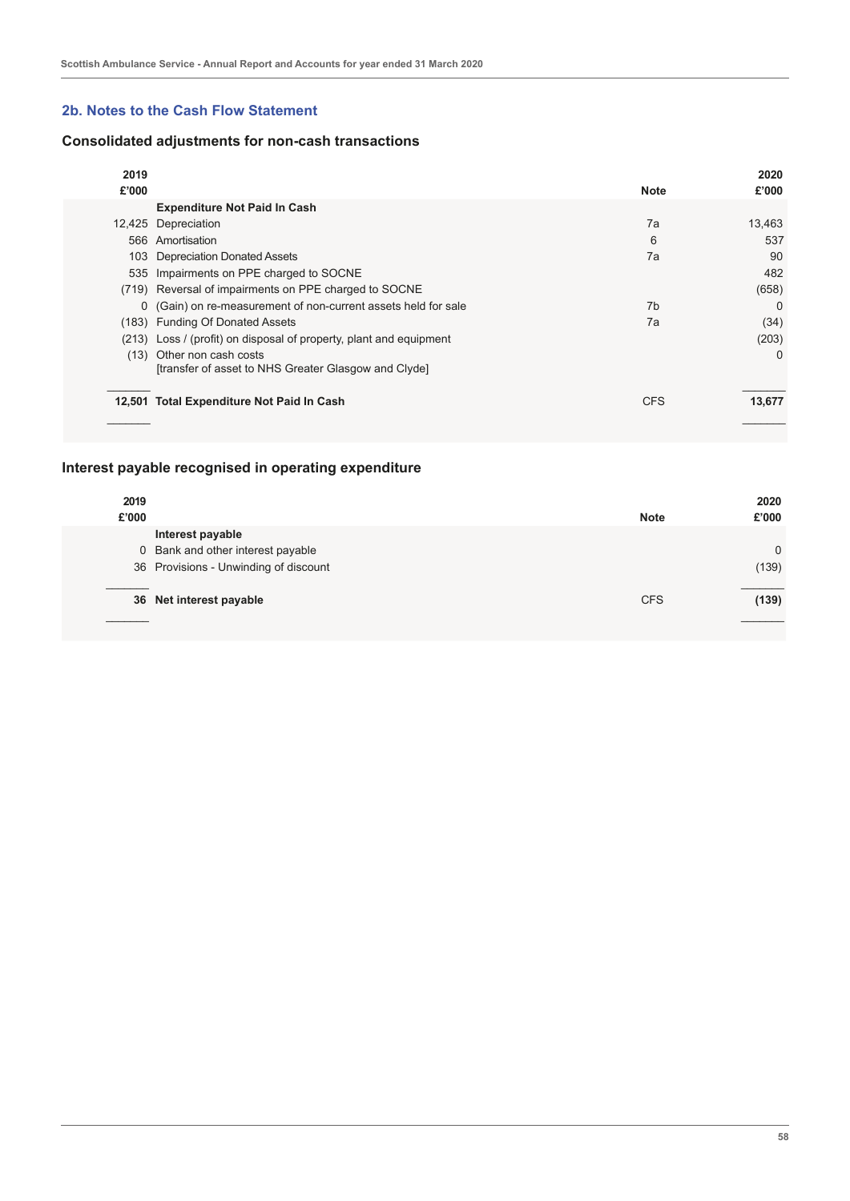## 2b. Notes to the Cash Flow Statement

### Consolidated adjustments for non-cash transactions

| 2019 £'000 | | Note | 2020 £'000 |
|---|---|---|---|
| | **Expenditure Not Paid In Cash** | | |
| 12,425 | Depreciation | 7a | 13,463 |
| 566 | Amortisation | 6 | 537 |
| 103 | Depreciation Donated Assets | 7a | 90 |
| 535 | Impairments on PPE charged to SOCNE | | 482 |
| (719) | Reversal of impairments on PPE charged to SOCNE | | (658) |
| 0 | (Gain) on re-measurement of non-current assets held for sale | 7b | 0 |
| (183) | Funding Of Donated Assets | 7a | (34) |
| (213) | Loss / (profit) on disposal of property, plant and equipment | | (203) |
| (13) | Other non cash costs [transfer of asset to NHS Greater Glasgow and Clyde] | | 0 |
| **12,501** | **Total Expenditure Not Paid In Cash** | CFS | **13,677** |

### Interest payable recognised in operating expenditure

| 2019 £'000 | | Note | 2020 £'000 |
|---|---|---|---|
| | **Interest payable** | | |
| 0 | Bank and other interest payable | | 0 |
| 36 | Provisions - Unwinding of discount | | (139) |
| **36** | **Net interest payable** | CFS | **(139)** |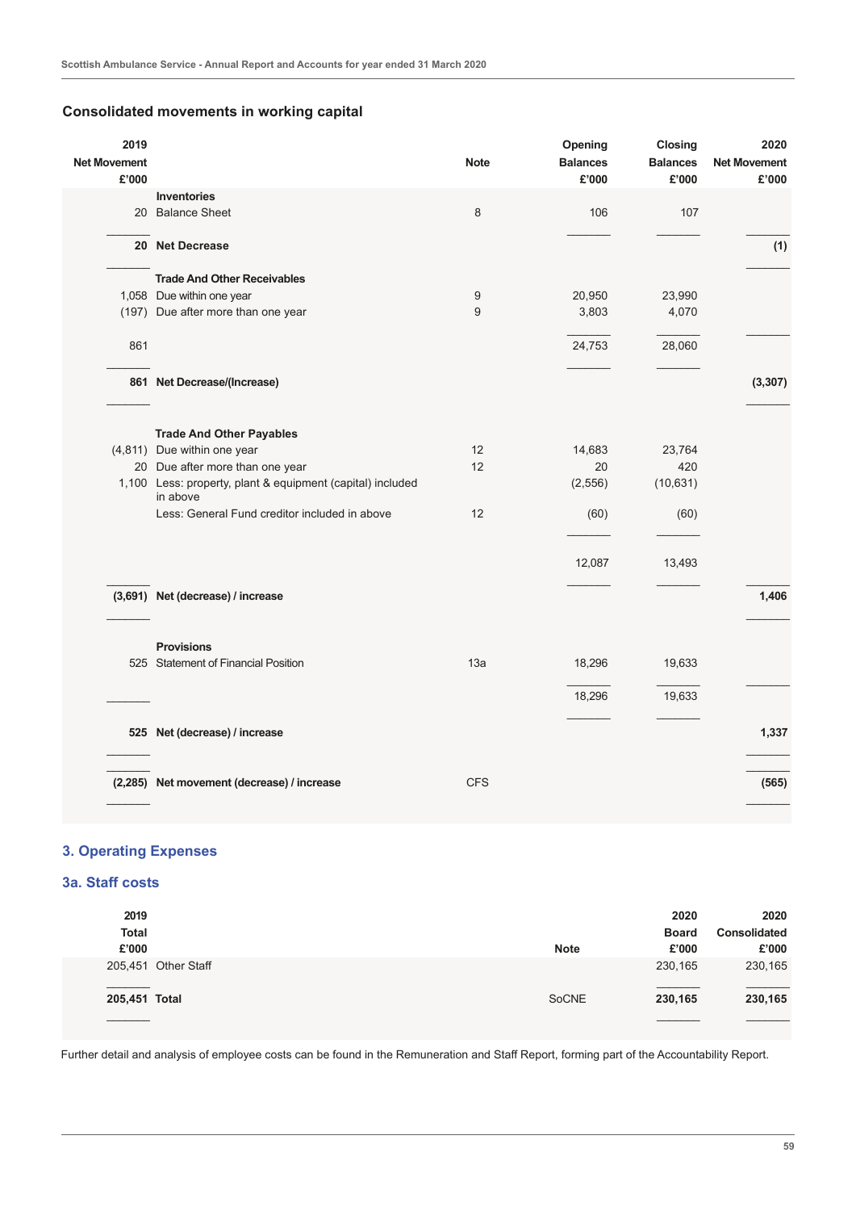## Consolidated movements in working capital

| 2019 Net Movement £'000 | | Note | Opening Balances £'000 | Closing Balances £'000 | 2020 Net Movement £'000 |
|---|---|---|---|---|---|
| | **Inventories** | | | | |
| 20 | Balance Sheet | 8 | 106 | 107 | |
| **20** | **Net Decrease** | | | | **(1)** |
| | **Trade And Other Receivables** | | | | |
| 1,058 | Due within one year | 9 | 20,950 | 23,990 | |
| (197) | Due after more than one year | 9 | 3,803 | 4,070 | |
| 861 | | | 24,753 | 28,060 | |
| **861** | **Net Decrease/(Increase)** | | | | **(3,307)** |
| | **Trade And Other Payables** | | | | |
| (4,811) | Due within one year | 12 | 14,683 | 23,764 | |
| 20 | Due after more than one year | 12 | 20 | 420 | |
| 1,100 | Less: property, plant & equipment (capital) included in above | | (2,556) | (10,631) | |
| | Less: General Fund creditor included in above | 12 | (60) | (60) | |
| | | | 12,087 | 13,493 | |
| **(3,691)** | **Net (decrease) / increase** | | | | **1,406** |
| | **Provisions** | | | | |
| 525 | Statement of Financial Position | 13a | 18,296 | 19,633 | |
| | | | 18,296 | 19,633 | |
| **525** | **Net (decrease) / increase** | | | | **1,337** |
| **(2,285)** | **Net movement (decrease) / increase** | CFS | | | **(565)** |

## 3. Operating Expenses

### 3a. Staff costs

| 2019 Total £'000 | | Note | 2020 Board £'000 | 2020 Consolidated £'000 |
|---|---|---|---|---|
| 205,451 | Other Staff | | 230,165 | 230,165 |
| **205,451** | **Total** | SoCNE | **230,165** | **230,165** |

Further detail and analysis of employee costs can be found in the Remuneration and Staff Report, forming part of the Accountability Report.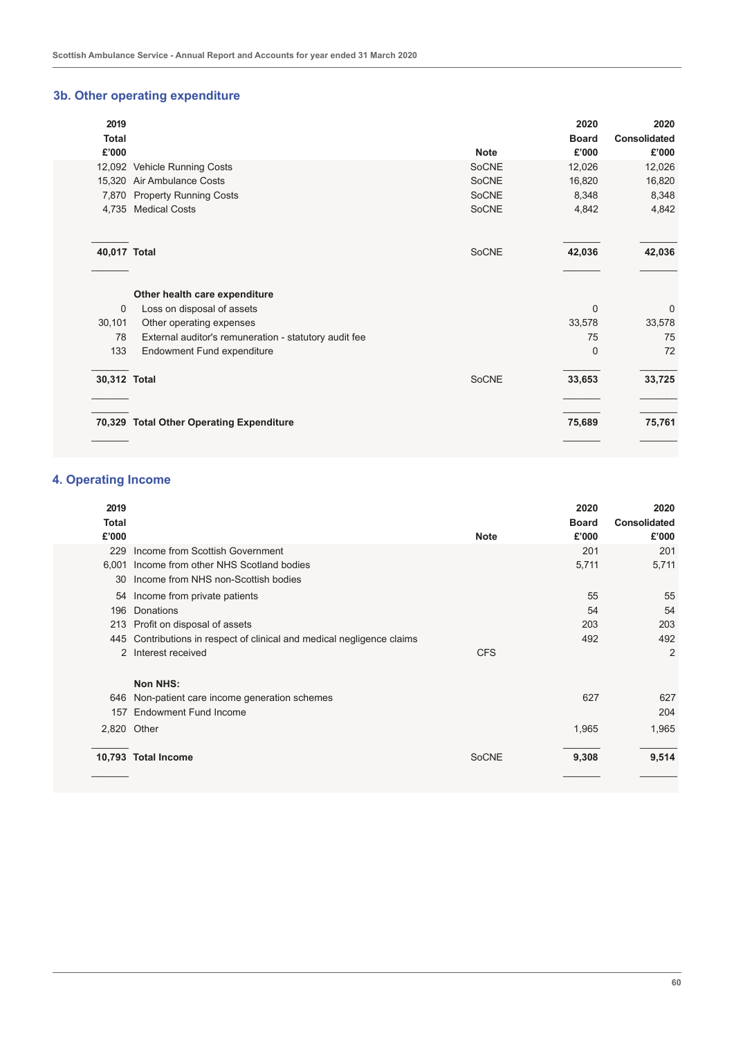## 3b. Other operating expenditure

| 2019 Total £'000 | | Note | 2020 Board £'000 | 2020 Consolidated £'000 |
|---|---|---|---|---|
| 12,092 | Vehicle Running Costs | SoCNE | 12,026 | 12,026 |
| 15,320 | Air Ambulance Costs | SoCNE | 16,820 | 16,820 |
| 7,870 | Property Running Costs | SoCNE | 8,348 | 8,348 |
| 4,735 | Medical Costs | SoCNE | 4,842 | 4,842 |
| **40,017** | **Total** | SoCNE | **42,036** | **42,036** |
| | **Other health care expenditure** | | | |
| 0 | Loss on disposal of assets | | 0 | 0 |
| 30,101 | Other operating expenses | | 33,578 | 33,578 |
| 78 | External auditor's remuneration - statutory audit fee | | 75 | 75 |
| 133 | Endowment Fund expenditure | | 0 | 72 |
| **30,312** | **Total** | SoCNE | **33,653** | **33,725** |
| **70,329** | **Total Other Operating Expenditure** | | **75,689** | **75,761** |

## 4. Operating Income

| 2019 Total £'000 | | Note | 2020 Board £'000 | 2020 Consolidated £'000 |
|---|---|---|---|---|
| 229 | Income from Scottish Government | | 201 | 201 |
| 6,001 | Income from other NHS Scotland bodies | | 5,711 | 5,711 |
| 30 | Income from NHS non-Scottish bodies | | | |
| 54 | Income from private patients | | 55 | 55 |
| 196 | Donations | | 54 | 54 |
| 213 | Profit on disposal of assets | | 203 | 203 |
| 445 | Contributions in respect of clinical and medical negligence claims | | 492 | 492 |
| 2 | Interest received | CFS | | 2 |
| | **Non NHS:** | | | |
| 646 | Non-patient care income generation schemes | | 627 | 627 |
| 157 | Endowment Fund Income | | | 204 |
| 2,820 | Other | | 1,965 | 1,965 |
| **10,793** | **Total Income** | SoCNE | **9,308** | **9,514** |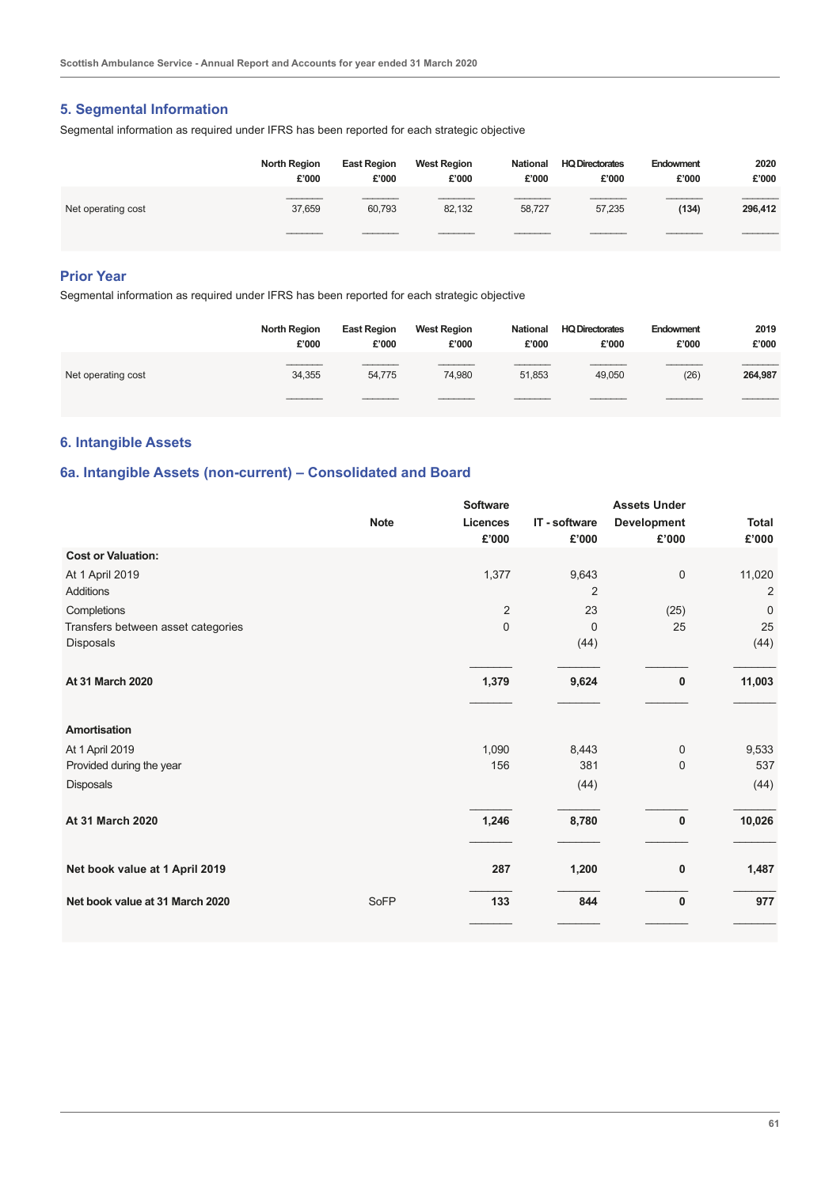## 5. Segmental Information

Segmental information as required under IFRS has been reported for each strategic objective

| | North Region £'000 | East Region £'000 | West Region £'000 | National £'000 | HQ Directorates £'000 | Endowment £'000 | 2020 £'000 |
|---|---|---|---|---|---|---|---|
| Net operating cost | 37,659 | 60,793 | 82,132 | 58,727 | 57,235 | **(134)** | **296,412** |

## Prior Year

Segmental information as required under IFRS has been reported for each strategic objective

| | North Region £'000 | East Region £'000 | West Region £'000 | National £'000 | HQ Directorates £'000 | Endowment £'000 | 2019 £'000 |
|---|---|---|---|---|---|---|---|
| Net operating cost | 34,355 | 54,775 | 74,980 | 51,853 | 49,050 | (26) | **264,987** |

## 6. Intangible Assets

### 6a. Intangible Assets (non-current) – Consolidated and Board

| | Note | Software Licences £'000 | IT - software £'000 | Assets Under Development £'000 | Total £'000 |
|---|---|---|---|---|---|
| **Cost or Valuation:** | | | | | |
| At 1 April 2019 | | 1,377 | 9,643 | 0 | 11,020 |
| Additions | | | 2 | | 2 |
| Completions | | 2 | 23 | (25) | 0 |
| Transfers between asset categories | | 0 | 0 | 25 | 25 |
| Disposals | | | (44) | | (44) |
| **At 31 March 2020** | | **1,379** | **9,624** | **0** | **11,003** |
| **Amortisation** | | | | | |
| At 1 April 2019 | | 1,090 | 8,443 | 0 | 9,533 |
| Provided during the year | | 156 | 381 | 0 | 537 |
| Disposals | | | (44) | | (44) |
| **At 31 March 2020** | | **1,246** | **8,780** | **0** | **10,026** |
| **Net book value at 1 April 2019** | | **287** | **1,200** | **0** | **1,487** |
| **Net book value at 31 March 2020** | SoFP | **133** | **844** | **0** | **977** |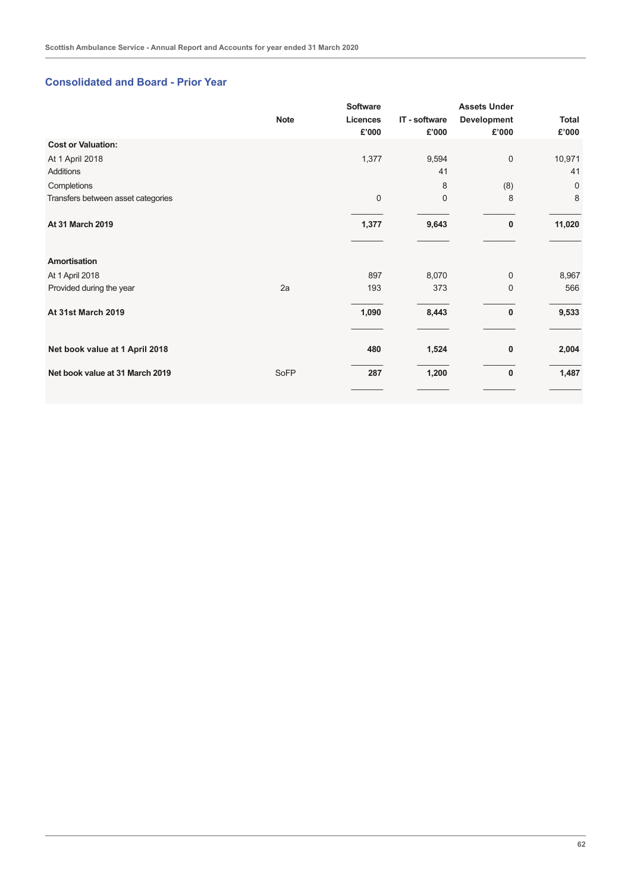## Consolidated and Board - Prior Year

| | Note | Software Licences £'000 | IT - software £'000 | Assets Under Development £'000 | Total £'000 |
|---|---|---|---|---|---|
| **Cost or Valuation:** | | | | | |
| At 1 April 2018 | | 1,377 | 9,594 | 0 | 10,971 |
| Additions | | | 41 | | 41 |
| Completions | | | 8 | (8) | 0 |
| Transfers between asset categories | | 0 | 0 | 8 | 8 |
| **At 31 March 2019** | | **1,377** | **9,643** | **0** | **11,020** |
| **Amortisation** | | | | | |
| At 1 April 2018 | | 897 | 8,070 | 0 | 8,967 |
| Provided during the year | 2a | 193 | 373 | 0 | 566 |
| **At 31st March 2019** | | **1,090** | **8,443** | **0** | **9,533** |
| **Net book value at 1 April 2018** | | **480** | **1,524** | **0** | **2,004** |
| **Net book value at 31 March 2019** | SoFP | **287** | **1,200** | **0** | **1,487** |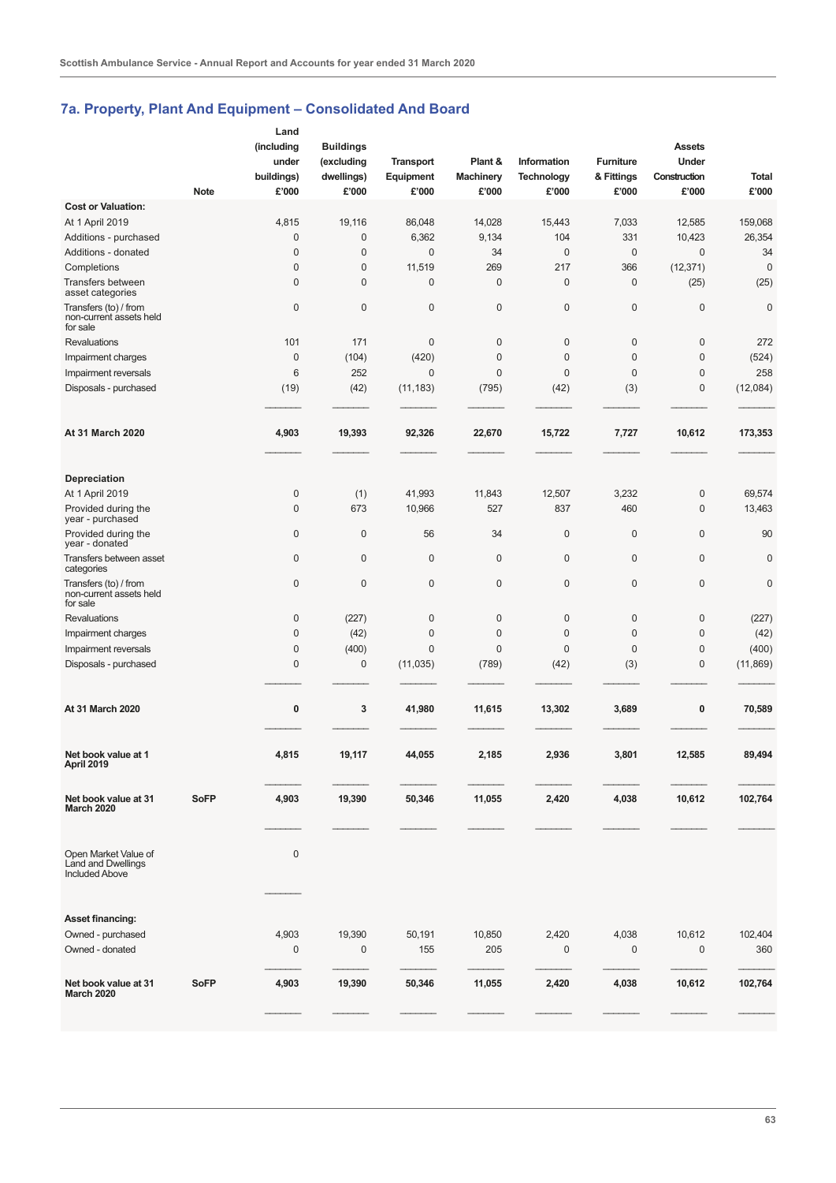## 7a. Property, Plant And Equipment – Consolidated And Board

| | Note | Land (including under buildings) £'000 | Buildings (excluding dwellings) £'000 | Transport Equipment £'000 | Plant & Machinery £'000 | Information Technology £'000 | Furniture & Fittings £'000 | Assets Under Construction £'000 | Total £'000 |
|---|---|---|---|---|---|---|---|---|---|
| **Cost or Valuation:** | | | | | | | | | |
| At 1 April 2019 | | 4,815 | 19,116 | 86,048 | 14,028 | 15,443 | 7,033 | 12,585 | 159,068 |
| Additions - purchased | | 0 | 0 | 6,362 | 9,134 | 104 | 331 | 10,423 | 26,354 |
| Additions - donated | | 0 | 0 | 0 | 34 | 0 | 0 | 0 | 34 |
| Completions | | 0 | 0 | 11,519 | 269 | 217 | 366 | (12,371) | 0 |
| Transfers between asset categories | | 0 | 0 | 0 | 0 | 0 | 0 | (25) | (25) |
| Transfers (to) / from non-current assets held for sale | | 0 | 0 | 0 | 0 | 0 | 0 | 0 | 0 |
| Revaluations | | 101 | 171 | 0 | 0 | 0 | 0 | 0 | 272 |
| Impairment charges | | 0 | (104) | (420) | 0 | 0 | 0 | 0 | (524) |
| Impairment reversals | | 6 | 252 | 0 | 0 | 0 | 0 | 0 | 258 |
| Disposals - purchased | | (19) | (42) | (11,183) | (795) | (42) | (3) | 0 | (12,084) |
| **At 31 March 2020** | | **4,903** | **19,393** | **92,326** | **22,670** | **15,722** | **7,727** | **10,612** | **173,353** |
| **Depreciation** | | | | | | | | | |
| At 1 April 2019 | | 0 | (1) | 41,993 | 11,843 | 12,507 | 3,232 | 0 | 69,574 |
| Provided during the year - purchased | | 0 | 673 | 10,966 | 527 | 837 | 460 | 0 | 13,463 |
| Provided during the year - donated | | 0 | 0 | 56 | 34 | 0 | 0 | 0 | 90 |
| Transfers between asset categories | | 0 | 0 | 0 | 0 | 0 | 0 | 0 | 0 |
| Transfers (to) / from non-current assets held for sale | | 0 | 0 | 0 | 0 | 0 | 0 | 0 | 0 |
| Revaluations | | 0 | (227) | 0 | 0 | 0 | 0 | 0 | (227) |
| Impairment charges | | 0 | (42) | 0 | 0 | 0 | 0 | 0 | (42) |
| Impairment reversals | | 0 | (400) | 0 | 0 | 0 | 0 | 0 | (400) |
| Disposals - purchased | | 0 | 0 | (11,035) | (789) | (42) | (3) | 0 | (11,869) |
| **At 31 March 2020** | | **0** | **3** | **41,980** | **11,615** | **13,302** | **3,689** | **0** | **70,589** |
| **Net book value at 1 April 2019** | | **4,815** | **19,117** | **44,055** | **2,185** | **2,936** | **3,801** | **12,585** | **89,494** |
| **Net book value at 31 March 2020** | **SoFP** | **4,903** | **19,390** | **50,346** | **11,055** | **2,420** | **4,038** | **10,612** | **102,764** |
| Open Market Value of Land and Dwellings Included Above | | 0 | | | | | | | |
| **Asset financing:** | | | | | | | | | |
| Owned - purchased | | 4,903 | 19,390 | 50,191 | 10,850 | 2,420 | 4,038 | 10,612 | 102,404 |
| Owned - donated | | 0 | 0 | 155 | 205 | 0 | 0 | 0 | 360 |
| **Net book value at 31 March 2020** | **SoFP** | **4,903** | **19,390** | **50,346** | **11,055** | **2,420** | **4,038** | **10,612** | **102,764** |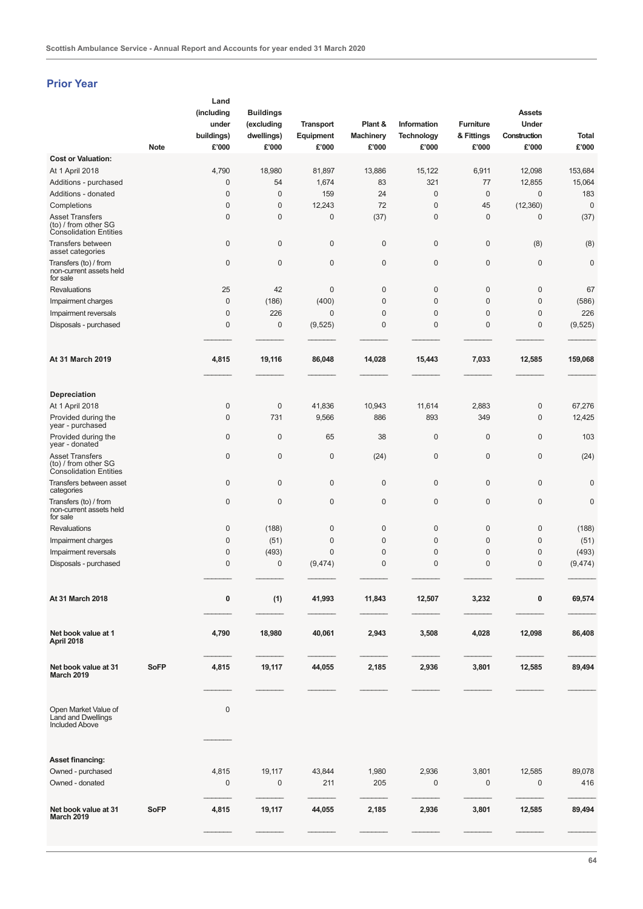## Prior Year

| | Note | Land (including under buildings) £'000 | Buildings (excluding dwellings) £'000 | Transport Equipment £'000 | Plant & Machinery £'000 | Information Technology £'000 | Furniture & Fittings £'000 | Assets Under Construction £'000 | Total £'000 |
|---|---|---|---|---|---|---|---|---|---|
| **Cost or Valuation:** | | | | | | | | | |
| At 1 April 2018 | | 4,790 | 18,980 | 81,897 | 13,886 | 15,122 | 6,911 | 12,098 | 153,684 |
| Additions - purchased | | 0 | 54 | 1,674 | 83 | 321 | 77 | 12,855 | 15,064 |
| Additions - donated | | 0 | 0 | 159 | 24 | 0 | 0 | 0 | 183 |
| Completions | | 0 | 0 | 12,243 | 72 | 0 | 45 | (12,360) | 0 |
| Asset Transfers (to) / from other SG Consolidation Entities | | 0 | 0 | 0 | (37) | 0 | 0 | 0 | (37) |
| Transfers between asset categories | | 0 | 0 | 0 | 0 | 0 | 0 | (8) | (8) |
| Transfers (to) / from non-current assets held for sale | | 0 | 0 | 0 | 0 | 0 | 0 | 0 | 0 |
| Revaluations | | 25 | 42 | 0 | 0 | 0 | 0 | 0 | 67 |
| Impairment charges | | 0 | (186) | (400) | 0 | 0 | 0 | 0 | (586) |
| Impairment reversals | | 0 | 226 | 0 | 0 | 0 | 0 | 0 | 226 |
| Disposals - purchased | | 0 | 0 | (9,525) | 0 | 0 | 0 | 0 | (9,525) |
| **At 31 March 2019** | | **4,815** | **19,116** | **86,048** | **14,028** | **15,443** | **7,033** | **12,585** | **159,068** |
| **Depreciation** | | | | | | | | | |
| At 1 April 2018 | | 0 | 0 | 41,836 | 10,943 | 11,614 | 2,883 | 0 | 67,276 |
| Provided during the year - purchased | | 0 | 731 | 9,566 | 886 | 893 | 349 | 0 | 12,425 |
| Provided during the year - donated | | 0 | 0 | 65 | 38 | 0 | 0 | 0 | 103 |
| Asset Transfers (to) / from other SG Consolidation Entities | | 0 | 0 | 0 | (24) | 0 | 0 | 0 | (24) |
| Transfers between asset categories | | 0 | 0 | 0 | 0 | 0 | 0 | 0 | 0 |
| Transfers (to) / from non-current assets held for sale | | 0 | 0 | 0 | 0 | 0 | 0 | 0 | 0 |
| Revaluations | | 0 | (188) | 0 | 0 | 0 | 0 | 0 | (188) |
| Impairment charges | | 0 | (51) | 0 | 0 | 0 | 0 | 0 | (51) |
| Impairment reversals | | 0 | (493) | 0 | 0 | 0 | 0 | 0 | (493) |
| Disposals - purchased | | 0 | 0 | (9,474) | 0 | 0 | 0 | 0 | (9,474) |
| **At 31 March 2018** | | **0** | **(1)** | **41,993** | **11,843** | **12,507** | **3,232** | **0** | **69,574** |
| **Net book value at 1 April 2018** | | **4,790** | **18,980** | **40,061** | **2,943** | **3,508** | **4,028** | **12,098** | **86,408** |
| **Net book value at 31 March 2019** | **SoFP** | **4,815** | **19,117** | **44,055** | **2,185** | **2,936** | **3,801** | **12,585** | **89,494** |
| Open Market Value of Land and Dwellings Included Above | | 0 | | | | | | | |
| **Asset financing:** | | | | | | | | | |
| Owned - purchased | | 4,815 | 19,117 | 43,844 | 1,980 | 2,936 | 3,801 | 12,585 | 89,078 |
| Owned - donated | | 0 | 0 | 211 | 205 | 0 | 0 | 0 | 416 |
| **Net book value at 31 March 2019** | **SoFP** | **4,815** | **19,117** | **44,055** | **2,185** | **2,936** | **3,801** | **12,585** | **89,494** |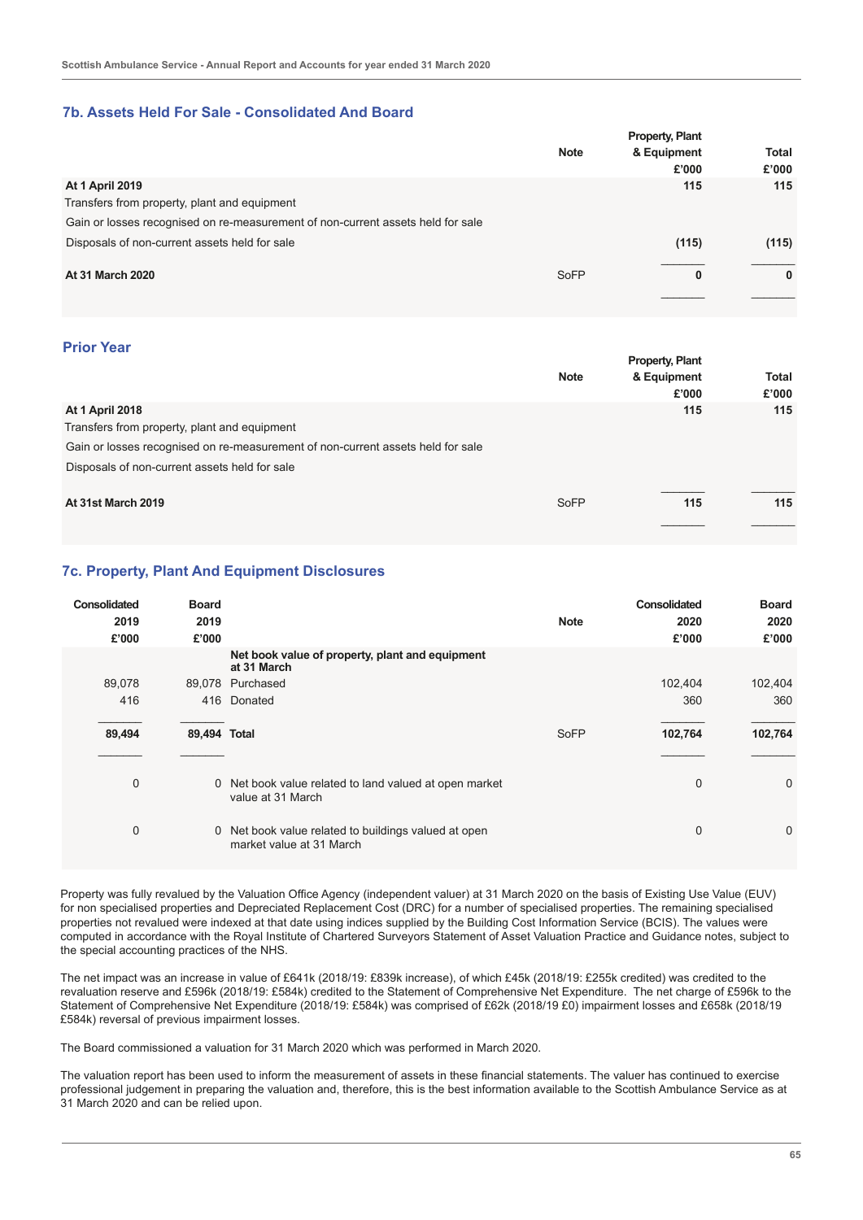## 7b. Assets Held For Sale - Consolidated And Board

| | Note | Property, Plant & Equipment £'000 | Total £'000 |
|---|---|---|---|
| **At 1 April 2019** | | **115** | **115** |
| Transfers from property, plant and equipment | | | |
| Gain or losses recognised on re-measurement of non-current assets held for sale | | | |
| Disposals of non-current assets held for sale | | **(115)** | **(115)** |
| **At 31 March 2020** | SoFP | **0** | **0** |

## Prior Year

| | Note | Property, Plant & Equipment £'000 | Total £'000 |
|---|---|---|---|
| **At 1 April 2018** | | **115** | **115** |
| Transfers from property, plant and equipment | | | |
| Gain or losses recognised on re-measurement of non-current assets held for sale | | | |
| Disposals of non-current assets held for sale | | | |
| **At 31st March 2019** | SoFP | **115** | **115** |

## 7c. Property, Plant And Equipment Disclosures

| Consolidated 2019 £'000 | Board 2019 £'000 | | Note | Consolidated 2020 £'000 | Board 2020 £'000 |
|---|---|---|---|---|---|
| | | **Net book value of property, plant and equipment at 31 March** | | | |
| 89,078 | 89,078 | Purchased | | 102,404 | 102,404 |
| 416 | 416 | Donated | | 360 | 360 |
| **89,494** | **89,494** | **Total** | SoFP | **102,764** | **102,764** |
| 0 | 0 | Net book value related to land valued at open market value at 31 March | | 0 | 0 |
| 0 | 0 | Net book value related to buildings valued at open market value at 31 March | | 0 | 0 |

Property was fully revalued by the Valuation Office Agency (independent valuer) at 31 March 2020 on the basis of Existing Use Value (EUV) for non specialised properties and Depreciated Replacement Cost (DRC) for a number of specialised properties. The remaining specialised properties not revalued were indexed at that date using indices supplied by the Building Cost Information Service (BCIS). The values were computed in accordance with the Royal Institute of Chartered Surveyors Statement of Asset Valuation Practice and Guidance notes, subject to the special accounting practices of the NHS.

The net impact was an increase in value of £641k (2018/19: £839k increase), of which £45k (2018/19: £255k credited) was credited to the revaluation reserve and £596k (2018/19: £584k) credited to the Statement of Comprehensive Net Expenditure. The net charge of £596k to the Statement of Comprehensive Net Expenditure (2018/19: £584k) was comprised of £62k (2018/19 £0) impairment losses and £658k (2018/19 £584k) reversal of previous impairment losses.

The Board commissioned a valuation for 31 March 2020 which was performed in March 2020.

The valuation report has been used to inform the measurement of assets in these financial statements. The valuer has continued to exercise professional judgement in preparing the valuation and, therefore, this is the best information available to the Scottish Ambulance Service as at 31 March 2020 and can be relied upon.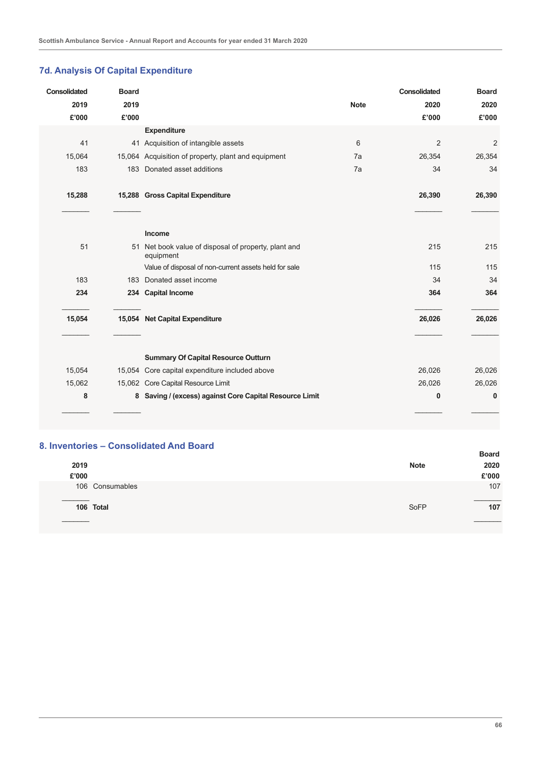## 7d. Analysis Of Capital Expenditure

| Consolidated 2019 £'000 | Board 2019 £'000 | | Note | Consolidated 2020 £'000 | Board 2020 £'000 |
|---|---|---|---|---|---|
| | | **Expenditure** | | | |
| 41 | 41 | Acquisition of intangible assets | 6 | 2 | 2 |
| 15,064 | 15,064 | Acquisition of property, plant and equipment | 7a | 26,354 | 26,354 |
| 183 | 183 | Donated asset additions | 7a | 34 | 34 |
| **15,288** | **15,288** | **Gross Capital Expenditure** | | **26,390** | **26,390** |
| | | **Income** | | | |
| 51 | 51 | Net book value of disposal of property, plant and equipment | | 215 | 215 |
| | | Value of disposal of non-current assets held for sale | | 115 | 115 |
| 183 | 183 | Donated asset income | | 34 | 34 |
| **234** | **234** | **Capital Income** | | **364** | **364** |
| **15,054** | **15,054** | **Net Capital Expenditure** | | **26,026** | **26,026** |
| | | **Summary Of Capital Resource Outturn** | | | |
| 15,054 | 15,054 | Core capital expenditure included above | | 26,026 | 26,026 |
| 15,062 | 15,062 | Core Capital Resource Limit | | 26,026 | 26,026 |
| **8** | **8** | **Saving / (excess) against Core Capital Resource Limit** | | **0** | **0** |

## 8. Inventories – Consolidated And Board

| 2019 £'000 | | Note | Board 2020 £'000 |
|---|---|---|---|
| 106 | Consumables | | 107 |
| **106** | **Total** | SoFP | **107** |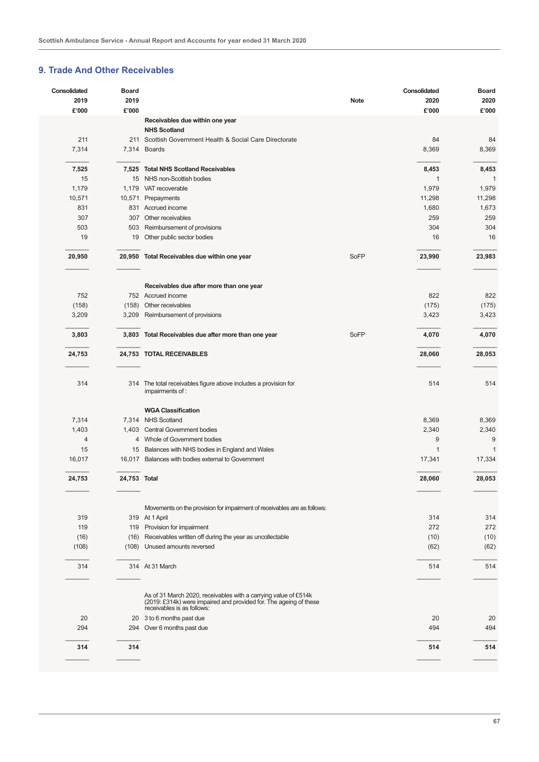## 9. Trade And Other Receivables

| Consolidated 2019 £'000 | Board 2019 £'000 | | Note | Consolidated 2020 £'000 | Board 2020 £'000 |
|---|---|---|---|---|---|
| | | **Receivables due within one year** | | | |
| | | **NHS Scotland** | | | |
| 211 | 211 | Scottish Government Health & Social Care Directorate | | 84 | 84 |
| 7,314 | 7,314 | Boards | | 8,369 | 8,369 |
| **7,525** | **7,525** | **Total NHS Scotland Receivables** | | **8,453** | **8,453** |
| 15 | 15 | NHS non-Scottish bodies | | 1 | 1 |
| 1,179 | 1,179 | VAT recoverable | | 1,979 | 1,979 |
| 10,571 | 10,571 | Prepayments | | 11,298 | 11,298 |
| 831 | 831 | Accrued income | | 1,680 | 1,673 |
| 307 | 307 | Other receivables | | 259 | 259 |
| 503 | 503 | Reimbursement of provisions | | 304 | 304 |
| 19 | 19 | Other public sector bodies | | 16 | 16 |
| **20,950** | **20,950** | **Total Receivables due within one year** | SoFP | **23,990** | **23,983** |
| | | **Receivables due after more than one year** | | | |
| 752 | 752 | Accrued income | | 822 | 822 |
| (158) | (158) | Other receivables | | (175) | (175) |
| 3,209 | 3,209 | Reimbursement of provisions | | 3,423 | 3,423 |
| **3,803** | **3,803** | **Total Receivables due after more than one year** | SoFP | **4,070** | **4,070** |
| **24,753** | **24,753** | **TOTAL RECEIVABLES** | | **28,060** | **28,053** |
| 314 | 314 | The total receivables figure above includes a provision for impairments of : | | 514 | 514 |
| | | **WGA Classification** | | | |
| 7,314 | 7,314 | NHS Scotland | | 8,369 | 8,369 |
| 1,403 | 1,403 | Central Government bodies | | 2,340 | 2,340 |
| 4 | 4 | Whole of Government bodies | | 9 | 9 |
| 15 | 15 | Balances with NHS bodies in England and Wales | | 1 | 1 |
| 16,017 | 16,017 | Balances with bodies external to Government | | 17,341 | 17,334 |
| **24,753** | **24,753** | **Total** | | **28,060** | **28,053** |
| | | Movements on the provision for impairment of receivables are as follows: | | | |
| 319 | 319 | At 1 April | | 314 | 314 |
| 119 | 119 | Provision for impairment | | 272 | 272 |
| (16) | (16) | Receivables written off during the year as uncollectable | | (10) | (10) |
| (108) | (108) | Unused amounts reversed | | (62) | (62) |
| 314 | 314 | At 31 March | | 514 | 514 |
| | | As of 31 March 2020, receivables with a carrying value of £514k (2019: £314k) were impaired and provided for. The ageing of these receivables is as follows: | | | |
| 20 | 20 | 3 to 6 months past due | | 20 | 20 |
| 294 | 294 | Over 6 months past due | | 494 | 494 |
| **314** | **314** | | | **514** | **514** |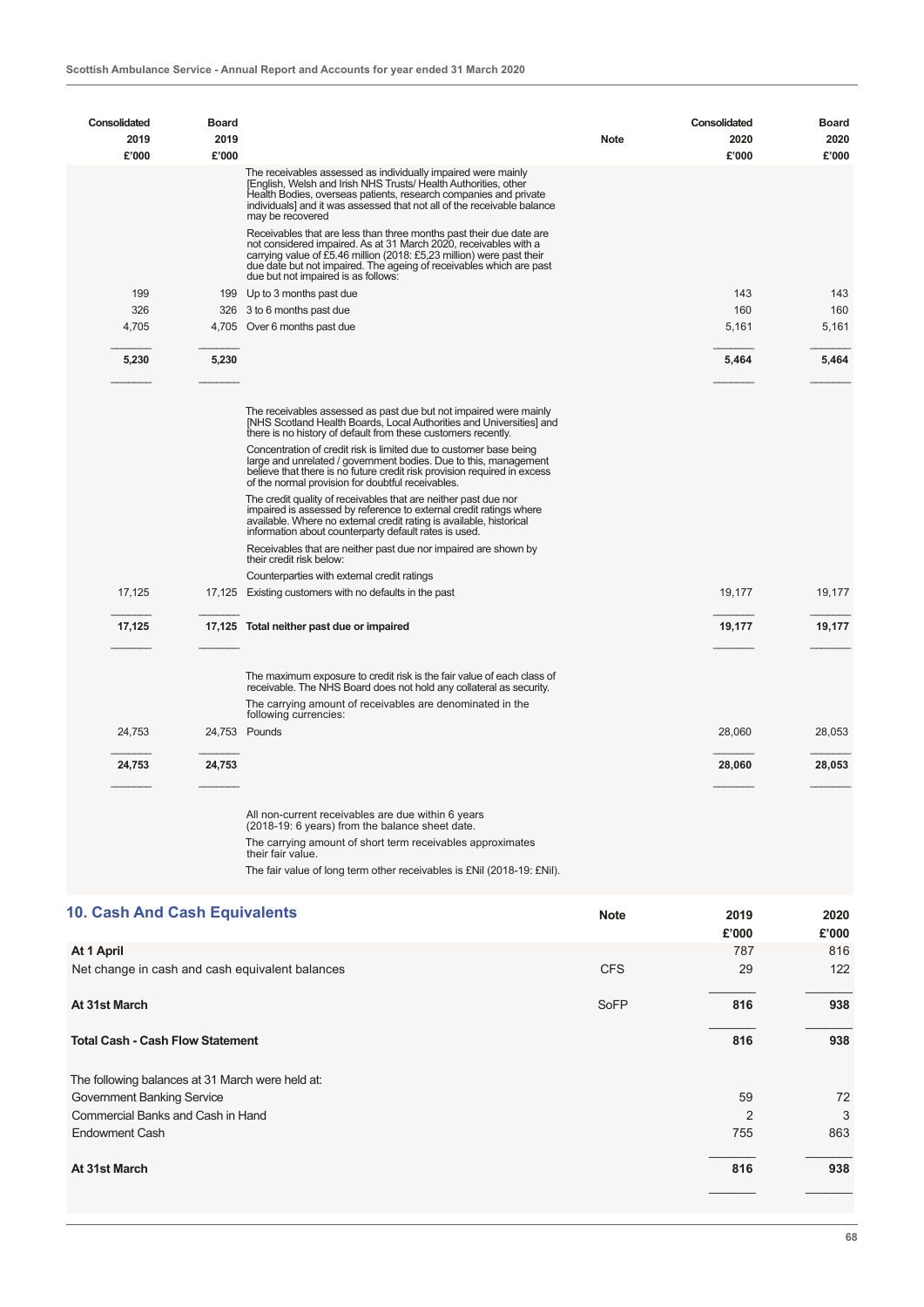| Consolidated 2019 £'000 | Board 2019 £'000 | | Note | Consolidated 2020 £'000 | Board 2020 £'000 |
|---|---|---|---|---|---|
| | | The receivables assessed as individually impaired were mainly [English, Welsh and Irish NHS Trusts/ Health Authorities, other Health Bodies, overseas patients, research companies and private individuals] and it was assessed that not all of the receivable balance may be recovered | | | |
| | | Receivables that are less than three months past their due date are not considered impaired. As at 31 March 2020, receivables with a carrying value of £5.46 million (2018: £5,23 million) were past their due date but not impaired. The ageing of receivables which are past due but not impaired is as follows: | | | |
| 199 | 199 | Up to 3 months past due | | 143 | 143 |
| 326 | 326 | 3 to 6 months past due | | 160 | 160 |
| 4,705 | 4,705 | Over 6 months past due | | 5,161 | 5,161 |
| **5,230** | **5,230** | | | **5,464** | **5,464** |
| | | The receivables assessed as past due but not impaired were mainly [NHS Scotland Health Boards, Local Authorities and Universities] and there is no history of default from these customers recently. | | | |
| | | Concentration of credit risk is limited due to customer base being large and unrelated / government bodies. Due to this, management believe that there is no future credit risk provision required in excess of the normal provision for doubtful receivables. | | | |
| | | The credit quality of receivables that are neither past due nor impaired is assessed by reference to external credit ratings where available. Where no external credit rating is available, historical information about counterparty default rates is used. | | | |
| | | Receivables that are neither past due nor impaired are shown by their credit risk below: | | | |
| | | Counterparties with external credit ratings | | | |
| 17,125 | 17,125 | Existing customers with no defaults in the past | | 19,177 | 19,177 |
| **17,125** | **17,125** | **Total neither past due or impaired** | | **19,177** | **19,177** |
| | | The maximum exposure to credit risk is the fair value of each class of receivable. The NHS Board does not hold any collateral as security. | | | |
| | | The carrying amount of receivables are denominated in the following currencies: | | | |
| 24,753 | 24,753 | Pounds | | 28,060 | 28,053 |
| **24,753** | **24,753** | | | **28,060** | **28,053** |
| | | All non-current receivables are due within 6 years (2018-19: 6 years) from the balance sheet date. | | | |
| | | The carrying amount of short term receivables approximates their fair value. | | | |
| | | The fair value of long term other receivables is £Nil (2018-19: £Nil). | | | |

## 10. Cash And Cash Equivalents

| | Note | 2019 £'000 | 2020 £'000 |
|---|---|---|---|
| **At 1 April** | | 787 | 816 |
| Net change in cash and cash equivalent balances | CFS | 29 | 122 |
| **At 31st March** | SoFP | **816** | **938** |
| **Total Cash - Cash Flow Statement** | | **816** | **938** |
| The following balances at 31 March were held at: | | | |
| Government Banking Service | | 59 | 72 |
| Commercial Banks and Cash in Hand | | 2 | 3 |
| Endowment Cash | | 755 | 863 |
| **At 31st March** | | **816** | **938** |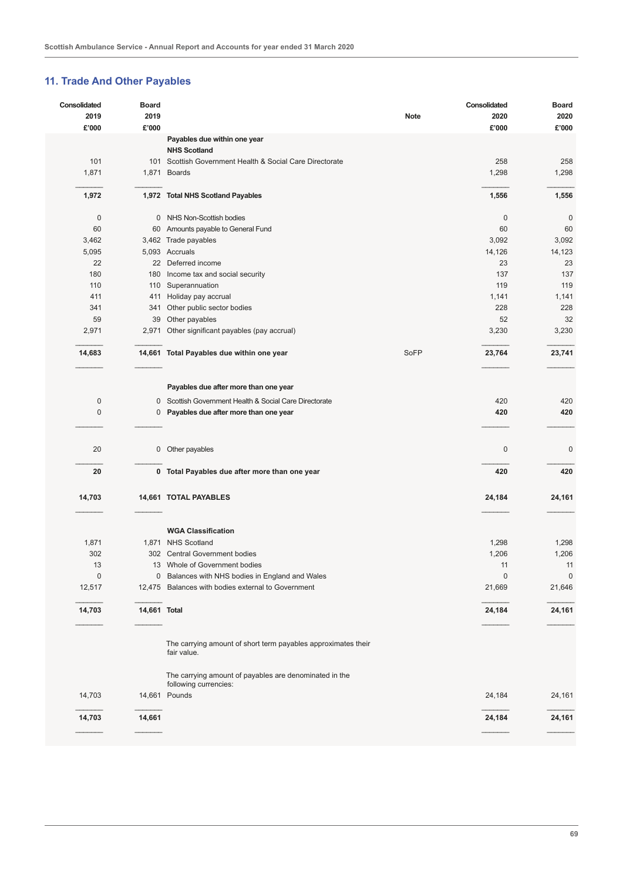## 11. Trade And Other Payables

| Consolidated 2019 £'000 | Board 2019 £'000 | | Note | Consolidated 2020 £'000 | Board 2020 £'000 |
|---|---|---|---|---|---|
| | | **Payables due within one year** | | | |
| | | **NHS Scotland** | | | |
| 101 | 101 | Scottish Government Health & Social Care Directorate | | 258 | 258 |
| 1,871 | 1,871 | Boards | | 1,298 | 1,298 |
| **1,972** | **1,972** | **Total NHS Scotland Payables** | | **1,556** | **1,556** |
| 0 | 0 | NHS Non-Scottish bodies | | 0 | 0 |
| 60 | 60 | Amounts payable to General Fund | | 60 | 60 |
| 3,462 | 3,462 | Trade payables | | 3,092 | 3,092 |
| 5,095 | 5,093 | Accruals | | 14,126 | 14,123 |
| 22 | 22 | Deferred income | | 23 | 23 |
| 180 | 180 | Income tax and social security | | 137 | 137 |
| 110 | 110 | Superannuation | | 119 | 119 |
| 411 | 411 | Holiday pay accrual | | 1,141 | 1,141 |
| 341 | 341 | Other public sector bodies | | 228 | 228 |
| 59 | 39 | Other payables | | 52 | 32 |
| 2,971 | 2,971 | Other significant payables (pay accrual) | | 3,230 | 3,230 |
| **14,683** | **14,661** | **Total Payables due within one year** | SoFP | **23,764** | **23,741** |
| | | **Payables due after more than one year** | | | |
| 0 | 0 | Scottish Government Health & Social Care Directorate | | 420 | 420 |
| 0 | 0 | **Payables due after more than one year** | | **420** | **420** |
| 20 | 0 | Other payables | | 0 | 0 |
| **20** | **0** | **Total Payables due after more than one year** | | **420** | **420** |
| **14,703** | **14,661** | **TOTAL PAYABLES** | | **24,184** | **24,161** |
| | | **WGA Classification** | | | |
| 1,871 | 1,871 | NHS Scotland | | 1,298 | 1,298 |
| 302 | 302 | Central Government bodies | | 1,206 | 1,206 |
| 13 | 13 | Whole of Government bodies | | 11 | 11 |
| 0 | 0 | Balances with NHS bodies in England and Wales | | 0 | 0 |
| 12,517 | 12,475 | Balances with bodies external to Government | | 21,669 | 21,646 |
| **14,703** | **14,661** | **Total** | | **24,184** | **24,161** |
| | | The carrying amount of short term payables approximates their fair value. | | | |
| | | The carrying amount of payables are denominated in the following currencies: | | | |
| 14,703 | 14,661 | Pounds | | 24,184 | 24,161 |
| **14,703** | **14,661** | | | **24,184** | **24,161** |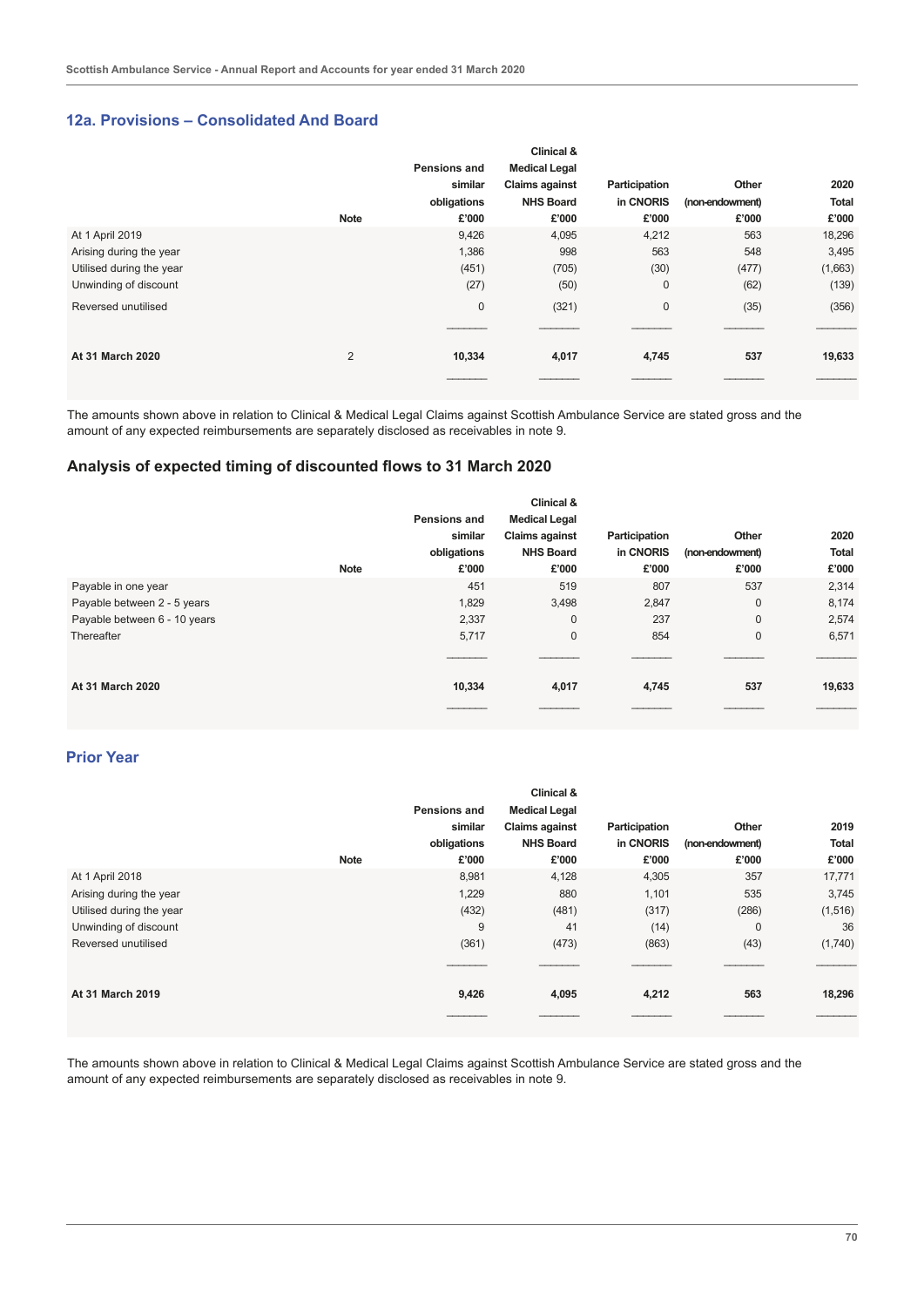## 12a. Provisions – Consolidated And Board

| | Note | Pensions and similar obligations £'000 | Clinical & Medical Legal Claims against NHS Board £'000 | Participation in CNORIS £'000 | Other (non-endowment) £'000 | 2020 Total £'000 |
|---|---|---|---|---|---|---|
| At 1 April 2019 | | 9,426 | 4,095 | 4,212 | 563 | 18,296 |
| Arising during the year | | 1,386 | 998 | 563 | 548 | 3,495 |
| Utilised during the year | | (451) | (705) | (30) | (477) | (1,663) |
| Unwinding of discount | | (27) | (50) | 0 | (62) | (139) |
| Reversed unutilised | | 0 | (321) | 0 | (35) | (356) |
| **At 31 March 2020** | 2 | **10,334** | **4,017** | **4,745** | **537** | **19,633** |

The amounts shown above in relation to Clinical & Medical Legal Claims against Scottish Ambulance Service are stated gross and the amount of any expected reimbursements are separately disclosed as receivables in note 9.

## Analysis of expected timing of discounted flows to 31 March 2020

| | Note | Pensions and similar obligations £'000 | Clinical & Medical Legal Claims against NHS Board £'000 | Participation in CNORIS £'000 | Other (non-endowment) £'000 | 2020 Total £'000 |
|---|---|---|---|---|---|---|
| Payable in one year | | 451 | 519 | 807 | 537 | 2,314 |
| Payable between 2 - 5 years | | 1,829 | 3,498 | 2,847 | 0 | 8,174 |
| Payable between 6 - 10 years | | 2,337 | 0 | 237 | 0 | 2,574 |
| Thereafter | | 5,717 | 0 | 854 | 0 | 6,571 |
| **At 31 March 2020** | | **10,334** | **4,017** | **4,745** | **537** | **19,633** |

## Prior Year

| | Note | Pensions and similar obligations £'000 | Clinical & Medical Legal Claims against NHS Board £'000 | Participation in CNORIS £'000 | Other (non-endowment) £'000 | 2019 Total £'000 |
|---|---|---|---|---|---|---|
| At 1 April 2018 | | 8,981 | 4,128 | 4,305 | 357 | 17,771 |
| Arising during the year | | 1,229 | 880 | 1,101 | 535 | 3,745 |
| Utilised during the year | | (432) | (481) | (317) | (286) | (1,516) |
| Unwinding of discount | | 9 | 41 | (14) | 0 | 36 |
| Reversed unutilised | | (361) | (473) | (863) | (43) | (1,740) |
| **At 31 March 2019** | | **9,426** | **4,095** | **4,212** | **563** | **18,296** |

The amounts shown above in relation to Clinical & Medical Legal Claims against Scottish Ambulance Service are stated gross and the amount of any expected reimbursements are separately disclosed as receivables in note 9.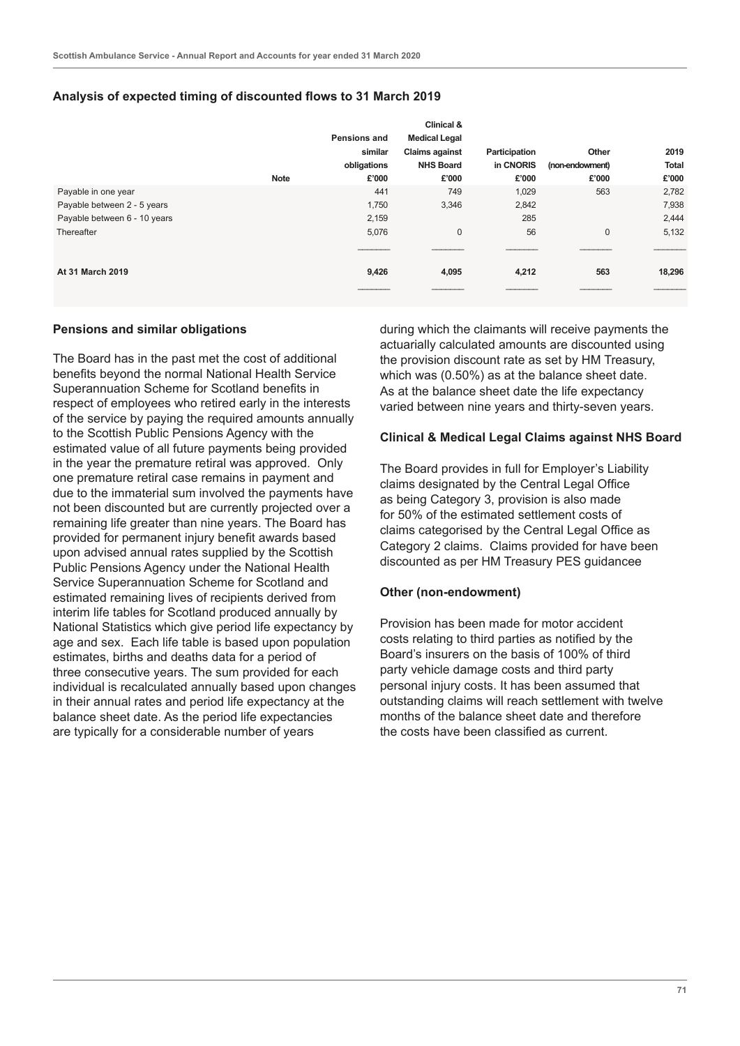## Analysis of expected timing of discounted flows to 31 March 2019

| | Note | Pensions and similar obligations £'000 | Clinical & Medical Legal Claims against NHS Board £'000 | Participation in CNORIS £'000 | Other (non-endowment) £'000 | 2019 Total £'000 |
|---|---|---|---|---|---|---|
| Payable in one year | | 441 | 749 | 1,029 | 563 | 2,782 |
| Payable between 2 - 5 years | | 1,750 | 3,346 | 2,842 | | 7,938 |
| Payable between 6 - 10 years | | 2,159 | | 285 | | 2,444 |
| Thereafter | | 5,076 | 0 | 56 | 0 | 5,132 |
| **At 31 March 2019** | | **9,426** | **4,095** | **4,212** | **563** | **18,296** |

### Pensions and similar obligations

The Board has in the past met the cost of additional benefits beyond the normal National Health Service Superannuation Scheme for Scotland benefits in respect of employees who retired early in the interests of the service by paying the required amounts annually to the Scottish Public Pensions Agency with the estimated value of all future payments being provided in the year the premature retiral was approved. Only one premature retiral case remains in payment and due to the immaterial sum involved the payments have not been discounted but are currently projected over a remaining life greater than nine years. The Board has provided for permanent injury benefit awards based upon advised annual rates supplied by the Scottish Public Pensions Agency under the National Health Service Superannuation Scheme for Scotland and estimated remaining lives of recipients derived from interim life tables for Scotland produced annually by National Statistics which give period life expectancy by age and sex. Each life table is based upon population estimates, births and deaths data for a period of three consecutive years. The sum provided for each individual is recalculated annually based upon changes in their annual rates and period life expectancy at the balance sheet date. As the period life expectancies are typically for a considerable number of years during which the claimants will receive payments the actuarially calculated amounts are discounted using the provision discount rate as set by HM Treasury, which was (0.50%) as at the balance sheet date. As at the balance sheet date the life expectancy varied between nine years and thirty-seven years.

### Clinical & Medical Legal Claims against NHS Board

The Board provides in full for Employer's Liability claims designated by the Central Legal Office as being Category 3, provision is also made for 50% of the estimated settlement costs of claims categorised by the Central Legal Office as Category 2 claims. Claims provided for have been discounted as per HM Treasury PES guidancee

### Other (non-endowment)

Provision has been made for motor accident costs relating to third parties as notified by the Board's insurers on the basis of 100% of third party vehicle damage costs and third party personal injury costs. It has been assumed that outstanding claims will reach settlement with twelve months of the balance sheet date and therefore the costs have been classified as current.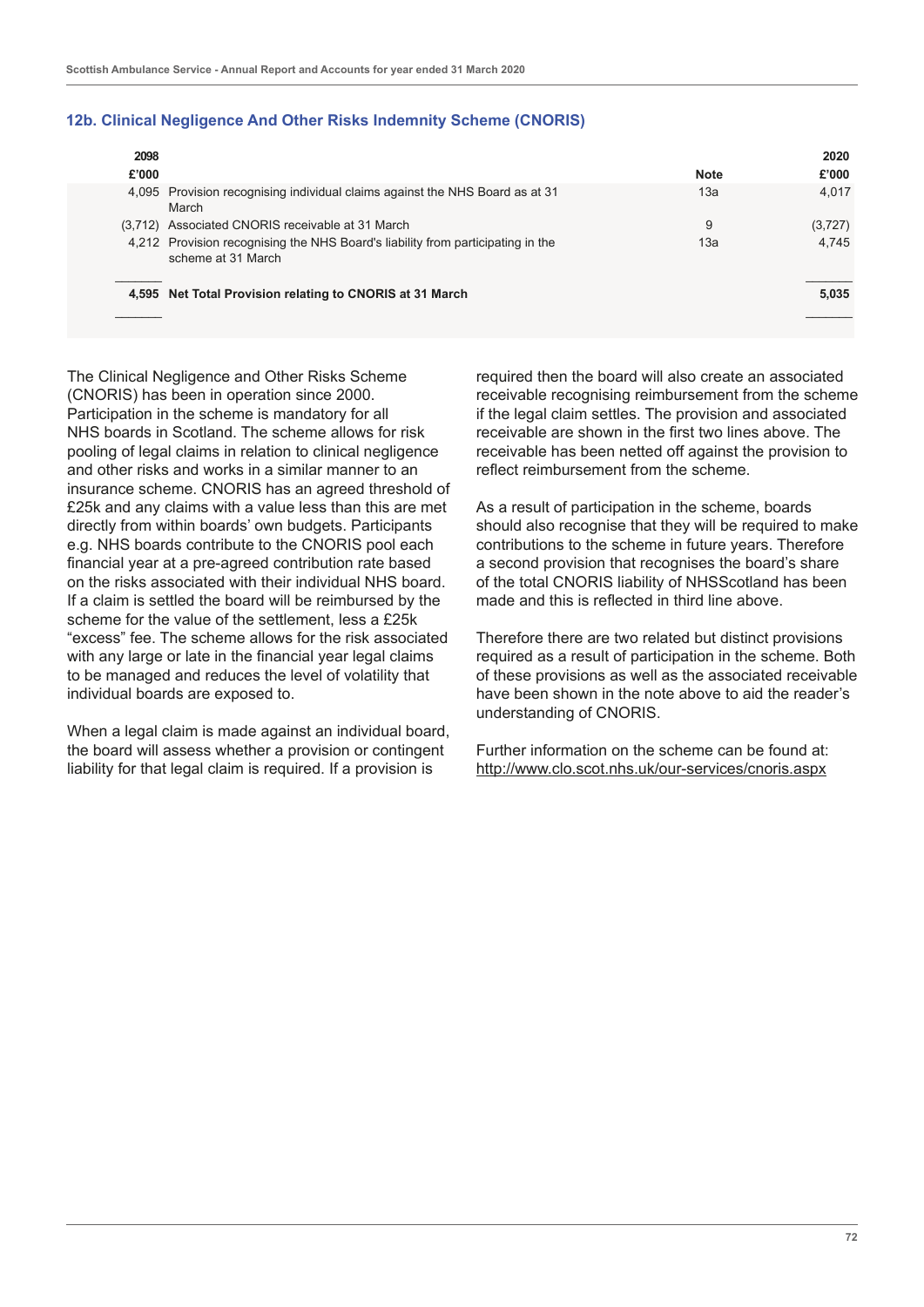## 12b. Clinical Negligence And Other Risks Indemnity Scheme (CNORIS)

| 2098 £'000 | | Note | 2020 £'000 |
|---|---|---|---|
| 4,095 | Provision recognising individual claims against the NHS Board as at 31 March | 13a | 4,017 |
| (3,712) | Associated CNORIS receivable at 31 March | 9 | (3,727) |
| 4,212 | Provision recognising the NHS Board's liability from participating in the scheme at 31 March | 13a | 4,745 |
| **4,595** | **Net Total Provision relating to CNORIS at 31 March** | | **5,035** |

The Clinical Negligence and Other Risks Scheme (CNORIS) has been in operation since 2000. Participation in the scheme is mandatory for all NHS boards in Scotland. The scheme allows for risk pooling of legal claims in relation to clinical negligence and other risks and works in a similar manner to an insurance scheme. CNORIS has an agreed threshold of £25k and any claims with a value less than this are met directly from within boards' own budgets. Participants e.g. NHS boards contribute to the CNORIS pool each financial year at a pre-agreed contribution rate based on the risks associated with their individual NHS board. If a claim is settled the board will be reimbursed by the scheme for the value of the settlement, less a £25k "excess" fee. The scheme allows for the risk associated with any large or late in the financial year legal claims to be managed and reduces the level of volatility that individual boards are exposed to.

When a legal claim is made against an individual board, the board will assess whether a provision or contingent liability for that legal claim is required. If a provision is required then the board will also create an associated receivable recognising reimbursement from the scheme if the legal claim settles. The provision and associated receivable are shown in the first two lines above. The receivable has been netted off against the provision to reflect reimbursement from the scheme.

As a result of participation in the scheme, boards should also recognise that they will be required to make contributions to the scheme in future years. Therefore a second provision that recognises the board's share of the total CNORIS liability of NHSScotland has been made and this is reflected in third line above.

Therefore there are two related but distinct provisions required as a result of participation in the scheme. Both of these provisions as well as the associated receivable have been shown in the note above to aid the reader's understanding of CNORIS.

Further information on the scheme can be found at: http://www.clo.scot.nhs.uk/our-services/cnoris.aspx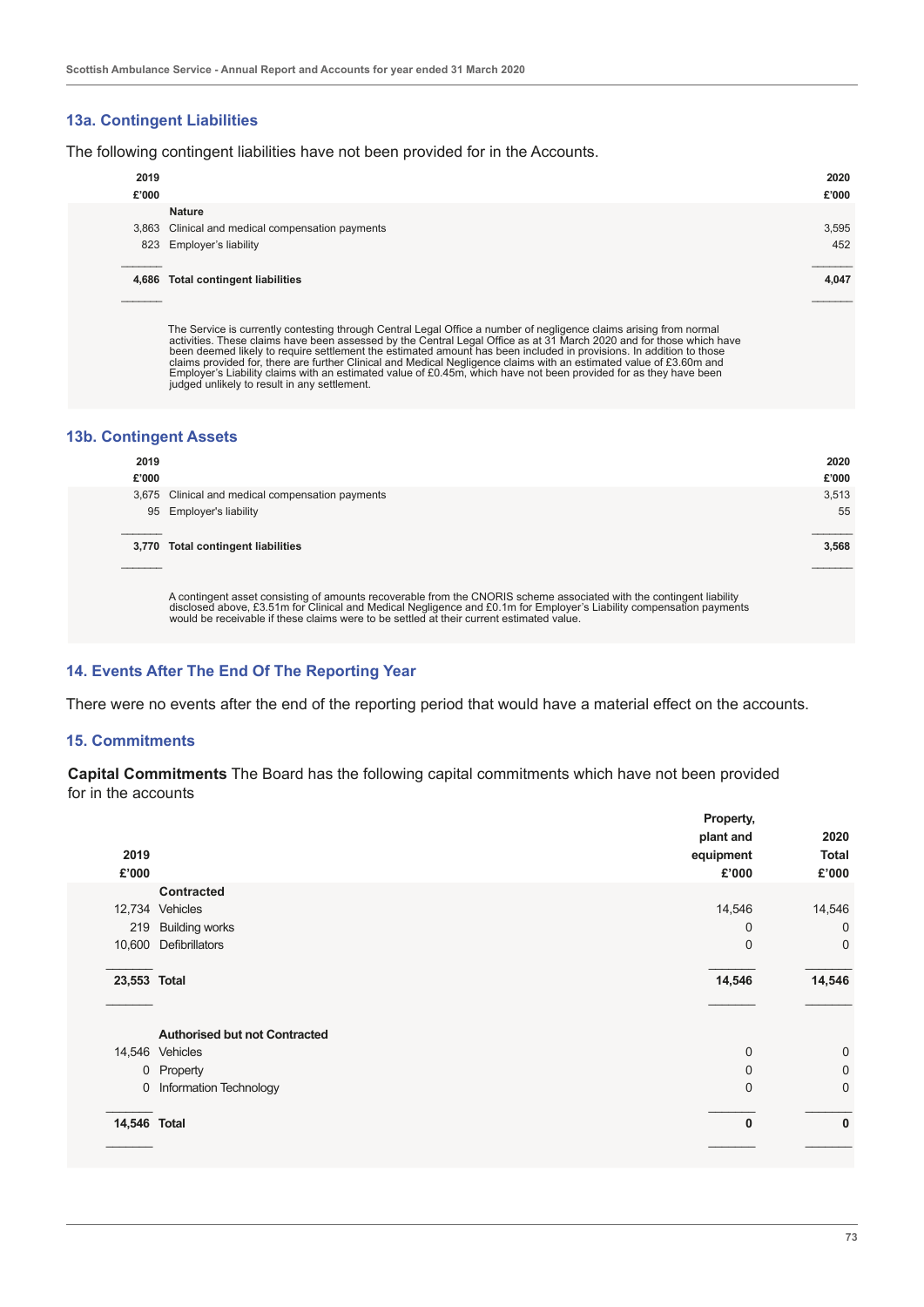## 13a. Contingent Liabilities

The following contingent liabilities have not been provided for in the Accounts.

| 2019 £'000 | | 2020 £'000 |
|---|---|---|
| | **Nature** | |
| 3,863 | Clinical and medical compensation payments | 3,595 |
| 823 | Employer's liability | 452 |
| **4,686** | **Total contingent liabilities** | **4,047** |

The Service is currently contesting through Central Legal Office a number of negligence claims arising from normal activities. These claims have been assessed by the Central Legal Office as at 31 March 2020 and for those which have been deemed likely to require settlement the estimated amount has been included in provisions. In addition to those claims provided for, there are further Clinical and Medical Negligence claims with an estimated value of £3.60m and Employer's Liability claims with an estimated value of £0.45m, which have not been provided for as they have been judged unlikely to result in any settlement.

## 13b. Contingent Assets

| 2019 £'000 | | 2020 £'000 |
|---|---|---|
| 3,675 | Clinical and medical compensation payments | 3,513 |
| 95 | Employer's liability | 55 |
| **3,770** | **Total contingent liabilities** | **3,568** |

A contingent asset consisting of amounts recoverable from the CNORIS scheme associated with the contingent liability disclosed above, £3.51m for Clinical and Medical Negligence and £0.1m for Employer's Liability compensation payments would be receivable if these claims were to be settled at their current estimated value.

## 14. Events After The End Of The Reporting Year

There were no events after the end of the reporting period that would have a material effect on the accounts.

## 15. Commitments

**Capital Commitments** The Board has the following capital commitments which have not been provided for in the accounts

| 2019 £'000 | | Property, plant and equipment £'000 | 2020 Total £'000 |
|---|---|---|---|
| | **Contracted** | | |
| 12,734 | Vehicles | 14,546 | 14,546 |
| 219 | Building works | 0 | 0 |
| 10,600 | Defibrillators | 0 | 0 |
| **23,553** | **Total** | **14,546** | **14,546** |
| | **Authorised but not Contracted** | | |
| 14,546 | Vehicles | 0 | 0 |
| 0 | Property | 0 | 0 |
| 0 | Information Technology | 0 | 0 |
| **14,546** | **Total** | **0** | **0** |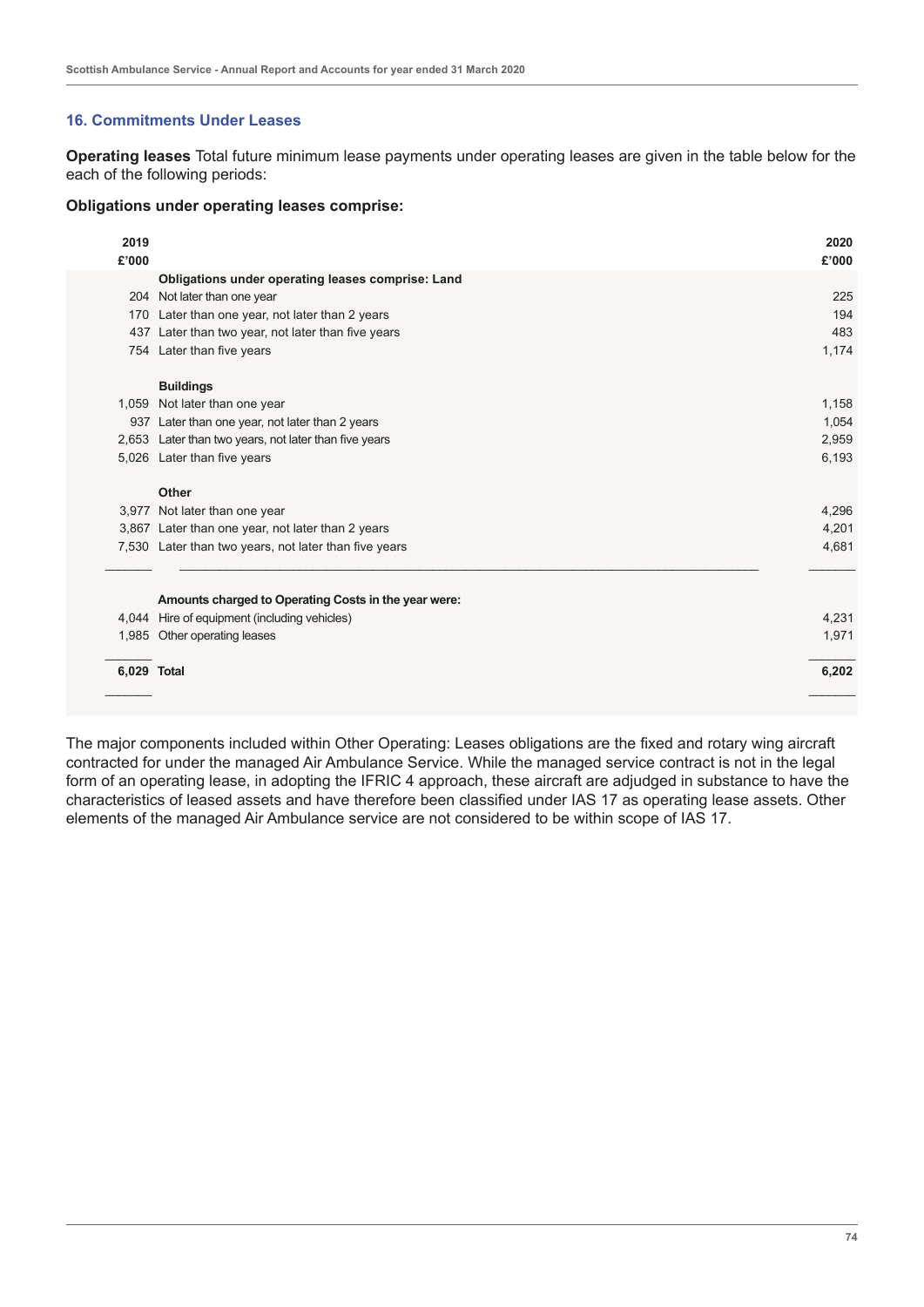## 16. Commitments Under Leases

**Operating leases** Total future minimum lease payments under operating leases are given in the table below for the each of the following periods:

**Obligations under operating leases comprise:**

| 2019 £'000 | | 2020 £'000 |
|---|---|---|
| | **Obligations under operating leases comprise: Land** | |
| 204 | Not later than one year | 225 |
| 170 | Later than one year, not later than 2 years | 194 |
| 437 | Later than two year, not later than five years | 483 |
| 754 | Later than five years | 1,174 |
| | **Buildings** | |
| 1,059 | Not later than one year | 1,158 |
| 937 | Later than one year, not later than 2 years | 1,054 |
| 2,653 | Later than two years, not later than five years | 2,959 |
| 5,026 | Later than five years | 6,193 |
| | **Other** | |
| 3,977 | Not later than one year | 4,296 |
| 3,867 | Later than one year, not later than 2 years | 4,201 |
| 7,530 | Later than two years, not later than five years | 4,681 |
| | **Amounts charged to Operating Costs in the year were:** | |
| 4,044 | Hire of equipment (including vehicles) | 4,231 |
| 1,985 | Other operating leases | 1,971 |
| **6,029** | **Total** | **6,202** |

The major components included within Other Operating: Leases obligations are the fixed and rotary wing aircraft contracted for under the managed Air Ambulance Service. While the managed service contract is not in the legal form of an operating lease, in adopting the IFRIC 4 approach, these aircraft are adjudged in substance to have the characteristics of leased assets and have therefore been classified under IAS 17 as operating lease assets. Other elements of the managed Air Ambulance service are not considered to be within scope of IAS 17.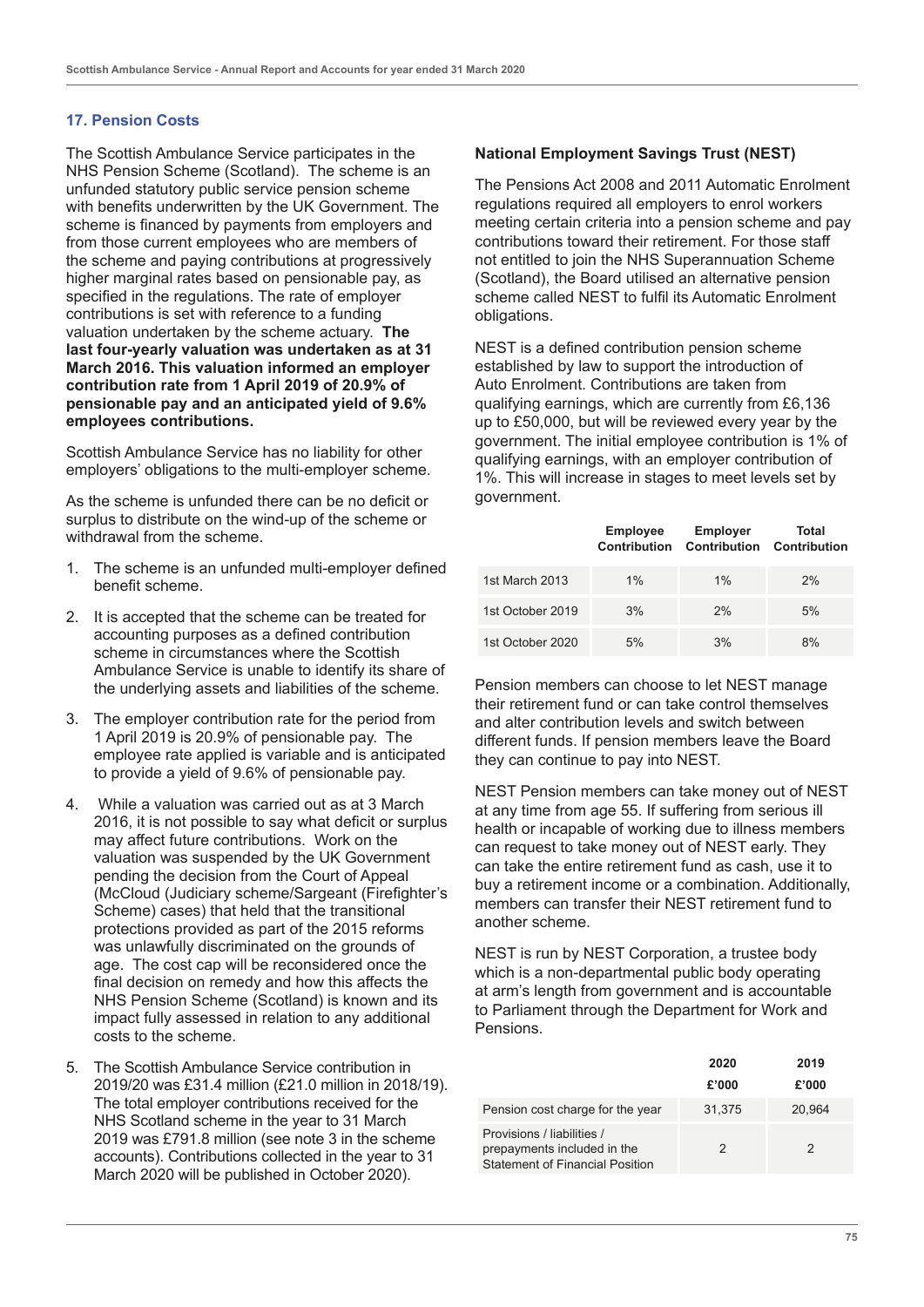## 17. Pension Costs

The Scottish Ambulance Service participates in the NHS Pension Scheme (Scotland). The scheme is an unfunded statutory public service pension scheme with benefits underwritten by the UK Government. The scheme is financed by payments from employers and from those current employees who are members of the scheme and paying contributions at progressively higher marginal rates based on pensionable pay, as specified in the regulations. The rate of employer contributions is set with reference to a funding valuation undertaken by the scheme actuary. **The last four-yearly valuation was undertaken as at 31 March 2016. This valuation informed an employer contribution rate from 1 April 2019 of 20.9% of pensionable pay and an anticipated yield of 9.6% employees contributions.**

Scottish Ambulance Service has no liability for other employers' obligations to the multi-employer scheme.

As the scheme is unfunded there can be no deficit or surplus to distribute on the wind-up of the scheme or withdrawal from the scheme.

1. The scheme is an unfunded multi-employer defined benefit scheme.
2. It is accepted that the scheme can be treated for accounting purposes as a defined contribution scheme in circumstances where the Scottish Ambulance Service is unable to identify its share of the underlying assets and liabilities of the scheme.
3. The employer contribution rate for the period from 1 April 2019 is 20.9% of pensionable pay. The employee rate applied is variable and is anticipated to provide a yield of 9.6% of pensionable pay.
4. While a valuation was carried out as at 3 March 2016, it is not possible to say what deficit or surplus may affect future contributions. Work on the valuation was suspended by the UK Government pending the decision from the Court of Appeal (McCloud (Judiciary scheme/Sargeant (Firefighter's Scheme) cases) that held that the transitional protections provided as part of the 2015 reforms was unlawfully discriminated on the grounds of age. The cost cap will be reconsidered once the final decision on remedy and how this affects the NHS Pension Scheme (Scotland) is known and its impact fully assessed in relation to any additional costs to the scheme.
5. The Scottish Ambulance Service contribution in 2019/20 was £31.4 million (£21.0 million in 2018/19). The total employer contributions received for the NHS Scotland scheme in the year to 31 March 2019 was £791.8 million (see note 3 in the scheme accounts). Contributions collected in the year to 31 March 2020 will be published in October 2020).

### National Employment Savings Trust (NEST)

The Pensions Act 2008 and 2011 Automatic Enrolment regulations required all employers to enrol workers meeting certain criteria into a pension scheme and pay contributions toward their retirement. For those staff not entitled to join the NHS Superannuation Scheme (Scotland), the Board utilised an alternative pension scheme called NEST to fulfil its Automatic Enrolment obligations.

NEST is a defined contribution pension scheme established by law to support the introduction of Auto Enrolment. Contributions are taken from qualifying earnings, which are currently from £6,136 up to £50,000, but will be reviewed every year by the government. The initial employee contribution is 1% of qualifying earnings, with an employer contribution of 1%. This will increase in stages to meet levels set by government.

| | Employee Contribution | Employer Contribution | Total Contribution |
|---|---|---|---|
| 1st March 2013 | 1% | 1% | 2% |
| 1st October 2019 | 3% | 2% | 5% |
| 1st October 2020 | 5% | 3% | 8% |

Pension members can choose to let NEST manage their retirement fund or can take control themselves and alter contribution levels and switch between different funds. If pension members leave the Board they can continue to pay into NEST.

NEST Pension members can take money out of NEST at any time from age 55. If suffering from serious ill health or incapable of working due to illness members can request to take money out of NEST early. They can take the entire retirement fund as cash, use it to buy a retirement income or a combination. Additionally, members can transfer their NEST retirement fund to another scheme.

NEST is run by NEST Corporation, a trustee body which is a non-departmental public body operating at arm's length from government and is accountable to Parliament through the Department for Work and Pensions.

| | 2020 £'000 | 2019 £'000 |
|---|---|---|
| Pension cost charge for the year | 31,375 | 20,964 |
| Provisions / liabilities / prepayments included in the Statement of Financial Position | 2 | 2 |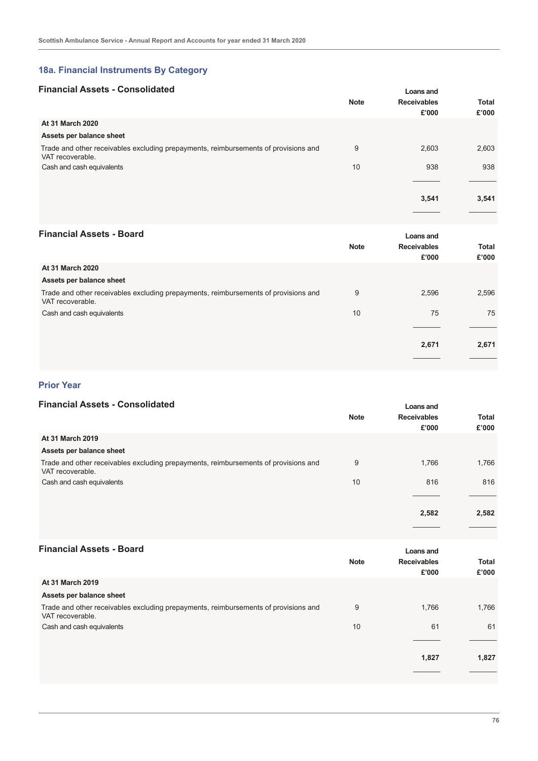## 18a. Financial Instruments By Category

### Financial Assets - Consolidated

| | Note | Loans and Receivables £'000 | Total £'000 |
|---|---|---|---|
| **At 31 March 2020** | | | |
| **Assets per balance sheet** | | | |
| Trade and other receivables excluding prepayments, reimbursements of provisions and VAT recoverable. | 9 | 2,603 | 2,603 |
| Cash and cash equivalents | 10 | 938 | 938 |
| | | **3,541** | **3,541** |

### Financial Assets - Board

| | Note | Loans and Receivables £'000 | Total £'000 |
|---|---|---|---|
| **At 31 March 2020** | | | |
| **Assets per balance sheet** | | | |
| Trade and other receivables excluding prepayments, reimbursements of provisions and VAT recoverable. | 9 | 2,596 | 2,596 |
| Cash and cash equivalents | 10 | 75 | 75 |
| | | **2,671** | **2,671** |

## Prior Year

### Financial Assets - Consolidated

| | Note | Loans and Receivables £'000 | Total £'000 |
|---|---|---|---|
| **At 31 March 2019** | | | |
| **Assets per balance sheet** | | | |
| Trade and other receivables excluding prepayments, reimbursements of provisions and VAT recoverable. | 9 | 1,766 | 1,766 |
| Cash and cash equivalents | 10 | 816 | 816 |
| | | **2,582** | **2,582** |

### Financial Assets - Board

| | Note | Loans and Receivables £'000 | Total £'000 |
|---|---|---|---|
| **At 31 March 2019** | | | |
| **Assets per balance sheet** | | | |
| Trade and other receivables excluding prepayments, reimbursements of provisions and VAT recoverable. | 9 | 1,766 | 1,766 |
| Cash and cash equivalents | 10 | 61 | 61 |
| | | **1,827** | **1,827** |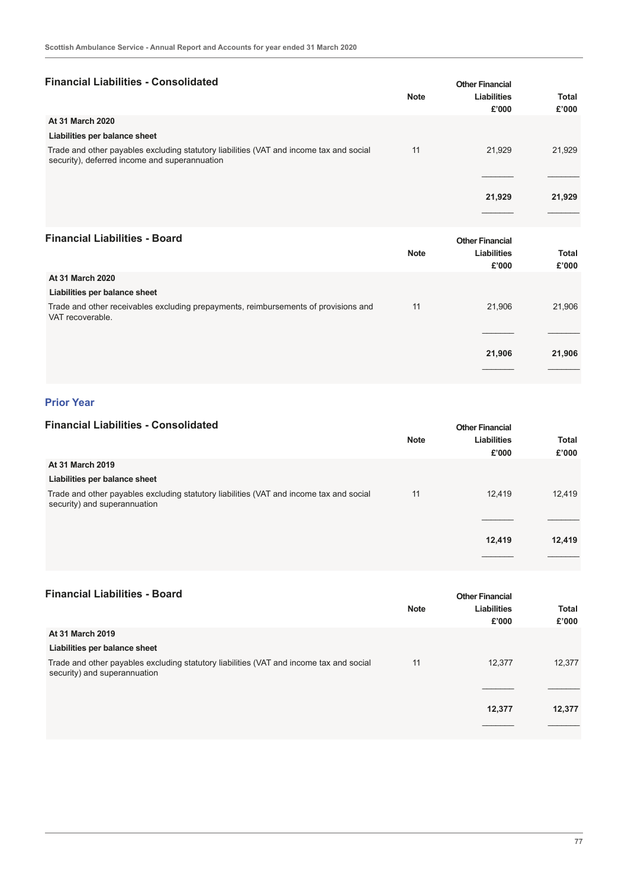## Financial Liabilities - Consolidated

| | Note | Other Financial Liabilities £'000 | Total £'000 |
|---|---|---|---|
| **At 31 March 2020** | | | |
| **Liabilities per balance sheet** | | | |
| Trade and other payables excluding statutory liabilities (VAT and income tax and social security), deferred income and superannuation | 11 | 21,929 | 21,929 |
| | | **21,929** | **21,929** |

## Financial Liabilities - Board

| | Note | Other Financial Liabilities £'000 | Total £'000 |
|---|---|---|---|
| **At 31 March 2020** | | | |
| **Liabilities per balance sheet** | | | |
| Trade and other receivables excluding prepayments, reimbursements of provisions and VAT recoverable. | 11 | 21,906 | 21,906 |
| | | **21,906** | **21,906** |

## Prior Year

## Financial Liabilities - Consolidated

| | Note | Other Financial Liabilities £'000 | Total £'000 |
|---|---|---|---|
| **At 31 March 2019** | | | |
| **Liabilities per balance sheet** | | | |
| Trade and other payables excluding statutory liabilities (VAT and income tax and social security) and superannuation | 11 | 12,419 | 12,419 |
| | | **12,419** | **12,419** |

## Financial Liabilities - Board

| | Note | Other Financial Liabilities £'000 | Total £'000 |
|---|---|---|---|
| **At 31 March 2019** | | | |
| **Liabilities per balance sheet** | | | |
| Trade and other payables excluding statutory liabilities (VAT and income tax and social security) and superannuation | 11 | 12,377 | 12,377 |
| | | **12,377** | **12,377** |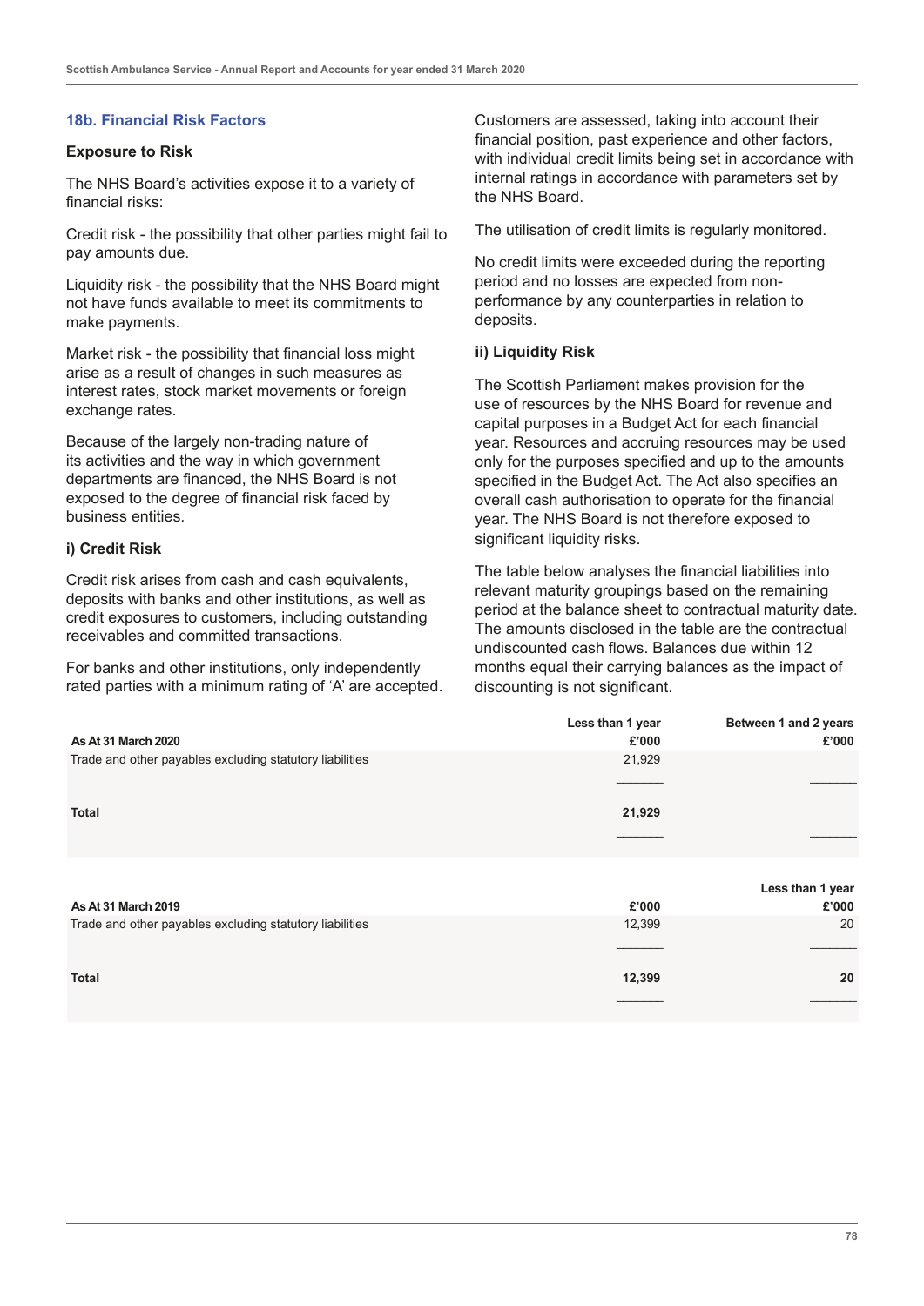## 18b. Financial Risk Factors

### Exposure to Risk

The NHS Board's activities expose it to a variety of financial risks:

Credit risk - the possibility that other parties might fail to pay amounts due.

Liquidity risk - the possibility that the NHS Board might not have funds available to meet its commitments to make payments.

Market risk - the possibility that financial loss might arise as a result of changes in such measures as interest rates, stock market movements or foreign exchange rates.

Because of the largely non-trading nature of its activities and the way in which government departments are financed, the NHS Board is not exposed to the degree of financial risk faced by business entities.

### i) Credit Risk

Credit risk arises from cash and cash equivalents, deposits with banks and other institutions, as well as credit exposures to customers, including outstanding receivables and committed transactions.

For banks and other institutions, only independently rated parties with a minimum rating of 'A' are accepted. Customers are assessed, taking into account their financial position, past experience and other factors, with individual credit limits being set in accordance with internal ratings in accordance with parameters set by the NHS Board.

The utilisation of credit limits is regularly monitored.

No credit limits were exceeded during the reporting period and no losses are expected from non-performance by any counterparties in relation to deposits.

### ii) Liquidity Risk

The Scottish Parliament makes provision for the use of resources by the NHS Board for revenue and capital purposes in a Budget Act for each financial year. Resources and accruing resources may be used only for the purposes specified and up to the amounts specified in the Budget Act. The Act also specifies an overall cash authorisation to operate for the financial year. The NHS Board is not therefore exposed to significant liquidity risks.

The table below analyses the financial liabilities into relevant maturity groupings based on the remaining period at the balance sheet to contractual maturity date. The amounts disclosed in the table are the contractual undiscounted cash flows. Balances due within 12 months equal their carrying balances as the impact of discounting is not significant.

| As At 31 March 2020 | Less than 1 year £'000 | Between 1 and 2 years £'000 |
|---|---|---|
| Trade and other payables excluding statutory liabilities | 21,929 | |
| **Total** | **21,929** | |

| As At 31 March 2019 | £'000 | Less than 1 year £'000 |
|---|---|---|
| Trade and other payables excluding statutory liabilities | 12,399 | 20 |
| **Total** | **12,399** | **20** |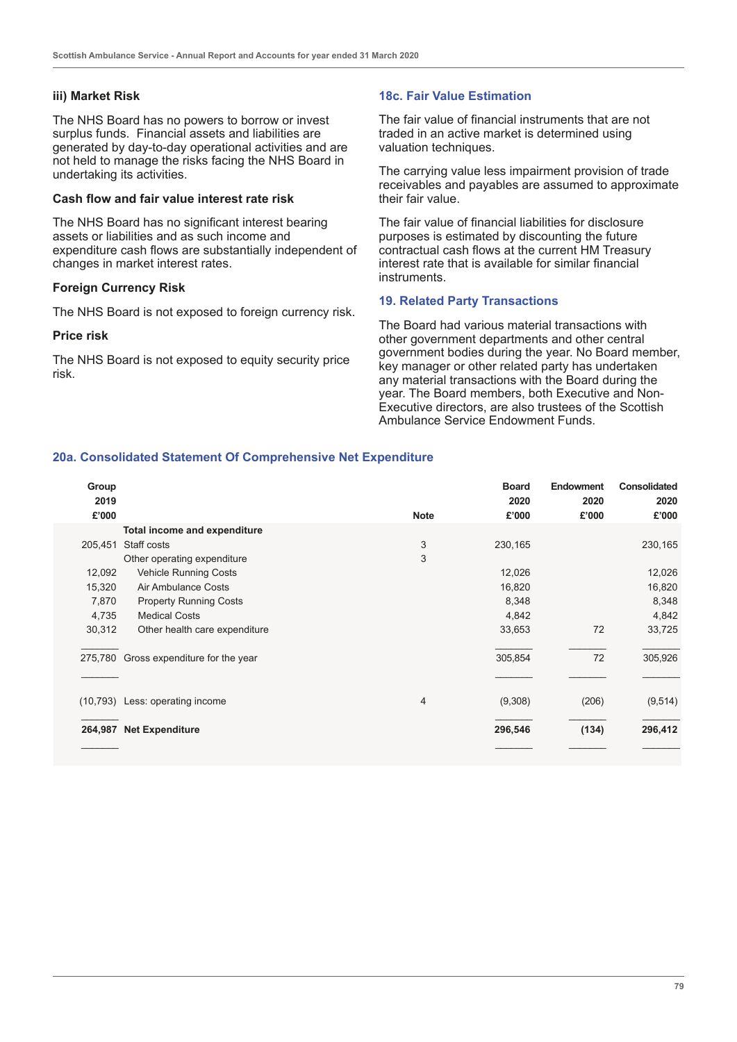### iii) Market Risk

The NHS Board has no powers to borrow or invest surplus funds. Financial assets and liabilities are generated by day-to-day operational activities and are not held to manage the risks facing the NHS Board in undertaking its activities.

**Cash flow and fair value interest rate risk**

The NHS Board has no significant interest bearing assets or liabilities and as such income and expenditure cash flows are substantially independent of changes in market interest rates.

**Foreign Currency Risk**

The NHS Board is not exposed to foreign currency risk.

**Price risk**

The NHS Board is not exposed to equity security price risk.

## 18c. Fair Value Estimation

The fair value of financial instruments that are not traded in an active market is determined using valuation techniques.

The carrying value less impairment provision of trade receivables and payables are assumed to approximate their fair value.

The fair value of financial liabilities for disclosure purposes is estimated by discounting the future contractual cash flows at the current HM Treasury interest rate that is available for similar financial instruments.

## 19. Related Party Transactions

The Board had various material transactions with other government departments and other central government bodies during the year. No Board member, key manager or other related party has undertaken any material transactions with the Board during the year. The Board members, both Executive and Non-Executive directors, are also trustees of the Scottish Ambulance Service Endowment Funds.

## 20a. Consolidated Statement Of Comprehensive Net Expenditure

| Group 2019 £'000 | | Note | Board 2020 £'000 | Endowment 2020 £'000 | Consolidated 2020 £'000 |
|---|---|---|---|---|---|
| | **Total income and expenditure** | | | | |
| 205,451 | Staff costs | 3 | 230,165 | | 230,165 |
| | Other operating expenditure | 3 | | | |
| 12,092 | Vehicle Running Costs | | 12,026 | | 12,026 |
| 15,320 | Air Ambulance Costs | | 16,820 | | 16,820 |
| 7,870 | Property Running Costs | | 8,348 | | 8,348 |
| 4,735 | Medical Costs | | 4,842 | | 4,842 |
| 30,312 | Other health care expenditure | | 33,653 | 72 | 33,725 |
| 275,780 | Gross expenditure for the year | | 305,854 | 72 | 305,926 |
| (10,793) | Less: operating income | 4 | (9,308) | (206) | (9,514) |
| **264,987** | **Net Expenditure** | | **296,546** | **(134)** | **296,412** |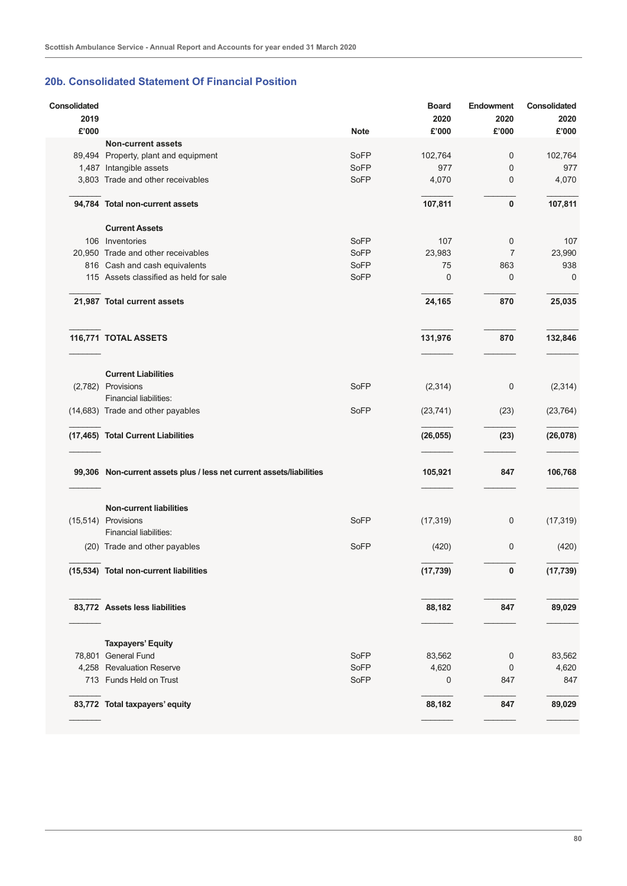## 20b. Consolidated Statement Of Financial Position

| Consolidated 2019 £'000 | | Note | Board 2020 £'000 | Endowment 2020 £'000 | Consolidated 2020 £'000 |
|---|---|---|---|---|---|
| | **Non-current assets** | | | | |
| 89,494 | Property, plant and equipment | SoFP | 102,764 | 0 | 102,764 |
| 1,487 | Intangible assets | SoFP | 977 | 0 | 977 |
| 3,803 | Trade and other receivables | SoFP | 4,070 | 0 | 4,070 |
| **94,784** | **Total non-current assets** | | **107,811** | **0** | **107,811** |
| | **Current Assets** | | | | |
| 106 | Inventories | SoFP | 107 | 0 | 107 |
| 20,950 | Trade and other receivables | SoFP | 23,983 | 7 | 23,990 |
| 816 | Cash and cash equivalents | SoFP | 75 | 863 | 938 |
| 115 | Assets classified as held for sale | SoFP | 0 | 0 | 0 |
| **21,987** | **Total current assets** | | **24,165** | **870** | **25,035** |
| **116,771** | **TOTAL ASSETS** | | **131,976** | **870** | **132,846** |
| | **Current Liabilities** | | | | |
| (2,782) | Provisions | SoFP | (2,314) | 0 | (2,314) |
| | Financial liabilities: | | | | |
| (14,683) | Trade and other payables | SoFP | (23,741) | (23) | (23,764) |
| **(17,465)** | **Total Current Liabilities** | | **(26,055)** | **(23)** | **(26,078)** |
| **99,306** | **Non-current assets plus / less net current assets/liabilities** | | **105,921** | **847** | **106,768** |
| | **Non-current liabilities** | | | | |
| (15,514) | Provisions | SoFP | (17,319) | 0 | (17,319) |
| | Financial liabilities: | | | | |
| (20) | Trade and other payables | SoFP | (420) | 0 | (420) |
| **(15,534)** | **Total non-current liabilities** | | **(17,739)** | **0** | **(17,739)** |
| **83,772** | **Assets less liabilities** | | **88,182** | **847** | **89,029** |
| | **Taxpayers' Equity** | | | | |
| 78,801 | General Fund | SoFP | 83,562 | 0 | 83,562 |
| 4,258 | Revaluation Reserve | SoFP | 4,620 | 0 | 4,620 |
| 713 | Funds Held on Trust | SoFP | 0 | 847 | 847 |
| **83,772** | **Total taxpayers' equity** | | **88,182** | **847** | **89,029** |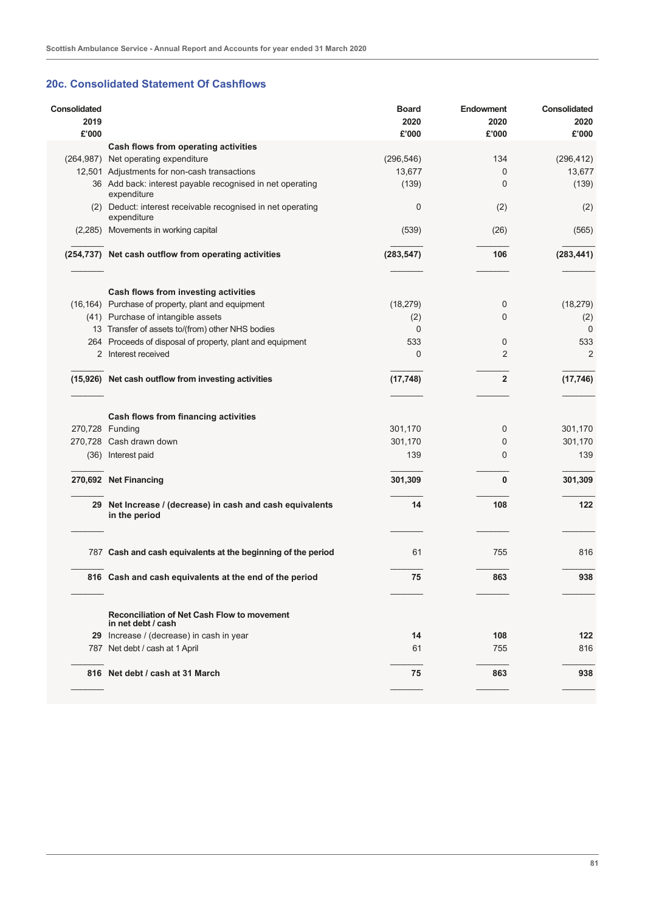## 20c. Consolidated Statement Of Cashflows

| Consolidated 2019 £'000 | | Board 2020 £'000 | Endowment 2020 £'000 | Consolidated 2020 £'000 |
|---|---|---|---|---|
| | **Cash flows from operating activities** | | | |
| (264,987) | Net operating expenditure | (296,546) | 134 | (296,412) |
| 12,501 | Adjustments for non-cash transactions | 13,677 | 0 | 13,677 |
| 36 | Add back: interest payable recognised in net operating expenditure | (139) | 0 | (139) |
| (2) | Deduct: interest receivable recognised in net operating expenditure | 0 | (2) | (2) |
| (2,285) | Movements in working capital | (539) | (26) | (565) |
| **(254,737)** | **Net cash outflow from operating activities** | **(283,547)** | **106** | **(283,441)** |
| | **Cash flows from investing activities** | | | |
| (16,164) | Purchase of property, plant and equipment | (18,279) | 0 | (18,279) |
| (41) | Purchase of intangible assets | (2) | 0 | (2) |
| 13 | Transfer of assets to/(from) other NHS bodies | 0 | | 0 |
| 264 | Proceeds of disposal of property, plant and equipment | 533 | 0 | 533 |
| 2 | Interest received | 0 | 2 | 2 |
| **(15,926)** | **Net cash outflow from investing activities** | **(17,748)** | **2** | **(17,746)** |
| | **Cash flows from financing activities** | | | |
| 270,728 | Funding | 301,170 | 0 | 301,170 |
| 270,728 | Cash drawn down | 301,170 | 0 | 301,170 |
| (36) | Interest paid | 139 | 0 | 139 |
| **270,692** | **Net Financing** | **301,309** | **0** | **301,309** |
| **29** | **Net Increase / (decrease) in cash and cash equivalents in the period** | **14** | **108** | **122** |
| 787 | **Cash and cash equivalents at the beginning of the period** | 61 | 755 | 816 |
| **816** | **Cash and cash equivalents at the end of the period** | **75** | **863** | **938** |
| | **Reconciliation of Net Cash Flow to movement in net debt / cash** | | | |
| **29** | Increase / (decrease) in cash in year | **14** | **108** | **122** |
| 787 | Net debt / cash at 1 April | 61 | 755 | 816 |
| **816** | **Net debt / cash at 31 March** | **75** | **863** | **938** |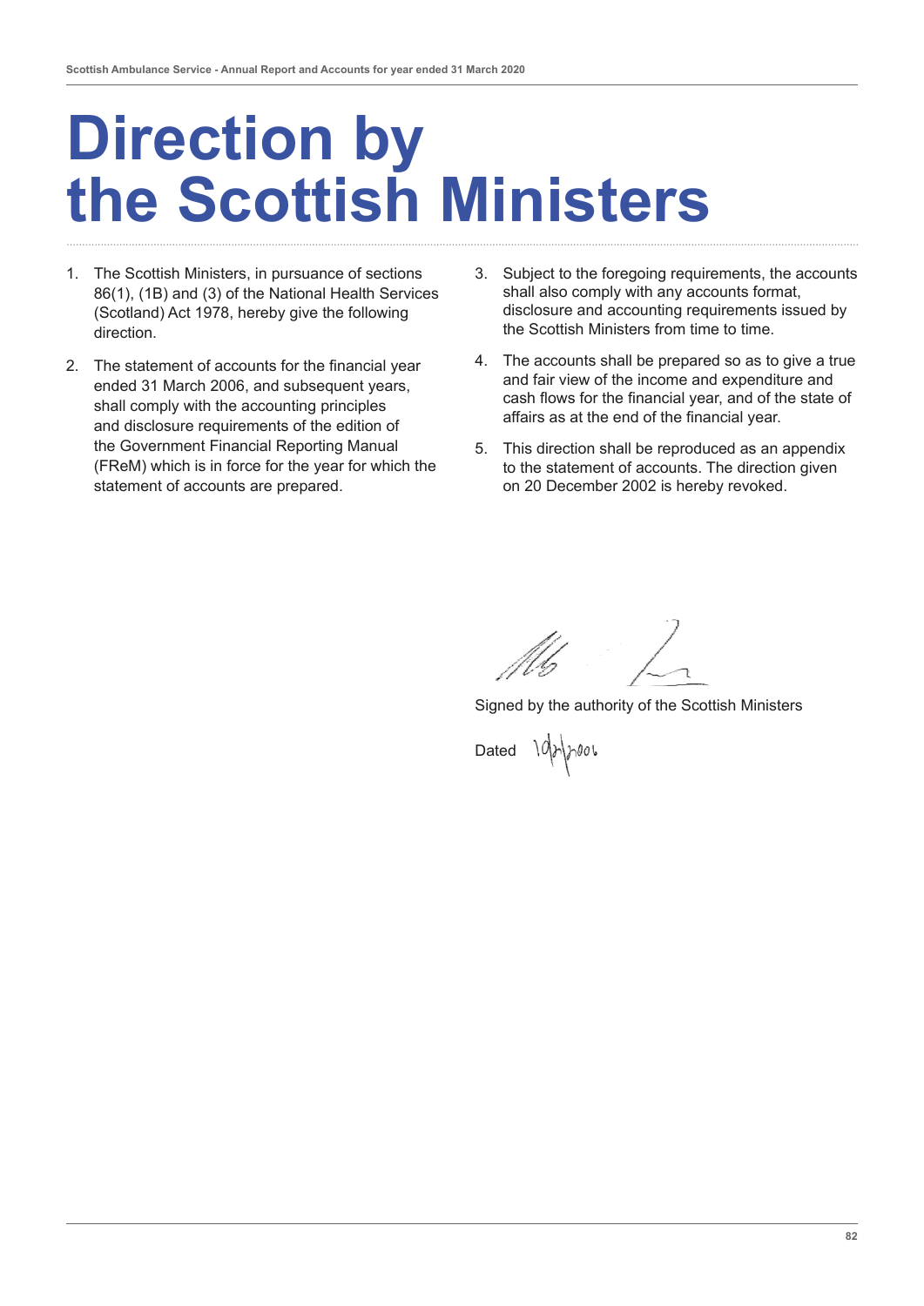# Direction by the Scottish Ministers

1. The Scottish Ministers, in pursuance of sections 86(1), (1B) and (3) of the National Health Services (Scotland) Act 1978, hereby give the following direction.

2. The statement of accounts for the financial year ended 31 March 2006, and subsequent years, shall comply with the accounting principles and disclosure requirements of the edition of the Government Financial Reporting Manual (FReM) which is in force for the year for which the statement of accounts are prepared.

3. Subject to the foregoing requirements, the accounts shall also comply with any accounts format, disclosure and accounting requirements issued by the Scottish Ministers from time to time.

4. The accounts shall be prepared so as to give a true and fair view of the income and expenditure and cash flows for the financial year, and of the state of affairs as at the end of the financial year.

5. This direction shall be reproduced as an appendix to the statement of accounts. The direction given on 20 December 2002 is hereby revoked.

Signed by the authority of the Scottish Ministers

Dated 10/2/2006